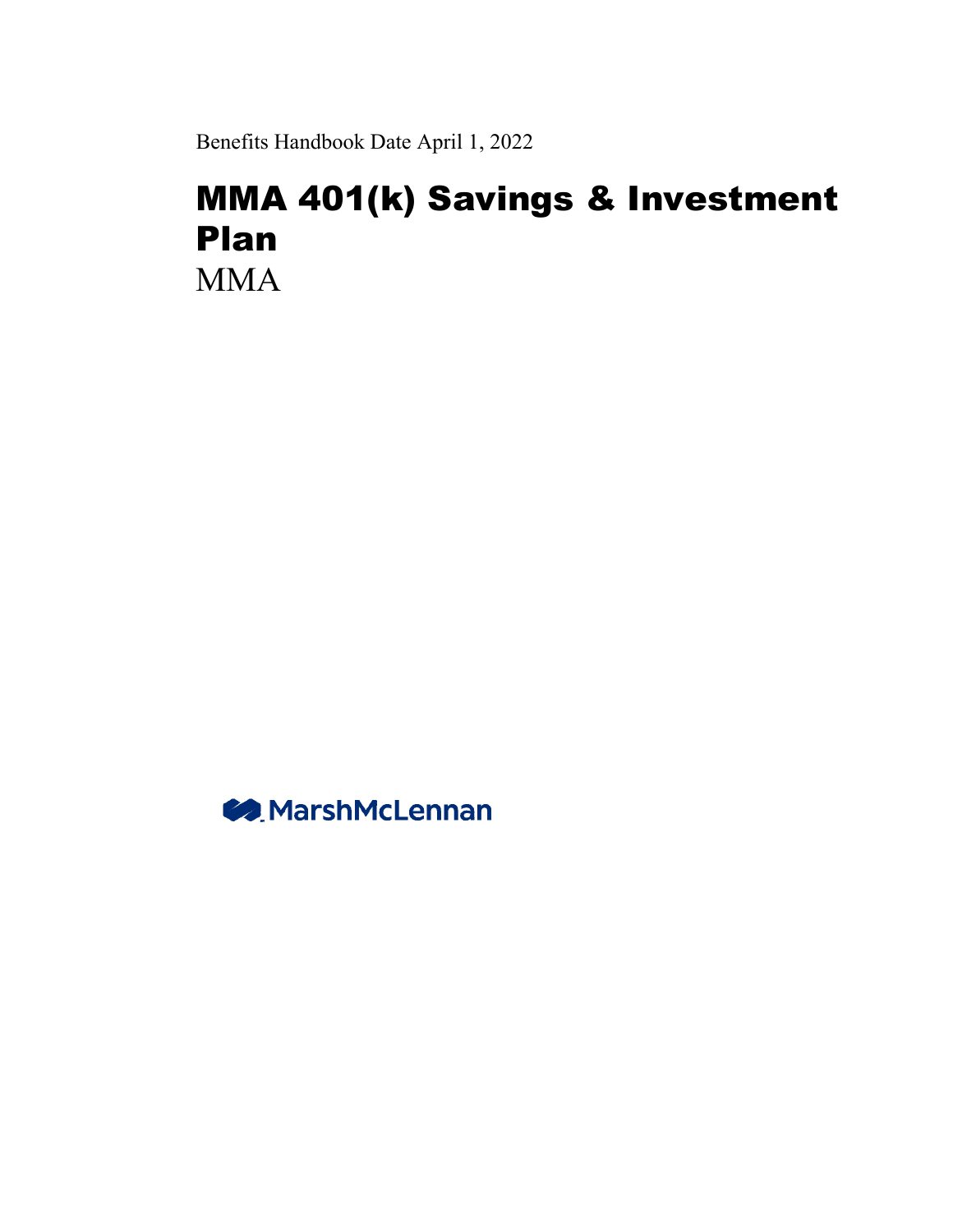Benefits Handbook Date April 1, 2022

# MMA 401(k) Savings & Investment Plan

MMA

MarshMcLennan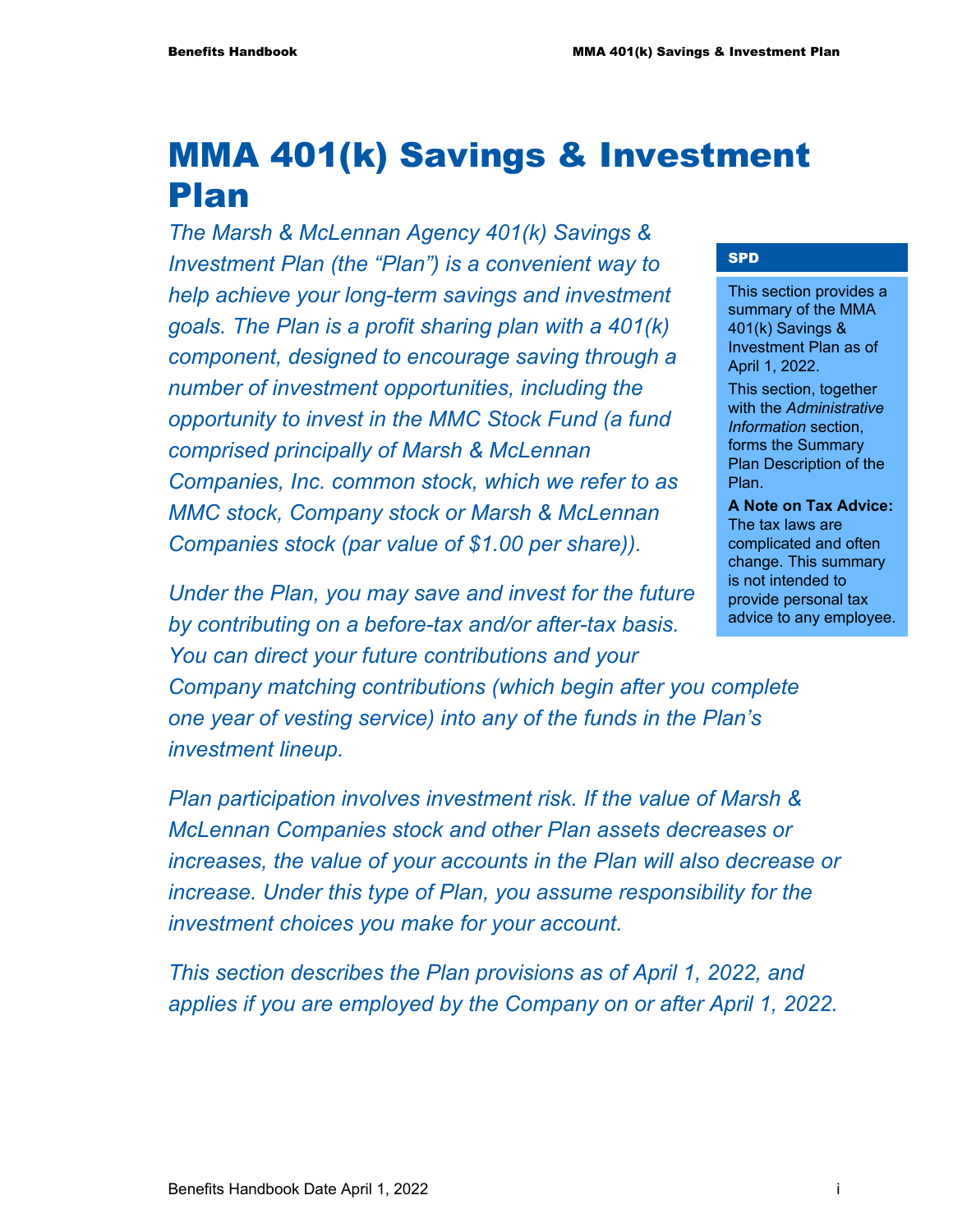# MMA 401(k) Savings & Investment Plan

*The Marsh & McLennan Agency 401(k) Savings & Investment Plan (the "Plan") is a convenient way to help achieve your long-term savings and investment goals. The Plan is a profit sharing plan with a 401(k) component, designed to encourage saving through a number of investment opportunities, including the opportunity to invest in the MMC Stock Fund (a fund comprised principally of Marsh & McLennan Companies, Inc. common stock, which we refer to as MMC stock, Company stock or Marsh & McLennan Companies stock (par value of $1.00 per share)).*

*Under the Plan, you may save and invest for the future by contributing on a before-tax and/or after-tax basis. You can direct your future contributions and your Company matching contributions (which begin after you complete one year of vesting service) into any of the funds in the Plan's investment lineup.*

*Plan participation involves investment risk. If the value of Marsh & McLennan Companies stock and other Plan assets decreases or increases, the value of your accounts in the Plan will also decrease or increase. Under this type of Plan, you assume responsibility for the investment choices you make for your account.*

*This section describes the Plan provisions as of April 1, 2022, and applies if you are employed by the Company on or after April 1, 2022.*

**SPD**

This section provides a summary of the MMA 401(k) Savings & Investment Plan as of April 1, 2022.

This section, together with the *Administrative Information* section, forms the Summary Plan Description of the Plan.

**A Note on Tax Advice:** The tax laws are complicated and often change. This summary is not intended to provide personal tax advice to any employee.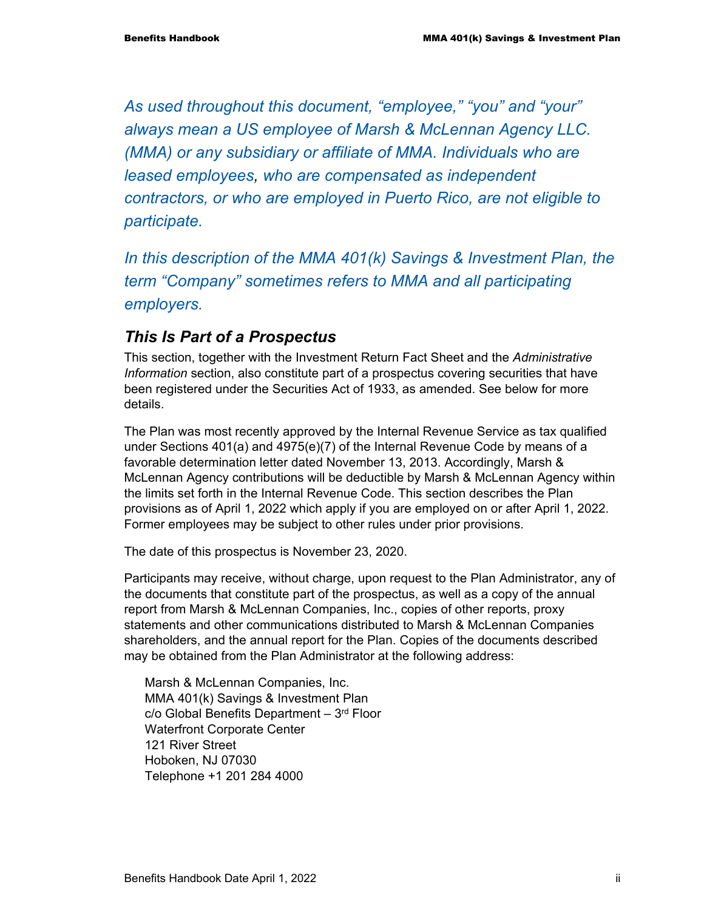*As used throughout this document, "employee," "you" and "your" always mean a US employee of Marsh & McLennan Agency LLC. (MMA) or any subsidiary or affiliate of MMA. Individuals who are leased employees, who are compensated as independent contractors, or who are employed in Puerto Rico, are not eligible to participate.*

*In this description of the MMA 401(k) Savings & Investment Plan, the term "Company" sometimes refers to MMA and all participating employers.*

## *This Is Part of a Prospectus*

This section, together with the Investment Return Fact Sheet and the *Administrative Information* section, also constitute part of a prospectus covering securities that have been registered under the Securities Act of 1933, as amended. See below for more details.

The Plan was most recently approved by the Internal Revenue Service as tax qualified under Sections 401(a) and 4975(e)(7) of the Internal Revenue Code by means of a favorable determination letter dated November 13, 2013. Accordingly, Marsh & McLennan Agency contributions will be deductible by Marsh & McLennan Agency within the limits set forth in the Internal Revenue Code. This section describes the Plan provisions as of April 1, 2022 which apply if you are employed on or after April 1, 2022. Former employees may be subject to other rules under prior provisions.

The date of this prospectus is November 23, 2020.

Participants may receive, without charge, upon request to the Plan Administrator, any of the documents that constitute part of the prospectus, as well as a copy of the annual report from Marsh & McLennan Companies, Inc., copies of other reports, proxy statements and other communications distributed to Marsh & McLennan Companies shareholders, and the annual report for the Plan. Copies of the documents described may be obtained from the Plan Administrator at the following address:

Marsh & McLennan Companies, Inc.
MMA 401(k) Savings & Investment Plan
c/o Global Benefits Department – 3rd Floor
Waterfront Corporate Center
121 River Street
Hoboken, NJ 07030
Telephone +1 201 284 4000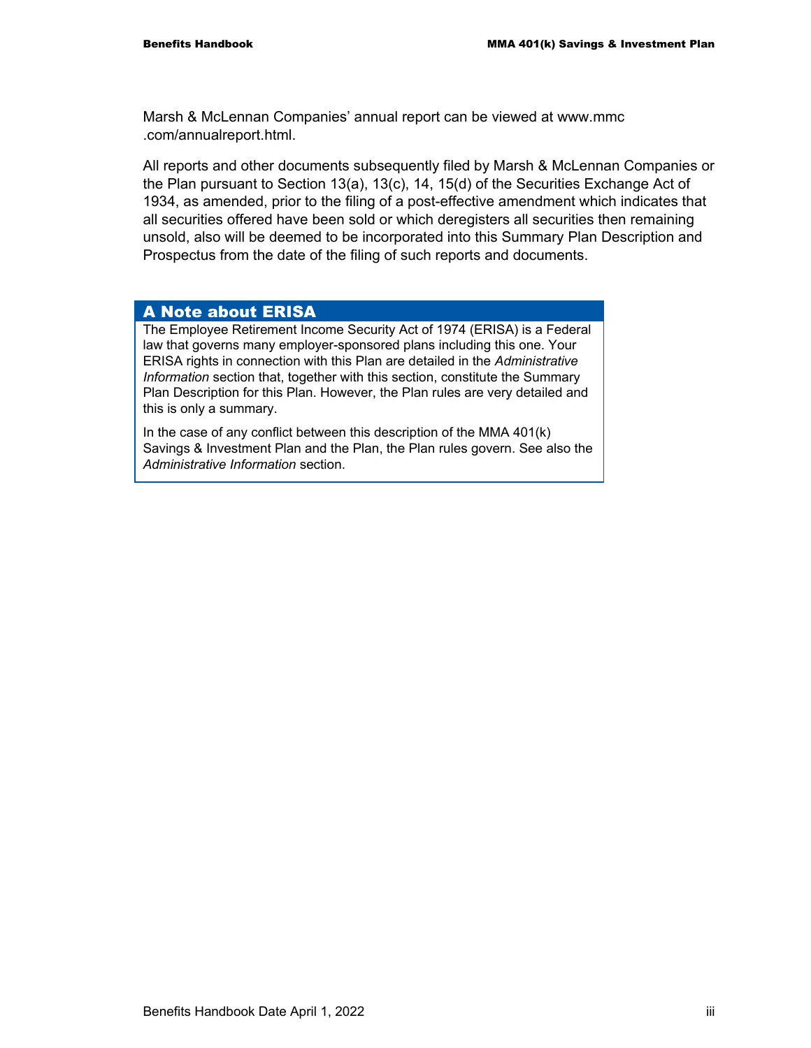Marsh & McLennan Companies' annual report can be viewed at www.mmc.com/annualreport.html.

All reports and other documents subsequently filed by Marsh & McLennan Companies or the Plan pursuant to Section 13(a), 13(c), 14, 15(d) of the Securities Exchange Act of 1934, as amended, prior to the filing of a post-effective amendment which indicates that all securities offered have been sold or which deregisters all securities then remaining unsold, also will be deemed to be incorporated into this Summary Plan Description and Prospectus from the date of the filing of such reports and documents.

## A Note about ERISA

The Employee Retirement Income Security Act of 1974 (ERISA) is a Federal law that governs many employer-sponsored plans including this one. Your ERISA rights in connection with this Plan are detailed in the *Administrative Information* section that, together with this section, constitute the Summary Plan Description for this Plan. However, the Plan rules are very detailed and this is only a summary.

In the case of any conflict between this description of the MMA 401(k) Savings & Investment Plan and the Plan, the Plan rules govern. See also the *Administrative Information* section.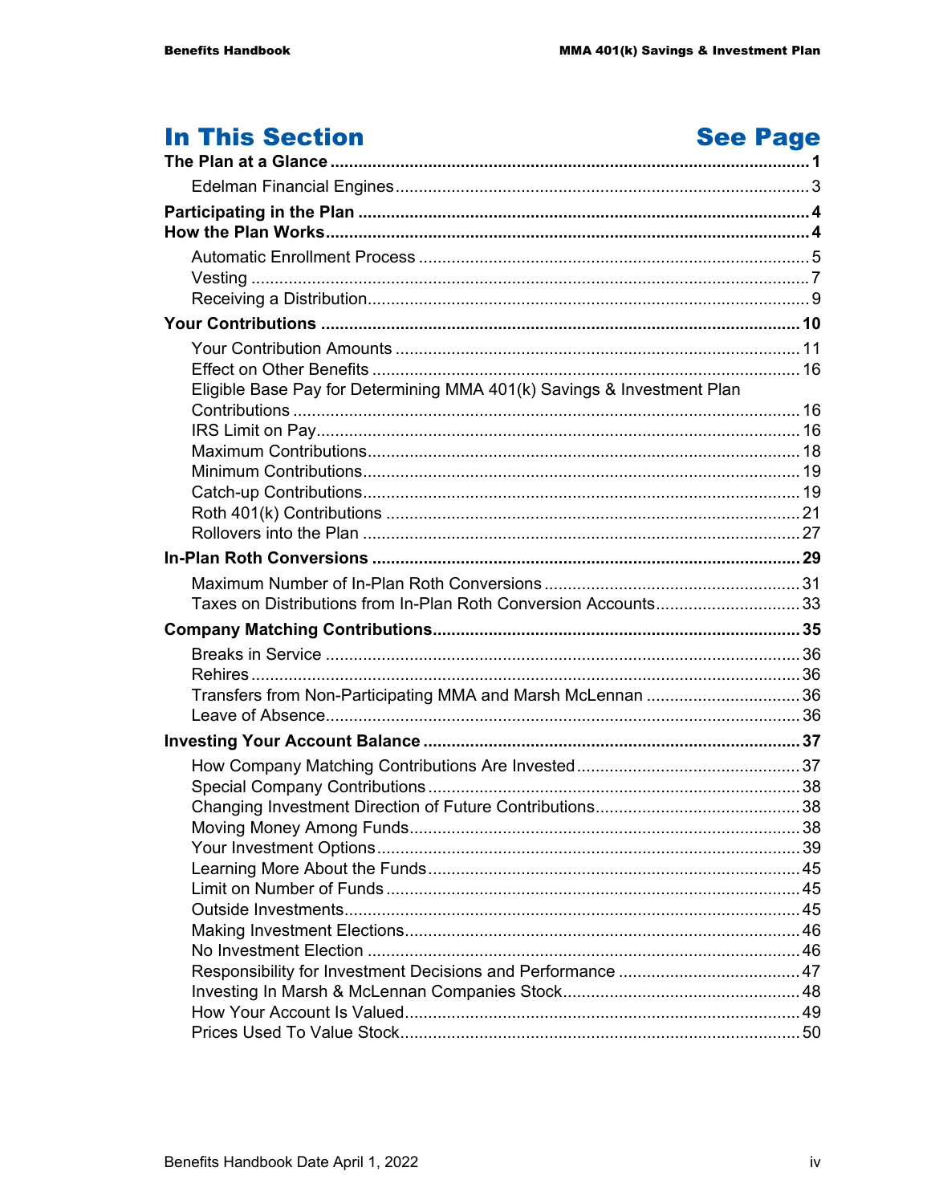# In This Section

| In This Section | See Page |
|---|---|
| **The Plan at a Glance** | **1** |
| Edelman Financial Engines | 3 |
| **Participating in the Plan** | **4** |
| **How the Plan Works** | **4** |
| Automatic Enrollment Process | 5 |
| Vesting | 7 |
| Receiving a Distribution | 9 |
| **Your Contributions** | **10** |
| Your Contribution Amounts | 11 |
| Effect on Other Benefits | 16 |
| Eligible Base Pay for Determining MMA 401(k) Savings & Investment Plan Contributions | 16 |
| IRS Limit on Pay | 16 |
| Maximum Contributions | 18 |
| Minimum Contributions | 19 |
| Catch-up Contributions | 19 |
| Roth 401(k) Contributions | 21 |
| Rollovers into the Plan | 27 |
| **In-Plan Roth Conversions** | **29** |
| Maximum Number of In-Plan Roth Conversions | 31 |
| Taxes on Distributions from In-Plan Roth Conversion Accounts | 33 |
| **Company Matching Contributions** | **35** |
| Breaks in Service | 36 |
| Rehires | 36 |
| Transfers from Non-Participating MMA and Marsh McLennan | 36 |
| Leave of Absence | 36 |
| **Investing Your Account Balance** | **37** |
| How Company Matching Contributions Are Invested | 37 |
| Special Company Contributions | 38 |
| Changing Investment Direction of Future Contributions | 38 |
| Moving Money Among Funds | 38 |
| Your Investment Options | 39 |
| Learning More About the Funds | 45 |
| Limit on Number of Funds | 45 |
| Outside Investments | 45 |
| Making Investment Elections | 46 |
| No Investment Election | 46 |
| Responsibility for Investment Decisions and Performance | 47 |
| Investing In Marsh & McLennan Companies Stock | 48 |
| How Your Account Is Valued | 49 |
| Prices Used To Value Stock | 50 |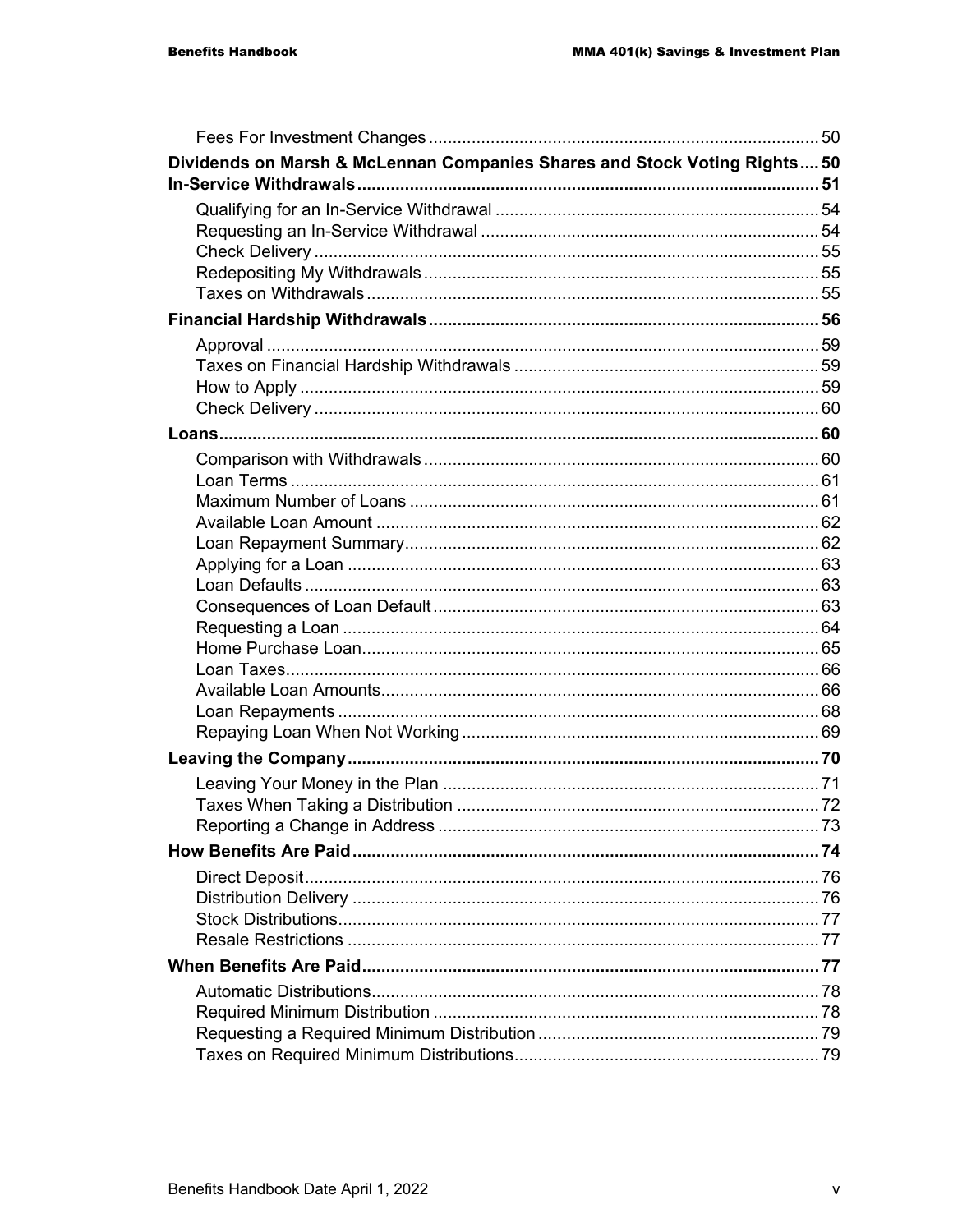- Fees For Investment Changes ..... 50

**Dividends on Marsh & McLennan Companies Shares and Stock Voting Rights .... 50**

**In-Service Withdrawals ..... 51**

- Qualifying for an In-Service Withdrawal ..... 54
- Requesting an In-Service Withdrawal ..... 54
- Check Delivery ..... 55
- Redepositing My Withdrawals ..... 55
- Taxes on Withdrawals ..... 55

**Financial Hardship Withdrawals ..... 56**

- Approval ..... 59
- Taxes on Financial Hardship Withdrawals ..... 59
- How to Apply ..... 59
- Check Delivery ..... 60

**Loans ..... 60**

- Comparison with Withdrawals ..... 60
- Loan Terms ..... 61
- Maximum Number of Loans ..... 61
- Available Loan Amount ..... 62
- Loan Repayment Summary ..... 62
- Applying for a Loan ..... 63
- Loan Defaults ..... 63
- Consequences of Loan Default ..... 63
- Requesting a Loan ..... 64
- Home Purchase Loan ..... 65
- Loan Taxes ..... 66
- Available Loan Amounts ..... 66
- Loan Repayments ..... 68
- Repaying Loan When Not Working ..... 69

**Leaving the Company ..... 70**

- Leaving Your Money in the Plan ..... 71
- Taxes When Taking a Distribution ..... 72
- Reporting a Change in Address ..... 73

**How Benefits Are Paid ..... 74**

- Direct Deposit ..... 76
- Distribution Delivery ..... 76
- Stock Distributions ..... 77
- Resale Restrictions ..... 77

**When Benefits Are Paid ..... 77**

- Automatic Distributions ..... 78
- Required Minimum Distribution ..... 78
- Requesting a Required Minimum Distribution ..... 79
- Taxes on Required Minimum Distributions ..... 79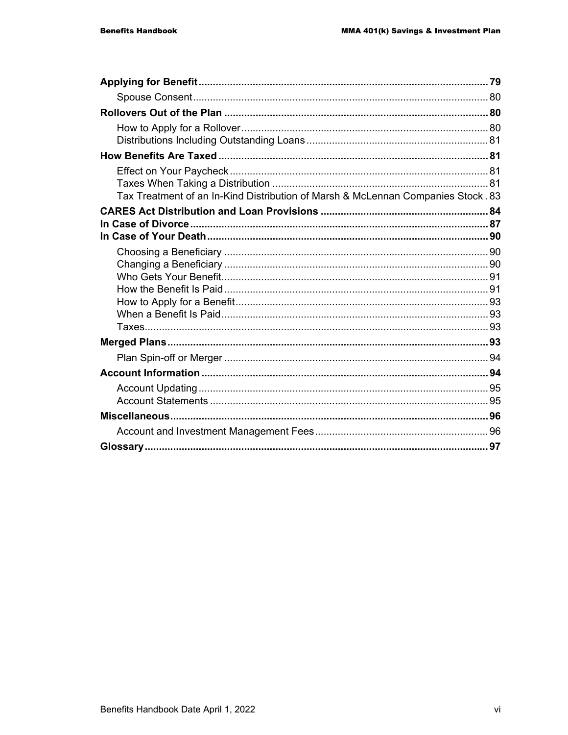**Applying for Benefit** ..... 79

- Spouse Consent ..... 80

**Rollovers Out of the Plan** ..... 80

- How to Apply for a Rollover ..... 80
- Distributions Including Outstanding Loans ..... 81

**How Benefits Are Taxed** ..... 81

- Effect on Your Paycheck ..... 81
- Taxes When Taking a Distribution ..... 81
- Tax Treatment of an In-Kind Distribution of Marsh & McLennan Companies Stock ..... 83

**CARES Act Distribution and Loan Provisions** ..... 84

**In Case of Divorce** ..... 87

**In Case of Your Death** ..... 90

- Choosing a Beneficiary ..... 90
- Changing a Beneficiary ..... 90
- Who Gets Your Benefit ..... 91
- How the Benefit Is Paid ..... 91
- How to Apply for a Benefit ..... 93
- When a Benefit Is Paid ..... 93
- Taxes ..... 93

**Merged Plans** ..... 93

- Plan Spin-off or Merger ..... 94

**Account Information** ..... 94

- Account Updating ..... 95
- Account Statements ..... 95

**Miscellaneous** ..... 96

- Account and Investment Management Fees ..... 96

**Glossary** ..... 97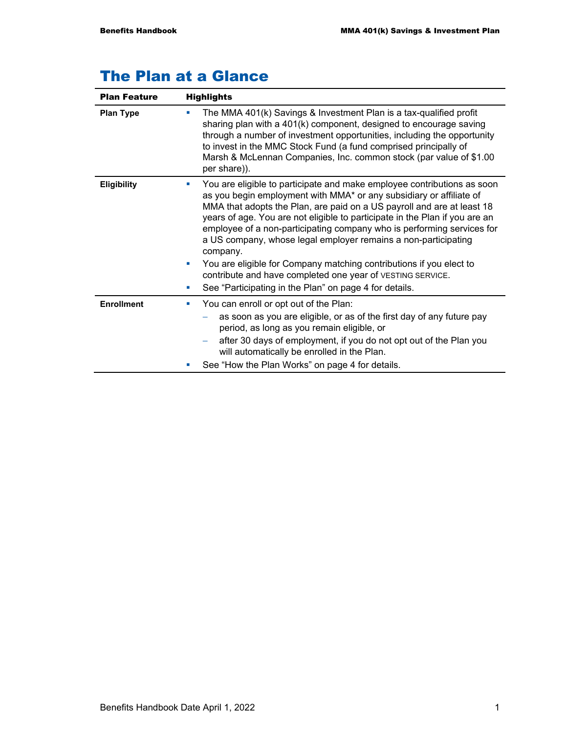# The Plan at a Glance

| Plan Feature | Highlights |
|---|---|
| **Plan Type** | ▪ The MMA 401(k) Savings & Investment Plan is a tax-qualified profit sharing plan with a 401(k) component, designed to encourage saving through a number of investment opportunities, including the opportunity to invest in the MMC Stock Fund (a fund comprised principally of Marsh & McLennan Companies, Inc. common stock (par value of $1.00 per share)). |
| **Eligibility** | ▪ You are eligible to participate and make employee contributions as soon as you begin employment with MMA* or any subsidiary or affiliate of MMA that adopts the Plan, are paid on a US payroll and are at least 18 years of age. You are not eligible to participate in the Plan if you are an employee of a non-participating company who is performing services for a US company, whose legal employer remains a non-participating company.<br>▪ You are eligible for Company matching contributions if you elect to contribute and have completed one year of VESTING SERVICE.<br>▪ See "Participating in the Plan" on page 4 for details. |
| **Enrollment** | ▪ You can enroll or opt out of the Plan:<br>– as soon as you are eligible, or as of the first day of any future pay period, as long as you remain eligible, or<br>– after 30 days of employment, if you do not opt out of the Plan you will automatically be enrolled in the Plan.<br>▪ See "How the Plan Works" on page 4 for details. |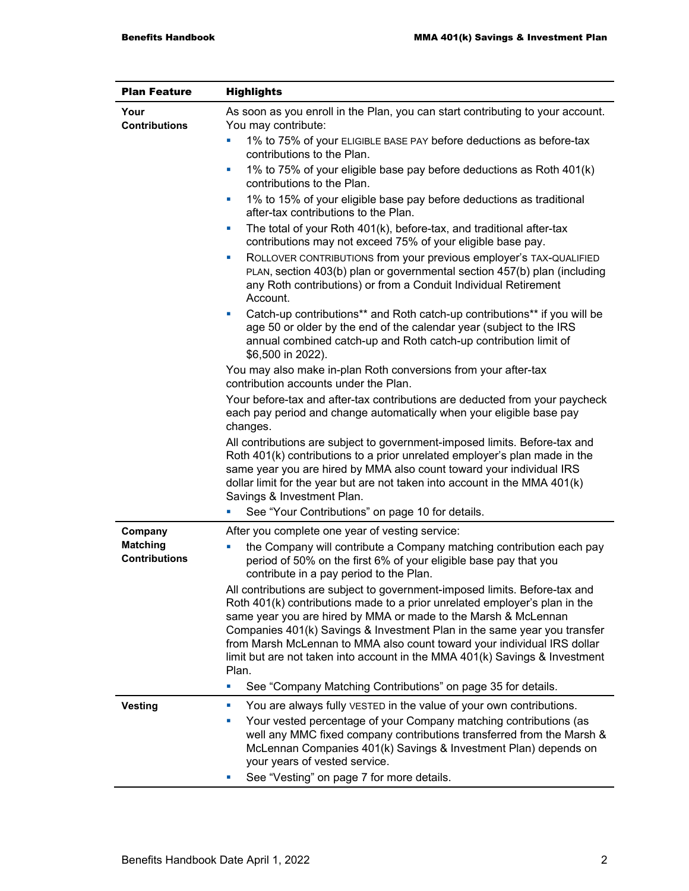| Plan Feature | Highlights |
|---|---|
| **Your Contributions** | As soon as you enroll in the Plan, you can start contributing to your account. You may contribute:<br>▪ 1% to 75% of your ELIGIBLE BASE PAY before deductions as before-tax contributions to the Plan.<br>▪ 1% to 75% of your eligible base pay before deductions as Roth 401(k) contributions to the Plan.<br>▪ 1% to 15% of your eligible base pay before deductions as traditional after-tax contributions to the Plan.<br>▪ The total of your Roth 401(k), before-tax, and traditional after-tax contributions may not exceed 75% of your eligible base pay.<br>▪ ROLLOVER CONTRIBUTIONS from your previous employer's TAX-QUALIFIED PLAN, section 403(b) plan or governmental section 457(b) plan (including any Roth contributions) or from a Conduit Individual Retirement Account.<br>▪ Catch-up contributions** and Roth catch-up contributions** if you will be age 50 or older by the end of the calendar year (subject to the IRS annual combined catch-up and Roth catch-up contribution limit of $6,500 in 2022).<br>You may also make in-plan Roth conversions from your after-tax contribution accounts under the Plan.<br>Your before-tax and after-tax contributions are deducted from your paycheck each pay period and change automatically when your eligible base pay changes.<br>All contributions are subject to government-imposed limits. Before-tax and Roth 401(k) contributions to a prior unrelated employer's plan made in the same year you are hired by MMA also count toward your individual IRS dollar limit for the year but are not taken into account in the MMA 401(k) Savings & Investment Plan.<br>▪ See "Your Contributions" on page 10 for details. |
| **Company Matching Contributions** | After you complete one year of vesting service:<br>▪ the Company will contribute a Company matching contribution each pay period of 50% on the first 6% of your eligible base pay that you contribute in a pay period to the Plan.<br>All contributions are subject to government-imposed limits. Before-tax and Roth 401(k) contributions made to a prior unrelated employer's plan in the same year you are hired by MMA or made to the Marsh & McLennan Companies 401(k) Savings & Investment Plan in the same year you transfer from Marsh McLennan to MMA also count toward your individual IRS dollar limit but are not taken into account in the MMA 401(k) Savings & Investment Plan.<br>▪ See "Company Matching Contributions" on page 35 for details. |
| **Vesting** | ▪ You are always fully VESTED in the value of your own contributions.<br>▪ Your vested percentage of your Company matching contributions (as well any MMC fixed company contributions transferred from the Marsh & McLennan Companies 401(k) Savings & Investment Plan) depends on your years of vested service.<br>▪ See "Vesting" on page 7 for more details. |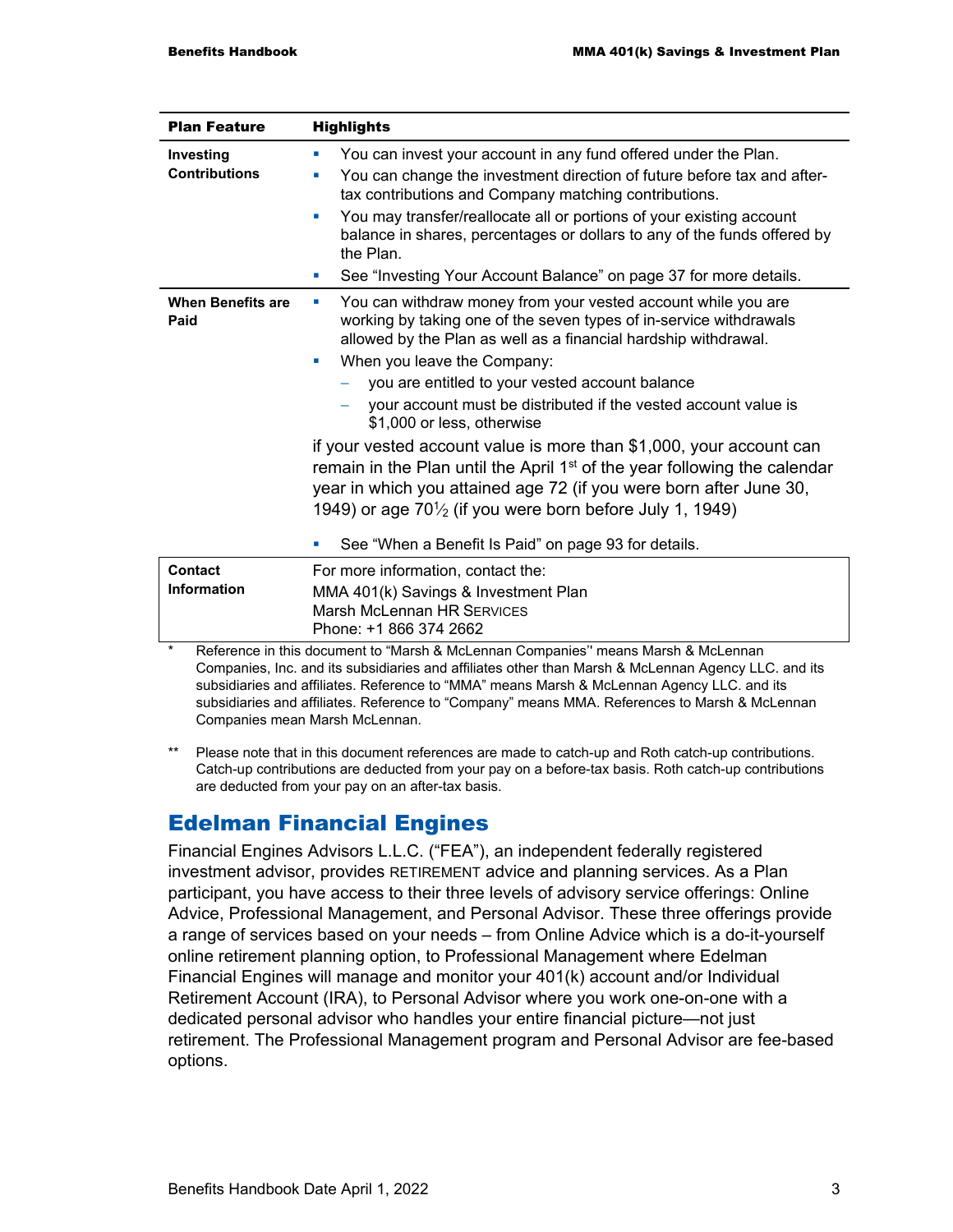| Plan Feature | Highlights |
|---|---|
| **Investing Contributions** | ▪ You can invest your account in any fund offered under the Plan.<br>▪ You can change the investment direction of future before tax and after-tax contributions and Company matching contributions.<br>▪ You may transfer/reallocate all or portions of your existing account balance in shares, percentages or dollars to any of the funds offered by the Plan.<br>▪ See "Investing Your Account Balance" on page 37 for more details. |
| **When Benefits are Paid** | ▪ You can withdraw money from your vested account while you are working by taking one of the seven types of in-service withdrawals allowed by the Plan as well as a financial hardship withdrawal.<br>▪ When you leave the Company:<br>– you are entitled to your vested account balance<br>– your account must be distributed if the vested account value is $1,000 or less, otherwise<br><br>if your vested account value is more than $1,000, your account can remain in the Plan until the April 1st of the year following the calendar year in which you attained age 72 (if you were born after June 30, 1949) or age 70½ (if you were born before July 1, 1949)<br><br>▪ See "When a Benefit Is Paid" on page 93 for details. |
| **Contact Information** | For more information, contact the:<br>MMA 401(k) Savings & Investment Plan<br>Marsh McLennan HR Services<br>Phone: +1 866 374 2662 |

\* Reference in this document to "Marsh & McLennan Companies" means Marsh & McLennan Companies, Inc. and its subsidiaries and affiliates other than Marsh & McLennan Agency LLC. and its subsidiaries and affiliates. Reference to "MMA" means Marsh & McLennan Agency LLC. and its subsidiaries and affiliates. Reference to "Company" means MMA. References to Marsh & McLennan Companies mean Marsh McLennan.

\*\* Please note that in this document references are made to catch-up and Roth catch-up contributions. Catch-up contributions are deducted from your pay on a before-tax basis. Roth catch-up contributions are deducted from your pay on an after-tax basis.

## Edelman Financial Engines

Financial Engines Advisors L.L.C. ("FEA"), an independent federally registered investment advisor, provides RETIREMENT advice and planning services. As a Plan participant, you have access to their three levels of advisory service offerings: Online Advice, Professional Management, and Personal Advisor. These three offerings provide a range of services based on your needs – from Online Advice which is a do-it-yourself online retirement planning option, to Professional Management where Edelman Financial Engines will manage and monitor your 401(k) account and/or Individual Retirement Account (IRA), to Personal Advisor where you work one-on-one with a dedicated personal advisor who handles your entire financial picture—not just retirement. The Professional Management program and Personal Advisor are fee-based options.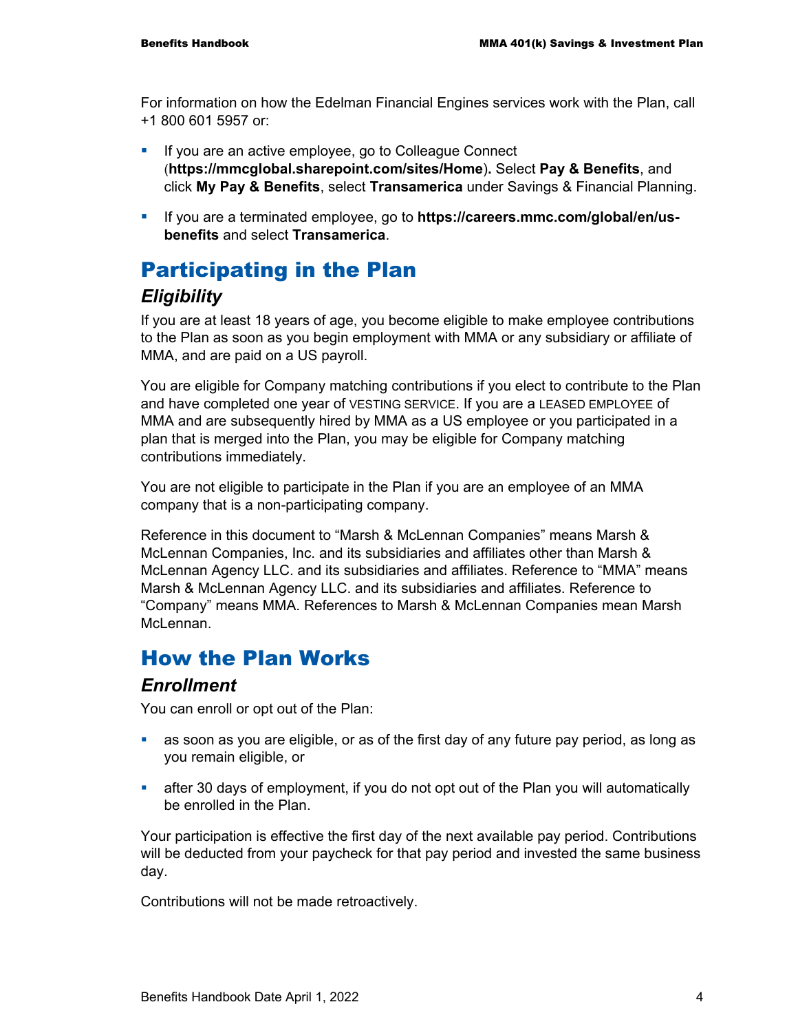For information on how the Edelman Financial Engines services work with the Plan, call +1 800 601 5957 or:

- If you are an active employee, go to Colleague Connect (**https://mmcglobal.sharepoint.com/sites/Home**)**.** Select **Pay & Benefits**, and click **My Pay & Benefits**, select **Transamerica** under Savings & Financial Planning.
- If you are a terminated employee, go to **https://careers.mmc.com/global/en/us-benefits** and select **Transamerica**.

# Participating in the Plan

## *Eligibility*

If you are at least 18 years of age, you become eligible to make employee contributions to the Plan as soon as you begin employment with MMA or any subsidiary or affiliate of MMA, and are paid on a US payroll.

You are eligible for Company matching contributions if you elect to contribute to the Plan and have completed one year of VESTING SERVICE. If you are a LEASED EMPLOYEE of MMA and are subsequently hired by MMA as a US employee or you participated in a plan that is merged into the Plan, you may be eligible for Company matching contributions immediately.

You are not eligible to participate in the Plan if you are an employee of an MMA company that is a non-participating company.

Reference in this document to "Marsh & McLennan Companies" means Marsh & McLennan Companies, Inc. and its subsidiaries and affiliates other than Marsh & McLennan Agency LLC. and its subsidiaries and affiliates. Reference to "MMA" means Marsh & McLennan Agency LLC. and its subsidiaries and affiliates. Reference to "Company" means MMA. References to Marsh & McLennan Companies mean Marsh McLennan.

# How the Plan Works

## *Enrollment*

You can enroll or opt out of the Plan:

- as soon as you are eligible, or as of the first day of any future pay period, as long as you remain eligible, or
- after 30 days of employment, if you do not opt out of the Plan you will automatically be enrolled in the Plan.

Your participation is effective the first day of the next available pay period. Contributions will be deducted from your paycheck for that pay period and invested the same business day.

Contributions will not be made retroactively.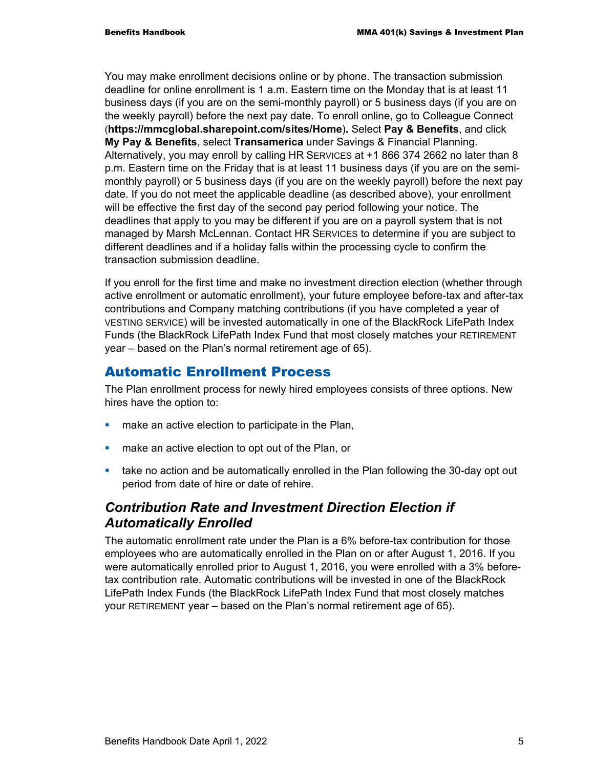You may make enrollment decisions online or by phone. The transaction submission deadline for online enrollment is 1 a.m. Eastern time on the Monday that is at least 11 business days (if you are on the semi-monthly payroll) or 5 business days (if you are on the weekly payroll) before the next pay date. To enroll online, go to Colleague Connect (**https://mmcglobal.sharepoint.com/sites/Home**). Select **Pay & Benefits**, and click **My Pay & Benefits**, select **Transamerica** under Savings & Financial Planning. Alternatively, you may enroll by calling HR SERVICES at +1 866 374 2662 no later than 8 p.m. Eastern time on the Friday that is at least 11 business days (if you are on the semi-monthly payroll) or 5 business days (if you are on the weekly payroll) before the next pay date. If you do not meet the applicable deadline (as described above), your enrollment will be effective the first day of the second pay period following your notice. The deadlines that apply to you may be different if you are on a payroll system that is not managed by Marsh McLennan. Contact HR SERVICES to determine if you are subject to different deadlines and if a holiday falls within the processing cycle to confirm the transaction submission deadline.

If you enroll for the first time and make no investment direction election (whether through active enrollment or automatic enrollment), your future employee before-tax and after-tax contributions and Company matching contributions (if you have completed a year of VESTING SERVICE) will be invested automatically in one of the BlackRock LifePath Index Funds (the BlackRock LifePath Index Fund that most closely matches your RETIREMENT year – based on the Plan's normal retirement age of 65).

## Automatic Enrollment Process

The Plan enrollment process for newly hired employees consists of three options. New hires have the option to:

- make an active election to participate in the Plan,
- make an active election to opt out of the Plan, or
- take no action and be automatically enrolled in the Plan following the 30-day opt out period from date of hire or date of rehire.

### *Contribution Rate and Investment Direction Election if Automatically Enrolled*

The automatic enrollment rate under the Plan is a 6% before-tax contribution for those employees who are automatically enrolled in the Plan on or after August 1, 2016. If you were automatically enrolled prior to August 1, 2016, you were enrolled with a 3% before-tax contribution rate. Automatic contributions will be invested in one of the BlackRock LifePath Index Funds (the BlackRock LifePath Index Fund that most closely matches your RETIREMENT year – based on the Plan's normal retirement age of 65).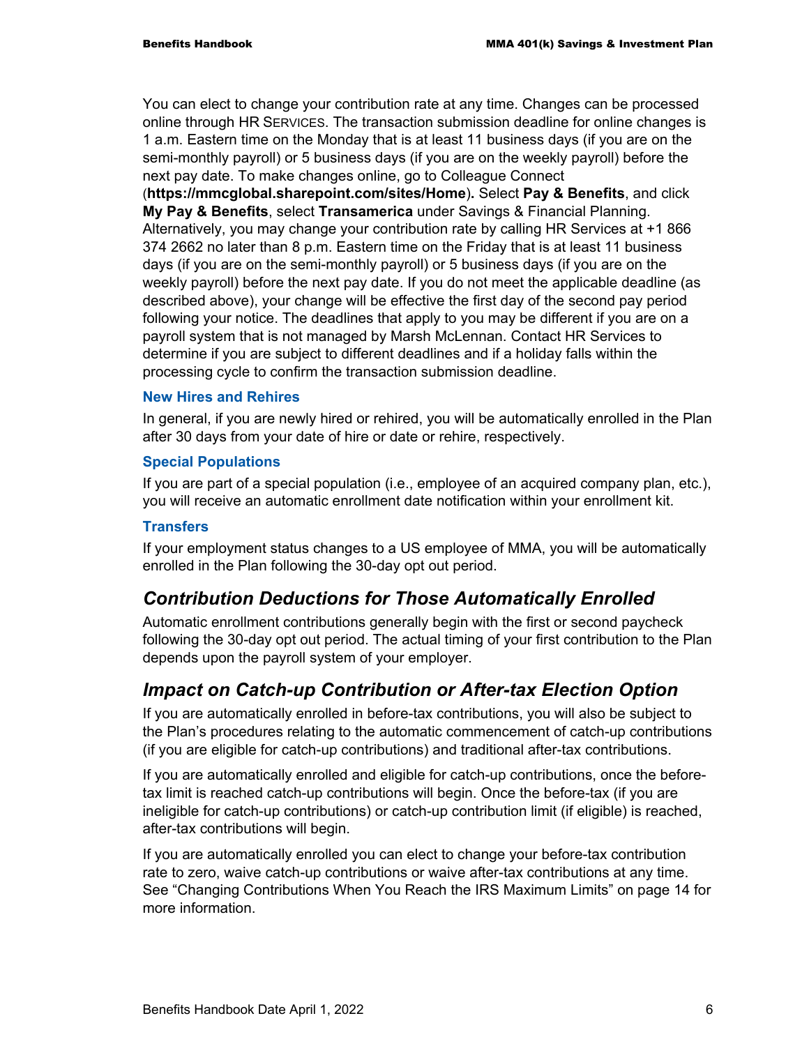You can elect to change your contribution rate at any time. Changes can be processed online through HR Services. The transaction submission deadline for online changes is 1 a.m. Eastern time on the Monday that is at least 11 business days (if you are on the semi-monthly payroll) or 5 business days (if you are on the weekly payroll) before the next pay date. To make changes online, go to Colleague Connect (**https://mmcglobal.sharepoint.com/sites/Home**). Select **Pay & Benefits**, and click **My Pay & Benefits**, select **Transamerica** under Savings & Financial Planning. Alternatively, you may change your contribution rate by calling HR Services at +1 866 374 2662 no later than 8 p.m. Eastern time on the Friday that is at least 11 business days (if you are on the semi-monthly payroll) or 5 business days (if you are on the weekly payroll) before the next pay date. If you do not meet the applicable deadline (as described above), your change will be effective the first day of the second pay period following your notice. The deadlines that apply to you may be different if you are on a payroll system that is not managed by Marsh McLennan. Contact HR Services to determine if you are subject to different deadlines and if a holiday falls within the processing cycle to confirm the transaction submission deadline.

### New Hires and Rehires

In general, if you are newly hired or rehired, you will be automatically enrolled in the Plan after 30 days from your date of hire or date or rehire, respectively.

### Special Populations

If you are part of a special population (i.e., employee of an acquired company plan, etc.), you will receive an automatic enrollment date notification within your enrollment kit.

### Transfers

If your employment status changes to a US employee of MMA, you will be automatically enrolled in the Plan following the 30-day opt out period.

## *Contribution Deductions for Those Automatically Enrolled*

Automatic enrollment contributions generally begin with the first or second paycheck following the 30-day opt out period. The actual timing of your first contribution to the Plan depends upon the payroll system of your employer.

## *Impact on Catch-up Contribution or After-tax Election Option*

If you are automatically enrolled in before-tax contributions, you will also be subject to the Plan's procedures relating to the automatic commencement of catch-up contributions (if you are eligible for catch-up contributions) and traditional after-tax contributions.

If you are automatically enrolled and eligible for catch-up contributions, once the before-tax limit is reached catch-up contributions will begin. Once the before-tax (if you are ineligible for catch-up contributions) or catch-up contribution limit (if eligible) is reached, after-tax contributions will begin.

If you are automatically enrolled you can elect to change your before-tax contribution rate to zero, waive catch-up contributions or waive after-tax contributions at any time. See "Changing Contributions When You Reach the IRS Maximum Limits" on page 14 for more information.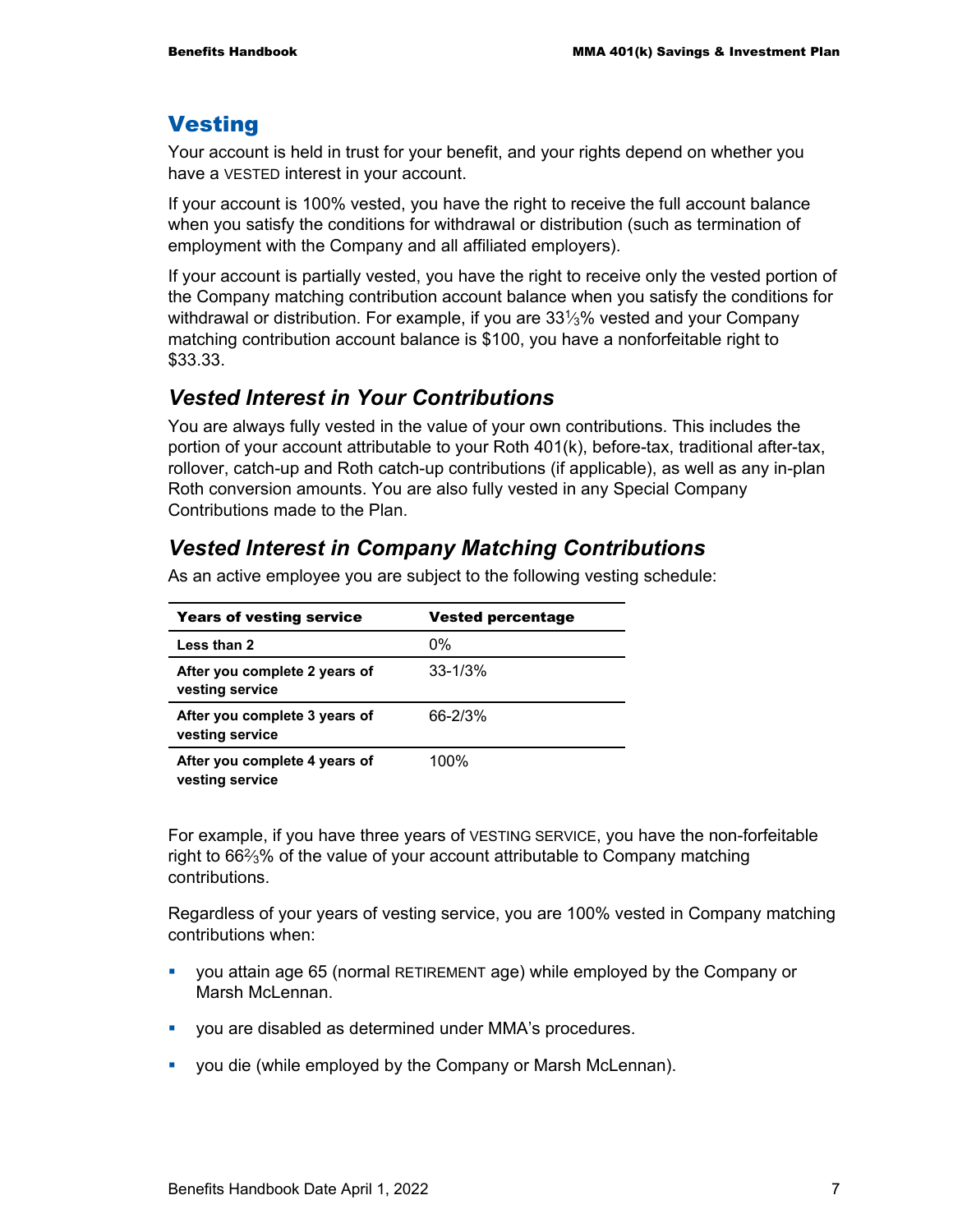## Vesting

Your account is held in trust for your benefit, and your rights depend on whether you have a VESTED interest in your account.

If your account is 100% vested, you have the right to receive the full account balance when you satisfy the conditions for withdrawal or distribution (such as termination of employment with the Company and all affiliated employers).

If your account is partially vested, you have the right to receive only the vested portion of the Company matching contribution account balance when you satisfy the conditions for withdrawal or distribution. For example, if you are 33⅓% vested and your Company matching contribution account balance is $100, you have a nonforfeitable right to $33.33.

### *Vested Interest in Your Contributions*

You are always fully vested in the value of your own contributions. This includes the portion of your account attributable to your Roth 401(k), before-tax, traditional after-tax, rollover, catch-up and Roth catch-up contributions (if applicable), as well as any in-plan Roth conversion amounts. You are also fully vested in any Special Company Contributions made to the Plan.

### *Vested Interest in Company Matching Contributions*

As an active employee you are subject to the following vesting schedule:

| Years of vesting service | Vested percentage |
|---|---|
| **Less than 2** | 0% |
| **After you complete 2 years of vesting service** | 33-1/3% |
| **After you complete 3 years of vesting service** | 66-2/3% |
| **After you complete 4 years of vesting service** | 100% |

For example, if you have three years of VESTING SERVICE, you have the non-forfeitable right to 66⅔% of the value of your account attributable to Company matching contributions.

Regardless of your years of vesting service, you are 100% vested in Company matching contributions when:

- you attain age 65 (normal RETIREMENT age) while employed by the Company or Marsh McLennan.
- you are disabled as determined under MMA's procedures.
- you die (while employed by the Company or Marsh McLennan).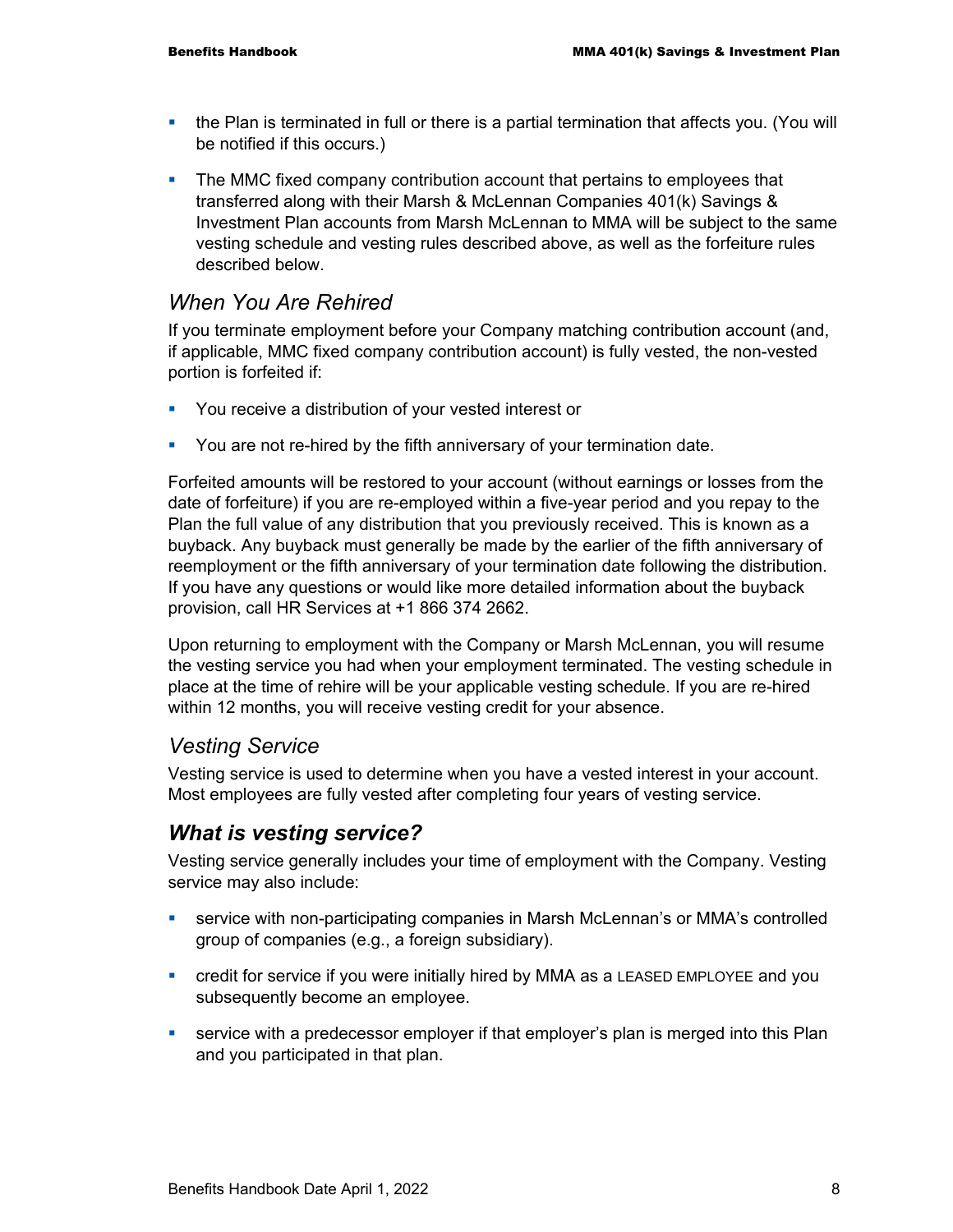- the Plan is terminated in full or there is a partial termination that affects you. (You will be notified if this occurs.)
- The MMC fixed company contribution account that pertains to employees that transferred along with their Marsh & McLennan Companies 401(k) Savings & Investment Plan accounts from Marsh McLennan to MMA will be subject to the same vesting schedule and vesting rules described above, as well as the forfeiture rules described below.

## *When You Are Rehired*

If you terminate employment before your Company matching contribution account (and, if applicable, MMC fixed company contribution account) is fully vested, the non-vested portion is forfeited if:

- You receive a distribution of your vested interest or
- You are not re-hired by the fifth anniversary of your termination date.

Forfeited amounts will be restored to your account (without earnings or losses from the date of forfeiture) if you are re-employed within a five-year period and you repay to the Plan the full value of any distribution that you previously received. This is known as a buyback. Any buyback must generally be made by the earlier of the fifth anniversary of reemployment or the fifth anniversary of your termination date following the distribution. If you have any questions or would like more detailed information about the buyback provision, call HR Services at +1 866 374 2662.

Upon returning to employment with the Company or Marsh McLennan, you will resume the vesting service you had when your employment terminated. The vesting schedule in place at the time of rehire will be your applicable vesting schedule. If you are re-hired within 12 months, you will receive vesting credit for your absence.

## *Vesting Service*

Vesting service is used to determine when you have a vested interest in your account. Most employees are fully vested after completing four years of vesting service.

## ***What is vesting service?***

Vesting service generally includes your time of employment with the Company. Vesting service may also include:

- service with non-participating companies in Marsh McLennan's or MMA's controlled group of companies (e.g., a foreign subsidiary).
- credit for service if you were initially hired by MMA as a LEASED EMPLOYEE and you subsequently become an employee.
- service with a predecessor employer if that employer's plan is merged into this Plan and you participated in that plan.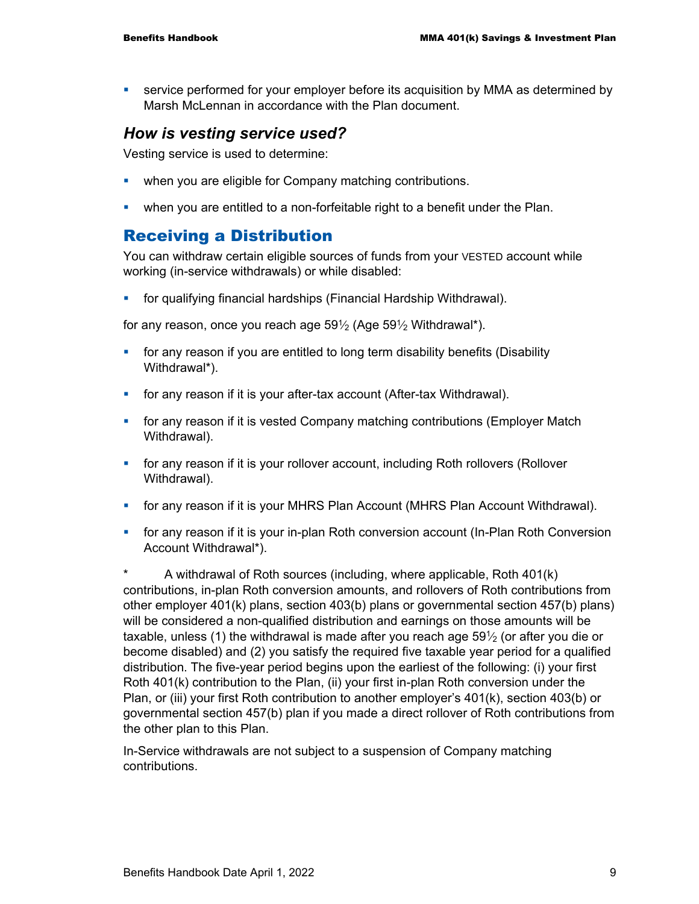- service performed for your employer before its acquisition by MMA as determined by Marsh McLennan in accordance with the Plan document.

### *How is vesting service used?*

Vesting service is used to determine:

- when you are eligible for Company matching contributions.
- when you are entitled to a non-forfeitable right to a benefit under the Plan.

## Receiving a Distribution

You can withdraw certain eligible sources of funds from your VESTED account while working (in-service withdrawals) or while disabled:

- for qualifying financial hardships (Financial Hardship Withdrawal).

for any reason, once you reach age 59½ (Age 59½ Withdrawal*).

- for any reason if you are entitled to long term disability benefits (Disability Withdrawal*).
- for any reason if it is your after-tax account (After-tax Withdrawal).
- for any reason if it is vested Company matching contributions (Employer Match Withdrawal).
- for any reason if it is your rollover account, including Roth rollovers (Rollover Withdrawal).
- for any reason if it is your MHRS Plan Account (MHRS Plan Account Withdrawal).
- for any reason if it is your in-plan Roth conversion account (In-Plan Roth Conversion Account Withdrawal*).

\* A withdrawal of Roth sources (including, where applicable, Roth 401(k) contributions, in-plan Roth conversion amounts, and rollovers of Roth contributions from other employer 401(k) plans, section 403(b) plans or governmental section 457(b) plans) will be considered a non-qualified distribution and earnings on those amounts will be taxable, unless (1) the withdrawal is made after you reach age 59½ (or after you die or become disabled) and (2) you satisfy the required five taxable year period for a qualified distribution. The five-year period begins upon the earliest of the following: (i) your first Roth 401(k) contribution to the Plan, (ii) your first in-plan Roth conversion under the Plan, or (iii) your first Roth contribution to another employer's 401(k), section 403(b) or governmental section 457(b) plan if you made a direct rollover of Roth contributions from the other plan to this Plan.

In-Service withdrawals are not subject to a suspension of Company matching contributions.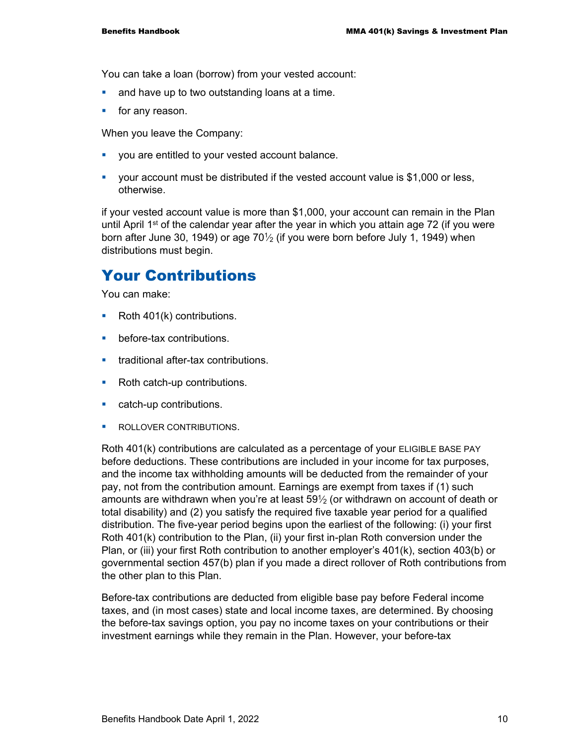You can take a loan (borrow) from your vested account:

- and have up to two outstanding loans at a time.
- for any reason.

When you leave the Company:

- you are entitled to your vested account balance.
- your account must be distributed if the vested account value is $1,000 or less, otherwise.

if your vested account value is more than $1,000, your account can remain in the Plan until April 1st of the calendar year after the year in which you attain age 72 (if you were born after June 30, 1949) or age 70½ (if you were born before July 1, 1949) when distributions must begin.

# Your Contributions

You can make:

- Roth 401(k) contributions.
- before-tax contributions.
- traditional after-tax contributions.
- Roth catch-up contributions.
- catch-up contributions.
- ROLLOVER CONTRIBUTIONS.

Roth 401(k) contributions are calculated as a percentage of your ELIGIBLE BASE PAY before deductions. These contributions are included in your income for tax purposes, and the income tax withholding amounts will be deducted from the remainder of your pay, not from the contribution amount. Earnings are exempt from taxes if (1) such amounts are withdrawn when you're at least 59½ (or withdrawn on account of death or total disability) and (2) you satisfy the required five taxable year period for a qualified distribution. The five-year period begins upon the earliest of the following: (i) your first Roth 401(k) contribution to the Plan, (ii) your first in-plan Roth conversion under the Plan, or (iii) your first Roth contribution to another employer's 401(k), section 403(b) or governmental section 457(b) plan if you made a direct rollover of Roth contributions from the other plan to this Plan.

Before-tax contributions are deducted from eligible base pay before Federal income taxes, and (in most cases) state and local income taxes, are determined. By choosing the before-tax savings option, you pay no income taxes on your contributions or their investment earnings while they remain in the Plan. However, your before-tax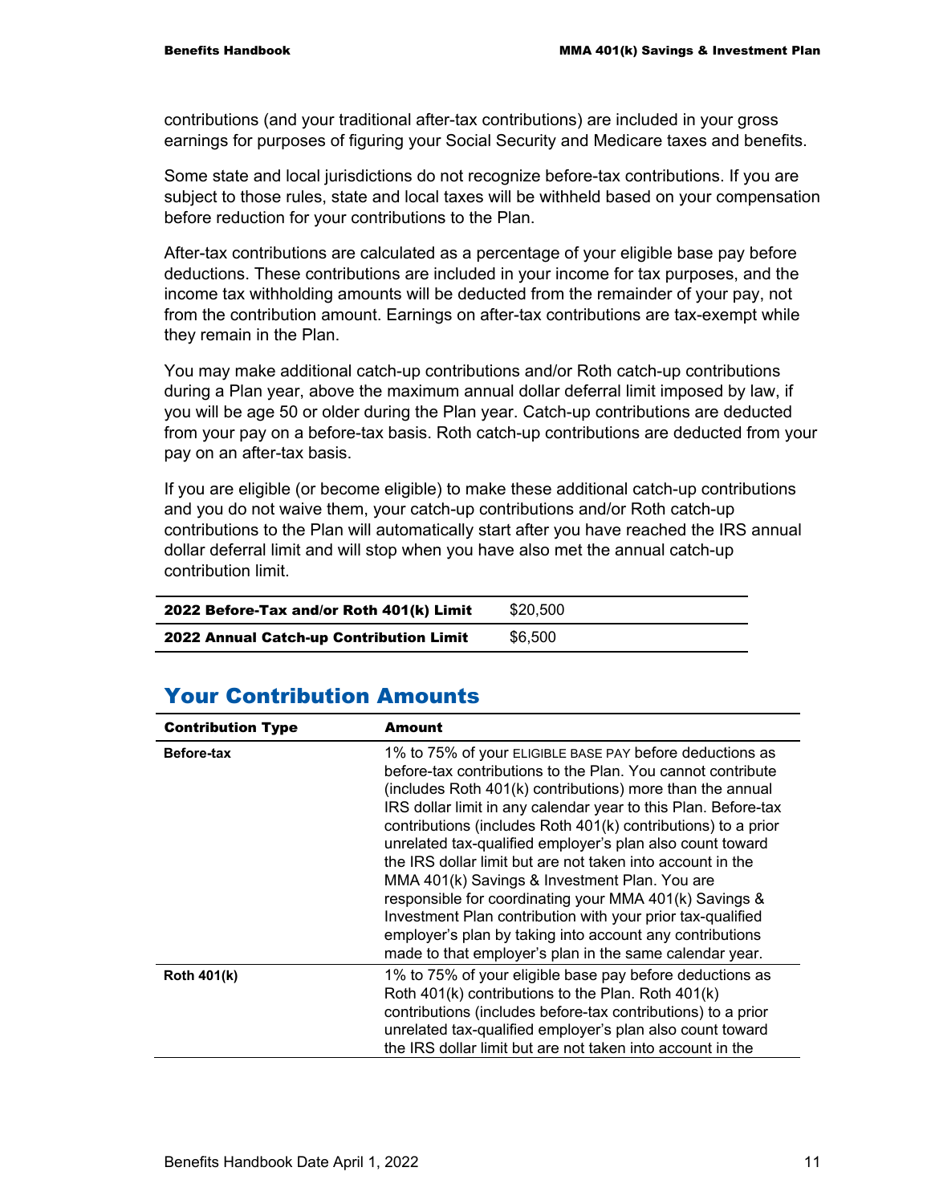contributions (and your traditional after-tax contributions) are included in your gross earnings for purposes of figuring your Social Security and Medicare taxes and benefits.

Some state and local jurisdictions do not recognize before-tax contributions. If you are subject to those rules, state and local taxes will be withheld based on your compensation before reduction for your contributions to the Plan.

After-tax contributions are calculated as a percentage of your eligible base pay before deductions. These contributions are included in your income for tax purposes, and the income tax withholding amounts will be deducted from the remainder of your pay, not from the contribution amount. Earnings on after-tax contributions are tax-exempt while they remain in the Plan.

You may make additional catch-up contributions and/or Roth catch-up contributions during a Plan year, above the maximum annual dollar deferral limit imposed by law, if you will be age 50 or older during the Plan year. Catch-up contributions are deducted from your pay on a before-tax basis. Roth catch-up contributions are deducted from your pay on an after-tax basis.

If you are eligible (or become eligible) to make these additional catch-up contributions and you do not waive them, your catch-up contributions and/or Roth catch-up contributions to the Plan will automatically start after you have reached the IRS annual dollar deferral limit and will stop when you have also met the annual catch-up contribution limit.

| | |
|---|---|
| **2022 Before-Tax and/or Roth 401(k) Limit** | $20,500 |
| **2022 Annual Catch-up Contribution Limit** | $6,500 |

## Your Contribution Amounts

| Contribution Type | Amount |
|---|---|
| **Before-tax** | 1% to 75% of your ELIGIBLE BASE PAY before deductions as before-tax contributions to the Plan. You cannot contribute (includes Roth 401(k) contributions) more than the annual IRS dollar limit in any calendar year to this Plan. Before-tax contributions (includes Roth 401(k) contributions) to a prior unrelated tax-qualified employer's plan also count toward the IRS dollar limit but are not taken into account in the MMA 401(k) Savings & Investment Plan. You are responsible for coordinating your MMA 401(k) Savings & Investment Plan contribution with your prior tax-qualified employer's plan by taking into account any contributions made to that employer's plan in the same calendar year. |
| **Roth 401(k)** | 1% to 75% of your eligible base pay before deductions as Roth 401(k) contributions to the Plan. Roth 401(k) contributions (includes before-tax contributions) to a prior unrelated tax-qualified employer's plan also count toward the IRS dollar limit but are not taken into account in the |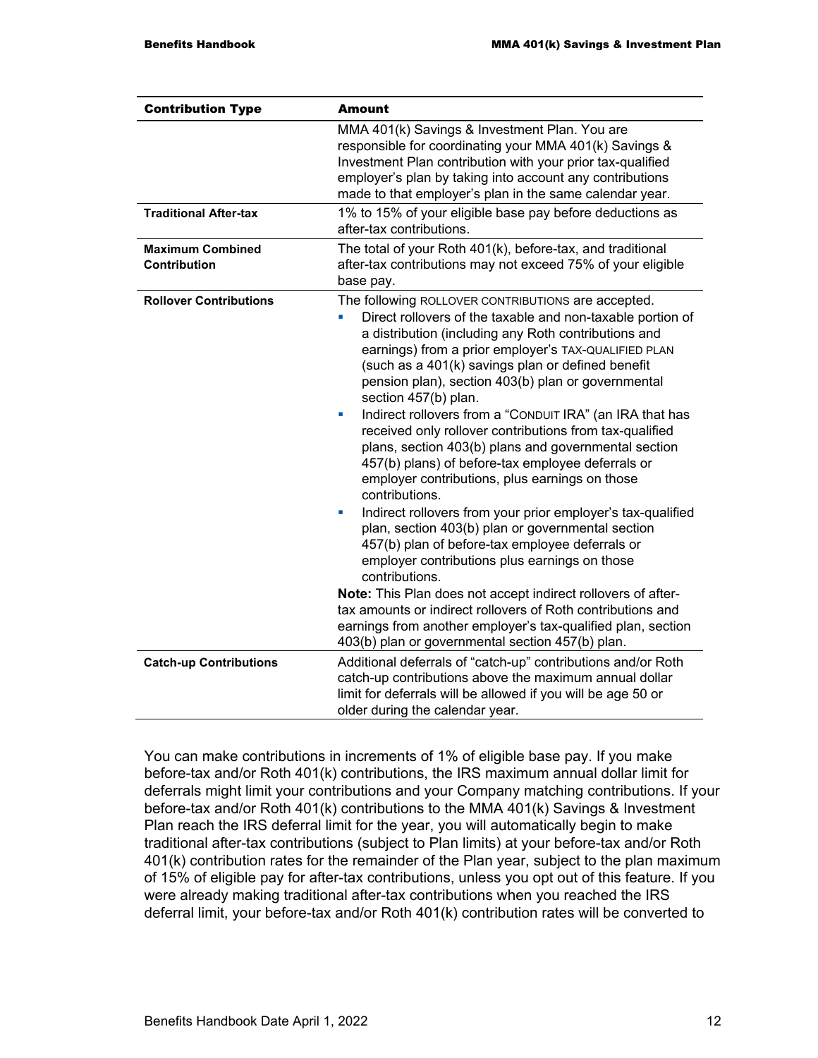| Contribution Type | Amount |
|---|---|
| | MMA 401(k) Savings & Investment Plan. You are responsible for coordinating your MMA 401(k) Savings & Investment Plan contribution with your prior tax-qualified employer's plan by taking into account any contributions made to that employer's plan in the same calendar year. |
| **Traditional After-tax** | 1% to 15% of your eligible base pay before deductions as after-tax contributions. |
| **Maximum Combined Contribution** | The total of your Roth 401(k), before-tax, and traditional after-tax contributions may not exceed 75% of your eligible base pay. |
| **Rollover Contributions** | The following ROLLOVER CONTRIBUTIONS are accepted.<br>▪ Direct rollovers of the taxable and non-taxable portion of a distribution (including any Roth contributions and earnings) from a prior employer's TAX-QUALIFIED PLAN (such as a 401(k) savings plan or defined benefit pension plan), section 403(b) plan or governmental section 457(b) plan.<br>▪ Indirect rollovers from a "CONDUIT IRA" (an IRA that has received only rollover contributions from tax-qualified plans, section 403(b) plans and governmental section 457(b) plans) of before-tax employee deferrals or employer contributions, plus earnings on those contributions.<br>▪ Indirect rollovers from your prior employer's tax-qualified plan, section 403(b) plan or governmental section 457(b) plan of before-tax employee deferrals or employer contributions plus earnings on those contributions.<br>**Note:** This Plan does not accept indirect rollovers of after-tax amounts or indirect rollovers of Roth contributions and earnings from another employer's tax-qualified plan, section 403(b) plan or governmental section 457(b) plan. |
| **Catch-up Contributions** | Additional deferrals of "catch-up" contributions and/or Roth catch-up contributions above the maximum annual dollar limit for deferrals will be allowed if you will be age 50 or older during the calendar year. |

You can make contributions in increments of 1% of eligible base pay. If you make before-tax and/or Roth 401(k) contributions, the IRS maximum annual dollar limit for deferrals might limit your contributions and your Company matching contributions. If your before-tax and/or Roth 401(k) contributions to the MMA 401(k) Savings & Investment Plan reach the IRS deferral limit for the year, you will automatically begin to make traditional after-tax contributions (subject to Plan limits) at your before-tax and/or Roth 401(k) contribution rates for the remainder of the Plan year, subject to the plan maximum of 15% of eligible pay for after-tax contributions, unless you opt out of this feature. If you were already making traditional after-tax contributions when you reached the IRS deferral limit, your before-tax and/or Roth 401(k) contribution rates will be converted to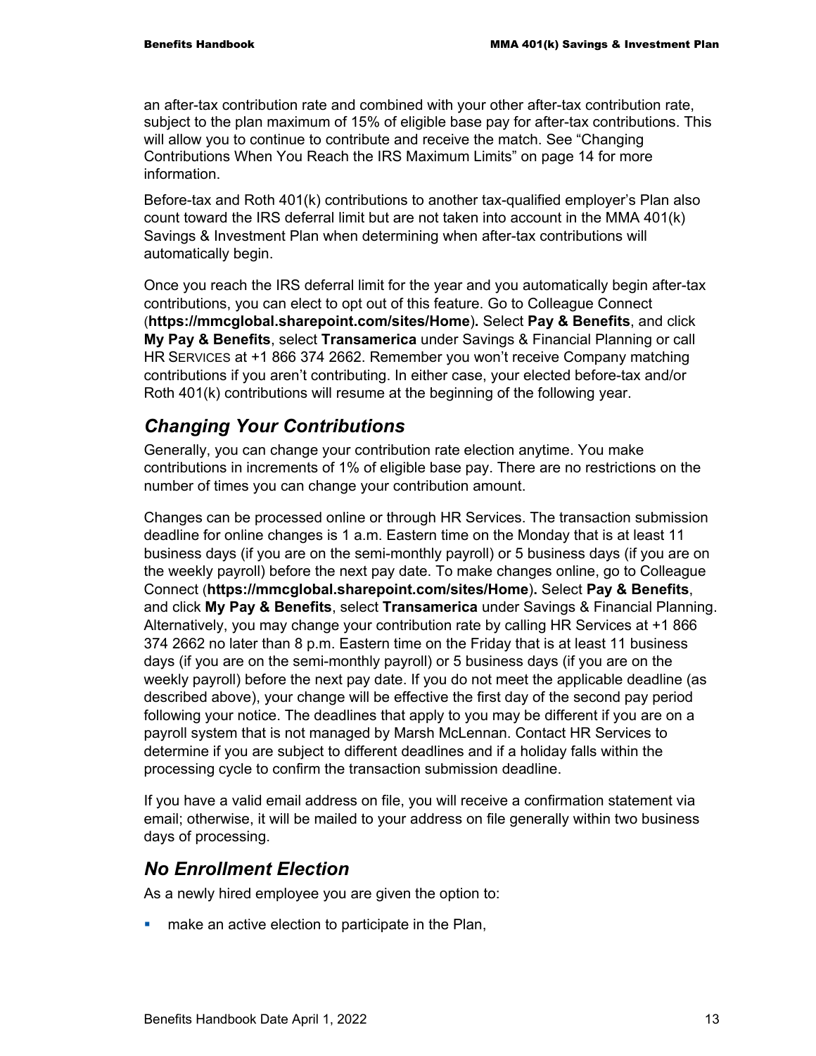an after-tax contribution rate and combined with your other after-tax contribution rate, subject to the plan maximum of 15% of eligible base pay for after-tax contributions. This will allow you to continue to contribute and receive the match. See "Changing Contributions When You Reach the IRS Maximum Limits" on page 14 for more information.

Before-tax and Roth 401(k) contributions to another tax-qualified employer's Plan also count toward the IRS deferral limit but are not taken into account in the MMA 401(k) Savings & Investment Plan when determining when after-tax contributions will automatically begin.

Once you reach the IRS deferral limit for the year and you automatically begin after-tax contributions, you can elect to opt out of this feature. Go to Colleague Connect (**https://mmcglobal.sharepoint.com/sites/Home**). Select **Pay & Benefits**, and click **My Pay & Benefits**, select **Transamerica** under Savings & Financial Planning or call HR SERVICES at +1 866 374 2662. Remember you won't receive Company matching contributions if you aren't contributing. In either case, your elected before-tax and/or Roth 401(k) contributions will resume at the beginning of the following year.

## *Changing Your Contributions*

Generally, you can change your contribution rate election anytime. You make contributions in increments of 1% of eligible base pay. There are no restrictions on the number of times you can change your contribution amount.

Changes can be processed online or through HR Services. The transaction submission deadline for online changes is 1 a.m. Eastern time on the Monday that is at least 11 business days (if you are on the semi-monthly payroll) or 5 business days (if you are on the weekly payroll) before the next pay date. To make changes online, go to Colleague Connect (**https://mmcglobal.sharepoint.com/sites/Home**). Select **Pay & Benefits**, and click **My Pay & Benefits**, select **Transamerica** under Savings & Financial Planning. Alternatively, you may change your contribution rate by calling HR Services at +1 866 374 2662 no later than 8 p.m. Eastern time on the Friday that is at least 11 business days (if you are on the semi-monthly payroll) or 5 business days (if you are on the weekly payroll) before the next pay date. If you do not meet the applicable deadline (as described above), your change will be effective the first day of the second pay period following your notice. The deadlines that apply to you may be different if you are on a payroll system that is not managed by Marsh McLennan. Contact HR Services to determine if you are subject to different deadlines and if a holiday falls within the processing cycle to confirm the transaction submission deadline.

If you have a valid email address on file, you will receive a confirmation statement via email; otherwise, it will be mailed to your address on file generally within two business days of processing.

## *No Enrollment Election*

As a newly hired employee you are given the option to:

- make an active election to participate in the Plan,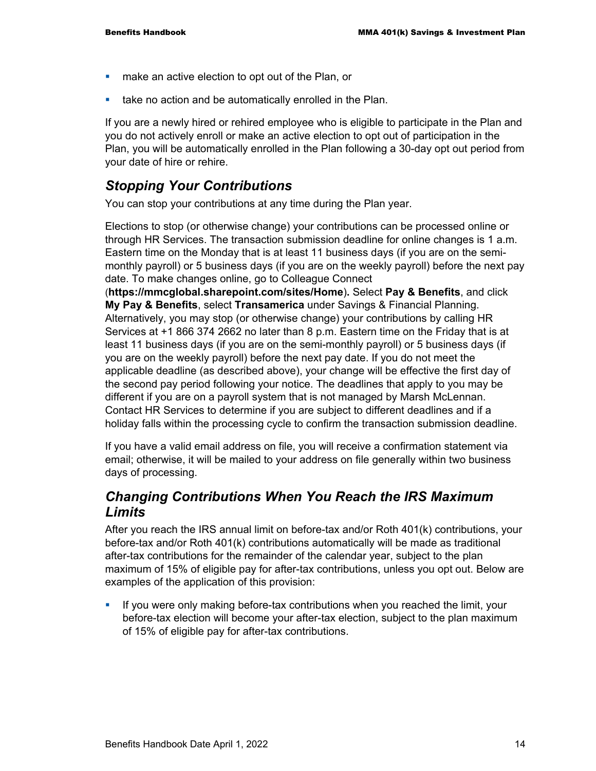- make an active election to opt out of the Plan, or
- take no action and be automatically enrolled in the Plan.

If you are a newly hired or rehired employee who is eligible to participate in the Plan and you do not actively enroll or make an active election to opt out of participation in the Plan, you will be automatically enrolled in the Plan following a 30-day opt out period from your date of hire or rehire.

## *Stopping Your Contributions*

You can stop your contributions at any time during the Plan year.

Elections to stop (or otherwise change) your contributions can be processed online or through HR Services. The transaction submission deadline for online changes is 1 a.m. Eastern time on the Monday that is at least 11 business days (if you are on the semi-monthly payroll) or 5 business days (if you are on the weekly payroll) before the next pay date. To make changes online, go to Colleague Connect (**https://mmcglobal.sharepoint.com/sites/Home**). Select **Pay & Benefits**, and click **My Pay & Benefits**, select **Transamerica** under Savings & Financial Planning. Alternatively, you may stop (or otherwise change) your contributions by calling HR Services at +1 866 374 2662 no later than 8 p.m. Eastern time on the Friday that is at least 11 business days (if you are on the semi-monthly payroll) or 5 business days (if you are on the weekly payroll) before the next pay date. If you do not meet the applicable deadline (as described above), your change will be effective the first day of the second pay period following your notice. The deadlines that apply to you may be different if you are on a payroll system that is not managed by Marsh McLennan. Contact HR Services to determine if you are subject to different deadlines and if a holiday falls within the processing cycle to confirm the transaction submission deadline.

If you have a valid email address on file, you will receive a confirmation statement via email; otherwise, it will be mailed to your address on file generally within two business days of processing.

## *Changing Contributions When You Reach the IRS Maximum Limits*

After you reach the IRS annual limit on before-tax and/or Roth 401(k) contributions, your before-tax and/or Roth 401(k) contributions automatically will be made as traditional after-tax contributions for the remainder of the calendar year, subject to the plan maximum of 15% of eligible pay for after-tax contributions, unless you opt out. Below are examples of the application of this provision:

- If you were only making before-tax contributions when you reached the limit, your before-tax election will become your after-tax election, subject to the plan maximum of 15% of eligible pay for after-tax contributions.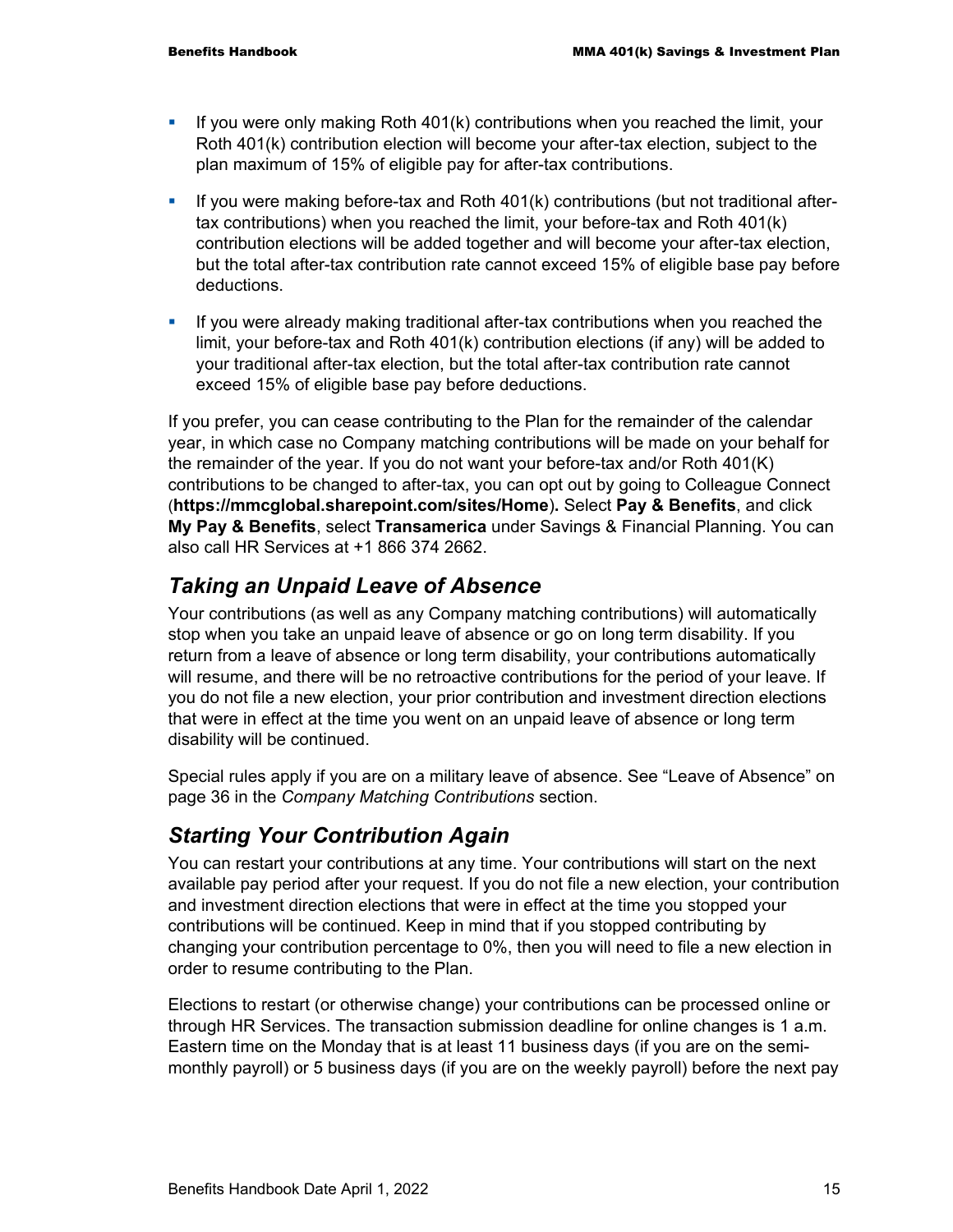- If you were only making Roth 401(k) contributions when you reached the limit, your Roth 401(k) contribution election will become your after-tax election, subject to the plan maximum of 15% of eligible pay for after-tax contributions.
- If you were making before-tax and Roth 401(k) contributions (but not traditional after-tax contributions) when you reached the limit, your before-tax and Roth 401(k) contribution elections will be added together and will become your after-tax election, but the total after-tax contribution rate cannot exceed 15% of eligible base pay before deductions.
- If you were already making traditional after-tax contributions when you reached the limit, your before-tax and Roth 401(k) contribution elections (if any) will be added to your traditional after-tax election, but the total after-tax contribution rate cannot exceed 15% of eligible base pay before deductions.

If you prefer, you can cease contributing to the Plan for the remainder of the calendar year, in which case no Company matching contributions will be made on your behalf for the remainder of the year. If you do not want your before-tax and/or Roth 401(K) contributions to be changed to after-tax, you can opt out by going to Colleague Connect (**https://mmcglobal.sharepoint.com/sites/Home**). Select **Pay & Benefits**, and click **My Pay & Benefits**, select **Transamerica** under Savings & Financial Planning. You can also call HR Services at +1 866 374 2662.

## *Taking an Unpaid Leave of Absence*

Your contributions (as well as any Company matching contributions) will automatically stop when you take an unpaid leave of absence or go on long term disability. If you return from a leave of absence or long term disability, your contributions automatically will resume, and there will be no retroactive contributions for the period of your leave. If you do not file a new election, your prior contribution and investment direction elections that were in effect at the time you went on an unpaid leave of absence or long term disability will be continued.

Special rules apply if you are on a military leave of absence. See "Leave of Absence" on page 36 in the *Company Matching Contributions* section.

## *Starting Your Contribution Again*

You can restart your contributions at any time. Your contributions will start on the next available pay period after your request. If you do not file a new election, your contribution and investment direction elections that were in effect at the time you stopped your contributions will be continued. Keep in mind that if you stopped contributing by changing your contribution percentage to 0%, then you will need to file a new election in order to resume contributing to the Plan.

Elections to restart (or otherwise change) your contributions can be processed online or through HR Services. The transaction submission deadline for online changes is 1 a.m. Eastern time on the Monday that is at least 11 business days (if you are on the semi-monthly payroll) or 5 business days (if you are on the weekly payroll) before the next pay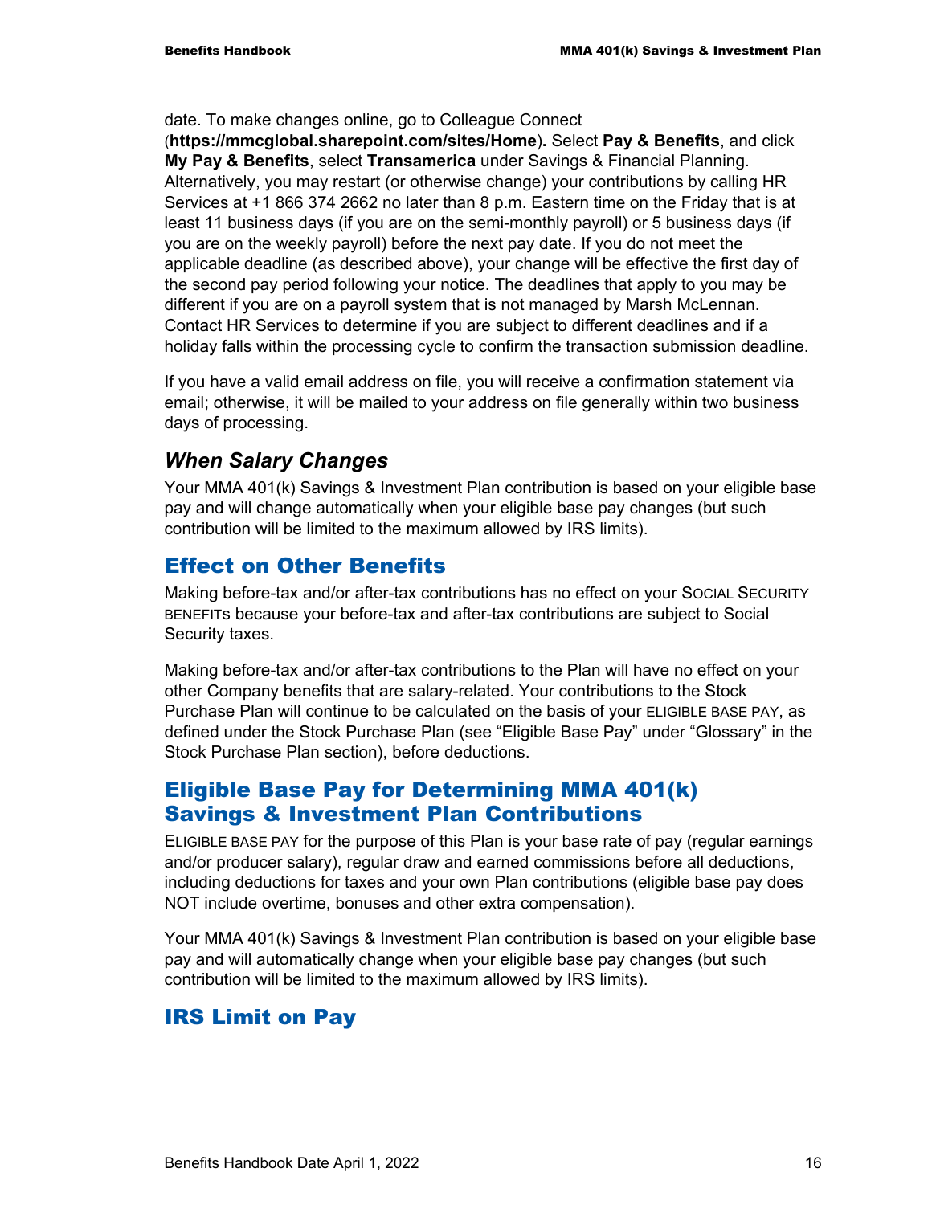date. To make changes online, go to Colleague Connect (**https://mmcglobal.sharepoint.com/sites/Home**). Select **Pay & Benefits**, and click **My Pay & Benefits**, select **Transamerica** under Savings & Financial Planning. Alternatively, you may restart (or otherwise change) your contributions by calling HR Services at +1 866 374 2662 no later than 8 p.m. Eastern time on the Friday that is at least 11 business days (if you are on the semi-monthly payroll) or 5 business days (if you are on the weekly payroll) before the next pay date. If you do not meet the applicable deadline (as described above), your change will be effective the first day of the second pay period following your notice. The deadlines that apply to you may be different if you are on a payroll system that is not managed by Marsh McLennan. Contact HR Services to determine if you are subject to different deadlines and if a holiday falls within the processing cycle to confirm the transaction submission deadline.

If you have a valid email address on file, you will receive a confirmation statement via email; otherwise, it will be mailed to your address on file generally within two business days of processing.

### *When Salary Changes*

Your MMA 401(k) Savings & Investment Plan contribution is based on your eligible base pay and will change automatically when your eligible base pay changes (but such contribution will be limited to the maximum allowed by IRS limits).

## Effect on Other Benefits

Making before-tax and/or after-tax contributions has no effect on your SOCIAL SECURITY BENEFITs because your before-tax and after-tax contributions are subject to Social Security taxes.

Making before-tax and/or after-tax contributions to the Plan will have no effect on your other Company benefits that are salary-related. Your contributions to the Stock Purchase Plan will continue to be calculated on the basis of your ELIGIBLE BASE PAY, as defined under the Stock Purchase Plan (see "Eligible Base Pay" under "Glossary" in the Stock Purchase Plan section), before deductions.

## Eligible Base Pay for Determining MMA 401(k) Savings & Investment Plan Contributions

ELIGIBLE BASE PAY for the purpose of this Plan is your base rate of pay (regular earnings and/or producer salary), regular draw and earned commissions before all deductions, including deductions for taxes and your own Plan contributions (eligible base pay does NOT include overtime, bonuses and other extra compensation).

Your MMA 401(k) Savings & Investment Plan contribution is based on your eligible base pay and will automatically change when your eligible base pay changes (but such contribution will be limited to the maximum allowed by IRS limits).

## IRS Limit on Pay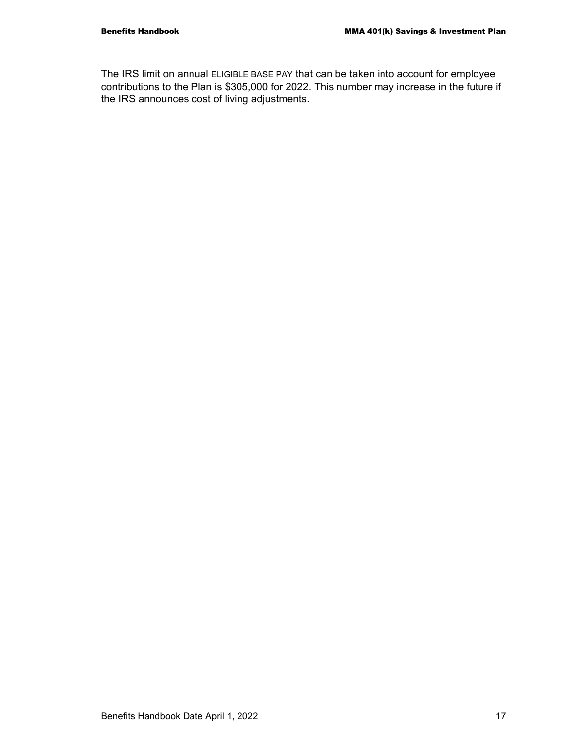The IRS limit on annual ELIGIBLE BASE PAY that can be taken into account for employee contributions to the Plan is $305,000 for 2022. This number may increase in the future if the IRS announces cost of living adjustments.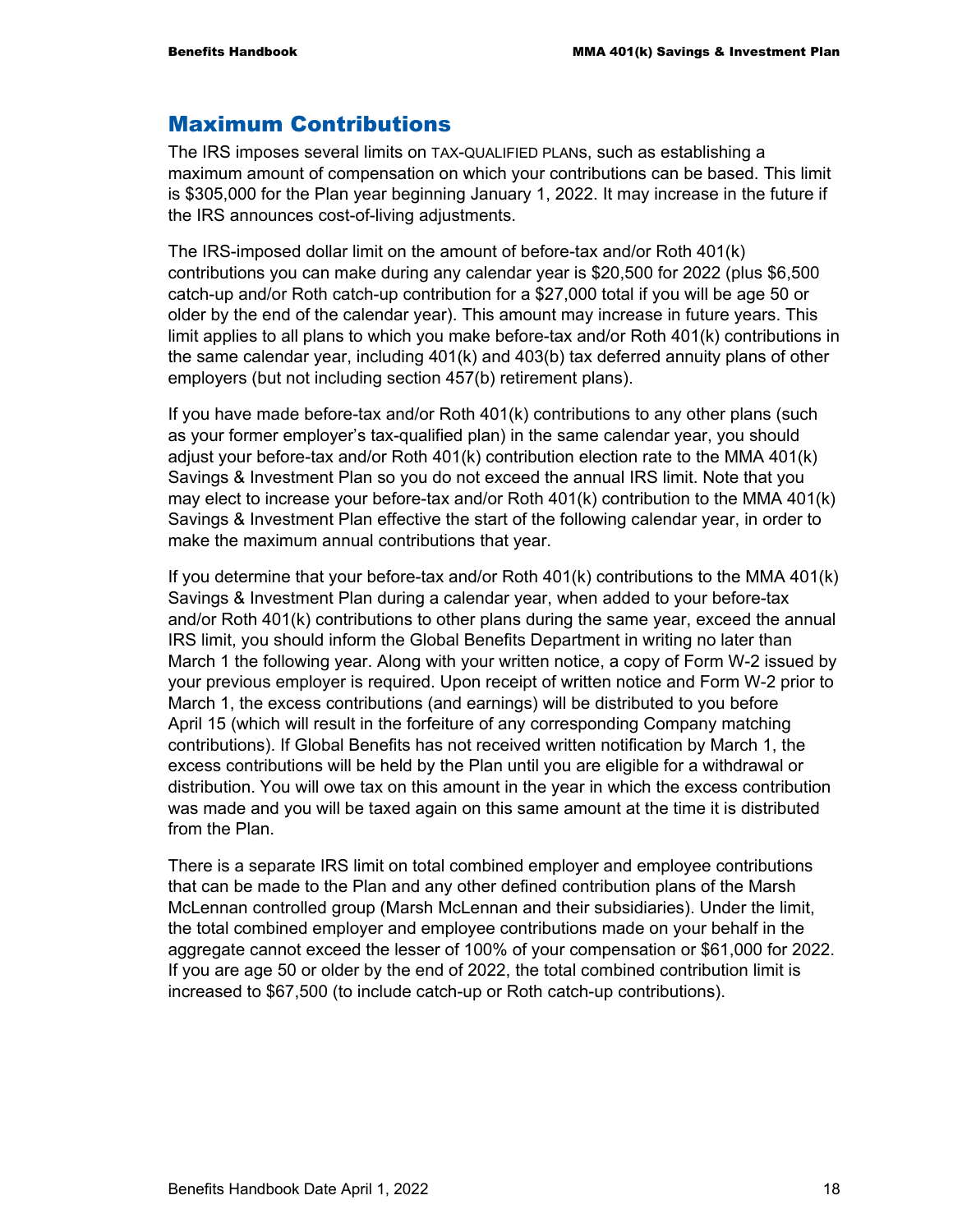## Maximum Contributions

The IRS imposes several limits on TAX-QUALIFIED PLANs, such as establishing a maximum amount of compensation on which your contributions can be based. This limit is $305,000 for the Plan year beginning January 1, 2022. It may increase in the future if the IRS announces cost-of-living adjustments.

The IRS-imposed dollar limit on the amount of before-tax and/or Roth 401(k) contributions you can make during any calendar year is $20,500 for 2022 (plus $6,500 catch-up and/or Roth catch-up contribution for a $27,000 total if you will be age 50 or older by the end of the calendar year). This amount may increase in future years. This limit applies to all plans to which you make before-tax and/or Roth 401(k) contributions in the same calendar year, including 401(k) and 403(b) tax deferred annuity plans of other employers (but not including section 457(b) retirement plans).

If you have made before-tax and/or Roth 401(k) contributions to any other plans (such as your former employer's tax-qualified plan) in the same calendar year, you should adjust your before-tax and/or Roth 401(k) contribution election rate to the MMA 401(k) Savings & Investment Plan so you do not exceed the annual IRS limit. Note that you may elect to increase your before-tax and/or Roth 401(k) contribution to the MMA 401(k) Savings & Investment Plan effective the start of the following calendar year, in order to make the maximum annual contributions that year.

If you determine that your before-tax and/or Roth 401(k) contributions to the MMA 401(k) Savings & Investment Plan during a calendar year, when added to your before-tax and/or Roth 401(k) contributions to other plans during the same year, exceed the annual IRS limit, you should inform the Global Benefits Department in writing no later than March 1 the following year. Along with your written notice, a copy of Form W-2 issued by your previous employer is required. Upon receipt of written notice and Form W-2 prior to March 1, the excess contributions (and earnings) will be distributed to you before April 15 (which will result in the forfeiture of any corresponding Company matching contributions). If Global Benefits has not received written notification by March 1, the excess contributions will be held by the Plan until you are eligible for a withdrawal or distribution. You will owe tax on this amount in the year in which the excess contribution was made and you will be taxed again on this same amount at the time it is distributed from the Plan.

There is a separate IRS limit on total combined employer and employee contributions that can be made to the Plan and any other defined contribution plans of the Marsh McLennan controlled group (Marsh McLennan and their subsidiaries). Under the limit, the total combined employer and employee contributions made on your behalf in the aggregate cannot exceed the lesser of 100% of your compensation or $61,000 for 2022. If you are age 50 or older by the end of 2022, the total combined contribution limit is increased to $67,500 (to include catch-up or Roth catch-up contributions).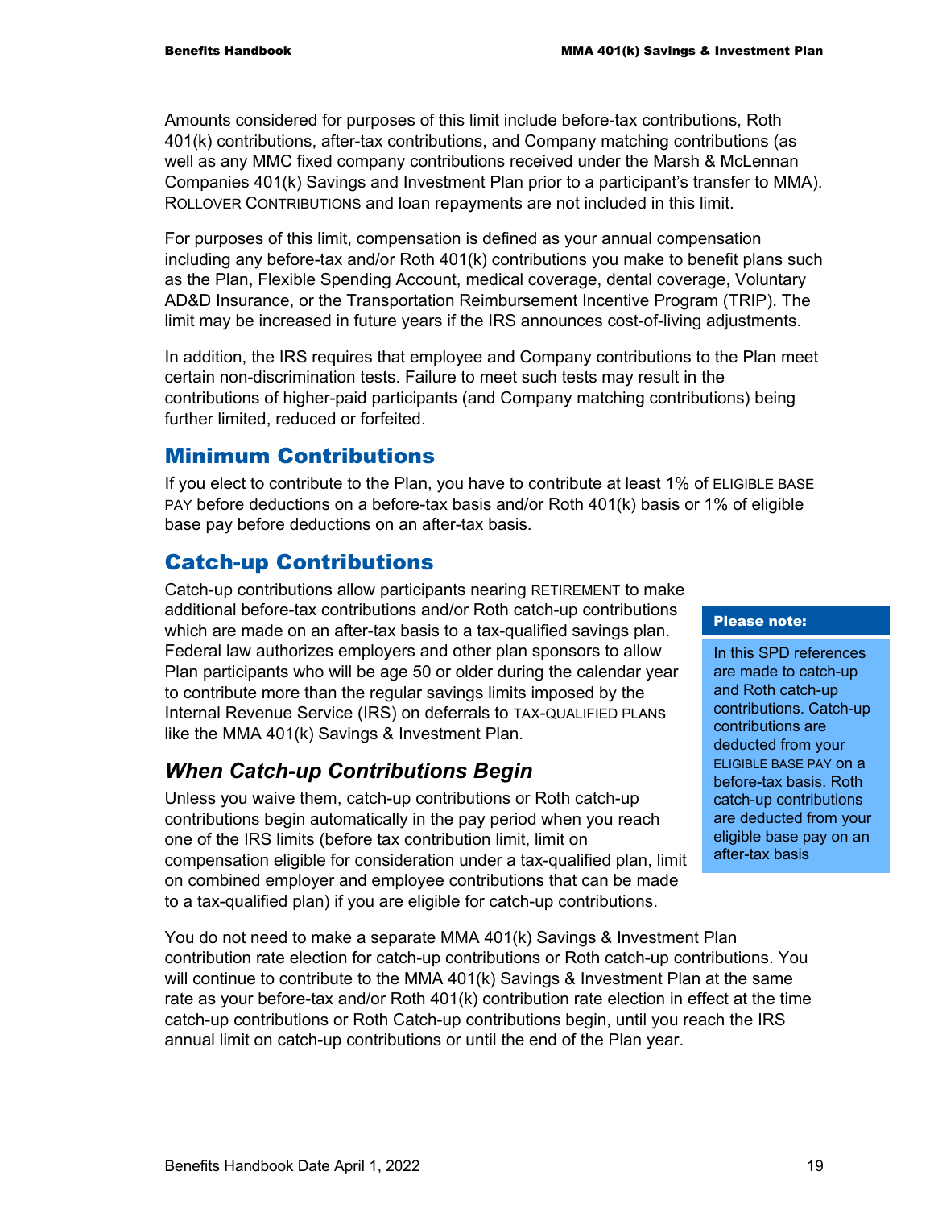Amounts considered for purposes of this limit include before-tax contributions, Roth 401(k) contributions, after-tax contributions, and Company matching contributions (as well as any MMC fixed company contributions received under the Marsh & McLennan Companies 401(k) Savings and Investment Plan prior to a participant's transfer to MMA). ROLLOVER CONTRIBUTIONS and loan repayments are not included in this limit.

For purposes of this limit, compensation is defined as your annual compensation including any before-tax and/or Roth 401(k) contributions you make to benefit plans such as the Plan, Flexible Spending Account, medical coverage, dental coverage, Voluntary AD&D Insurance, or the Transportation Reimbursement Incentive Program (TRIP). The limit may be increased in future years if the IRS announces cost-of-living adjustments.

In addition, the IRS requires that employee and Company contributions to the Plan meet certain non-discrimination tests. Failure to meet such tests may result in the contributions of higher-paid participants (and Company matching contributions) being further limited, reduced or forfeited.

## Minimum Contributions

If you elect to contribute to the Plan, you have to contribute at least 1% of ELIGIBLE BASE PAY before deductions on a before-tax basis and/or Roth 401(k) basis or 1% of eligible base pay before deductions on an after-tax basis.

## Catch-up Contributions

Catch-up contributions allow participants nearing RETIREMENT to make additional before-tax contributions and/or Roth catch-up contributions which are made on an after-tax basis to a tax-qualified savings plan. Federal law authorizes employers and other plan sponsors to allow Plan participants who will be age 50 or older during the calendar year to contribute more than the regular savings limits imposed by the Internal Revenue Service (IRS) on deferrals to TAX-QUALIFIED PLANS like the MMA 401(k) Savings & Investment Plan.

**Please note:**

In this SPD references are made to catch-up and Roth catch-up contributions. Catch-up contributions are deducted from your ELIGIBLE BASE PAY on a before-tax basis. Roth catch-up contributions are deducted from your eligible base pay on an after-tax basis

### *When Catch-up Contributions Begin*

Unless you waive them, catch-up contributions or Roth catch-up contributions begin automatically in the pay period when you reach one of the IRS limits (before tax contribution limit, limit on compensation eligible for consideration under a tax-qualified plan, limit on combined employer and employee contributions that can be made to a tax-qualified plan) if you are eligible for catch-up contributions.

You do not need to make a separate MMA 401(k) Savings & Investment Plan contribution rate election for catch-up contributions or Roth catch-up contributions. You will continue to contribute to the MMA 401(k) Savings & Investment Plan at the same rate as your before-tax and/or Roth 401(k) contribution rate election in effect at the time catch-up contributions or Roth Catch-up contributions begin, until you reach the IRS annual limit on catch-up contributions or until the end of the Plan year.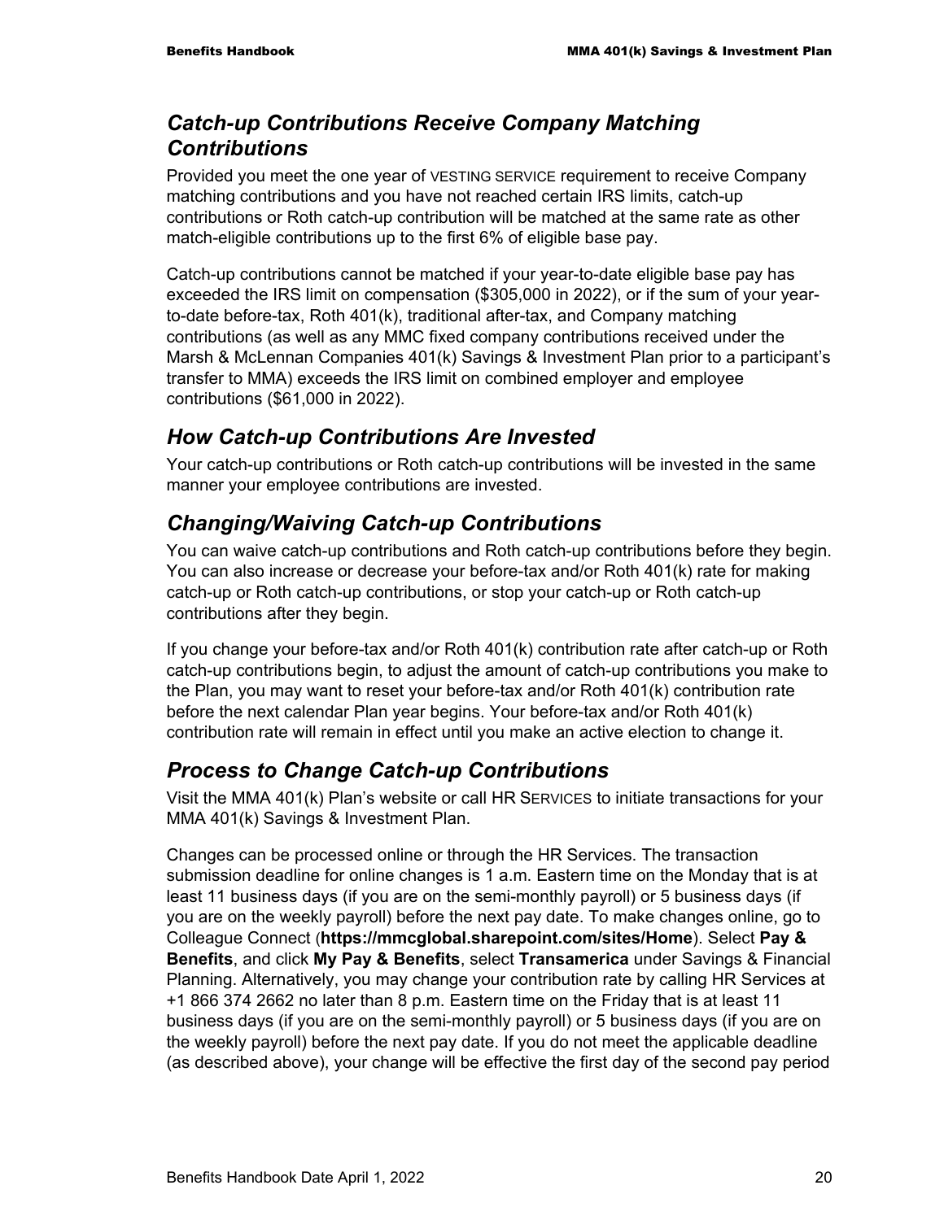## *Catch-up Contributions Receive Company Matching Contributions*

Provided you meet the one year of VESTING SERVICE requirement to receive Company matching contributions and you have not reached certain IRS limits, catch-up contributions or Roth catch-up contribution will be matched at the same rate as other match-eligible contributions up to the first 6% of eligible base pay.

Catch-up contributions cannot be matched if your year-to-date eligible base pay has exceeded the IRS limit on compensation ($305,000 in 2022), or if the sum of your year-to-date before-tax, Roth 401(k), traditional after-tax, and Company matching contributions (as well as any MMC fixed company contributions received under the Marsh & McLennan Companies 401(k) Savings & Investment Plan prior to a participant's transfer to MMA) exceeds the IRS limit on combined employer and employee contributions ($61,000 in 2022).

## *How Catch-up Contributions Are Invested*

Your catch-up contributions or Roth catch-up contributions will be invested in the same manner your employee contributions are invested.

## *Changing/Waiving Catch-up Contributions*

You can waive catch-up contributions and Roth catch-up contributions before they begin. You can also increase or decrease your before-tax and/or Roth 401(k) rate for making catch-up or Roth catch-up contributions, or stop your catch-up or Roth catch-up contributions after they begin.

If you change your before-tax and/or Roth 401(k) contribution rate after catch-up or Roth catch-up contributions begin, to adjust the amount of catch-up contributions you make to the Plan, you may want to reset your before-tax and/or Roth 401(k) contribution rate before the next calendar Plan year begins. Your before-tax and/or Roth 401(k) contribution rate will remain in effect until you make an active election to change it.

## *Process to Change Catch-up Contributions*

Visit the MMA 401(k) Plan's website or call HR SERVICES to initiate transactions for your MMA 401(k) Savings & Investment Plan.

Changes can be processed online or through the HR Services. The transaction submission deadline for online changes is 1 a.m. Eastern time on the Monday that is at least 11 business days (if you are on the semi-monthly payroll) or 5 business days (if you are on the weekly payroll) before the next pay date. To make changes online, go to Colleague Connect (**https://mmcglobal.sharepoint.com/sites/Home**). Select **Pay & Benefits**, and click **My Pay & Benefits**, select **Transamerica** under Savings & Financial Planning. Alternatively, you may change your contribution rate by calling HR Services at +1 866 374 2662 no later than 8 p.m. Eastern time on the Friday that is at least 11 business days (if you are on the semi-monthly payroll) or 5 business days (if you are on the weekly payroll) before the next pay date. If you do not meet the applicable deadline (as described above), your change will be effective the first day of the second pay period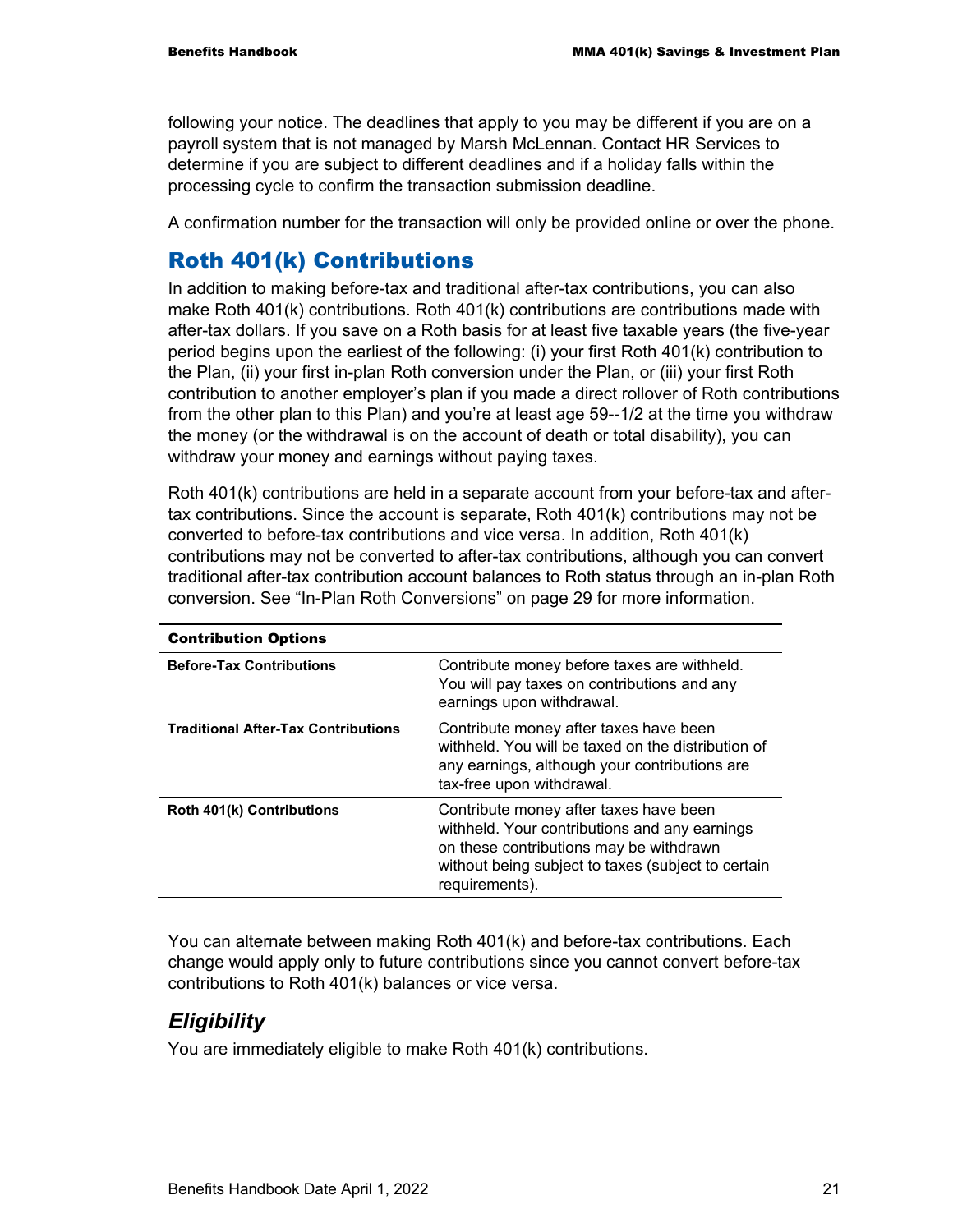following your notice. The deadlines that apply to you may be different if you are on a payroll system that is not managed by Marsh McLennan. Contact HR Services to determine if you are subject to different deadlines and if a holiday falls within the processing cycle to confirm the transaction submission deadline.

A confirmation number for the transaction will only be provided online or over the phone.

## Roth 401(k) Contributions

In addition to making before-tax and traditional after-tax contributions, you can also make Roth 401(k) contributions. Roth 401(k) contributions are contributions made with after-tax dollars. If you save on a Roth basis for at least five taxable years (the five-year period begins upon the earliest of the following: (i) your first Roth 401(k) contribution to the Plan, (ii) your first in-plan Roth conversion under the Plan, or (iii) your first Roth contribution to another employer's plan if you made a direct rollover of Roth contributions from the other plan to this Plan) and you're at least age 59--1/2 at the time you withdraw the money (or the withdrawal is on the account of death or total disability), you can withdraw your money and earnings without paying taxes.

Roth 401(k) contributions are held in a separate account from your before-tax and after-tax contributions. Since the account is separate, Roth 401(k) contributions may not be converted to before-tax contributions and vice versa. In addition, Roth 401(k) contributions may not be converted to after-tax contributions, although you can convert traditional after-tax contribution account balances to Roth status through an in-plan Roth conversion. See "In-Plan Roth Conversions" on page 29 for more information.

| Contribution Options | |
|---|---|
| **Before-Tax Contributions** | Contribute money before taxes are withheld. You will pay taxes on contributions and any earnings upon withdrawal. |
| **Traditional After-Tax Contributions** | Contribute money after taxes have been withheld. You will be taxed on the distribution of any earnings, although your contributions are tax-free upon withdrawal. |
| **Roth 401(k) Contributions** | Contribute money after taxes have been withheld. Your contributions and any earnings on these contributions may be withdrawn without being subject to taxes (subject to certain requirements). |

You can alternate between making Roth 401(k) and before-tax contributions. Each change would apply only to future contributions since you cannot convert before-tax contributions to Roth 401(k) balances or vice versa.

### *Eligibility*

You are immediately eligible to make Roth 401(k) contributions.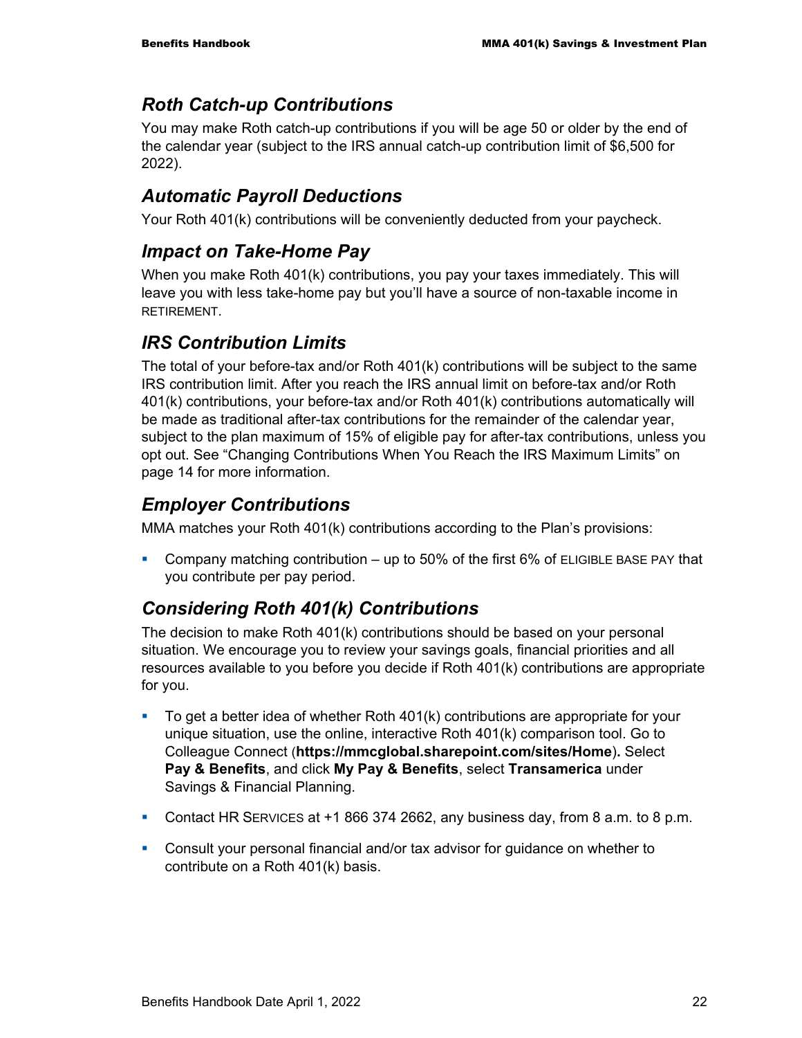## *Roth Catch-up Contributions*

You may make Roth catch-up contributions if you will be age 50 or older by the end of the calendar year (subject to the IRS annual catch-up contribution limit of $6,500 for 2022).

## *Automatic Payroll Deductions*

Your Roth 401(k) contributions will be conveniently deducted from your paycheck.

## *Impact on Take-Home Pay*

When you make Roth 401(k) contributions, you pay your taxes immediately. This will leave you with less take-home pay but you'll have a source of non-taxable income in RETIREMENT.

## *IRS Contribution Limits*

The total of your before-tax and/or Roth 401(k) contributions will be subject to the same IRS contribution limit. After you reach the IRS annual limit on before-tax and/or Roth 401(k) contributions, your before-tax and/or Roth 401(k) contributions automatically will be made as traditional after-tax contributions for the remainder of the calendar year, subject to the plan maximum of 15% of eligible pay for after-tax contributions, unless you opt out. See "Changing Contributions When You Reach the IRS Maximum Limits" on page 14 for more information.

## *Employer Contributions*

MMA matches your Roth 401(k) contributions according to the Plan's provisions:

- Company matching contribution – up to 50% of the first 6% of ELIGIBLE BASE PAY that you contribute per pay period.

## *Considering Roth 401(k) Contributions*

The decision to make Roth 401(k) contributions should be based on your personal situation. We encourage you to review your savings goals, financial priorities and all resources available to you before you decide if Roth 401(k) contributions are appropriate for you.

- To get a better idea of whether Roth 401(k) contributions are appropriate for your unique situation, use the online, interactive Roth 401(k) comparison tool. Go to Colleague Connect (**https://mmcglobal.sharepoint.com/sites/Home**). Select **Pay & Benefits**, and click **My Pay & Benefits**, select **Transamerica** under Savings & Financial Planning.
- Contact HR SERVICES at +1 866 374 2662, any business day, from 8 a.m. to 8 p.m.
- Consult your personal financial and/or tax advisor for guidance on whether to contribute on a Roth 401(k) basis.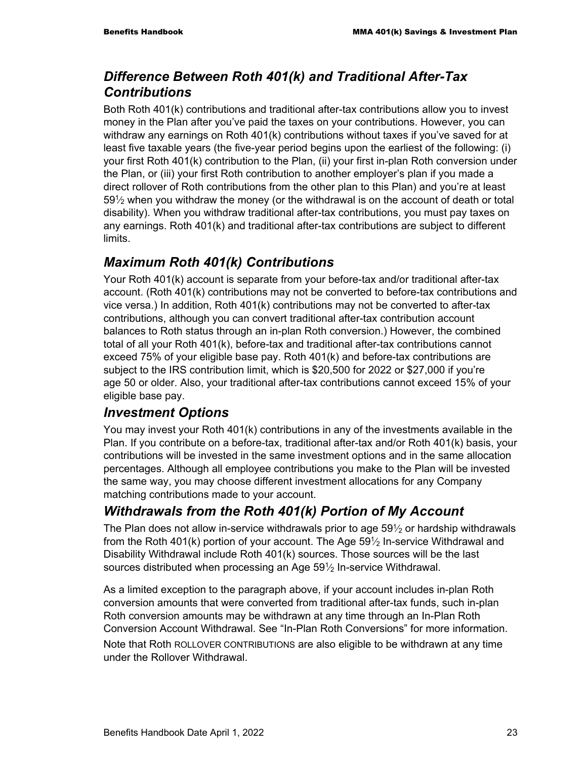## *Difference Between Roth 401(k) and Traditional After-Tax Contributions*

Both Roth 401(k) contributions and traditional after-tax contributions allow you to invest money in the Plan after you've paid the taxes on your contributions. However, you can withdraw any earnings on Roth 401(k) contributions without taxes if you've saved for at least five taxable years (the five-year period begins upon the earliest of the following: (i) your first Roth 401(k) contribution to the Plan, (ii) your first in-plan Roth conversion under the Plan, or (iii) your first Roth contribution to another employer's plan if you made a direct rollover of Roth contributions from the other plan to this Plan) and you're at least 59½ when you withdraw the money (or the withdrawal is on the account of death or total disability). When you withdraw traditional after-tax contributions, you must pay taxes on any earnings. Roth 401(k) and traditional after-tax contributions are subject to different limits.

## *Maximum Roth 401(k) Contributions*

Your Roth 401(k) account is separate from your before-tax and/or traditional after-tax account. (Roth 401(k) contributions may not be converted to before-tax contributions and vice versa.) In addition, Roth 401(k) contributions may not be converted to after-tax contributions, although you can convert traditional after-tax contribution account balances to Roth status through an in-plan Roth conversion.) However, the combined total of all your Roth 401(k), before-tax and traditional after-tax contributions cannot exceed 75% of your eligible base pay. Roth 401(k) and before-tax contributions are subject to the IRS contribution limit, which is $20,500 for 2022 or $27,000 if you're age 50 or older. Also, your traditional after-tax contributions cannot exceed 15% of your eligible base pay.

## *Investment Options*

You may invest your Roth 401(k) contributions in any of the investments available in the Plan. If you contribute on a before-tax, traditional after-tax and/or Roth 401(k) basis, your contributions will be invested in the same investment options and in the same allocation percentages. Although all employee contributions you make to the Plan will be invested the same way, you may choose different investment allocations for any Company matching contributions made to your account.

## *Withdrawals from the Roth 401(k) Portion of My Account*

The Plan does not allow in-service withdrawals prior to age 59½ or hardship withdrawals from the Roth 401(k) portion of your account. The Age 59½ In-service Withdrawal and Disability Withdrawal include Roth 401(k) sources. Those sources will be the last sources distributed when processing an Age 59½ In-service Withdrawal.

As a limited exception to the paragraph above, if your account includes in-plan Roth conversion amounts that were converted from traditional after-tax funds, such in-plan Roth conversion amounts may be withdrawn at any time through an In-Plan Roth Conversion Account Withdrawal. See "In-Plan Roth Conversions" for more information.

Note that Roth ROLLOVER CONTRIBUTIONS are also eligible to be withdrawn at any time under the Rollover Withdrawal.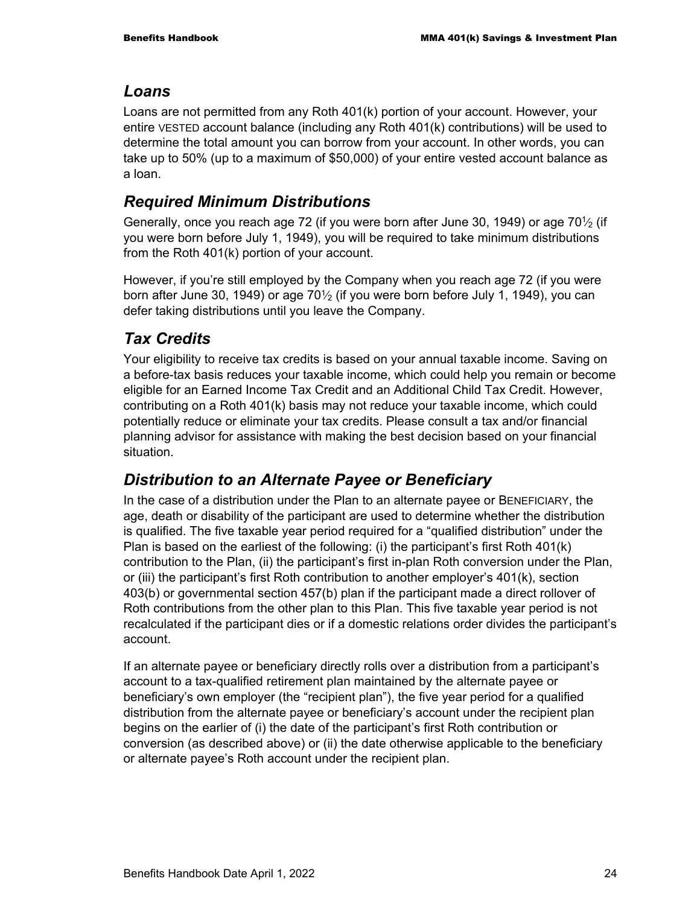## *Loans*

Loans are not permitted from any Roth 401(k) portion of your account. However, your entire VESTED account balance (including any Roth 401(k) contributions) will be used to determine the total amount you can borrow from your account. In other words, you can take up to 50% (up to a maximum of $50,000) of your entire vested account balance as a loan.

## *Required Minimum Distributions*

Generally, once you reach age 72 (if you were born after June 30, 1949) or age 70½ (if you were born before July 1, 1949), you will be required to take minimum distributions from the Roth 401(k) portion of your account.

However, if you're still employed by the Company when you reach age 72 (if you were born after June 30, 1949) or age 70½ (if you were born before July 1, 1949), you can defer taking distributions until you leave the Company.

## *Tax Credits*

Your eligibility to receive tax credits is based on your annual taxable income. Saving on a before-tax basis reduces your taxable income, which could help you remain or become eligible for an Earned Income Tax Credit and an Additional Child Tax Credit. However, contributing on a Roth 401(k) basis may not reduce your taxable income, which could potentially reduce or eliminate your tax credits. Please consult a tax and/or financial planning advisor for assistance with making the best decision based on your financial situation.

## *Distribution to an Alternate Payee or Beneficiary*

In the case of a distribution under the Plan to an alternate payee or BENEFICIARY, the age, death or disability of the participant are used to determine whether the distribution is qualified. The five taxable year period required for a "qualified distribution" under the Plan is based on the earliest of the following: (i) the participant's first Roth 401(k) contribution to the Plan, (ii) the participant's first in-plan Roth conversion under the Plan, or (iii) the participant's first Roth contribution to another employer's 401(k), section 403(b) or governmental section 457(b) plan if the participant made a direct rollover of Roth contributions from the other plan to this Plan. This five taxable year period is not recalculated if the participant dies or if a domestic relations order divides the participant's account.

If an alternate payee or beneficiary directly rolls over a distribution from a participant's account to a tax-qualified retirement plan maintained by the alternate payee or beneficiary's own employer (the "recipient plan"), the five year period for a qualified distribution from the alternate payee or beneficiary's account under the recipient plan begins on the earlier of (i) the date of the participant's first Roth contribution or conversion (as described above) or (ii) the date otherwise applicable to the beneficiary or alternate payee's Roth account under the recipient plan.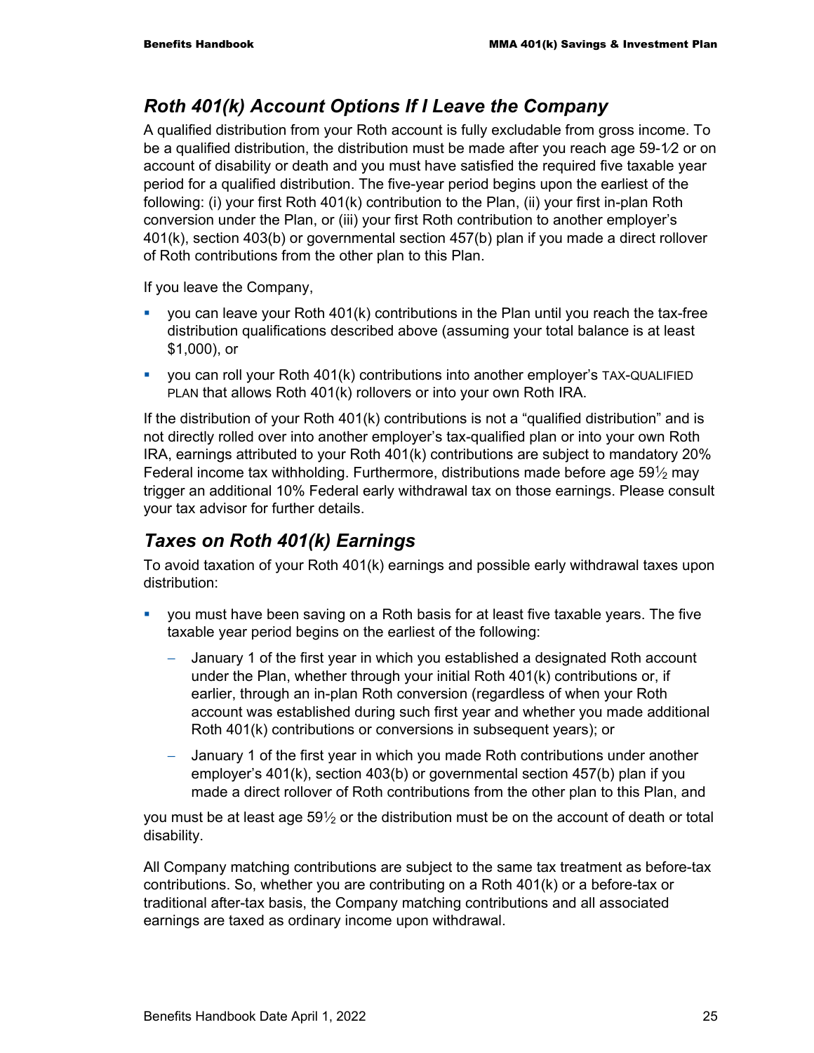## *Roth 401(k) Account Options If I Leave the Company*

A qualified distribution from your Roth account is fully excludable from gross income. To be a qualified distribution, the distribution must be made after you reach age 59-1⁄2 or on account of disability or death and you must have satisfied the required five taxable year period for a qualified distribution. The five-year period begins upon the earliest of the following: (i) your first Roth 401(k) contribution to the Plan, (ii) your first in-plan Roth conversion under the Plan, or (iii) your first Roth contribution to another employer's 401(k), section 403(b) or governmental section 457(b) plan if you made a direct rollover of Roth contributions from the other plan to this Plan.

If you leave the Company,

- you can leave your Roth 401(k) contributions in the Plan until you reach the tax-free distribution qualifications described above (assuming your total balance is at least $1,000), or
- you can roll your Roth 401(k) contributions into another employer's TAX-QUALIFIED PLAN that allows Roth 401(k) rollovers or into your own Roth IRA.

If the distribution of your Roth 401(k) contributions is not a "qualified distribution" and is not directly rolled over into another employer's tax-qualified plan or into your own Roth IRA, earnings attributed to your Roth 401(k) contributions are subject to mandatory 20% Federal income tax withholding. Furthermore, distributions made before age 59½ may trigger an additional 10% Federal early withdrawal tax on those earnings. Please consult your tax advisor for further details.

## *Taxes on Roth 401(k) Earnings*

To avoid taxation of your Roth 401(k) earnings and possible early withdrawal taxes upon distribution:

- you must have been saving on a Roth basis for at least five taxable years. The five taxable year period begins on the earliest of the following:
  - January 1 of the first year in which you established a designated Roth account under the Plan, whether through your initial Roth 401(k) contributions or, if earlier, through an in-plan Roth conversion (regardless of when your Roth account was established during such first year and whether you made additional Roth 401(k) contributions or conversions in subsequent years); or
  - January 1 of the first year in which you made Roth contributions under another employer's 401(k), section 403(b) or governmental section 457(b) plan if you made a direct rollover of Roth contributions from the other plan to this Plan, and

you must be at least age 59½ or the distribution must be on the account of death or total disability.

All Company matching contributions are subject to the same tax treatment as before-tax contributions. So, whether you are contributing on a Roth 401(k) or a before-tax or traditional after-tax basis, the Company matching contributions and all associated earnings are taxed as ordinary income upon withdrawal.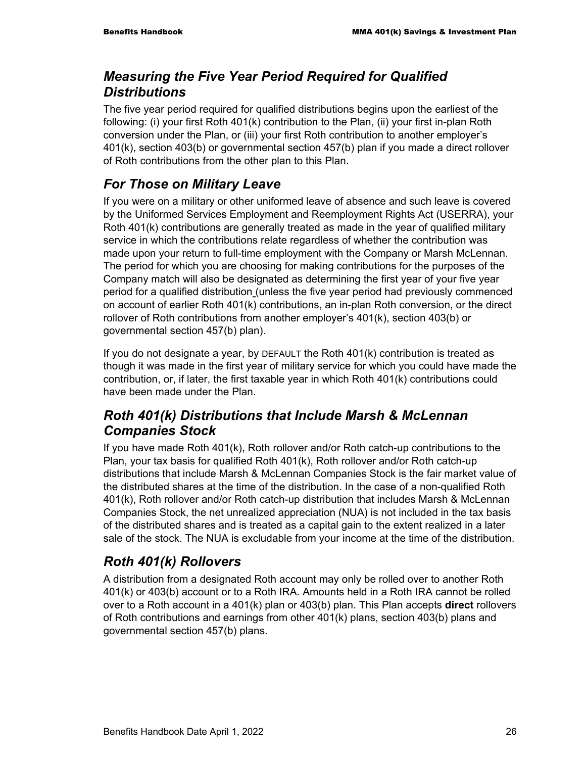## *Measuring the Five Year Period Required for Qualified Distributions*

The five year period required for qualified distributions begins upon the earliest of the following: (i) your first Roth 401(k) contribution to the Plan, (ii) your first in-plan Roth conversion under the Plan, or (iii) your first Roth contribution to another employer's 401(k), section 403(b) or governmental section 457(b) plan if you made a direct rollover of Roth contributions from the other plan to this Plan.

## *For Those on Military Leave*

If you were on a military or other uniformed leave of absence and such leave is covered by the Uniformed Services Employment and Reemployment Rights Act (USERRA), your Roth 401(k) contributions are generally treated as made in the year of qualified military service in which the contributions relate regardless of whether the contribution was made upon your return to full-time employment with the Company or Marsh McLennan. The period for which you are choosing for making contributions for the purposes of the Company match will also be designated as determining the first year of your five year period for a qualified distribution (unless the five year period had previously commenced on account of earlier Roth 401(k) contributions, an in-plan Roth conversion, or the direct rollover of Roth contributions from another employer's 401(k), section 403(b) or governmental section 457(b) plan).

If you do not designate a year, by DEFAULT the Roth 401(k) contribution is treated as though it was made in the first year of military service for which you could have made the contribution, or, if later, the first taxable year in which Roth 401(k) contributions could have been made under the Plan.

## *Roth 401(k) Distributions that Include Marsh & McLennan Companies Stock*

If you have made Roth 401(k), Roth rollover and/or Roth catch-up contributions to the Plan, your tax basis for qualified Roth 401(k), Roth rollover and/or Roth catch-up distributions that include Marsh & McLennan Companies Stock is the fair market value of the distributed shares at the time of the distribution. In the case of a non-qualified Roth 401(k), Roth rollover and/or Roth catch-up distribution that includes Marsh & McLennan Companies Stock, the net unrealized appreciation (NUA) is not included in the tax basis of the distributed shares and is treated as a capital gain to the extent realized in a later sale of the stock. The NUA is excludable from your income at the time of the distribution.

## *Roth 401(k) Rollovers*

A distribution from a designated Roth account may only be rolled over to another Roth 401(k) or 403(b) account or to a Roth IRA. Amounts held in a Roth IRA cannot be rolled over to a Roth account in a 401(k) plan or 403(b) plan. This Plan accepts **direct** rollovers of Roth contributions and earnings from other 401(k) plans, section 403(b) plans and governmental section 457(b) plans.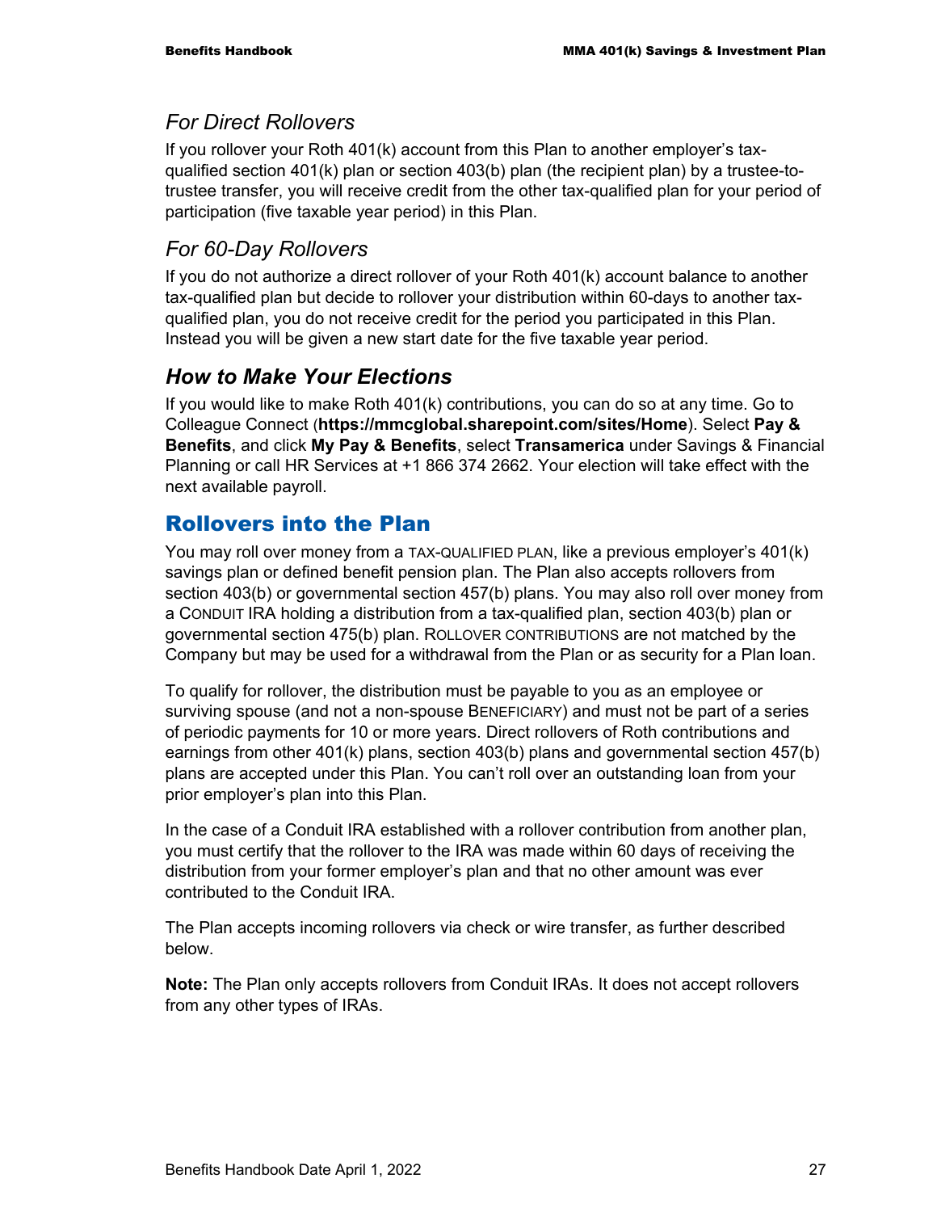### *For Direct Rollovers*

If you rollover your Roth 401(k) account from this Plan to another employer's tax-qualified section 401(k) plan or section 403(b) plan (the recipient plan) by a trustee-to-trustee transfer, you will receive credit from the other tax-qualified plan for your period of participation (five taxable year period) in this Plan.

### *For 60-Day Rollovers*

If you do not authorize a direct rollover of your Roth 401(k) account balance to another tax-qualified plan but decide to rollover your distribution within 60-days to another tax-qualified plan, you do not receive credit for the period you participated in this Plan. Instead you will be given a new start date for the five taxable year period.

### ***How to Make Your Elections***

If you would like to make Roth 401(k) contributions, you can do so at any time. Go to Colleague Connect (**https://mmcglobal.sharepoint.com/sites/Home**). Select **Pay & Benefits**, and click **My Pay & Benefits**, select **Transamerica** under Savings & Financial Planning or call HR Services at +1 866 374 2662. Your election will take effect with the next available payroll.

## Rollovers into the Plan

You may roll over money from a TAX-QUALIFIED PLAN, like a previous employer's 401(k) savings plan or defined benefit pension plan. The Plan also accepts rollovers from section 403(b) or governmental section 457(b) plans. You may also roll over money from a CONDUIT IRA holding a distribution from a tax-qualified plan, section 403(b) plan or governmental section 475(b) plan. ROLLOVER CONTRIBUTIONS are not matched by the Company but may be used for a withdrawal from the Plan or as security for a Plan loan.

To qualify for rollover, the distribution must be payable to you as an employee or surviving spouse (and not a non-spouse BENEFICIARY) and must not be part of a series of periodic payments for 10 or more years. Direct rollovers of Roth contributions and earnings from other 401(k) plans, section 403(b) plans and governmental section 457(b) plans are accepted under this Plan. You can't roll over an outstanding loan from your prior employer's plan into this Plan.

In the case of a Conduit IRA established with a rollover contribution from another plan, you must certify that the rollover to the IRA was made within 60 days of receiving the distribution from your former employer's plan and that no other amount was ever contributed to the Conduit IRA.

The Plan accepts incoming rollovers via check or wire transfer, as further described below.

**Note:** The Plan only accepts rollovers from Conduit IRAs. It does not accept rollovers from any other types of IRAs.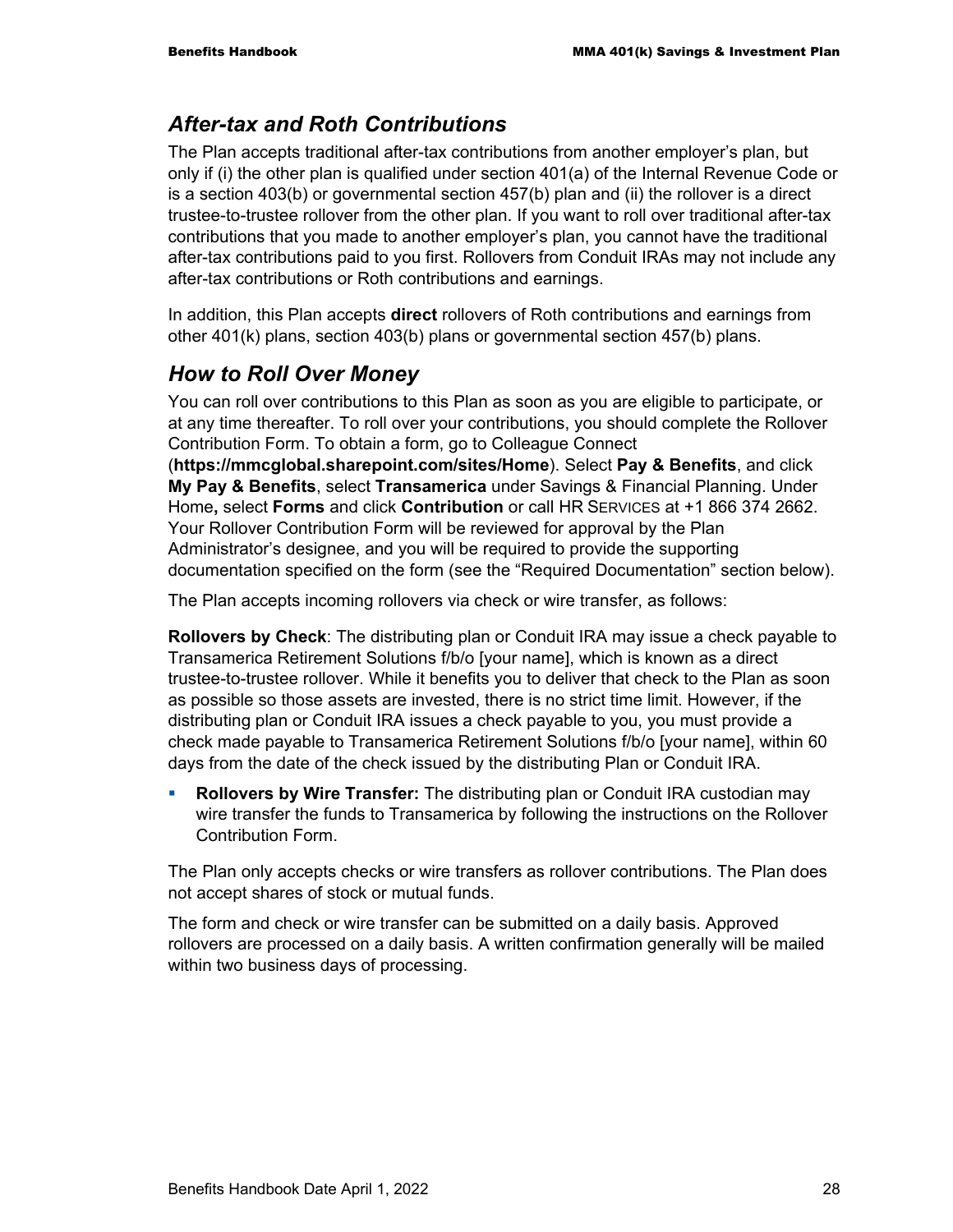## After-tax and Roth Contributions

The Plan accepts traditional after-tax contributions from another employer's plan, but only if (i) the other plan is qualified under section 401(a) of the Internal Revenue Code or is a section 403(b) or governmental section 457(b) plan and (ii) the rollover is a direct trustee-to-trustee rollover from the other plan. If you want to roll over traditional after-tax contributions that you made to another employer's plan, you cannot have the traditional after-tax contributions paid to you first. Rollovers from Conduit IRAs may not include any after-tax contributions or Roth contributions and earnings.

In addition, this Plan accepts **direct** rollovers of Roth contributions and earnings from other 401(k) plans, section 403(b) plans or governmental section 457(b) plans.

## How to Roll Over Money

You can roll over contributions to this Plan as soon as you are eligible to participate, or at any time thereafter. To roll over your contributions, you should complete the Rollover Contribution Form. To obtain a form, go to Colleague Connect (**https://mmcglobal.sharepoint.com/sites/Home**). Select **Pay & Benefits**, and click **My Pay & Benefits**, select **Transamerica** under Savings & Financial Planning. Under Home**,** select **Forms** and click **Contribution** or call HR SERVICES at +1 866 374 2662. Your Rollover Contribution Form will be reviewed for approval by the Plan Administrator's designee, and you will be required to provide the supporting documentation specified on the form (see the "Required Documentation" section below).

The Plan accepts incoming rollovers via check or wire transfer, as follows:

**Rollovers by Check**: The distributing plan or Conduit IRA may issue a check payable to Transamerica Retirement Solutions f/b/o [your name], which is known as a direct trustee-to-trustee rollover. While it benefits you to deliver that check to the Plan as soon as possible so those assets are invested, there is no strict time limit. However, if the distributing plan or Conduit IRA issues a check payable to you, you must provide a check made payable to Transamerica Retirement Solutions f/b/o [your name], within 60 days from the date of the check issued by the distributing Plan or Conduit IRA.

- **Rollovers by Wire Transfer:** The distributing plan or Conduit IRA custodian may wire transfer the funds to Transamerica by following the instructions on the Rollover Contribution Form.

The Plan only accepts checks or wire transfers as rollover contributions. The Plan does not accept shares of stock or mutual funds.

The form and check or wire transfer can be submitted on a daily basis. Approved rollovers are processed on a daily basis. A written confirmation generally will be mailed within two business days of processing.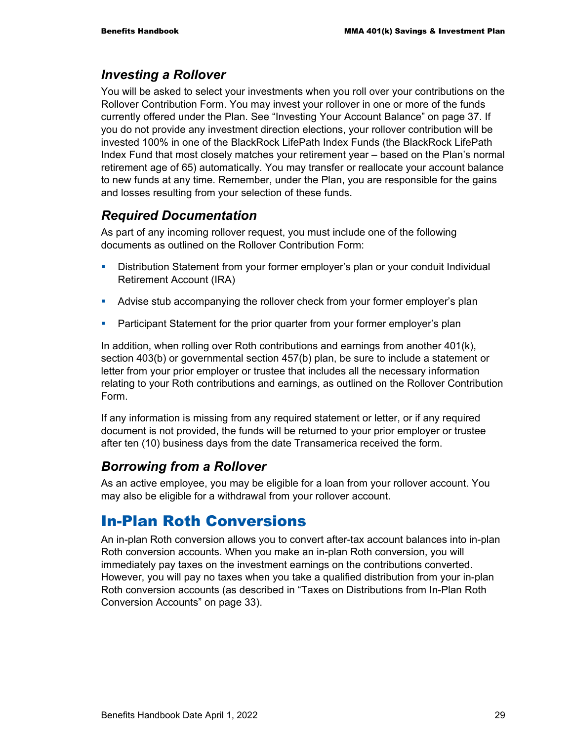### *Investing a Rollover*

You will be asked to select your investments when you roll over your contributions on the Rollover Contribution Form. You may invest your rollover in one or more of the funds currently offered under the Plan. See "Investing Your Account Balance" on page 37. If you do not provide any investment direction elections, your rollover contribution will be invested 100% in one of the BlackRock LifePath Index Funds (the BlackRock LifePath Index Fund that most closely matches your retirement year – based on the Plan's normal retirement age of 65) automatically. You may transfer or reallocate your account balance to new funds at any time. Remember, under the Plan, you are responsible for the gains and losses resulting from your selection of these funds.

### *Required Documentation*

As part of any incoming rollover request, you must include one of the following documents as outlined on the Rollover Contribution Form:

- Distribution Statement from your former employer's plan or your conduit Individual Retirement Account (IRA)
- Advise stub accompanying the rollover check from your former employer's plan
- Participant Statement for the prior quarter from your former employer's plan

In addition, when rolling over Roth contributions and earnings from another 401(k), section 403(b) or governmental section 457(b) plan, be sure to include a statement or letter from your prior employer or trustee that includes all the necessary information relating to your Roth contributions and earnings, as outlined on the Rollover Contribution Form.

If any information is missing from any required statement or letter, or if any required document is not provided, the funds will be returned to your prior employer or trustee after ten (10) business days from the date Transamerica received the form.

### *Borrowing from a Rollover*

As an active employee, you may be eligible for a loan from your rollover account. You may also be eligible for a withdrawal from your rollover account.

## In-Plan Roth Conversions

An in-plan Roth conversion allows you to convert after-tax account balances into in-plan Roth conversion accounts. When you make an in-plan Roth conversion, you will immediately pay taxes on the investment earnings on the contributions converted. However, you will pay no taxes when you take a qualified distribution from your in-plan Roth conversion accounts (as described in "Taxes on Distributions from In-Plan Roth Conversion Accounts" on page 33).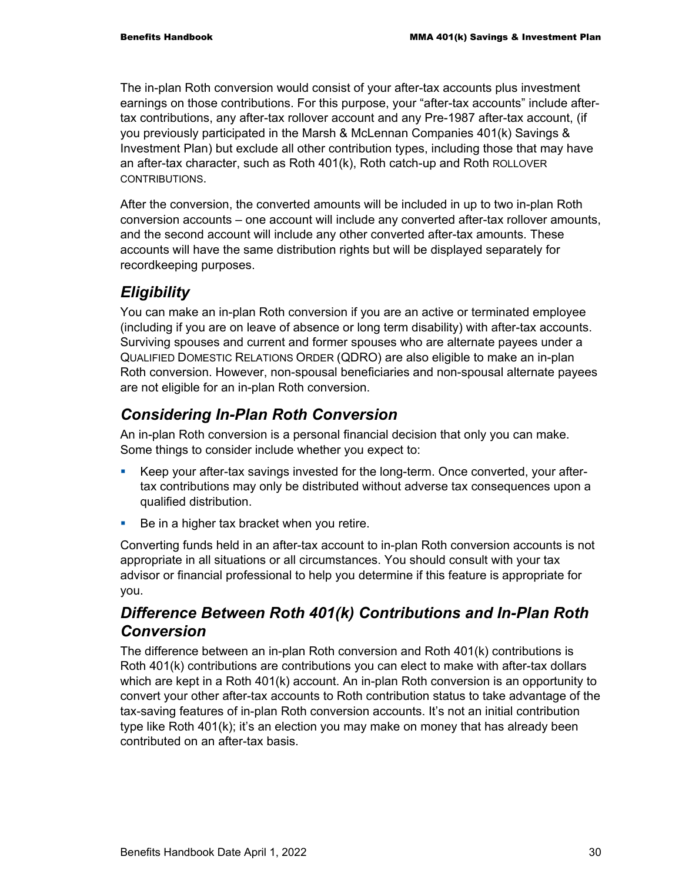The in-plan Roth conversion would consist of your after-tax accounts plus investment earnings on those contributions. For this purpose, your "after-tax accounts" include after-tax contributions, any after-tax rollover account and any Pre-1987 after-tax account, (if you previously participated in the Marsh & McLennan Companies 401(k) Savings & Investment Plan) but exclude all other contribution types, including those that may have an after-tax character, such as Roth 401(k), Roth catch-up and Roth ROLLOVER CONTRIBUTIONS.

After the conversion, the converted amounts will be included in up to two in-plan Roth conversion accounts – one account will include any converted after-tax rollover amounts, and the second account will include any other converted after-tax amounts. These accounts will have the same distribution rights but will be displayed separately for recordkeeping purposes.

## *Eligibility*

You can make an in-plan Roth conversion if you are an active or terminated employee (including if you are on leave of absence or long term disability) with after-tax accounts. Surviving spouses and current and former spouses who are alternate payees under a QUALIFIED DOMESTIC RELATIONS ORDER (QDRO) are also eligible to make an in-plan Roth conversion. However, non-spousal beneficiaries and non-spousal alternate payees are not eligible for an in-plan Roth conversion.

## *Considering In-Plan Roth Conversion*

An in-plan Roth conversion is a personal financial decision that only you can make. Some things to consider include whether you expect to:

- Keep your after-tax savings invested for the long-term. Once converted, your after-tax contributions may only be distributed without adverse tax consequences upon a qualified distribution.
- Be in a higher tax bracket when you retire.

Converting funds held in an after-tax account to in-plan Roth conversion accounts is not appropriate in all situations or all circumstances. You should consult with your tax advisor or financial professional to help you determine if this feature is appropriate for you.

## *Difference Between Roth 401(k) Contributions and In-Plan Roth Conversion*

The difference between an in-plan Roth conversion and Roth 401(k) contributions is Roth 401(k) contributions are contributions you can elect to make with after-tax dollars which are kept in a Roth 401(k) account. An in-plan Roth conversion is an opportunity to convert your other after-tax accounts to Roth contribution status to take advantage of the tax-saving features of in-plan Roth conversion accounts. It's not an initial contribution type like Roth 401(k); it's an election you may make on money that has already been contributed on an after-tax basis.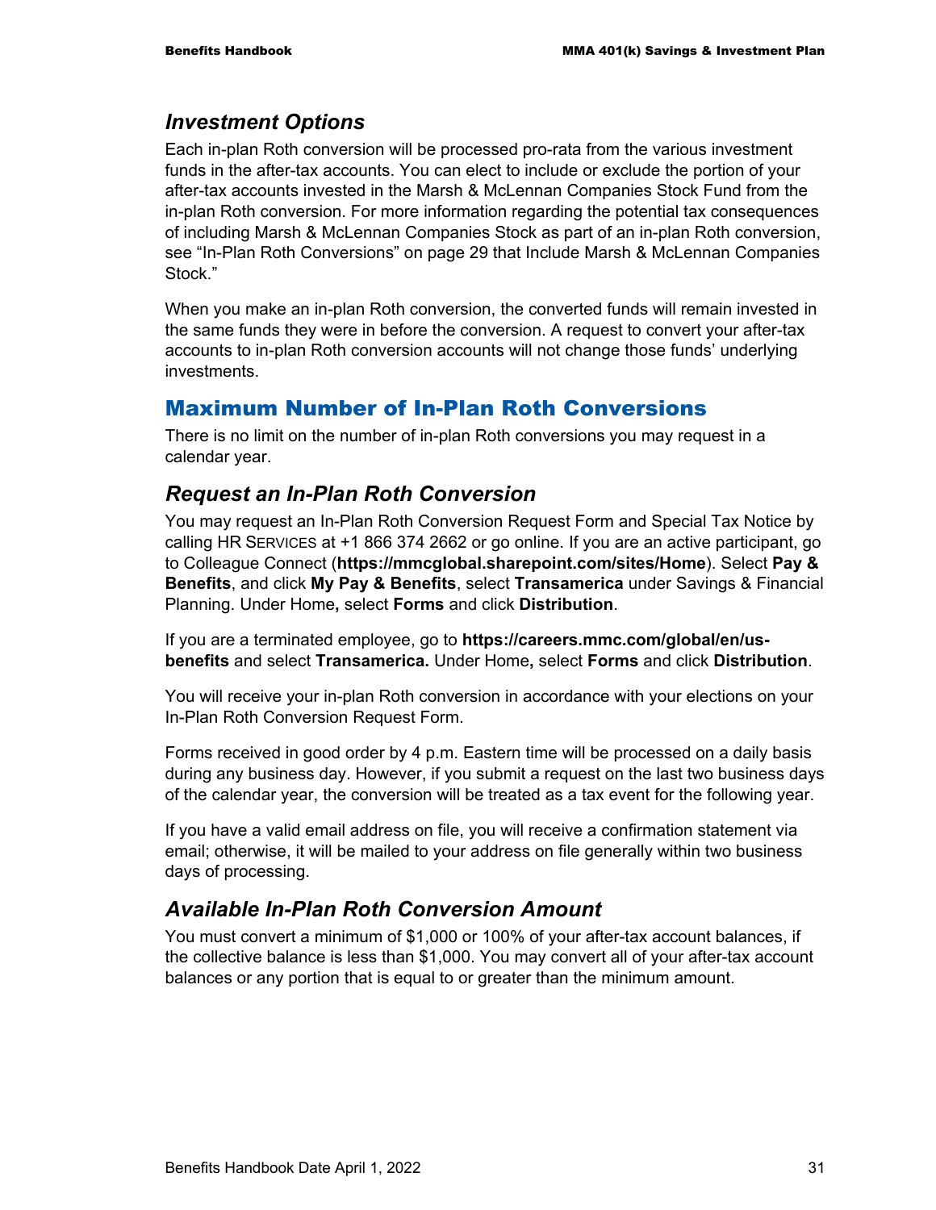### *Investment Options*

Each in-plan Roth conversion will be processed pro-rata from the various investment funds in the after-tax accounts. You can elect to include or exclude the portion of your after-tax accounts invested in the Marsh & McLennan Companies Stock Fund from the in-plan Roth conversion. For more information regarding the potential tax consequences of including Marsh & McLennan Companies Stock as part of an in-plan Roth conversion, see "In-Plan Roth Conversions" on page 29 that Include Marsh & McLennan Companies Stock."

When you make an in-plan Roth conversion, the converted funds will remain invested in the same funds they were in before the conversion. A request to convert your after-tax accounts to in-plan Roth conversion accounts will not change those funds' underlying investments.

## Maximum Number of In-Plan Roth Conversions

There is no limit on the number of in-plan Roth conversions you may request in a calendar year.

### *Request an In-Plan Roth Conversion*

You may request an In-Plan Roth Conversion Request Form and Special Tax Notice by calling HR SERVICES at +1 866 374 2662 or go online. If you are an active participant, go to Colleague Connect (**https://mmcglobal.sharepoint.com/sites/Home**). Select **Pay & Benefits**, and click **My Pay & Benefits**, select **Transamerica** under Savings & Financial Planning. Under Home**,** select **Forms** and click **Distribution**.

If you are a terminated employee, go to **https://careers.mmc.com/global/en/us-benefits** and select **Transamerica.** Under Home**,** select **Forms** and click **Distribution**.

You will receive your in-plan Roth conversion in accordance with your elections on your In-Plan Roth Conversion Request Form.

Forms received in good order by 4 p.m. Eastern time will be processed on a daily basis during any business day. However, if you submit a request on the last two business days of the calendar year, the conversion will be treated as a tax event for the following year.

If you have a valid email address on file, you will receive a confirmation statement via email; otherwise, it will be mailed to your address on file generally within two business days of processing.

### *Available In-Plan Roth Conversion Amount*

You must convert a minimum of $1,000 or 100% of your after-tax account balances, if the collective balance is less than $1,000. You may convert all of your after-tax account balances or any portion that is equal to or greater than the minimum amount.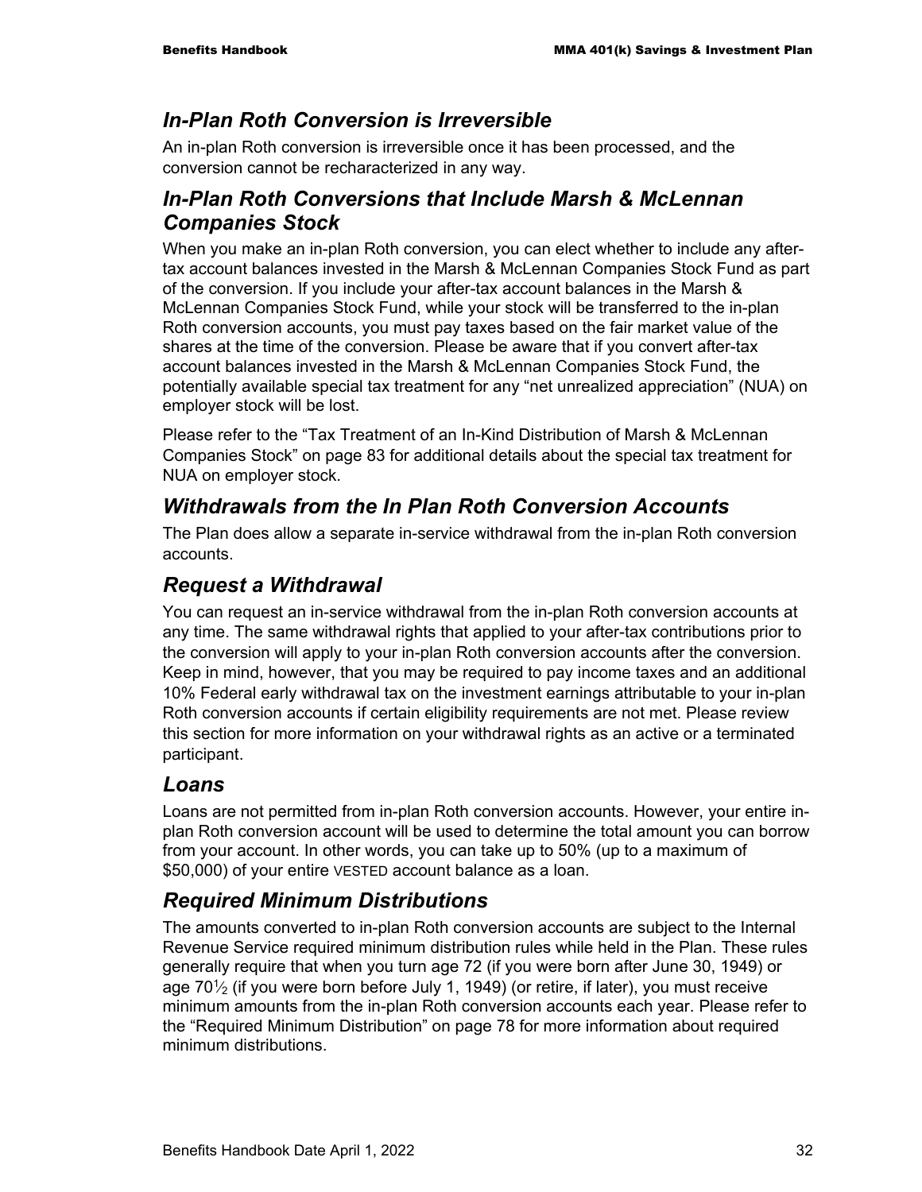## *In-Plan Roth Conversion is Irreversible*

An in-plan Roth conversion is irreversible once it has been processed, and the conversion cannot be recharacterized in any way.

## *In-Plan Roth Conversions that Include Marsh & McLennan Companies Stock*

When you make an in-plan Roth conversion, you can elect whether to include any after-tax account balances invested in the Marsh & McLennan Companies Stock Fund as part of the conversion. If you include your after-tax account balances in the Marsh & McLennan Companies Stock Fund, while your stock will be transferred to the in-plan Roth conversion accounts, you must pay taxes based on the fair market value of the shares at the time of the conversion. Please be aware that if you convert after-tax account balances invested in the Marsh & McLennan Companies Stock Fund, the potentially available special tax treatment for any "net unrealized appreciation" (NUA) on employer stock will be lost.

Please refer to the "Tax Treatment of an In-Kind Distribution of Marsh & McLennan Companies Stock" on page 83 for additional details about the special tax treatment for NUA on employer stock.

## *Withdrawals from the In Plan Roth Conversion Accounts*

The Plan does allow a separate in-service withdrawal from the in-plan Roth conversion accounts.

## *Request a Withdrawal*

You can request an in-service withdrawal from the in-plan Roth conversion accounts at any time. The same withdrawal rights that applied to your after-tax contributions prior to the conversion will apply to your in-plan Roth conversion accounts after the conversion. Keep in mind, however, that you may be required to pay income taxes and an additional 10% Federal early withdrawal tax on the investment earnings attributable to your in-plan Roth conversion accounts if certain eligibility requirements are not met. Please review this section for more information on your withdrawal rights as an active or a terminated participant.

## *Loans*

Loans are not permitted from in-plan Roth conversion accounts. However, your entire in-plan Roth conversion account will be used to determine the total amount you can borrow from your account. In other words, you can take up to 50% (up to a maximum of $50,000) of your entire VESTED account balance as a loan.

## *Required Minimum Distributions*

The amounts converted to in-plan Roth conversion accounts are subject to the Internal Revenue Service required minimum distribution rules while held in the Plan. These rules generally require that when you turn age 72 (if you were born after June 30, 1949) or age 70½ (if you were born before July 1, 1949) (or retire, if later), you must receive minimum amounts from the in-plan Roth conversion accounts each year. Please refer to the "Required Minimum Distribution" on page 78 for more information about required minimum distributions.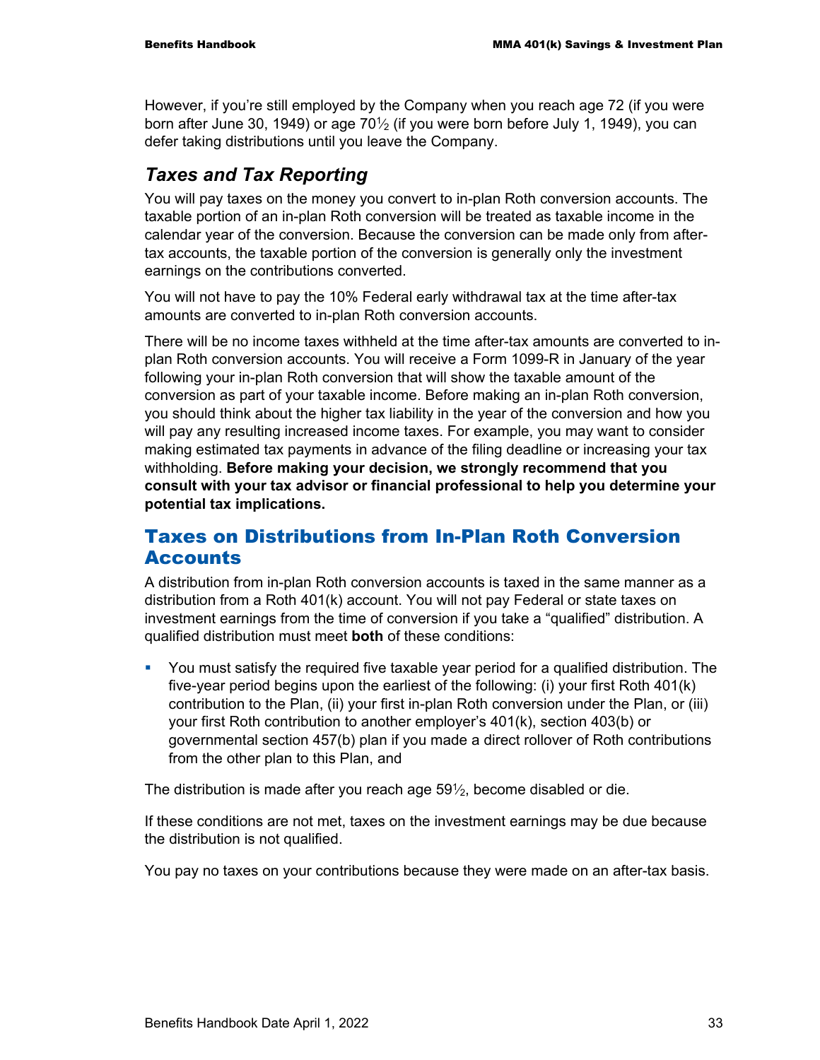However, if you're still employed by the Company when you reach age 72 (if you were born after June 30, 1949) or age 70½ (if you were born before July 1, 1949), you can defer taking distributions until you leave the Company.

### *Taxes and Tax Reporting*

You will pay taxes on the money you convert to in-plan Roth conversion accounts. The taxable portion of an in-plan Roth conversion will be treated as taxable income in the calendar year of the conversion. Because the conversion can be made only from after-tax accounts, the taxable portion of the conversion is generally only the investment earnings on the contributions converted.

You will not have to pay the 10% Federal early withdrawal tax at the time after-tax amounts are converted to in-plan Roth conversion accounts.

There will be no income taxes withheld at the time after-tax amounts are converted to in-plan Roth conversion accounts. You will receive a Form 1099-R in January of the year following your in-plan Roth conversion that will show the taxable amount of the conversion as part of your taxable income. Before making an in-plan Roth conversion, you should think about the higher tax liability in the year of the conversion and how you will pay any resulting increased income taxes. For example, you may want to consider making estimated tax payments in advance of the filing deadline or increasing your tax withholding. **Before making your decision, we strongly recommend that you consult with your tax advisor or financial professional to help you determine your potential tax implications.**

## Taxes on Distributions from In-Plan Roth Conversion Accounts

A distribution from in-plan Roth conversion accounts is taxed in the same manner as a distribution from a Roth 401(k) account. You will not pay Federal or state taxes on investment earnings from the time of conversion if you take a "qualified" distribution. A qualified distribution must meet **both** of these conditions:

- You must satisfy the required five taxable year period for a qualified distribution. The five-year period begins upon the earliest of the following: (i) your first Roth 401(k) contribution to the Plan, (ii) your first in-plan Roth conversion under the Plan, or (iii) your first Roth contribution to another employer's 401(k), section 403(b) or governmental section 457(b) plan if you made a direct rollover of Roth contributions from the other plan to this Plan, and

The distribution is made after you reach age 59½, become disabled or die.

If these conditions are not met, taxes on the investment earnings may be due because the distribution is not qualified.

You pay no taxes on your contributions because they were made on an after-tax basis.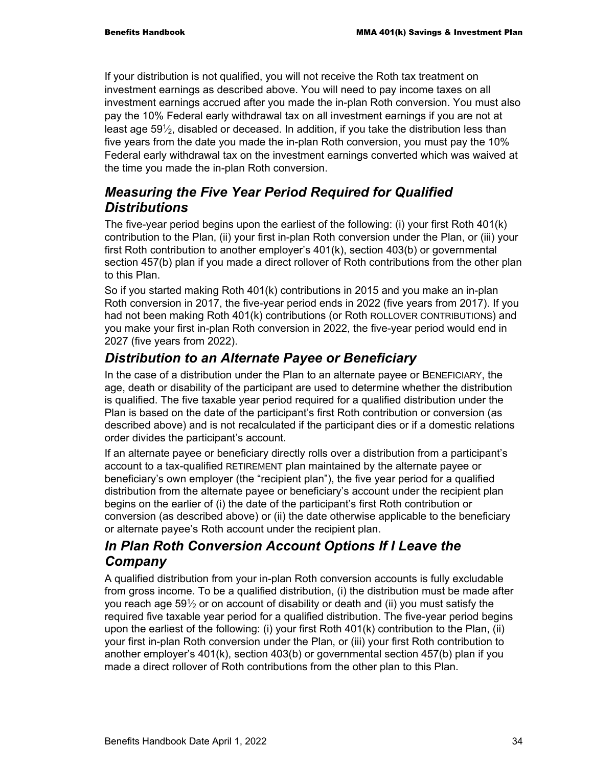If your distribution is not qualified, you will not receive the Roth tax treatment on investment earnings as described above. You will need to pay income taxes on all investment earnings accrued after you made the in-plan Roth conversion. You must also pay the 10% Federal early withdrawal tax on all investment earnings if you are not at least age 59½, disabled or deceased. In addition, if you take the distribution less than five years from the date you made the in-plan Roth conversion, you must pay the 10% Federal early withdrawal tax on the investment earnings converted which was waived at the time you made the in-plan Roth conversion.

## *Measuring the Five Year Period Required for Qualified Distributions*

The five-year period begins upon the earliest of the following: (i) your first Roth 401(k) contribution to the Plan, (ii) your first in-plan Roth conversion under the Plan, or (iii) your first Roth contribution to another employer's 401(k), section 403(b) or governmental section 457(b) plan if you made a direct rollover of Roth contributions from the other plan to this Plan.

So if you started making Roth 401(k) contributions in 2015 and you make an in-plan Roth conversion in 2017, the five-year period ends in 2022 (five years from 2017). If you had not been making Roth 401(k) contributions (or Roth ROLLOVER CONTRIBUTIONS) and you make your first in-plan Roth conversion in 2022, the five-year period would end in 2027 (five years from 2022).

## *Distribution to an Alternate Payee or Beneficiary*

In the case of a distribution under the Plan to an alternate payee or BENEFICIARY, the age, death or disability of the participant are used to determine whether the distribution is qualified. The five taxable year period required for a qualified distribution under the Plan is based on the date of the participant's first Roth contribution or conversion (as described above) and is not recalculated if the participant dies or if a domestic relations order divides the participant's account.

If an alternate payee or beneficiary directly rolls over a distribution from a participant's account to a tax-qualified RETIREMENT plan maintained by the alternate payee or beneficiary's own employer (the "recipient plan"), the five year period for a qualified distribution from the alternate payee or beneficiary's account under the recipient plan begins on the earlier of (i) the date of the participant's first Roth contribution or conversion (as described above) or (ii) the date otherwise applicable to the beneficiary or alternate payee's Roth account under the recipient plan.

## *In Plan Roth Conversion Account Options If I Leave the Company*

A qualified distribution from your in-plan Roth conversion accounts is fully excludable from gross income. To be a qualified distribution, (i) the distribution must be made after you reach age 59½ or on account of disability or death and (ii) you must satisfy the required five taxable year period for a qualified distribution. The five-year period begins upon the earliest of the following: (i) your first Roth 401(k) contribution to the Plan, (ii) your first in-plan Roth conversion under the Plan, or (iii) your first Roth contribution to another employer's 401(k), section 403(b) or governmental section 457(b) plan if you made a direct rollover of Roth contributions from the other plan to this Plan.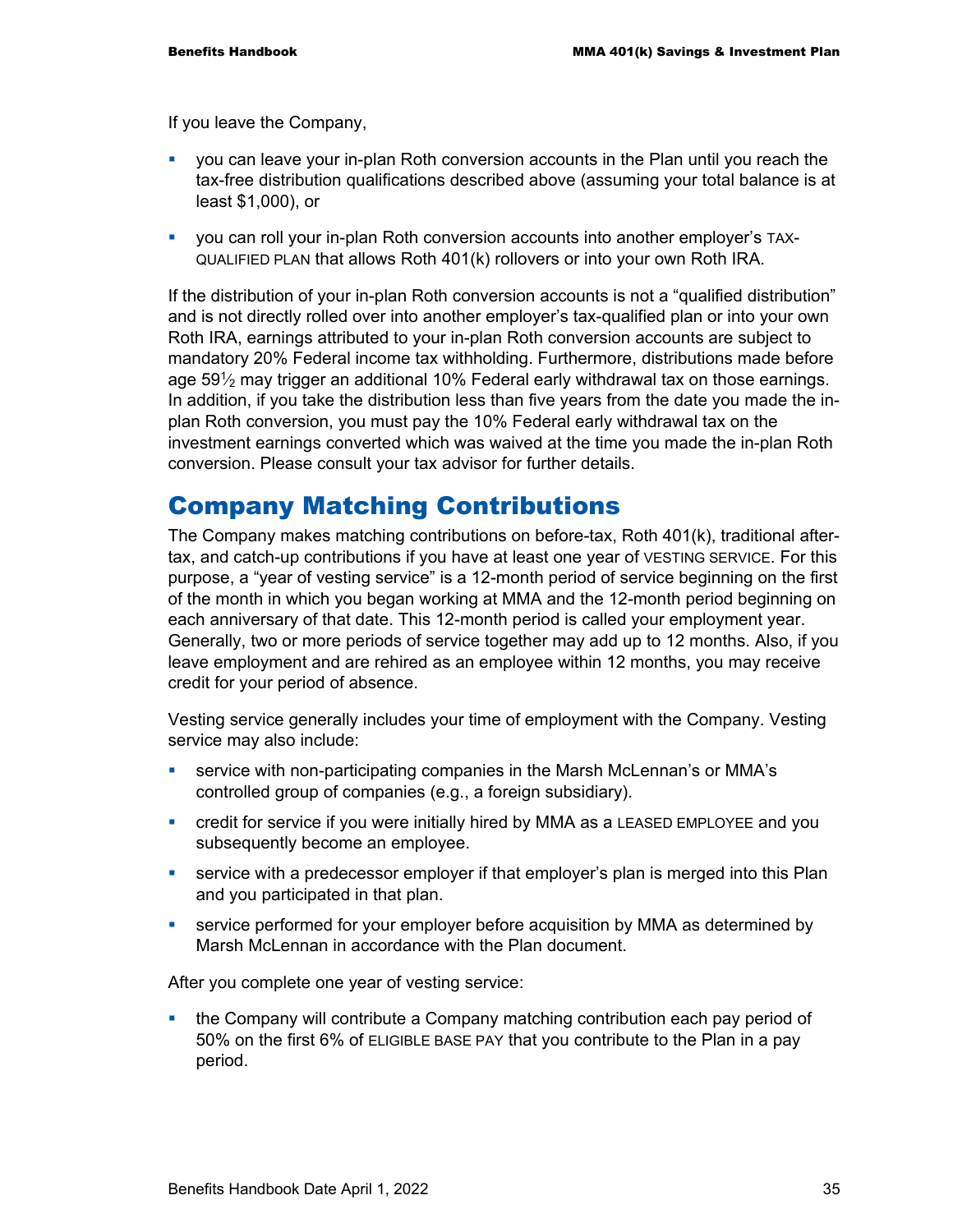If you leave the Company,

- you can leave your in-plan Roth conversion accounts in the Plan until you reach the tax-free distribution qualifications described above (assuming your total balance is at least $1,000), or
- you can roll your in-plan Roth conversion accounts into another employer's TAX-QUALIFIED PLAN that allows Roth 401(k) rollovers or into your own Roth IRA.

If the distribution of your in-plan Roth conversion accounts is not a "qualified distribution" and is not directly rolled over into another employer's tax-qualified plan or into your own Roth IRA, earnings attributed to your in-plan Roth conversion accounts are subject to mandatory 20% Federal income tax withholding. Furthermore, distributions made before age 59½ may trigger an additional 10% Federal early withdrawal tax on those earnings. In addition, if you take the distribution less than five years from the date you made the in-plan Roth conversion, you must pay the 10% Federal early withdrawal tax on the investment earnings converted which was waived at the time you made the in-plan Roth conversion. Please consult your tax advisor for further details.

# Company Matching Contributions

The Company makes matching contributions on before-tax, Roth 401(k), traditional after-tax, and catch-up contributions if you have at least one year of VESTING SERVICE. For this purpose, a "year of vesting service" is a 12-month period of service beginning on the first of the month in which you began working at MMA and the 12-month period beginning on each anniversary of that date. This 12-month period is called your employment year. Generally, two or more periods of service together may add up to 12 months. Also, if you leave employment and are rehired as an employee within 12 months, you may receive credit for your period of absence.

Vesting service generally includes your time of employment with the Company. Vesting service may also include:

- service with non-participating companies in the Marsh McLennan's or MMA's controlled group of companies (e.g., a foreign subsidiary).
- credit for service if you were initially hired by MMA as a LEASED EMPLOYEE and you subsequently become an employee.
- service with a predecessor employer if that employer's plan is merged into this Plan and you participated in that plan.
- service performed for your employer before acquisition by MMA as determined by Marsh McLennan in accordance with the Plan document.

After you complete one year of vesting service:

- the Company will contribute a Company matching contribution each pay period of 50% on the first 6% of ELIGIBLE BASE PAY that you contribute to the Plan in a pay period.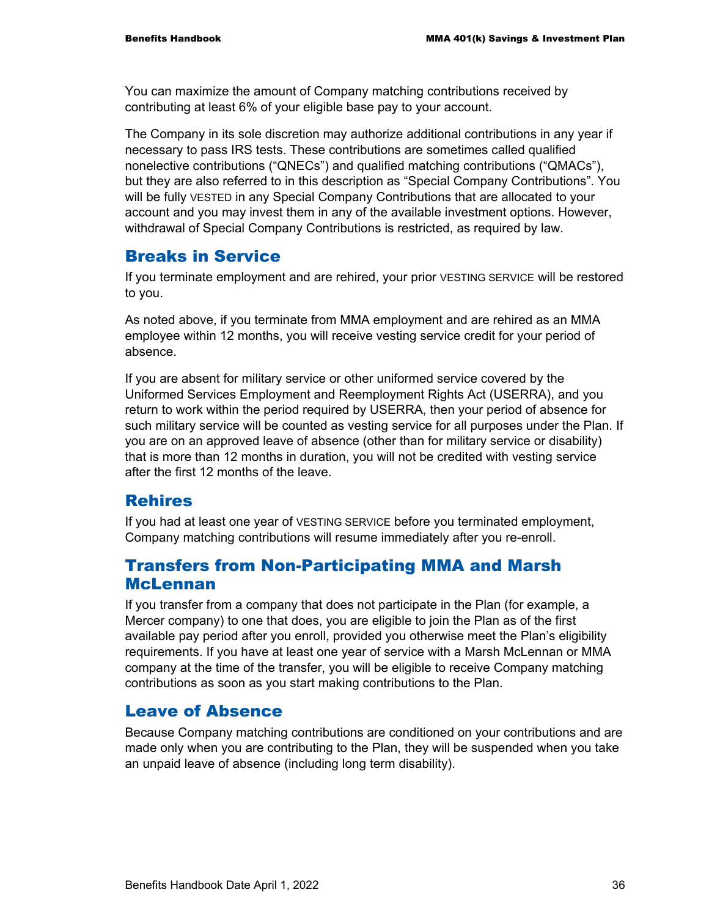You can maximize the amount of Company matching contributions received by contributing at least 6% of your eligible base pay to your account.

The Company in its sole discretion may authorize additional contributions in any year if necessary to pass IRS tests. These contributions are sometimes called qualified nonelective contributions ("QNECs") and qualified matching contributions ("QMACs"), but they are also referred to in this description as "Special Company Contributions". You will be fully VESTED in any Special Company Contributions that are allocated to your account and you may invest them in any of the available investment options. However, withdrawal of Special Company Contributions is restricted, as required by law.

## Breaks in Service

If you terminate employment and are rehired, your prior VESTING SERVICE will be restored to you.

As noted above, if you terminate from MMA employment and are rehired as an MMA employee within 12 months, you will receive vesting service credit for your period of absence.

If you are absent for military service or other uniformed service covered by the Uniformed Services Employment and Reemployment Rights Act (USERRA), and you return to work within the period required by USERRA, then your period of absence for such military service will be counted as vesting service for all purposes under the Plan. If you are on an approved leave of absence (other than for military service or disability) that is more than 12 months in duration, you will not be credited with vesting service after the first 12 months of the leave.

## Rehires

If you had at least one year of VESTING SERVICE before you terminated employment, Company matching contributions will resume immediately after you re-enroll.

## Transfers from Non-Participating MMA and Marsh McLennan

If you transfer from a company that does not participate in the Plan (for example, a Mercer company) to one that does, you are eligible to join the Plan as of the first available pay period after you enroll, provided you otherwise meet the Plan's eligibility requirements. If you have at least one year of service with a Marsh McLennan or MMA company at the time of the transfer, you will be eligible to receive Company matching contributions as soon as you start making contributions to the Plan.

## Leave of Absence

Because Company matching contributions are conditioned on your contributions and are made only when you are contributing to the Plan, they will be suspended when you take an unpaid leave of absence (including long term disability).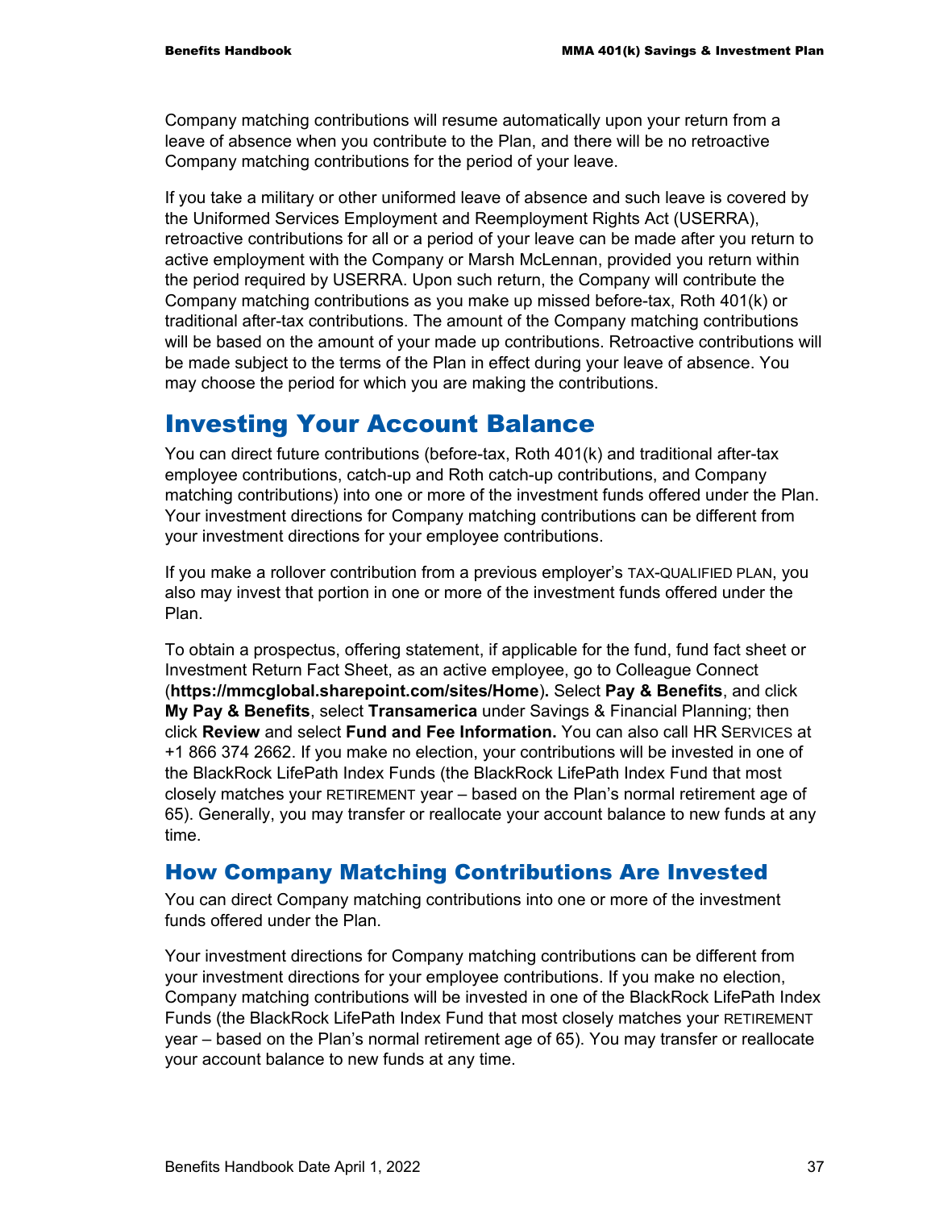Company matching contributions will resume automatically upon your return from a leave of absence when you contribute to the Plan, and there will be no retroactive Company matching contributions for the period of your leave.

If you take a military or other uniformed leave of absence and such leave is covered by the Uniformed Services Employment and Reemployment Rights Act (USERRA), retroactive contributions for all or a period of your leave can be made after you return to active employment with the Company or Marsh McLennan, provided you return within the period required by USERRA. Upon such return, the Company will contribute the Company matching contributions as you make up missed before-tax, Roth 401(k) or traditional after-tax contributions. The amount of the Company matching contributions will be based on the amount of your made up contributions. Retroactive contributions will be made subject to the terms of the Plan in effect during your leave of absence. You may choose the period for which you are making the contributions.

# Investing Your Account Balance

You can direct future contributions (before-tax, Roth 401(k) and traditional after-tax employee contributions, catch-up and Roth catch-up contributions, and Company matching contributions) into one or more of the investment funds offered under the Plan. Your investment directions for Company matching contributions can be different from your investment directions for your employee contributions.

If you make a rollover contribution from a previous employer's TAX-QUALIFIED PLAN, you also may invest that portion in one or more of the investment funds offered under the Plan.

To obtain a prospectus, offering statement, if applicable for the fund, fund fact sheet or Investment Return Fact Sheet, as an active employee, go to Colleague Connect (**https://mmcglobal.sharepoint.com/sites/Home**). Select **Pay & Benefits**, and click **My Pay & Benefits**, select **Transamerica** under Savings & Financial Planning; then click **Review** and select **Fund and Fee Information.** You can also call HR SERVICES at +1 866 374 2662. If you make no election, your contributions will be invested in one of the BlackRock LifePath Index Funds (the BlackRock LifePath Index Fund that most closely matches your RETIREMENT year – based on the Plan's normal retirement age of 65). Generally, you may transfer or reallocate your account balance to new funds at any time.

## How Company Matching Contributions Are Invested

You can direct Company matching contributions into one or more of the investment funds offered under the Plan.

Your investment directions for Company matching contributions can be different from your investment directions for your employee contributions. If you make no election, Company matching contributions will be invested in one of the BlackRock LifePath Index Funds (the BlackRock LifePath Index Fund that most closely matches your RETIREMENT year – based on the Plan's normal retirement age of 65). You may transfer or reallocate your account balance to new funds at any time.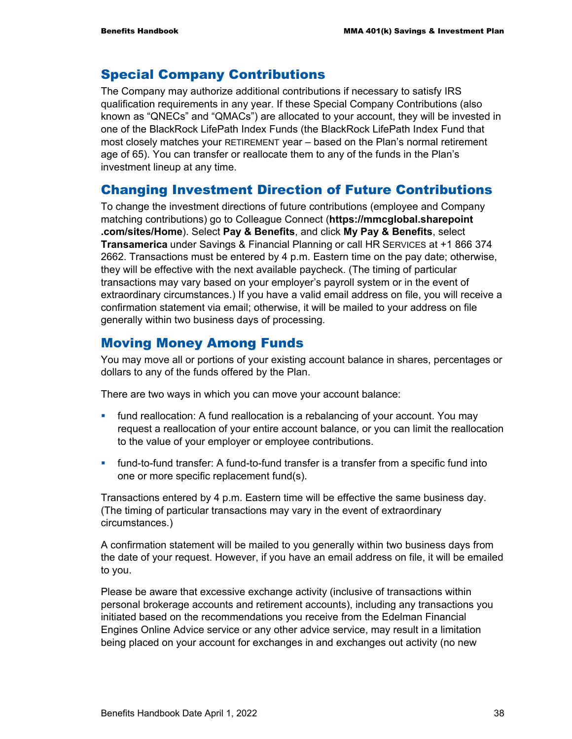## Special Company Contributions

The Company may authorize additional contributions if necessary to satisfy IRS qualification requirements in any year. If these Special Company Contributions (also known as "QNECs" and "QMACs") are allocated to your account, they will be invested in one of the BlackRock LifePath Index Funds (the BlackRock LifePath Index Fund that most closely matches your RETIREMENT year – based on the Plan's normal retirement age of 65). You can transfer or reallocate them to any of the funds in the Plan's investment lineup at any time.

## Changing Investment Direction of Future Contributions

To change the investment directions of future contributions (employee and Company matching contributions) go to Colleague Connect (**https://mmcglobal.sharepoint.com/sites/Home**). Select **Pay & Benefits**, and click **My Pay & Benefits**, select **Transamerica** under Savings & Financial Planning or call HR SERVICES at +1 866 374 2662. Transactions must be entered by 4 p.m. Eastern time on the pay date; otherwise, they will be effective with the next available paycheck. (The timing of particular transactions may vary based on your employer's payroll system or in the event of extraordinary circumstances.) If you have a valid email address on file, you will receive a confirmation statement via email; otherwise, it will be mailed to your address on file generally within two business days of processing.

## Moving Money Among Funds

You may move all or portions of your existing account balance in shares, percentages or dollars to any of the funds offered by the Plan.

There are two ways in which you can move your account balance:

- fund reallocation: A fund reallocation is a rebalancing of your account. You may request a reallocation of your entire account balance, or you can limit the reallocation to the value of your employer or employee contributions.
- fund-to-fund transfer: A fund-to-fund transfer is a transfer from a specific fund into one or more specific replacement fund(s).

Transactions entered by 4 p.m. Eastern time will be effective the same business day. (The timing of particular transactions may vary in the event of extraordinary circumstances.)

A confirmation statement will be mailed to you generally within two business days from the date of your request. However, if you have an email address on file, it will be emailed to you.

Please be aware that excessive exchange activity (inclusive of transactions within personal brokerage accounts and retirement accounts), including any transactions you initiated based on the recommendations you receive from the Edelman Financial Engines Online Advice service or any other advice service, may result in a limitation being placed on your account for exchanges in and exchanges out activity (no new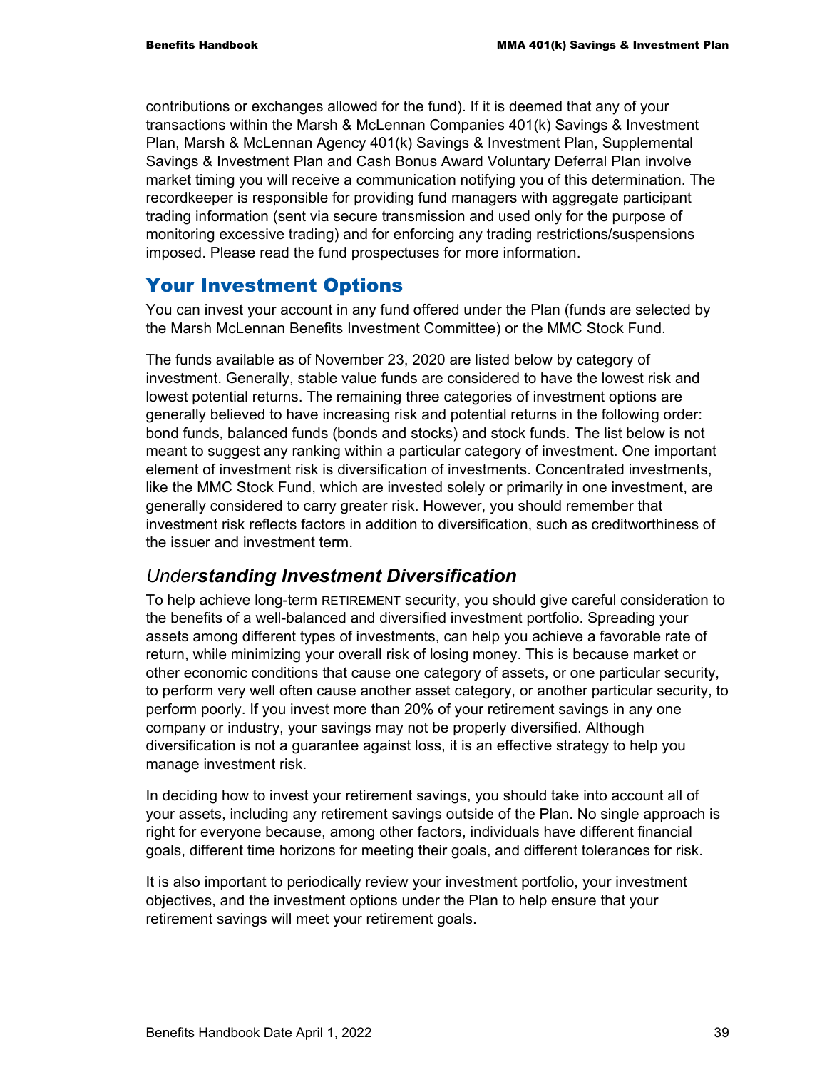contributions or exchanges allowed for the fund). If it is deemed that any of your transactions within the Marsh & McLennan Companies 401(k) Savings & Investment Plan, Marsh & McLennan Agency 401(k) Savings & Investment Plan, Supplemental Savings & Investment Plan and Cash Bonus Award Voluntary Deferral Plan involve market timing you will receive a communication notifying you of this determination. The recordkeeper is responsible for providing fund managers with aggregate participant trading information (sent via secure transmission and used only for the purpose of monitoring excessive trading) and for enforcing any trading restrictions/suspensions imposed. Please read the fund prospectuses for more information.

## Your Investment Options

You can invest your account in any fund offered under the Plan (funds are selected by the Marsh McLennan Benefits Investment Committee) or the MMC Stock Fund.

The funds available as of November 23, 2020 are listed below by category of investment. Generally, stable value funds are considered to have the lowest risk and lowest potential returns. The remaining three categories of investment options are generally believed to have increasing risk and potential returns in the following order: bond funds, balanced funds (bonds and stocks) and stock funds. The list below is not meant to suggest any ranking within a particular category of investment. One important element of investment risk is diversification of investments. Concentrated investments, like the MMC Stock Fund, which are invested solely or primarily in one investment, are generally considered to carry greater risk. However, you should remember that investment risk reflects factors in addition to diversification, such as creditworthiness of the issuer and investment term.

### *Understanding Investment Diversification*

To help achieve long-term RETIREMENT security, you should give careful consideration to the benefits of a well-balanced and diversified investment portfolio. Spreading your assets among different types of investments, can help you achieve a favorable rate of return, while minimizing your overall risk of losing money. This is because market or other economic conditions that cause one category of assets, or one particular security, to perform very well often cause another asset category, or another particular security, to perform poorly. If you invest more than 20% of your retirement savings in any one company or industry, your savings may not be properly diversified. Although diversification is not a guarantee against loss, it is an effective strategy to help you manage investment risk.

In deciding how to invest your retirement savings, you should take into account all of your assets, including any retirement savings outside of the Plan. No single approach is right for everyone because, among other factors, individuals have different financial goals, different time horizons for meeting their goals, and different tolerances for risk.

It is also important to periodically review your investment portfolio, your investment objectives, and the investment options under the Plan to help ensure that your retirement savings will meet your retirement goals.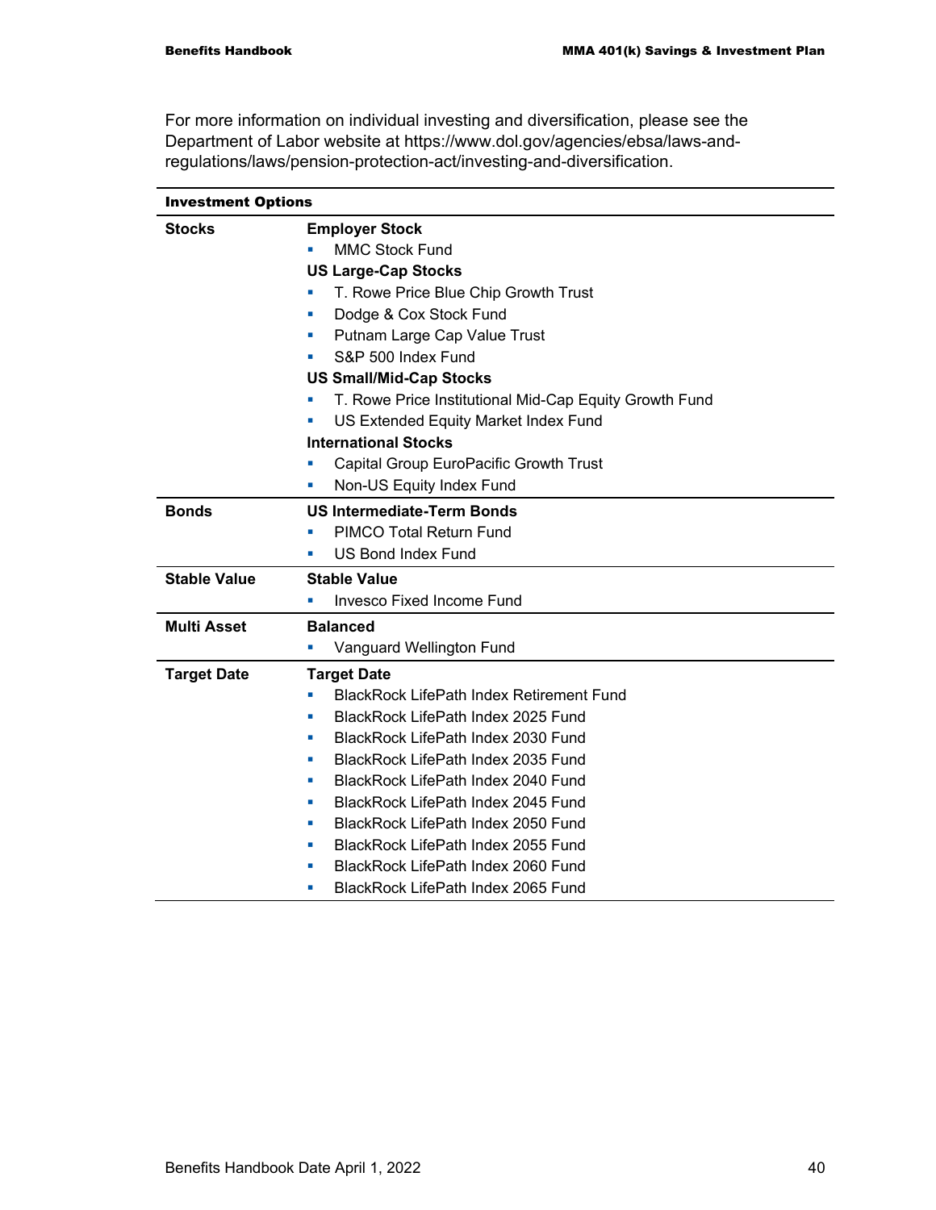For more information on individual investing and diversification, please see the Department of Labor website at https://www.dol.gov/agencies/ebsa/laws-and-regulations/laws/pension-protection-act/investing-and-diversification.

| Investment Options | |
|---|---|
| **Stocks** | **Employer Stock**<br>▪ MMC Stock Fund<br>**US Large-Cap Stocks**<br>▪ T. Rowe Price Blue Chip Growth Trust<br>▪ Dodge & Cox Stock Fund<br>▪ Putnam Large Cap Value Trust<br>▪ S&P 500 Index Fund<br>**US Small/Mid-Cap Stocks**<br>▪ T. Rowe Price Institutional Mid-Cap Equity Growth Fund<br>▪ US Extended Equity Market Index Fund<br>**International Stocks**<br>▪ Capital Group EuroPacific Growth Trust<br>▪ Non-US Equity Index Fund |
| **Bonds** | **US Intermediate-Term Bonds**<br>▪ PIMCO Total Return Fund<br>▪ US Bond Index Fund |
| **Stable Value** | **Stable Value**<br>▪ Invesco Fixed Income Fund |
| **Multi Asset** | **Balanced**<br>▪ Vanguard Wellington Fund |
| **Target Date** | **Target Date**<br>▪ BlackRock LifePath Index Retirement Fund<br>▪ BlackRock LifePath Index 2025 Fund<br>▪ BlackRock LifePath Index 2030 Fund<br>▪ BlackRock LifePath Index 2035 Fund<br>▪ BlackRock LifePath Index 2040 Fund<br>▪ BlackRock LifePath Index 2045 Fund<br>▪ BlackRock LifePath Index 2050 Fund<br>▪ BlackRock LifePath Index 2055 Fund<br>▪ BlackRock LifePath Index 2060 Fund<br>▪ BlackRock LifePath Index 2065 Fund |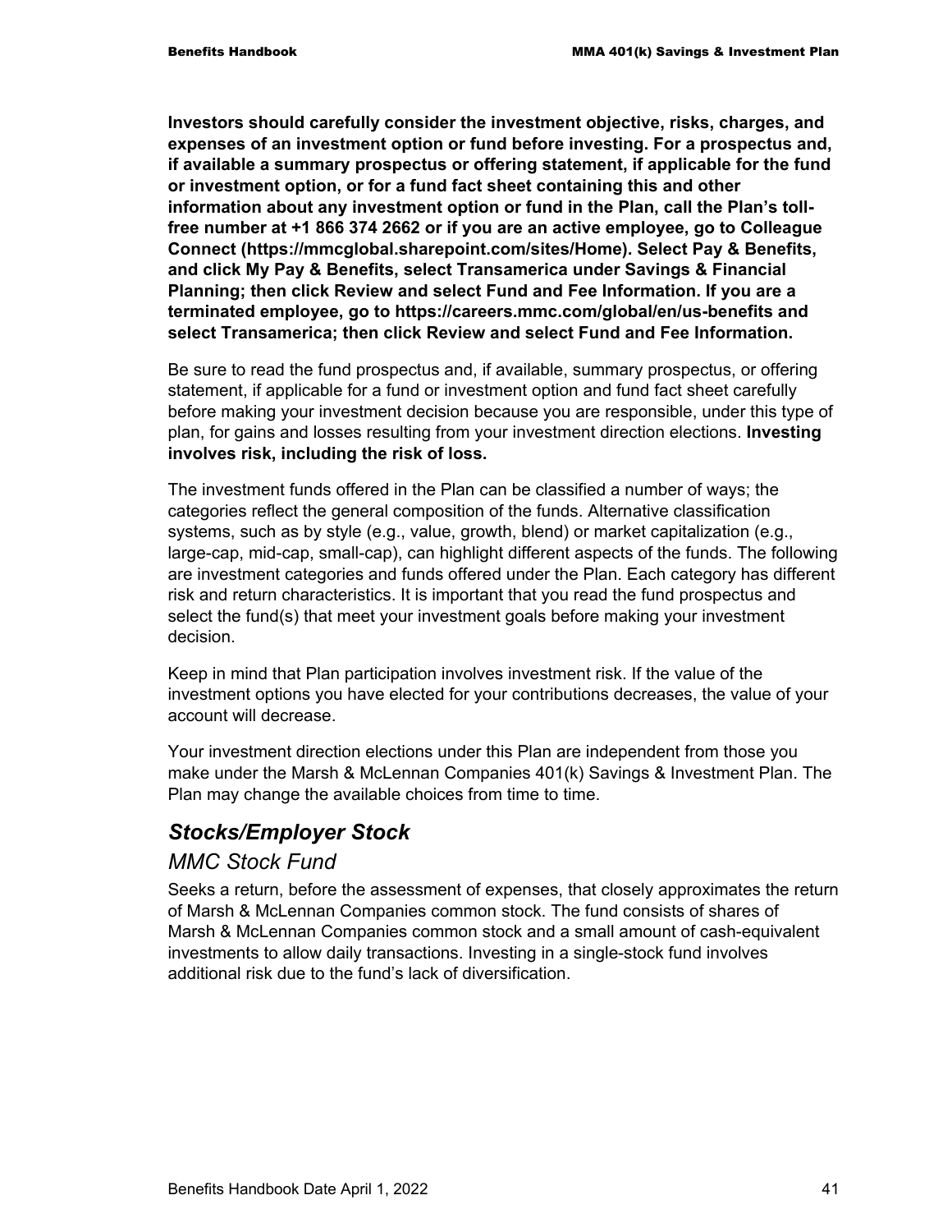**Investors should carefully consider the investment objective, risks, charges, and expenses of an investment option or fund before investing. For a prospectus and, if available a summary prospectus or offering statement, if applicable for the fund or investment option, or for a fund fact sheet containing this and other information about any investment option or fund in the Plan, call the Plan's toll-free number at +1 866 374 2662 or if you are an active employee, go to Colleague Connect (https://mmcglobal.sharepoint.com/sites/Home). Select Pay & Benefits, and click My Pay & Benefits, select Transamerica under Savings & Financial Planning; then click Review and select Fund and Fee Information. If you are a terminated employee, go to https://careers.mmc.com/global/en/us-benefits and select Transamerica; then click Review and select Fund and Fee Information.**

Be sure to read the fund prospectus and, if available, summary prospectus, or offering statement, if applicable for a fund or investment option and fund fact sheet carefully before making your investment decision because you are responsible, under this type of plan, for gains and losses resulting from your investment direction elections. **Investing involves risk, including the risk of loss.**

The investment funds offered in the Plan can be classified a number of ways; the categories reflect the general composition of the funds. Alternative classification systems, such as by style (e.g., value, growth, blend) or market capitalization (e.g., large-cap, mid-cap, small-cap), can highlight different aspects of the funds. The following are investment categories and funds offered under the Plan. Each category has different risk and return characteristics. It is important that you read the fund prospectus and select the fund(s) that meet your investment goals before making your investment decision.

Keep in mind that Plan participation involves investment risk. If the value of the investment options you have elected for your contributions decreases, the value of your account will decrease.

Your investment direction elections under this Plan are independent from those you make under the Marsh & McLennan Companies 401(k) Savings & Investment Plan. The Plan may change the available choices from time to time.

## *Stocks/Employer Stock*

### *MMC Stock Fund*

Seeks a return, before the assessment of expenses, that closely approximates the return of Marsh & McLennan Companies common stock. The fund consists of shares of Marsh & McLennan Companies common stock and a small amount of cash-equivalent investments to allow daily transactions. Investing in a single-stock fund involves additional risk due to the fund's lack of diversification.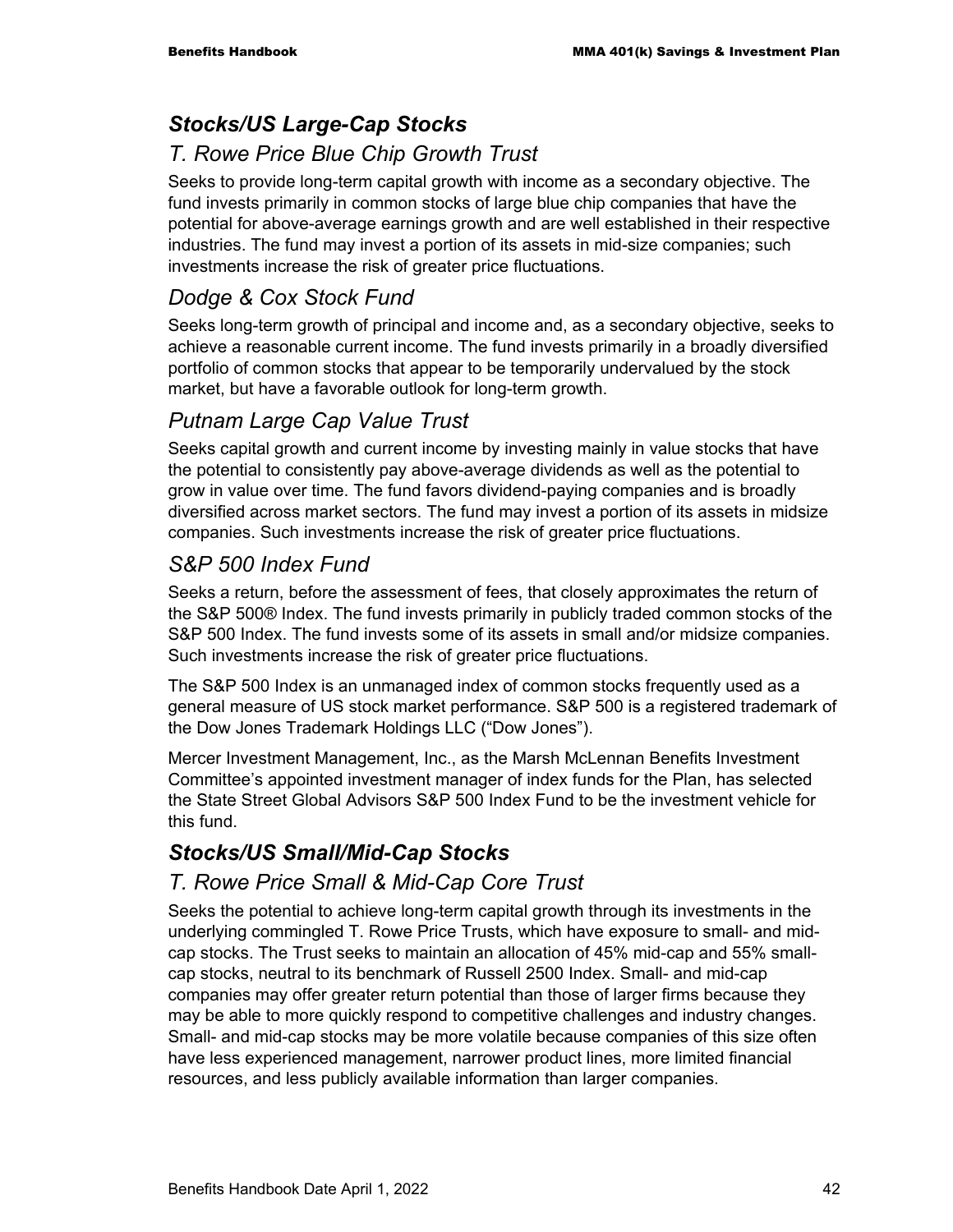## *Stocks/US Large-Cap Stocks*

### *T. Rowe Price Blue Chip Growth Trust*

Seeks to provide long-term capital growth with income as a secondary objective. The fund invests primarily in common stocks of large blue chip companies that have the potential for above-average earnings growth and are well established in their respective industries. The fund may invest a portion of its assets in mid-size companies; such investments increase the risk of greater price fluctuations.

### *Dodge & Cox Stock Fund*

Seeks long-term growth of principal and income and, as a secondary objective, seeks to achieve a reasonable current income. The fund invests primarily in a broadly diversified portfolio of common stocks that appear to be temporarily undervalued by the stock market, but have a favorable outlook for long-term growth.

### *Putnam Large Cap Value Trust*

Seeks capital growth and current income by investing mainly in value stocks that have the potential to consistently pay above-average dividends as well as the potential to grow in value over time. The fund favors dividend-paying companies and is broadly diversified across market sectors. The fund may invest a portion of its assets in midsize companies. Such investments increase the risk of greater price fluctuations.

### *S&P 500 Index Fund*

Seeks a return, before the assessment of fees, that closely approximates the return of the S&P 500® Index. The fund invests primarily in publicly traded common stocks of the S&P 500 Index. The fund invests some of its assets in small and/or midsize companies. Such investments increase the risk of greater price fluctuations.

The S&P 500 Index is an unmanaged index of common stocks frequently used as a general measure of US stock market performance. S&P 500 is a registered trademark of the Dow Jones Trademark Holdings LLC ("Dow Jones").

Mercer Investment Management, Inc., as the Marsh McLennan Benefits Investment Committee's appointed investment manager of index funds for the Plan, has selected the State Street Global Advisors S&P 500 Index Fund to be the investment vehicle for this fund.

## *Stocks/US Small/Mid-Cap Stocks*

### *T. Rowe Price Small & Mid-Cap Core Trust*

Seeks the potential to achieve long-term capital growth through its investments in the underlying commingled T. Rowe Price Trusts, which have exposure to small- and mid-cap stocks. The Trust seeks to maintain an allocation of 45% mid-cap and 55% small-cap stocks, neutral to its benchmark of Russell 2500 Index. Small- and mid-cap companies may offer greater return potential than those of larger firms because they may be able to more quickly respond to competitive challenges and industry changes. Small- and mid-cap stocks may be more volatile because companies of this size often have less experienced management, narrower product lines, more limited financial resources, and less publicly available information than larger companies.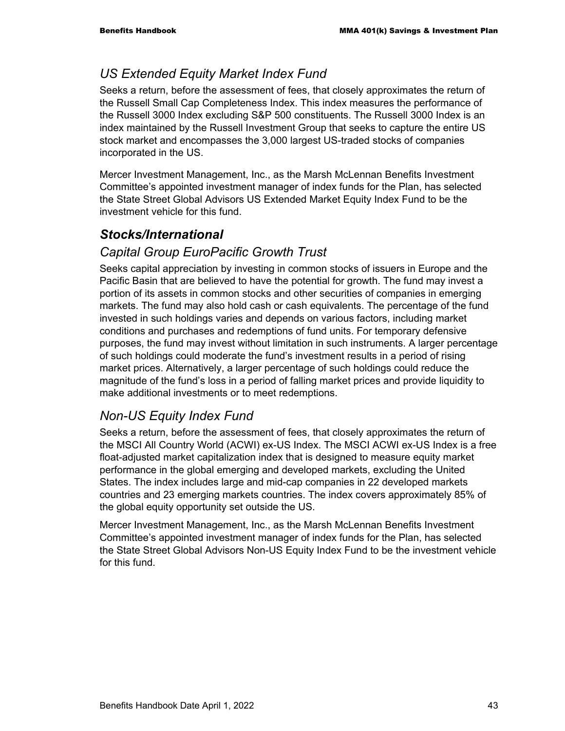### *US Extended Equity Market Index Fund*

Seeks a return, before the assessment of fees, that closely approximates the return of the Russell Small Cap Completeness Index. This index measures the performance of the Russell 3000 Index excluding S&P 500 constituents. The Russell 3000 Index is an index maintained by the Russell Investment Group that seeks to capture the entire US stock market and encompasses the 3,000 largest US-traded stocks of companies incorporated in the US.

Mercer Investment Management, Inc., as the Marsh McLennan Benefits Investment Committee's appointed investment manager of index funds for the Plan, has selected the State Street Global Advisors US Extended Market Equity Index Fund to be the investment vehicle for this fund.

## *Stocks/International*

### *Capital Group EuroPacific Growth Trust*

Seeks capital appreciation by investing in common stocks of issuers in Europe and the Pacific Basin that are believed to have the potential for growth. The fund may invest a portion of its assets in common stocks and other securities of companies in emerging markets. The fund may also hold cash or cash equivalents. The percentage of the fund invested in such holdings varies and depends on various factors, including market conditions and purchases and redemptions of fund units. For temporary defensive purposes, the fund may invest without limitation in such instruments. A larger percentage of such holdings could moderate the fund's investment results in a period of rising market prices. Alternatively, a larger percentage of such holdings could reduce the magnitude of the fund's loss in a period of falling market prices and provide liquidity to make additional investments or to meet redemptions.

### *Non-US Equity Index Fund*

Seeks a return, before the assessment of fees, that closely approximates the return of the MSCI All Country World (ACWI) ex-US Index. The MSCI ACWI ex-US Index is a free float-adjusted market capitalization index that is designed to measure equity market performance in the global emerging and developed markets, excluding the United States. The index includes large and mid-cap companies in 22 developed markets countries and 23 emerging markets countries. The index covers approximately 85% of the global equity opportunity set outside the US.

Mercer Investment Management, Inc., as the Marsh McLennan Benefits Investment Committee's appointed investment manager of index funds for the Plan, has selected the State Street Global Advisors Non-US Equity Index Fund to be the investment vehicle for this fund.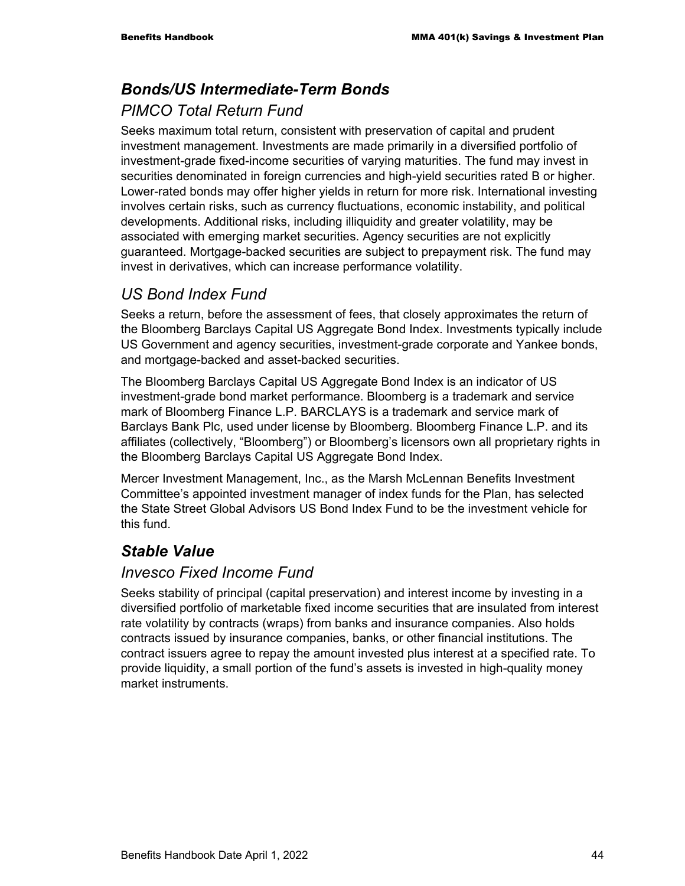## *Bonds/US Intermediate-Term Bonds*

### *PIMCO Total Return Fund*

Seeks maximum total return, consistent with preservation of capital and prudent investment management. Investments are made primarily in a diversified portfolio of investment-grade fixed-income securities of varying maturities. The fund may invest in securities denominated in foreign currencies and high-yield securities rated B or higher. Lower-rated bonds may offer higher yields in return for more risk. International investing involves certain risks, such as currency fluctuations, economic instability, and political developments. Additional risks, including illiquidity and greater volatility, may be associated with emerging market securities. Agency securities are not explicitly guaranteed. Mortgage-backed securities are subject to prepayment risk. The fund may invest in derivatives, which can increase performance volatility.

### *US Bond Index Fund*

Seeks a return, before the assessment of fees, that closely approximates the return of the Bloomberg Barclays Capital US Aggregate Bond Index. Investments typically include US Government and agency securities, investment-grade corporate and Yankee bonds, and mortgage-backed and asset-backed securities.

The Bloomberg Barclays Capital US Aggregate Bond Index is an indicator of US investment-grade bond market performance. Bloomberg is a trademark and service mark of Bloomberg Finance L.P. BARCLAYS is a trademark and service mark of Barclays Bank Plc, used under license by Bloomberg. Bloomberg Finance L.P. and its affiliates (collectively, "Bloomberg") or Bloomberg's licensors own all proprietary rights in the Bloomberg Barclays Capital US Aggregate Bond Index.

Mercer Investment Management, Inc., as the Marsh McLennan Benefits Investment Committee's appointed investment manager of index funds for the Plan, has selected the State Street Global Advisors US Bond Index Fund to be the investment vehicle for this fund.

## *Stable Value*

### *Invesco Fixed Income Fund*

Seeks stability of principal (capital preservation) and interest income by investing in a diversified portfolio of marketable fixed income securities that are insulated from interest rate volatility by contracts (wraps) from banks and insurance companies. Also holds contracts issued by insurance companies, banks, or other financial institutions. The contract issuers agree to repay the amount invested plus interest at a specified rate. To provide liquidity, a small portion of the fund's assets is invested in high-quality money market instruments.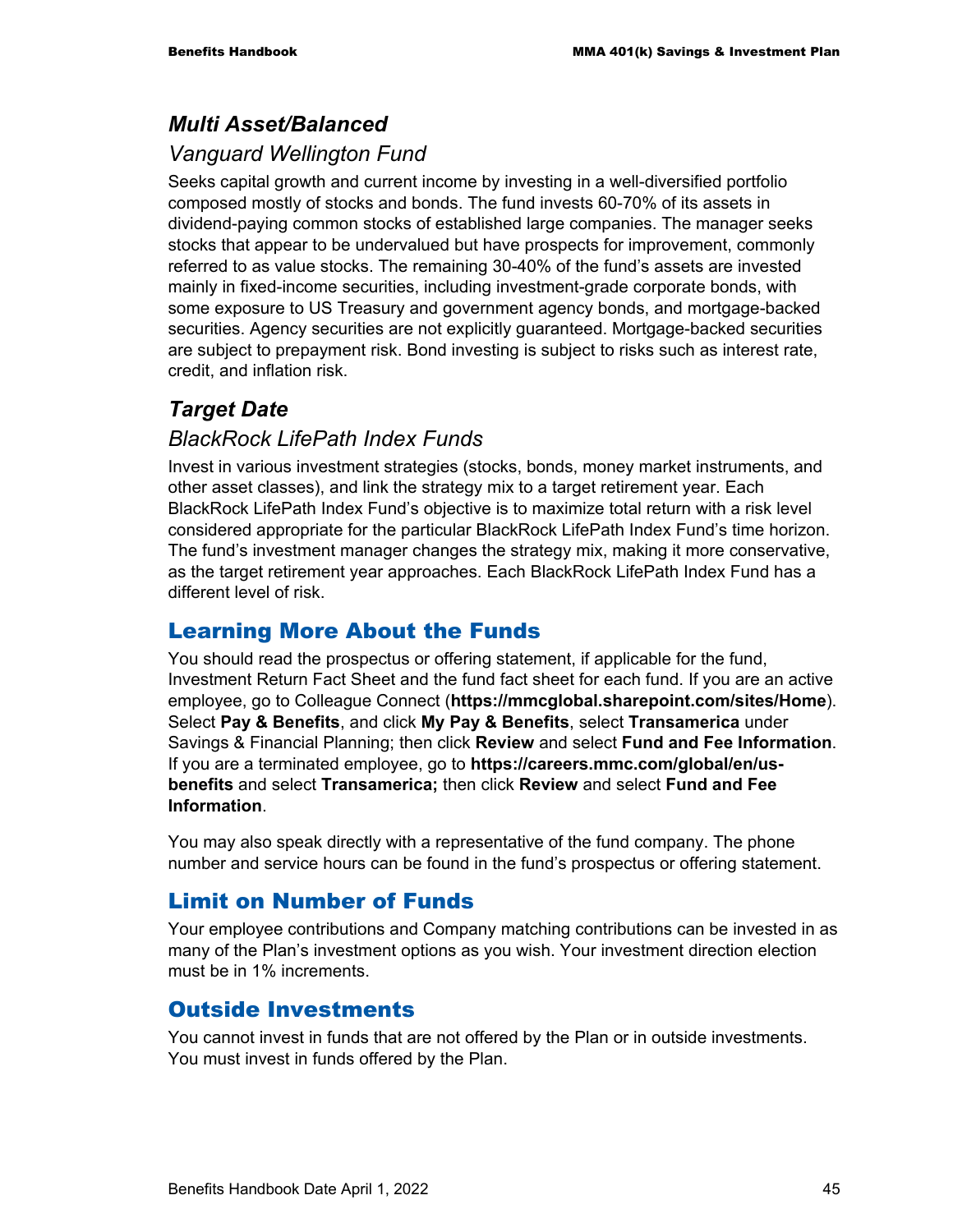### *Multi Asset/Balanced*

#### *Vanguard Wellington Fund*

Seeks capital growth and current income by investing in a well-diversified portfolio composed mostly of stocks and bonds. The fund invests 60-70% of its assets in dividend-paying common stocks of established large companies. The manager seeks stocks that appear to be undervalued but have prospects for improvement, commonly referred to as value stocks. The remaining 30-40% of the fund's assets are invested mainly in fixed-income securities, including investment-grade corporate bonds, with some exposure to US Treasury and government agency bonds, and mortgage-backed securities. Agency securities are not explicitly guaranteed. Mortgage-backed securities are subject to prepayment risk. Bond investing is subject to risks such as interest rate, credit, and inflation risk.

### *Target Date*

#### *BlackRock LifePath Index Funds*

Invest in various investment strategies (stocks, bonds, money market instruments, and other asset classes), and link the strategy mix to a target retirement year. Each BlackRock LifePath Index Fund's objective is to maximize total return with a risk level considered appropriate for the particular BlackRock LifePath Index Fund's time horizon. The fund's investment manager changes the strategy mix, making it more conservative, as the target retirement year approaches. Each BlackRock LifePath Index Fund has a different level of risk.

## Learning More About the Funds

You should read the prospectus or offering statement, if applicable for the fund, Investment Return Fact Sheet and the fund fact sheet for each fund. If you are an active employee, go to Colleague Connect (**https://mmcglobal.sharepoint.com/sites/Home**). Select **Pay & Benefits**, and click **My Pay & Benefits**, select **Transamerica** under Savings & Financial Planning; then click **Review** and select **Fund and Fee Information**. If you are a terminated employee, go to **https://careers.mmc.com/global/en/us-benefits** and select **Transamerica;** then click **Review** and select **Fund and Fee Information**.

You may also speak directly with a representative of the fund company. The phone number and service hours can be found in the fund's prospectus or offering statement.

## Limit on Number of Funds

Your employee contributions and Company matching contributions can be invested in as many of the Plan's investment options as you wish. Your investment direction election must be in 1% increments.

## Outside Investments

You cannot invest in funds that are not offered by the Plan or in outside investments. You must invest in funds offered by the Plan.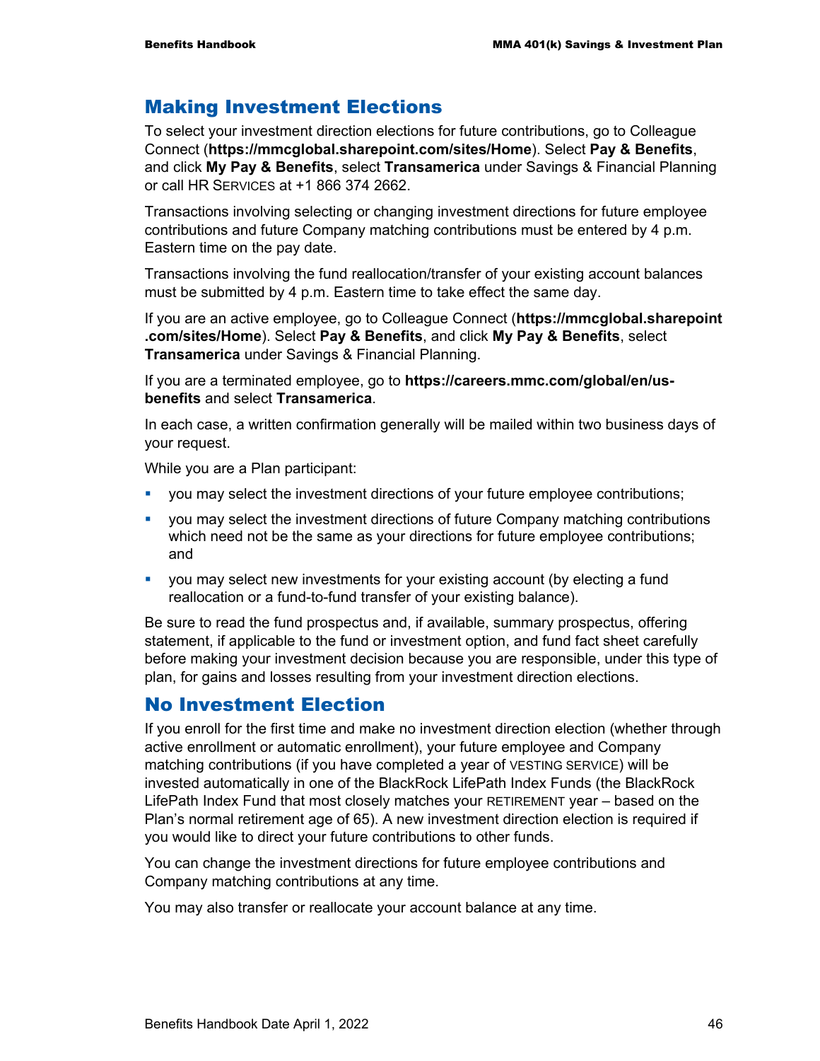## Making Investment Elections

To select your investment direction elections for future contributions, go to Colleague Connect (**https://mmcglobal.sharepoint.com/sites/Home**). Select **Pay & Benefits**, and click **My Pay & Benefits**, select **Transamerica** under Savings & Financial Planning or call HR SERVICES at +1 866 374 2662.

Transactions involving selecting or changing investment directions for future employee contributions and future Company matching contributions must be entered by 4 p.m. Eastern time on the pay date.

Transactions involving the fund reallocation/transfer of your existing account balances must be submitted by 4 p.m. Eastern time to take effect the same day.

If you are an active employee, go to Colleague Connect (**https://mmcglobal.sharepoint.com/sites/Home**). Select **Pay & Benefits**, and click **My Pay & Benefits**, select **Transamerica** under Savings & Financial Planning.

If you are a terminated employee, go to **https://careers.mmc.com/global/en/us-benefits** and select **Transamerica**.

In each case, a written confirmation generally will be mailed within two business days of your request.

While you are a Plan participant:

- you may select the investment directions of your future employee contributions;
- you may select the investment directions of future Company matching contributions which need not be the same as your directions for future employee contributions; and
- you may select new investments for your existing account (by electing a fund reallocation or a fund-to-fund transfer of your existing balance).

Be sure to read the fund prospectus and, if available, summary prospectus, offering statement, if applicable to the fund or investment option, and fund fact sheet carefully before making your investment decision because you are responsible, under this type of plan, for gains and losses resulting from your investment direction elections.

## No Investment Election

If you enroll for the first time and make no investment direction election (whether through active enrollment or automatic enrollment), your future employee and Company matching contributions (if you have completed a year of VESTING SERVICE) will be invested automatically in one of the BlackRock LifePath Index Funds (the BlackRock LifePath Index Fund that most closely matches your RETIREMENT year – based on the Plan's normal retirement age of 65). A new investment direction election is required if you would like to direct your future contributions to other funds.

You can change the investment directions for future employee contributions and Company matching contributions at any time.

You may also transfer or reallocate your account balance at any time.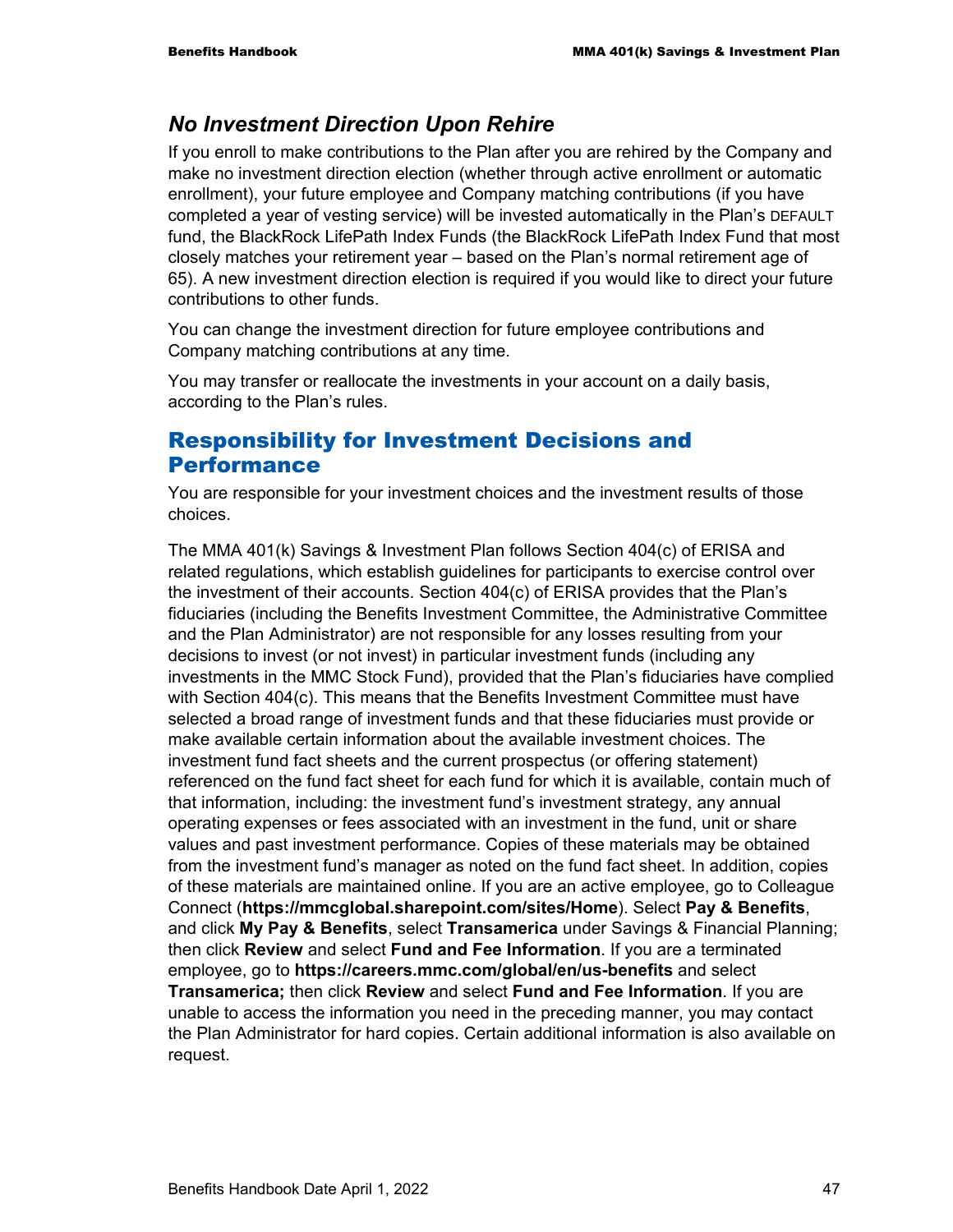### *No Investment Direction Upon Rehire*

If you enroll to make contributions to the Plan after you are rehired by the Company and make no investment direction election (whether through active enrollment or automatic enrollment), your future employee and Company matching contributions (if you have completed a year of vesting service) will be invested automatically in the Plan's DEFAULT fund, the BlackRock LifePath Index Funds (the BlackRock LifePath Index Fund that most closely matches your retirement year – based on the Plan's normal retirement age of 65). A new investment direction election is required if you would like to direct your future contributions to other funds.

You can change the investment direction for future employee contributions and Company matching contributions at any time.

You may transfer or reallocate the investments in your account on a daily basis, according to the Plan's rules.

## Responsibility for Investment Decisions and Performance

You are responsible for your investment choices and the investment results of those choices.

The MMA 401(k) Savings & Investment Plan follows Section 404(c) of ERISA and related regulations, which establish guidelines for participants to exercise control over the investment of their accounts. Section 404(c) of ERISA provides that the Plan's fiduciaries (including the Benefits Investment Committee, the Administrative Committee and the Plan Administrator) are not responsible for any losses resulting from your decisions to invest (or not invest) in particular investment funds (including any investments in the MMC Stock Fund), provided that the Plan's fiduciaries have complied with Section 404(c). This means that the Benefits Investment Committee must have selected a broad range of investment funds and that these fiduciaries must provide or make available certain information about the available investment choices. The investment fund fact sheets and the current prospectus (or offering statement) referenced on the fund fact sheet for each fund for which it is available, contain much of that information, including: the investment fund's investment strategy, any annual operating expenses or fees associated with an investment in the fund, unit or share values and past investment performance. Copies of these materials may be obtained from the investment fund's manager as noted on the fund fact sheet. In addition, copies of these materials are maintained online. If you are an active employee, go to Colleague Connect (**https://mmcglobal.sharepoint.com/sites/Home**). Select **Pay & Benefits**, and click **My Pay & Benefits**, select **Transamerica** under Savings & Financial Planning; then click **Review** and select **Fund and Fee Information**. If you are a terminated employee, go to **https://careers.mmc.com/global/en/us-benefits** and select **Transamerica;** then click **Review** and select **Fund and Fee Information**. If you are unable to access the information you need in the preceding manner, you may contact the Plan Administrator for hard copies. Certain additional information is also available on request.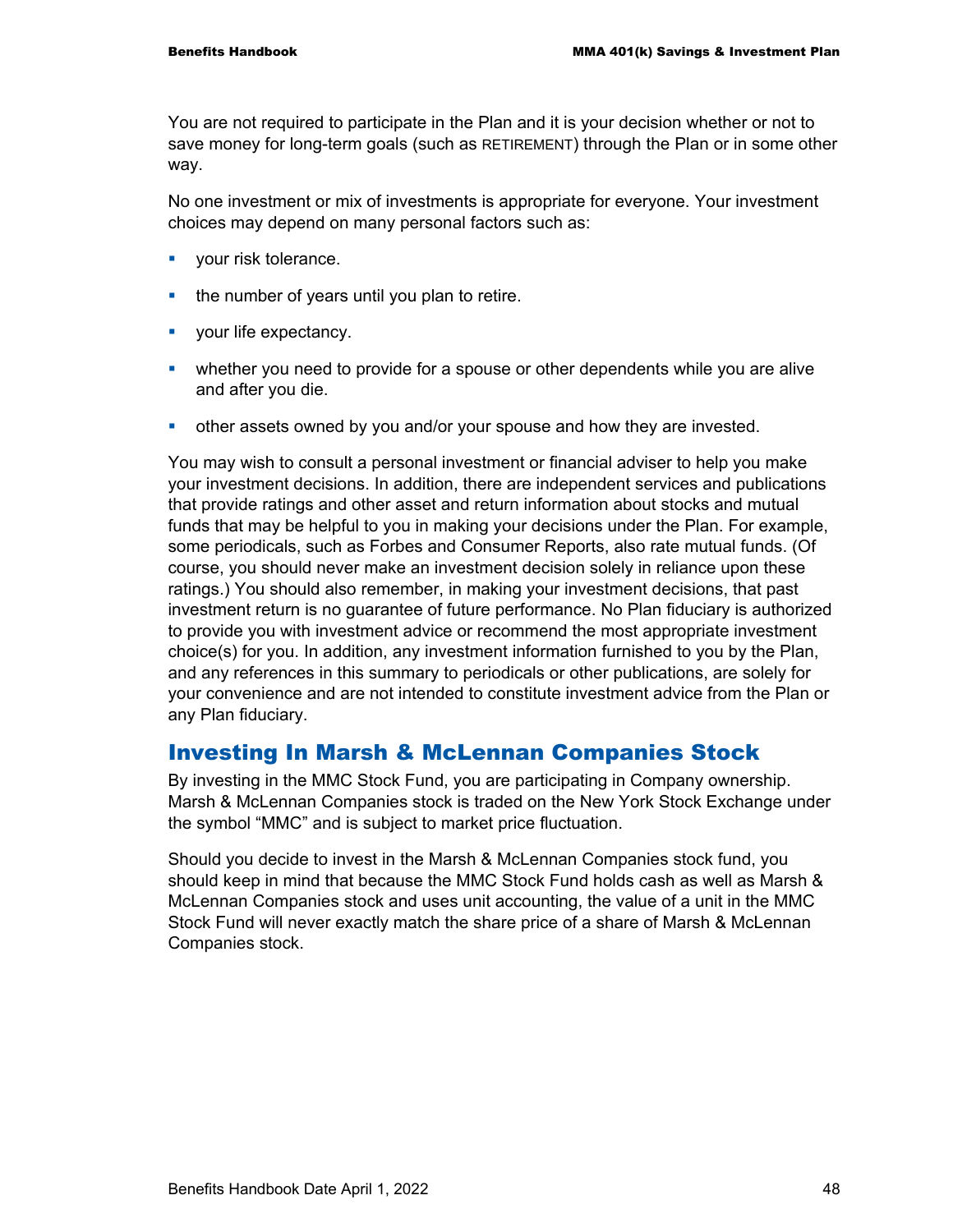You are not required to participate in the Plan and it is your decision whether or not to save money for long-term goals (such as RETIREMENT) through the Plan or in some other way.

No one investment or mix of investments is appropriate for everyone. Your investment choices may depend on many personal factors such as:

- your risk tolerance.
- the number of years until you plan to retire.
- your life expectancy.
- whether you need to provide for a spouse or other dependents while you are alive and after you die.
- other assets owned by you and/or your spouse and how they are invested.

You may wish to consult a personal investment or financial adviser to help you make your investment decisions. In addition, there are independent services and publications that provide ratings and other asset and return information about stocks and mutual funds that may be helpful to you in making your decisions under the Plan. For example, some periodicals, such as Forbes and Consumer Reports, also rate mutual funds. (Of course, you should never make an investment decision solely in reliance upon these ratings.) You should also remember, in making your investment decisions, that past investment return is no guarantee of future performance. No Plan fiduciary is authorized to provide you with investment advice or recommend the most appropriate investment choice(s) for you. In addition, any investment information furnished to you by the Plan, and any references in this summary to periodicals or other publications, are solely for your convenience and are not intended to constitute investment advice from the Plan or any Plan fiduciary.

## Investing In Marsh & McLennan Companies Stock

By investing in the MMC Stock Fund, you are participating in Company ownership. Marsh & McLennan Companies stock is traded on the New York Stock Exchange under the symbol "MMC" and is subject to market price fluctuation.

Should you decide to invest in the Marsh & McLennan Companies stock fund, you should keep in mind that because the MMC Stock Fund holds cash as well as Marsh & McLennan Companies stock and uses unit accounting, the value of a unit in the MMC Stock Fund will never exactly match the share price of a share of Marsh & McLennan Companies stock.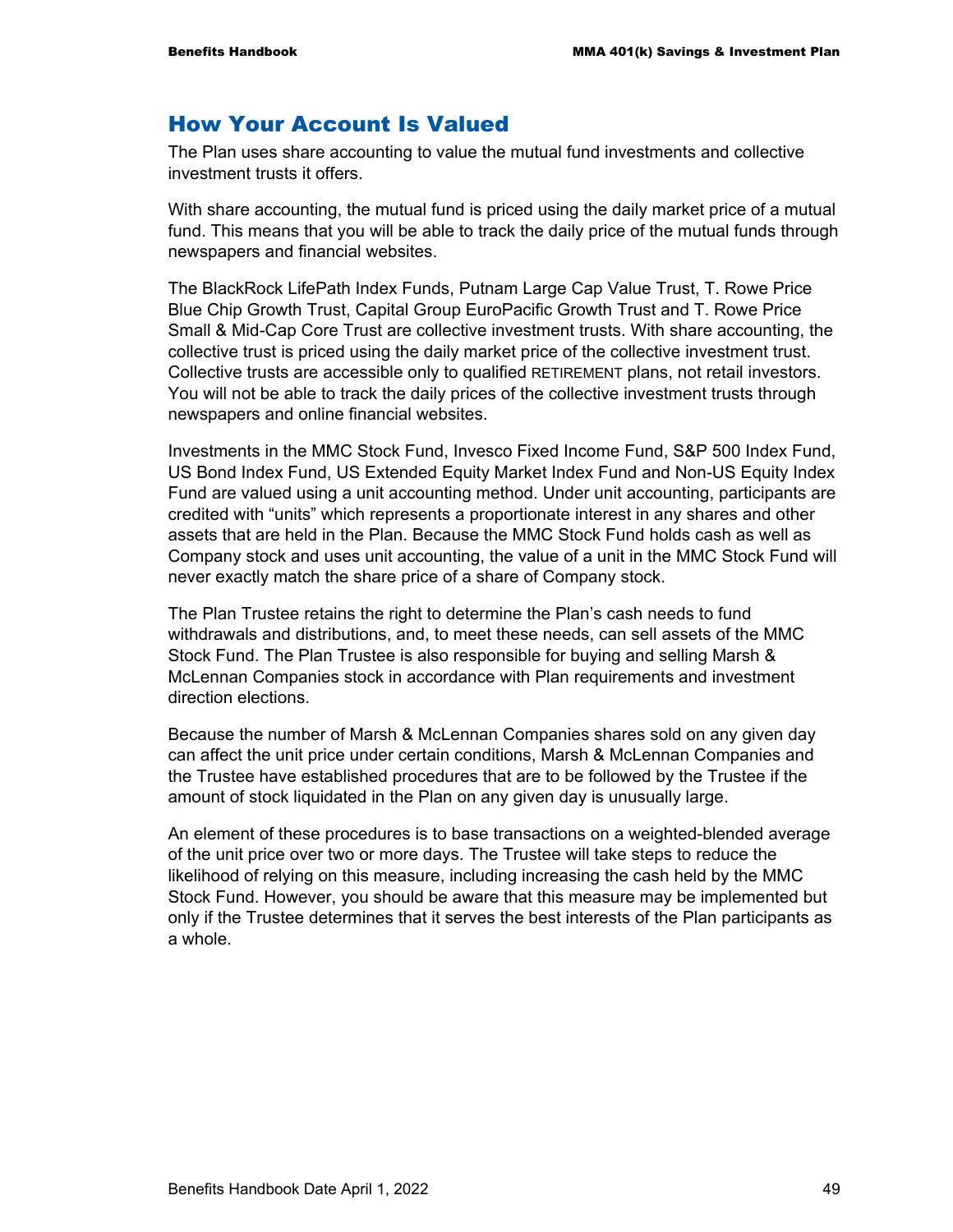## How Your Account Is Valued

The Plan uses share accounting to value the mutual fund investments and collective investment trusts it offers.

With share accounting, the mutual fund is priced using the daily market price of a mutual fund. This means that you will be able to track the daily price of the mutual funds through newspapers and financial websites.

The BlackRock LifePath Index Funds, Putnam Large Cap Value Trust, T. Rowe Price Blue Chip Growth Trust, Capital Group EuroPacific Growth Trust and T. Rowe Price Small & Mid-Cap Core Trust are collective investment trusts. With share accounting, the collective trust is priced using the daily market price of the collective investment trust. Collective trusts are accessible only to qualified RETIREMENT plans, not retail investors. You will not be able to track the daily prices of the collective investment trusts through newspapers and online financial websites.

Investments in the MMC Stock Fund, Invesco Fixed Income Fund, S&P 500 Index Fund, US Bond Index Fund, US Extended Equity Market Index Fund and Non-US Equity Index Fund are valued using a unit accounting method. Under unit accounting, participants are credited with "units" which represents a proportionate interest in any shares and other assets that are held in the Plan. Because the MMC Stock Fund holds cash as well as Company stock and uses unit accounting, the value of a unit in the MMC Stock Fund will never exactly match the share price of a share of Company stock.

The Plan Trustee retains the right to determine the Plan's cash needs to fund withdrawals and distributions, and, to meet these needs, can sell assets of the MMC Stock Fund. The Plan Trustee is also responsible for buying and selling Marsh & McLennan Companies stock in accordance with Plan requirements and investment direction elections.

Because the number of Marsh & McLennan Companies shares sold on any given day can affect the unit price under certain conditions, Marsh & McLennan Companies and the Trustee have established procedures that are to be followed by the Trustee if the amount of stock liquidated in the Plan on any given day is unusually large.

An element of these procedures is to base transactions on a weighted-blended average of the unit price over two or more days. The Trustee will take steps to reduce the likelihood of relying on this measure, including increasing the cash held by the MMC Stock Fund. However, you should be aware that this measure may be implemented but only if the Trustee determines that it serves the best interests of the Plan participants as a whole.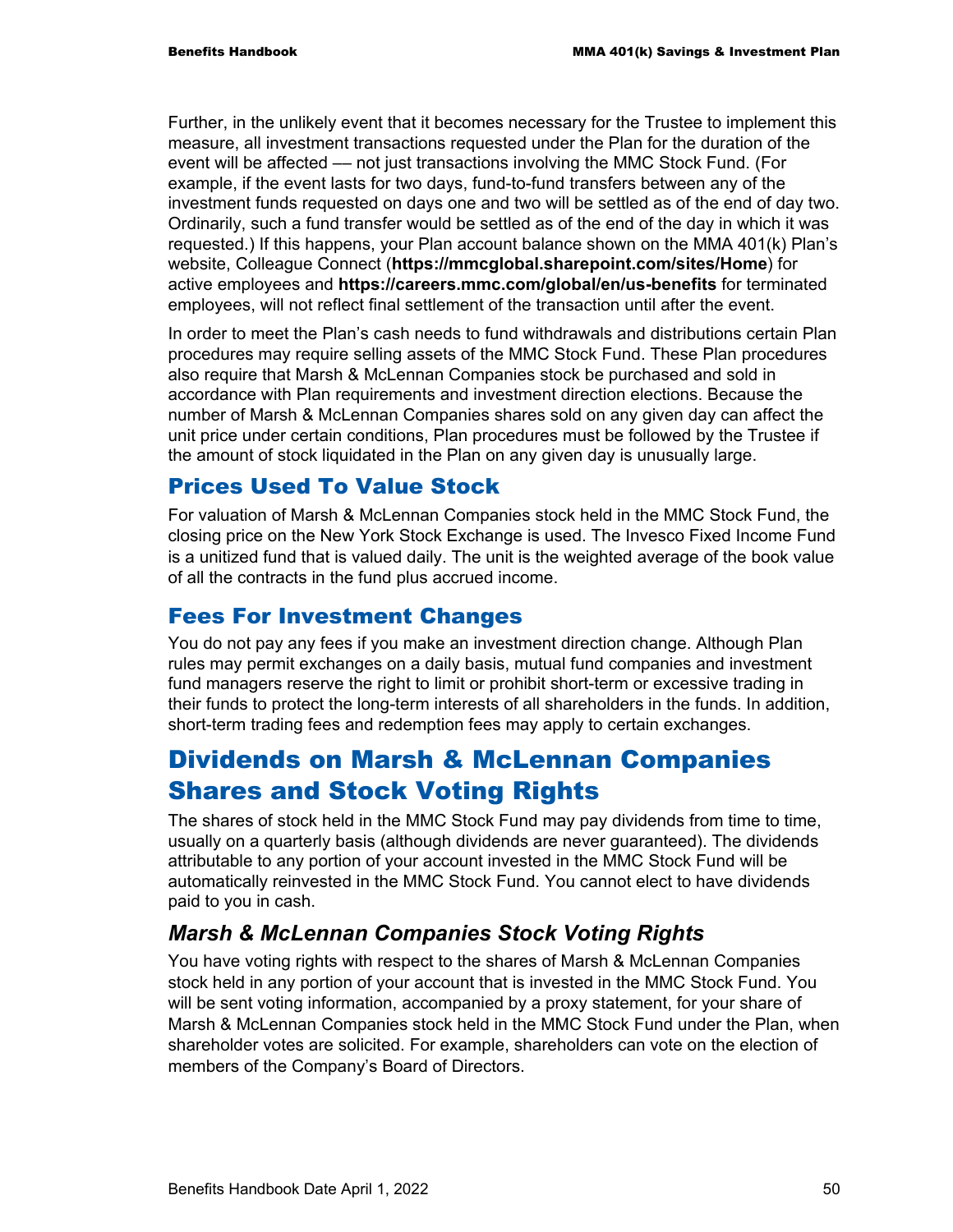Further, in the unlikely event that it becomes necessary for the Trustee to implement this measure, all investment transactions requested under the Plan for the duration of the event will be affected — not just transactions involving the MMC Stock Fund. (For example, if the event lasts for two days, fund-to-fund transfers between any of the investment funds requested on days one and two will be settled as of the end of day two. Ordinarily, such a fund transfer would be settled as of the end of the day in which it was requested.) If this happens, your Plan account balance shown on the MMA 401(k) Plan's website, Colleague Connect (**https://mmcglobal.sharepoint.com/sites/Home**) for active employees and **https://careers.mmc.com/global/en/us-benefits** for terminated employees, will not reflect final settlement of the transaction until after the event.

In order to meet the Plan's cash needs to fund withdrawals and distributions certain Plan procedures may require selling assets of the MMC Stock Fund. These Plan procedures also require that Marsh & McLennan Companies stock be purchased and sold in accordance with Plan requirements and investment direction elections. Because the number of Marsh & McLennan Companies shares sold on any given day can affect the unit price under certain conditions, Plan procedures must be followed by the Trustee if the amount of stock liquidated in the Plan on any given day is unusually large.

## Prices Used To Value Stock

For valuation of Marsh & McLennan Companies stock held in the MMC Stock Fund, the closing price on the New York Stock Exchange is used. The Invesco Fixed Income Fund is a unitized fund that is valued daily. The unit is the weighted average of the book value of all the contracts in the fund plus accrued income.

## Fees For Investment Changes

You do not pay any fees if you make an investment direction change. Although Plan rules may permit exchanges on a daily basis, mutual fund companies and investment fund managers reserve the right to limit or prohibit short-term or excessive trading in their funds to protect the long-term interests of all shareholders in the funds. In addition, short-term trading fees and redemption fees may apply to certain exchanges.

# Dividends on Marsh & McLennan Companies Shares and Stock Voting Rights

The shares of stock held in the MMC Stock Fund may pay dividends from time to time, usually on a quarterly basis (although dividends are never guaranteed). The dividends attributable to any portion of your account invested in the MMC Stock Fund will be automatically reinvested in the MMC Stock Fund. You cannot elect to have dividends paid to you in cash.

### *Marsh & McLennan Companies Stock Voting Rights*

You have voting rights with respect to the shares of Marsh & McLennan Companies stock held in any portion of your account that is invested in the MMC Stock Fund. You will be sent voting information, accompanied by a proxy statement, for your share of Marsh & McLennan Companies stock held in the MMC Stock Fund under the Plan, when shareholder votes are solicited. For example, shareholders can vote on the election of members of the Company's Board of Directors.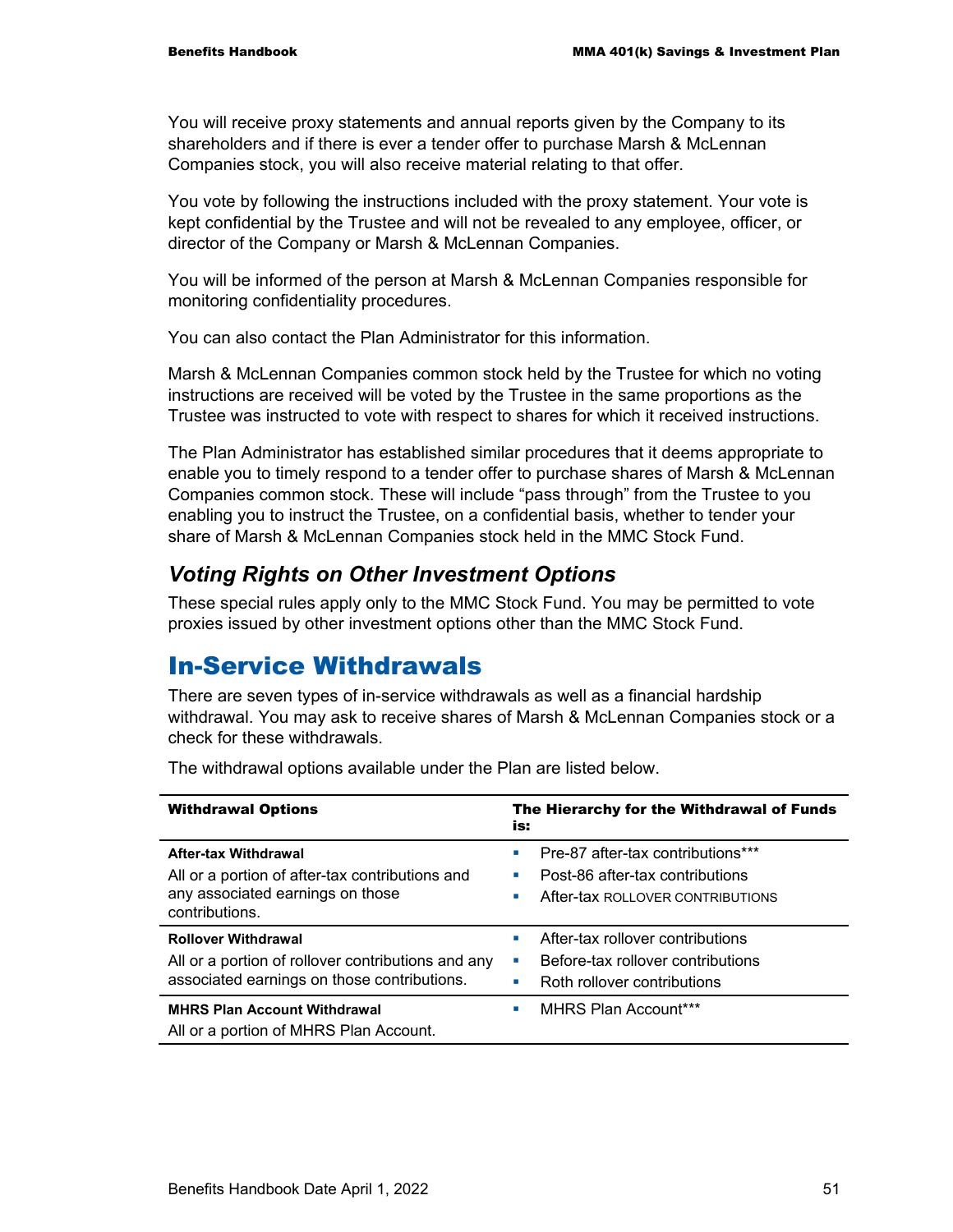You will receive proxy statements and annual reports given by the Company to its shareholders and if there is ever a tender offer to purchase Marsh & McLennan Companies stock, you will also receive material relating to that offer.

You vote by following the instructions included with the proxy statement. Your vote is kept confidential by the Trustee and will not be revealed to any employee, officer, or director of the Company or Marsh & McLennan Companies.

You will be informed of the person at Marsh & McLennan Companies responsible for monitoring confidentiality procedures.

You can also contact the Plan Administrator for this information.

Marsh & McLennan Companies common stock held by the Trustee for which no voting instructions are received will be voted by the Trustee in the same proportions as the Trustee was instructed to vote with respect to shares for which it received instructions.

The Plan Administrator has established similar procedures that it deems appropriate to enable you to timely respond to a tender offer to purchase shares of Marsh & McLennan Companies common stock. These will include "pass through" from the Trustee to you enabling you to instruct the Trustee, on a confidential basis, whether to tender your share of Marsh & McLennan Companies stock held in the MMC Stock Fund.

### *Voting Rights on Other Investment Options*

These special rules apply only to the MMC Stock Fund. You may be permitted to vote proxies issued by other investment options other than the MMC Stock Fund.

## In-Service Withdrawals

There are seven types of in-service withdrawals as well as a financial hardship withdrawal. You may ask to receive shares of Marsh & McLennan Companies stock or a check for these withdrawals.

The withdrawal options available under the Plan are listed below.

| Withdrawal Options | The Hierarchy for the Withdrawal of Funds is: |
|---|---|
| **After-tax Withdrawal**<br>All or a portion of after-tax contributions and any associated earnings on those contributions. | ▪ Pre-87 after-tax contributions***<br>▪ Post-86 after-tax contributions<br>▪ After-tax ROLLOVER CONTRIBUTIONS |
| **Rollover Withdrawal**<br>All or a portion of rollover contributions and any associated earnings on those contributions. | ▪ After-tax rollover contributions<br>▪ Before-tax rollover contributions<br>▪ Roth rollover contributions |
| **MHRS Plan Account Withdrawal**<br>All or a portion of MHRS Plan Account. | ▪ MHRS Plan Account*** |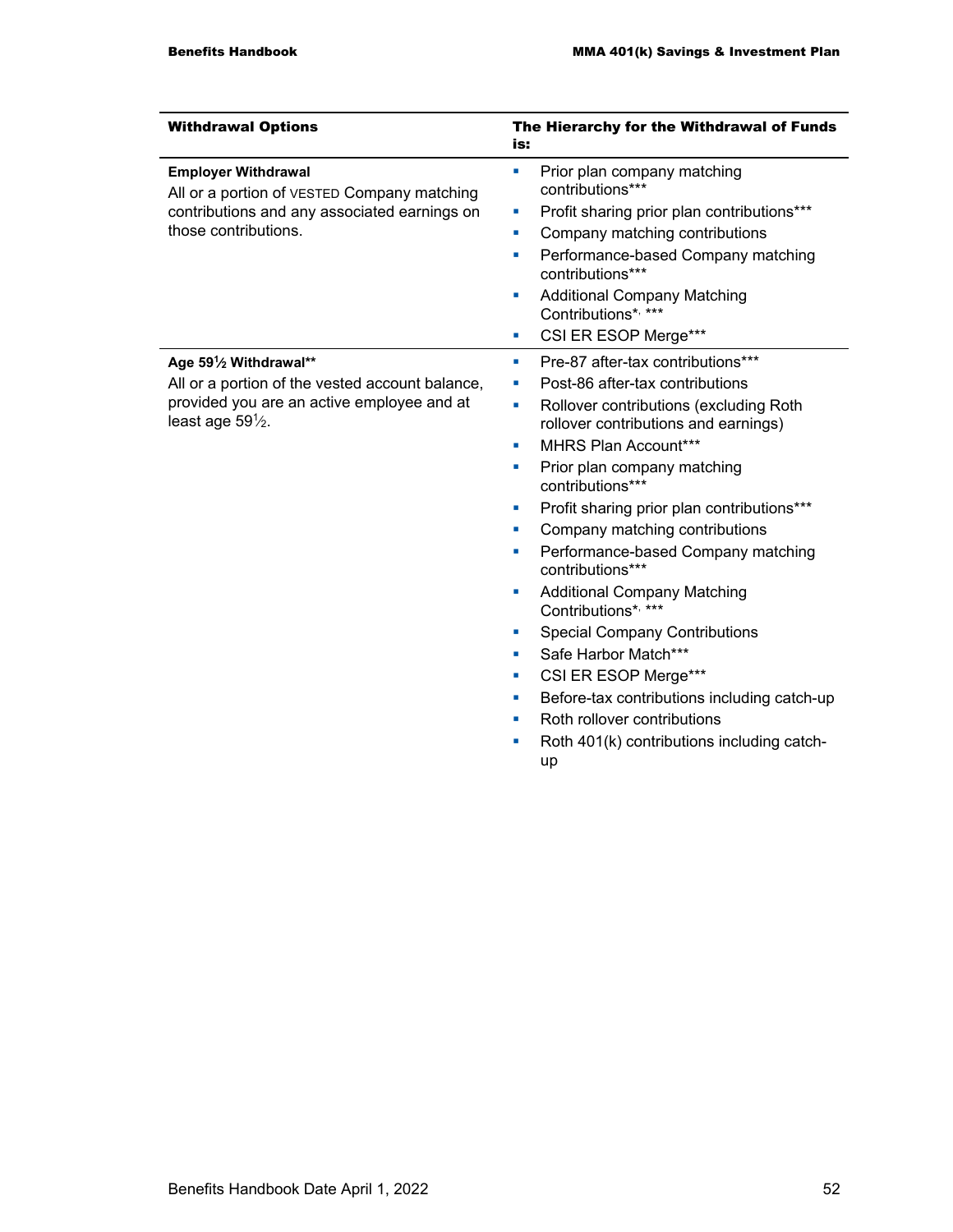| Withdrawal Options | The Hierarchy for the Withdrawal of Funds is: |
|---|---|
| **Employer Withdrawal**<br>All or a portion of VESTED Company matching contributions and any associated earnings on those contributions. | ▪ Prior plan company matching contributions***<br>▪ Profit sharing prior plan contributions***<br>▪ Company matching contributions<br>▪ Performance-based Company matching contributions***<br>▪ Additional Company Matching Contributions*, ***<br>▪ CSI ER ESOP Merge*** |
| **Age 59½ Withdrawal****<br>All or a portion of the vested account balance, provided you are an active employee and at least age 59½. | ▪ Pre-87 after-tax contributions***<br>▪ Post-86 after-tax contributions<br>▪ Rollover contributions (excluding Roth rollover contributions and earnings)<br>▪ MHRS Plan Account***<br>▪ Prior plan company matching contributions***<br>▪ Profit sharing prior plan contributions***<br>▪ Company matching contributions<br>▪ Performance-based Company matching contributions***<br>▪ Additional Company Matching Contributions*, ***<br>▪ Special Company Contributions<br>▪ Safe Harbor Match***<br>▪ CSI ER ESOP Merge***<br>▪ Before-tax contributions including catch-up<br>▪ Roth rollover contributions<br>▪ Roth 401(k) contributions including catch-up |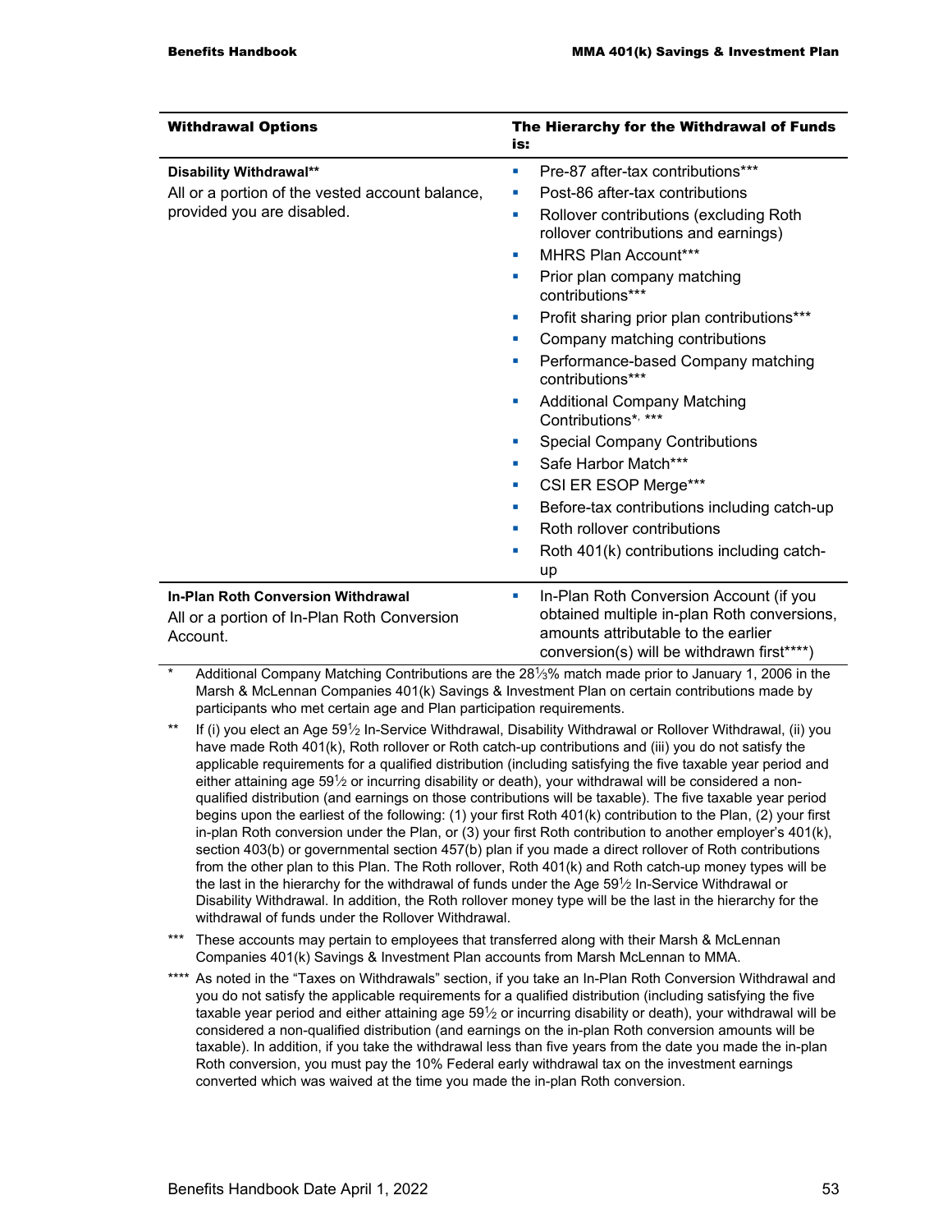| Withdrawal Options | The Hierarchy for the Withdrawal of Funds is: |
|---|---|
| **Disability Withdrawal**** <br> All or a portion of the vested account balance, provided you are disabled. | ▪ Pre-87 after-tax contributions*** <br> ▪ Post-86 after-tax contributions <br> ▪ Rollover contributions (excluding Roth rollover contributions and earnings) <br> ▪ MHRS Plan Account*** <br> ▪ Prior plan company matching contributions*** <br> ▪ Profit sharing prior plan contributions*** <br> ▪ Company matching contributions <br> ▪ Performance-based Company matching contributions*** <br> ▪ Additional Company Matching Contributions*, *** <br> ▪ Special Company Contributions <br> ▪ Safe Harbor Match*** <br> ▪ CSI ER ESOP Merge*** <br> ▪ Before-tax contributions including catch-up <br> ▪ Roth rollover contributions <br> ▪ Roth 401(k) contributions including catch-up |
| **In-Plan Roth Conversion Withdrawal** <br> All or a portion of In-Plan Roth Conversion Account. | ▪ In-Plan Roth Conversion Account (if you obtained multiple in-plan Roth conversions, amounts attributable to the earlier conversion(s) will be withdrawn first****) |

\* Additional Company Matching Contributions are the 28⅓% match made prior to January 1, 2006 in the Marsh & McLennan Companies 401(k) Savings & Investment Plan on certain contributions made by participants who met certain age and Plan participation requirements.

** If (i) you elect an Age 59½ In-Service Withdrawal, Disability Withdrawal or Rollover Withdrawal, (ii) you have made Roth 401(k), Roth rollover or Roth catch-up contributions and (iii) you do not satisfy the applicable requirements for a qualified distribution (including satisfying the five taxable year period and either attaining age 59½ or incurring disability or death), your withdrawal will be considered a non-qualified distribution (and earnings on those contributions will be taxable). The five taxable year period begins upon the earliest of the following: (1) your first Roth 401(k) contribution to the Plan, (2) your first in-plan Roth conversion under the Plan, or (3) your first Roth contribution to another employer's 401(k), section 403(b) or governmental section 457(b) plan if you made a direct rollover of Roth contributions from the other plan to this Plan. The Roth rollover, Roth 401(k) and Roth catch-up money types will be the last in the hierarchy for the withdrawal of funds under the Age 59½ In-Service Withdrawal or Disability Withdrawal. In addition, the Roth rollover money type will be the last in the hierarchy for the withdrawal of funds under the Rollover Withdrawal.

*** These accounts may pertain to employees that transferred along with their Marsh & McLennan Companies 401(k) Savings & Investment Plan accounts from Marsh McLennan to MMA.

**** As noted in the "Taxes on Withdrawals" section, if you take an In-Plan Roth Conversion Withdrawal and you do not satisfy the applicable requirements for a qualified distribution (including satisfying the five taxable year period and either attaining age 59½ or incurring disability or death), your withdrawal will be considered a non-qualified distribution (and earnings on the in-plan Roth conversion amounts will be taxable). In addition, if you take the withdrawal less than five years from the date you made the in-plan Roth conversion, you must pay the 10% Federal early withdrawal tax on the investment earnings converted which was waived at the time you made the in-plan Roth conversion.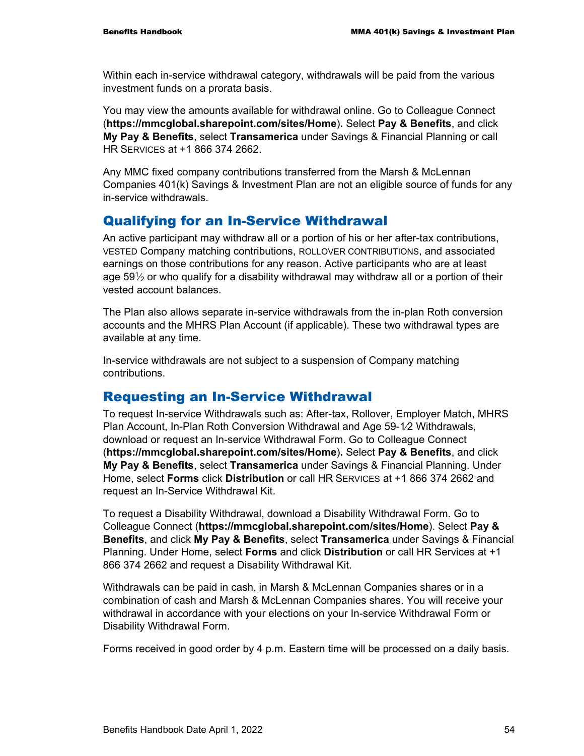Within each in-service withdrawal category, withdrawals will be paid from the various investment funds on a prorata basis.

You may view the amounts available for withdrawal online. Go to Colleague Connect (**https://mmcglobal.sharepoint.com/sites/Home**)**.** Select **Pay & Benefits**, and click **My Pay & Benefits**, select **Transamerica** under Savings & Financial Planning or call HR SERVICES at +1 866 374 2662.

Any MMC fixed company contributions transferred from the Marsh & McLennan Companies 401(k) Savings & Investment Plan are not an eligible source of funds for any in-service withdrawals.

## Qualifying for an In-Service Withdrawal

An active participant may withdraw all or a portion of his or her after-tax contributions, VESTED Company matching contributions, ROLLOVER CONTRIBUTIONS, and associated earnings on those contributions for any reason. Active participants who are at least age 59½ or who qualify for a disability withdrawal may withdraw all or a portion of their vested account balances.

The Plan also allows separate in-service withdrawals from the in-plan Roth conversion accounts and the MHRS Plan Account (if applicable). These two withdrawal types are available at any time.

In-service withdrawals are not subject to a suspension of Company matching contributions.

## Requesting an In-Service Withdrawal

To request In-service Withdrawals such as: After-tax, Rollover, Employer Match, MHRS Plan Account, In-Plan Roth Conversion Withdrawal and Age 59-1⁄2 Withdrawals, download or request an In-service Withdrawal Form. Go to Colleague Connect (**https://mmcglobal.sharepoint.com/sites/Home**). Select **Pay & Benefits**, and click **My Pay & Benefits**, select **Transamerica** under Savings & Financial Planning. Under Home, select **Forms** click **Distribution** or call HR SERVICES at +1 866 374 2662 and request an In-Service Withdrawal Kit.

To request a Disability Withdrawal, download a Disability Withdrawal Form. Go to Colleague Connect (**https://mmcglobal.sharepoint.com/sites/Home**). Select **Pay & Benefits**, and click **My Pay & Benefits**, select **Transamerica** under Savings & Financial Planning. Under Home, select **Forms** and click **Distribution** or call HR Services at +1 866 374 2662 and request a Disability Withdrawal Kit.

Withdrawals can be paid in cash, in Marsh & McLennan Companies shares or in a combination of cash and Marsh & McLennan Companies shares. You will receive your withdrawal in accordance with your elections on your In-service Withdrawal Form or Disability Withdrawal Form.

Forms received in good order by 4 p.m. Eastern time will be processed on a daily basis.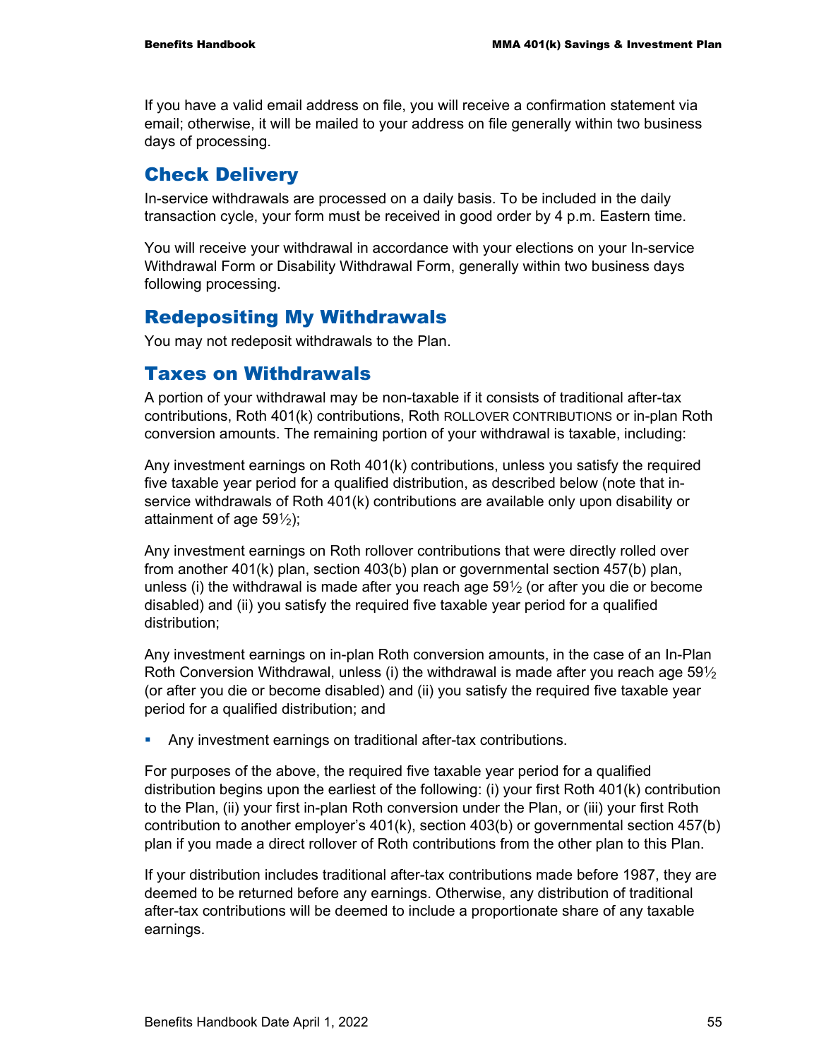If you have a valid email address on file, you will receive a confirmation statement via email; otherwise, it will be mailed to your address on file generally within two business days of processing.

## Check Delivery

In-service withdrawals are processed on a daily basis. To be included in the daily transaction cycle, your form must be received in good order by 4 p.m. Eastern time.

You will receive your withdrawal in accordance with your elections on your In-service Withdrawal Form or Disability Withdrawal Form, generally within two business days following processing.

## Redepositing My Withdrawals

You may not redeposit withdrawals to the Plan.

## Taxes on Withdrawals

A portion of your withdrawal may be non-taxable if it consists of traditional after-tax contributions, Roth 401(k) contributions, Roth ROLLOVER CONTRIBUTIONS or in-plan Roth conversion amounts. The remaining portion of your withdrawal is taxable, including:

Any investment earnings on Roth 401(k) contributions, unless you satisfy the required five taxable year period for a qualified distribution, as described below (note that in-service withdrawals of Roth 401(k) contributions are available only upon disability or attainment of age 59½);

Any investment earnings on Roth rollover contributions that were directly rolled over from another 401(k) plan, section 403(b) plan or governmental section 457(b) plan, unless (i) the withdrawal is made after you reach age 59½ (or after you die or become disabled) and (ii) you satisfy the required five taxable year period for a qualified distribution;

Any investment earnings on in-plan Roth conversion amounts, in the case of an In-Plan Roth Conversion Withdrawal, unless (i) the withdrawal is made after you reach age 59½ (or after you die or become disabled) and (ii) you satisfy the required five taxable year period for a qualified distribution; and

- Any investment earnings on traditional after-tax contributions.

For purposes of the above, the required five taxable year period for a qualified distribution begins upon the earliest of the following: (i) your first Roth 401(k) contribution to the Plan, (ii) your first in-plan Roth conversion under the Plan, or (iii) your first Roth contribution to another employer's 401(k), section 403(b) or governmental section 457(b) plan if you made a direct rollover of Roth contributions from the other plan to this Plan.

If your distribution includes traditional after-tax contributions made before 1987, they are deemed to be returned before any earnings. Otherwise, any distribution of traditional after-tax contributions will be deemed to include a proportionate share of any taxable earnings.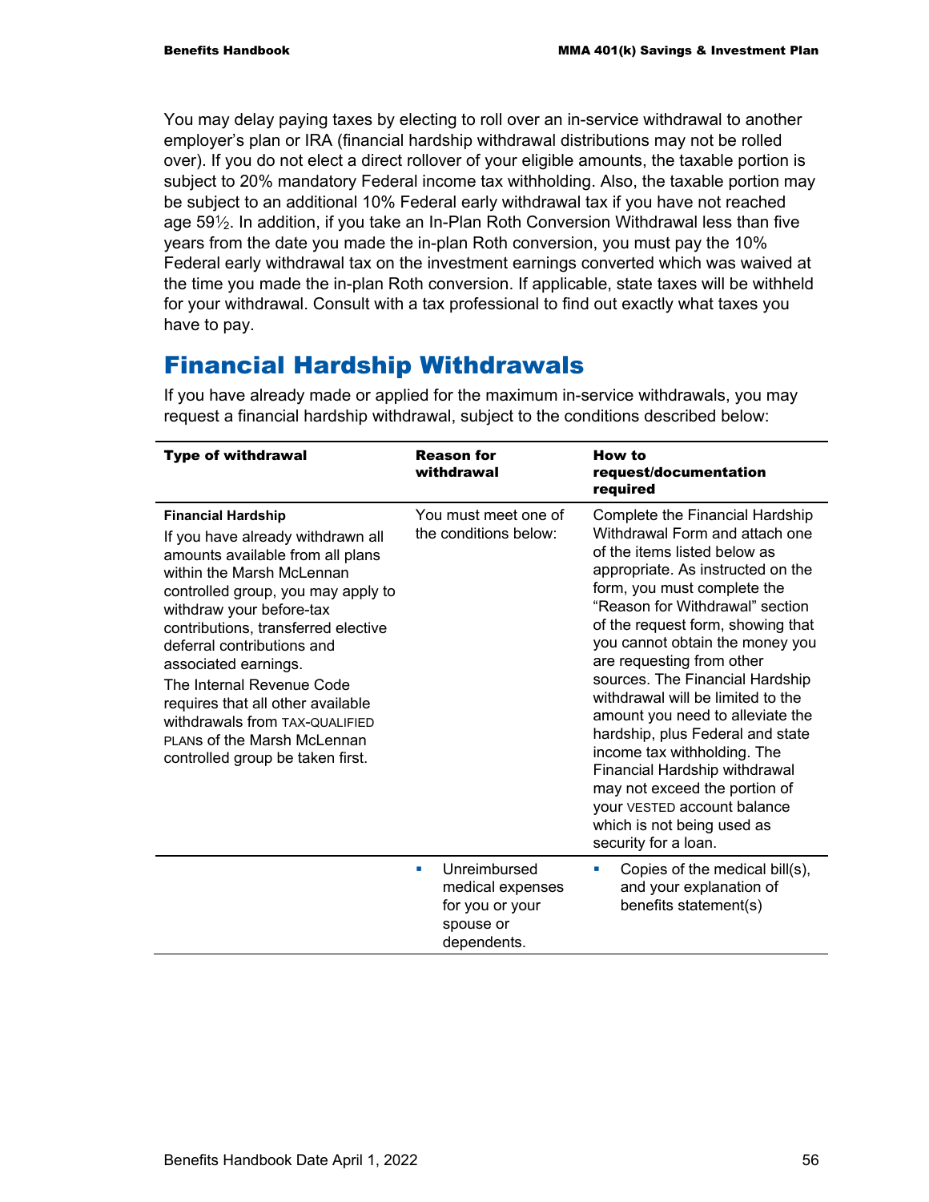You may delay paying taxes by electing to roll over an in-service withdrawal to another employer's plan or IRA (financial hardship withdrawal distributions may not be rolled over). If you do not elect a direct rollover of your eligible amounts, the taxable portion is subject to 20% mandatory Federal income tax withholding. Also, the taxable portion may be subject to an additional 10% Federal early withdrawal tax if you have not reached age 59½. In addition, if you take an In-Plan Roth Conversion Withdrawal less than five years from the date you made the in-plan Roth conversion, you must pay the 10% Federal early withdrawal tax on the investment earnings converted which was waived at the time you made the in-plan Roth conversion. If applicable, state taxes will be withheld for your withdrawal. Consult with a tax professional to find out exactly what taxes you have to pay.

## Financial Hardship Withdrawals

If you have already made or applied for the maximum in-service withdrawals, you may request a financial hardship withdrawal, subject to the conditions described below:

| Type of withdrawal | Reason for withdrawal | How to request/documentation required |
|---|---|---|
| **Financial Hardship**<br>If you have already withdrawn all amounts available from all plans within the Marsh McLennan controlled group, you may apply to withdraw your before-tax contributions, transferred elective deferral contributions and associated earnings.<br>The Internal Revenue Code requires that all other available withdrawals from TAX-QUALIFIED PLANS of the Marsh McLennan controlled group be taken first. | You must meet one of the conditions below: | Complete the Financial Hardship Withdrawal Form and attach one of the items listed below as appropriate. As instructed on the form, you must complete the "Reason for Withdrawal" section of the request form, showing that you cannot obtain the money you are requesting from other sources. The Financial Hardship withdrawal will be limited to the amount you need to alleviate the hardship, plus Federal and state income tax withholding. The Financial Hardship withdrawal may not exceed the portion of your VESTED account balance which is not being used as security for a loan. |
| | ▪ Unreimbursed medical expenses for you or your spouse or dependents. | ▪ Copies of the medical bill(s), and your explanation of benefits statement(s) |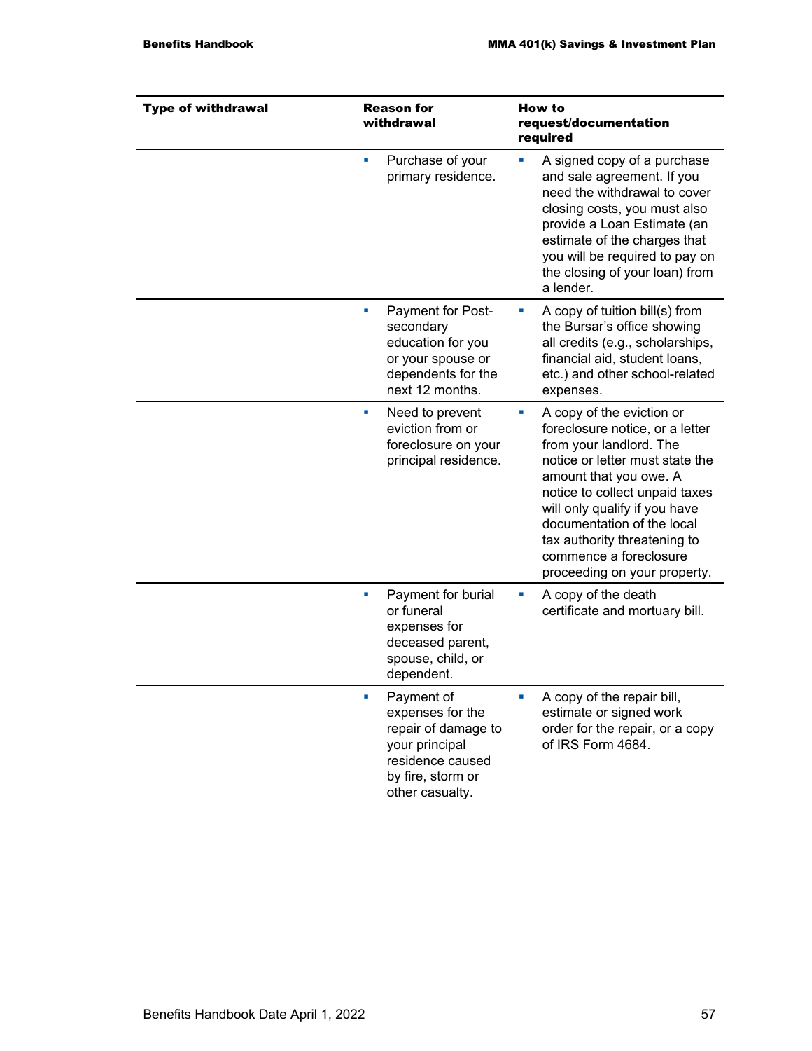| Type of withdrawal | Reason for withdrawal | How to request/documentation required |
|---|---|---|
| | ▪ Purchase of your primary residence. | ▪ A signed copy of a purchase and sale agreement. If you need the withdrawal to cover closing costs, you must also provide a Loan Estimate (an estimate of the charges that you will be required to pay on the closing of your loan) from a lender. |
| | ▪ Payment for Post-secondary education for you or your spouse or dependents for the next 12 months. | ▪ A copy of tuition bill(s) from the Bursar's office showing all credits (e.g., scholarships, financial aid, student loans, etc.) and other school-related expenses. |
| | ▪ Need to prevent eviction from or foreclosure on your principal residence. | ▪ A copy of the eviction or foreclosure notice, or a letter from your landlord. The notice or letter must state the amount that you owe. A notice to collect unpaid taxes will only qualify if you have documentation of the local tax authority threatening to commence a foreclosure proceeding on your property. |
| | ▪ Payment for burial or funeral expenses for deceased parent, spouse, child, or dependent. | ▪ A copy of the death certificate and mortuary bill. |
| | ▪ Payment of expenses for the repair of damage to your principal residence caused by fire, storm or other casualty. | ▪ A copy of the repair bill, estimate or signed work order for the repair, or a copy of IRS Form 4684. |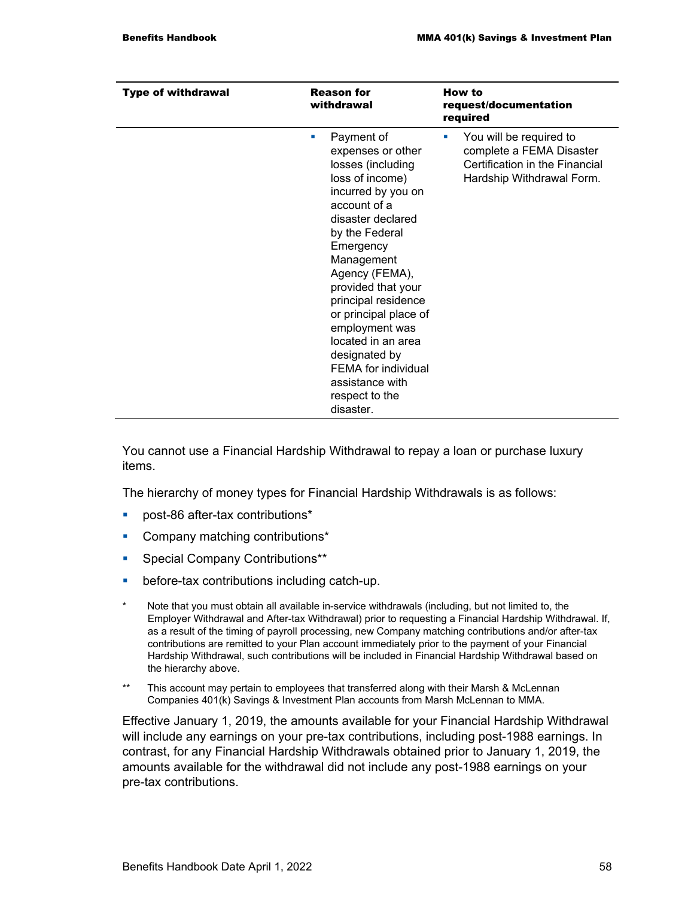| Type of withdrawal | Reason for withdrawal | How to request/documentation required |
|---|---|---|
| | ▪ Payment of expenses or other losses (including loss of income) incurred by you on account of a disaster declared by the Federal Emergency Management Agency (FEMA), provided that your principal residence or principal place of employment was located in an area designated by FEMA for individual assistance with respect to the disaster. | ▪ You will be required to complete a FEMA Disaster Certification in the Financial Hardship Withdrawal Form. |

You cannot use a Financial Hardship Withdrawal to repay a loan or purchase luxury items.

The hierarchy of money types for Financial Hardship Withdrawals is as follows:

- post-86 after-tax contributions*
- Company matching contributions*
- Special Company Contributions**
- before-tax contributions including catch-up.

\* Note that you must obtain all available in-service withdrawals (including, but not limited to, the Employer Withdrawal and After-tax Withdrawal) prior to requesting a Financial Hardship Withdrawal. If, as a result of the timing of payroll processing, new Company matching contributions and/or after-tax contributions are remitted to your Plan account immediately prior to the payment of your Financial Hardship Withdrawal, such contributions will be included in Financial Hardship Withdrawal based on the hierarchy above.

\*\* This account may pertain to employees that transferred along with their Marsh & McLennan Companies 401(k) Savings & Investment Plan accounts from Marsh McLennan to MMA.

Effective January 1, 2019, the amounts available for your Financial Hardship Withdrawal will include any earnings on your pre-tax contributions, including post-1988 earnings. In contrast, for any Financial Hardship Withdrawals obtained prior to January 1, 2019, the amounts available for the withdrawal did not include any post-1988 earnings on your pre-tax contributions.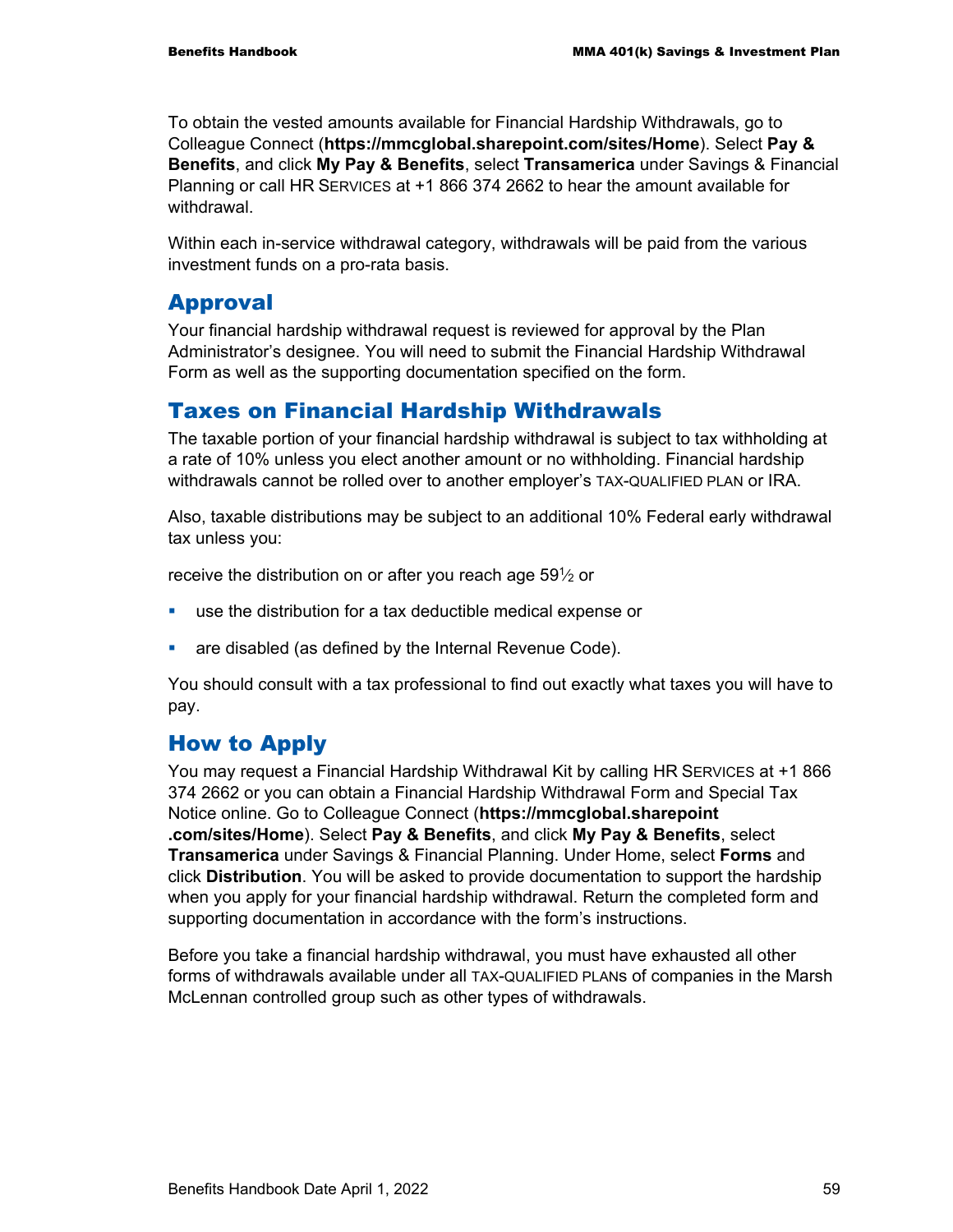To obtain the vested amounts available for Financial Hardship Withdrawals, go to Colleague Connect (**https://mmcglobal.sharepoint.com/sites/Home**). Select **Pay & Benefits**, and click **My Pay & Benefits**, select **Transamerica** under Savings & Financial Planning or call HR SERVICES at +1 866 374 2662 to hear the amount available for withdrawal.

Within each in-service withdrawal category, withdrawals will be paid from the various investment funds on a pro-rata basis.

## Approval

Your financial hardship withdrawal request is reviewed for approval by the Plan Administrator's designee. You will need to submit the Financial Hardship Withdrawal Form as well as the supporting documentation specified on the form.

## Taxes on Financial Hardship Withdrawals

The taxable portion of your financial hardship withdrawal is subject to tax withholding at a rate of 10% unless you elect another amount or no withholding. Financial hardship withdrawals cannot be rolled over to another employer's TAX-QUALIFIED PLAN or IRA.

Also, taxable distributions may be subject to an additional 10% Federal early withdrawal tax unless you:

receive the distribution on or after you reach age 59½ or

- use the distribution for a tax deductible medical expense or
- are disabled (as defined by the Internal Revenue Code).

You should consult with a tax professional to find out exactly what taxes you will have to pay.

## How to Apply

You may request a Financial Hardship Withdrawal Kit by calling HR SERVICES at +1 866 374 2662 or you can obtain a Financial Hardship Withdrawal Form and Special Tax Notice online. Go to Colleague Connect (**https://mmcglobal.sharepoint.com/sites/Home**). Select **Pay & Benefits**, and click **My Pay & Benefits**, select **Transamerica** under Savings & Financial Planning. Under Home, select **Forms** and click **Distribution**. You will be asked to provide documentation to support the hardship when you apply for your financial hardship withdrawal. Return the completed form and supporting documentation in accordance with the form's instructions.

Before you take a financial hardship withdrawal, you must have exhausted all other forms of withdrawals available under all TAX-QUALIFIED PLANs of companies in the Marsh McLennan controlled group such as other types of withdrawals.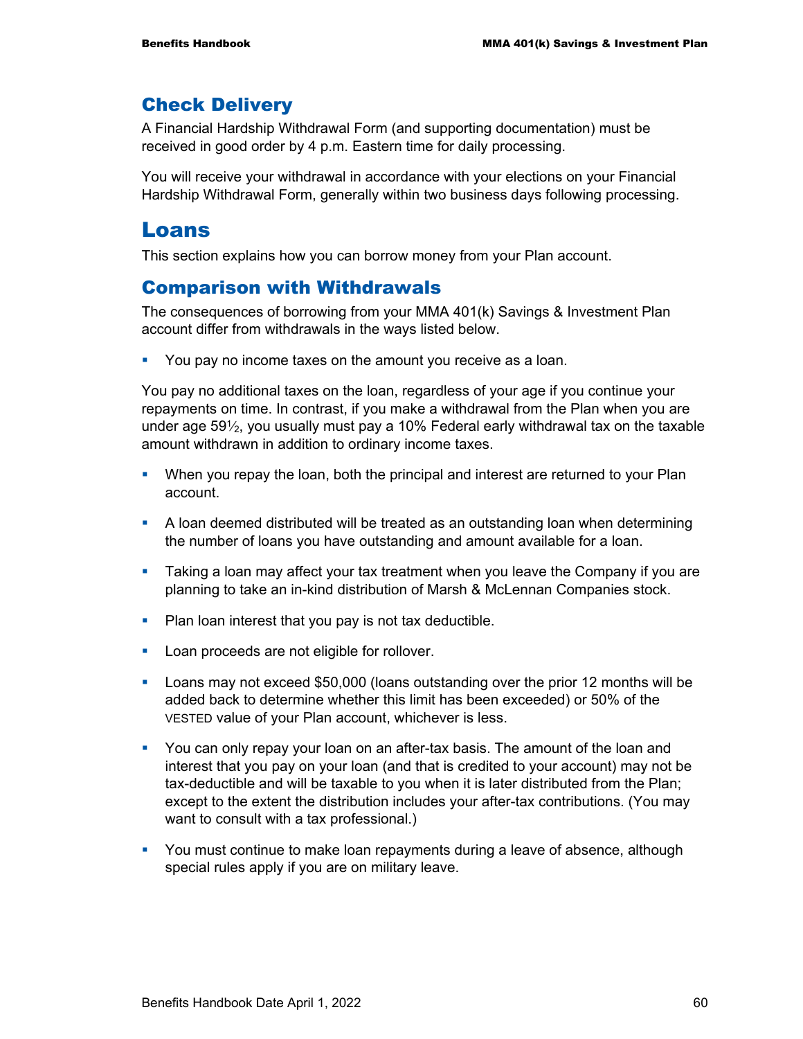## Check Delivery

A Financial Hardship Withdrawal Form (and supporting documentation) must be received in good order by 4 p.m. Eastern time for daily processing.

You will receive your withdrawal in accordance with your elections on your Financial Hardship Withdrawal Form, generally within two business days following processing.

# Loans

This section explains how you can borrow money from your Plan account.

## Comparison with Withdrawals

The consequences of borrowing from your MMA 401(k) Savings & Investment Plan account differ from withdrawals in the ways listed below.

- You pay no income taxes on the amount you receive as a loan.

You pay no additional taxes on the loan, regardless of your age if you continue your repayments on time. In contrast, if you make a withdrawal from the Plan when you are under age 59½, you usually must pay a 10% Federal early withdrawal tax on the taxable amount withdrawn in addition to ordinary income taxes.

- When you repay the loan, both the principal and interest are returned to your Plan account.
- A loan deemed distributed will be treated as an outstanding loan when determining the number of loans you have outstanding and amount available for a loan.
- Taking a loan may affect your tax treatment when you leave the Company if you are planning to take an in-kind distribution of Marsh & McLennan Companies stock.
- Plan loan interest that you pay is not tax deductible.
- Loan proceeds are not eligible for rollover.
- Loans may not exceed $50,000 (loans outstanding over the prior 12 months will be added back to determine whether this limit has been exceeded) or 50% of the VESTED value of your Plan account, whichever is less.
- You can only repay your loan on an after-tax basis. The amount of the loan and interest that you pay on your loan (and that is credited to your account) may not be tax-deductible and will be taxable to you when it is later distributed from the Plan; except to the extent the distribution includes your after-tax contributions. (You may want to consult with a tax professional.)
- You must continue to make loan repayments during a leave of absence, although special rules apply if you are on military leave.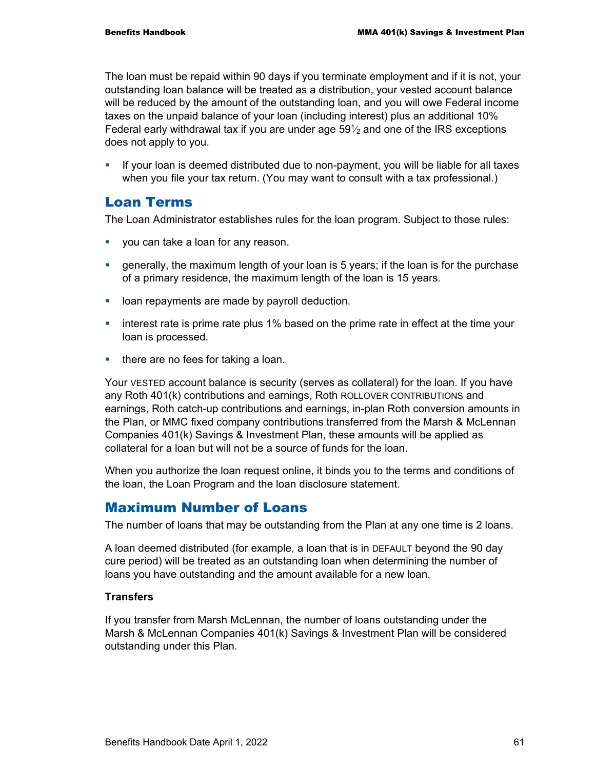The loan must be repaid within 90 days if you terminate employment and if it is not, your outstanding loan balance will be treated as a distribution, your vested account balance will be reduced by the amount of the outstanding loan, and you will owe Federal income taxes on the unpaid balance of your loan (including interest) plus an additional 10% Federal early withdrawal tax if you are under age 59½ and one of the IRS exceptions does not apply to you.

- If your loan is deemed distributed due to non-payment, you will be liable for all taxes when you file your tax return. (You may want to consult with a tax professional.)

## Loan Terms

The Loan Administrator establishes rules for the loan program. Subject to those rules:

- you can take a loan for any reason.
- generally, the maximum length of your loan is 5 years; if the loan is for the purchase of a primary residence, the maximum length of the loan is 15 years.
- loan repayments are made by payroll deduction.
- interest rate is prime rate plus 1% based on the prime rate in effect at the time your loan is processed.
- there are no fees for taking a loan.

Your VESTED account balance is security (serves as collateral) for the loan. If you have any Roth 401(k) contributions and earnings, Roth ROLLOVER CONTRIBUTIONS and earnings, Roth catch-up contributions and earnings, in-plan Roth conversion amounts in the Plan, or MMC fixed company contributions transferred from the Marsh & McLennan Companies 401(k) Savings & Investment Plan, these amounts will be applied as collateral for a loan but will not be a source of funds for the loan.

When you authorize the loan request online, it binds you to the terms and conditions of the loan, the Loan Program and the loan disclosure statement.

## Maximum Number of Loans

The number of loans that may be outstanding from the Plan at any one time is 2 loans.

A loan deemed distributed (for example, a loan that is in DEFAULT beyond the 90 day cure period) will be treated as an outstanding loan when determining the number of loans you have outstanding and the amount available for a new loan.

**Transfers**

If you transfer from Marsh McLennan, the number of loans outstanding under the Marsh & McLennan Companies 401(k) Savings & Investment Plan will be considered outstanding under this Plan.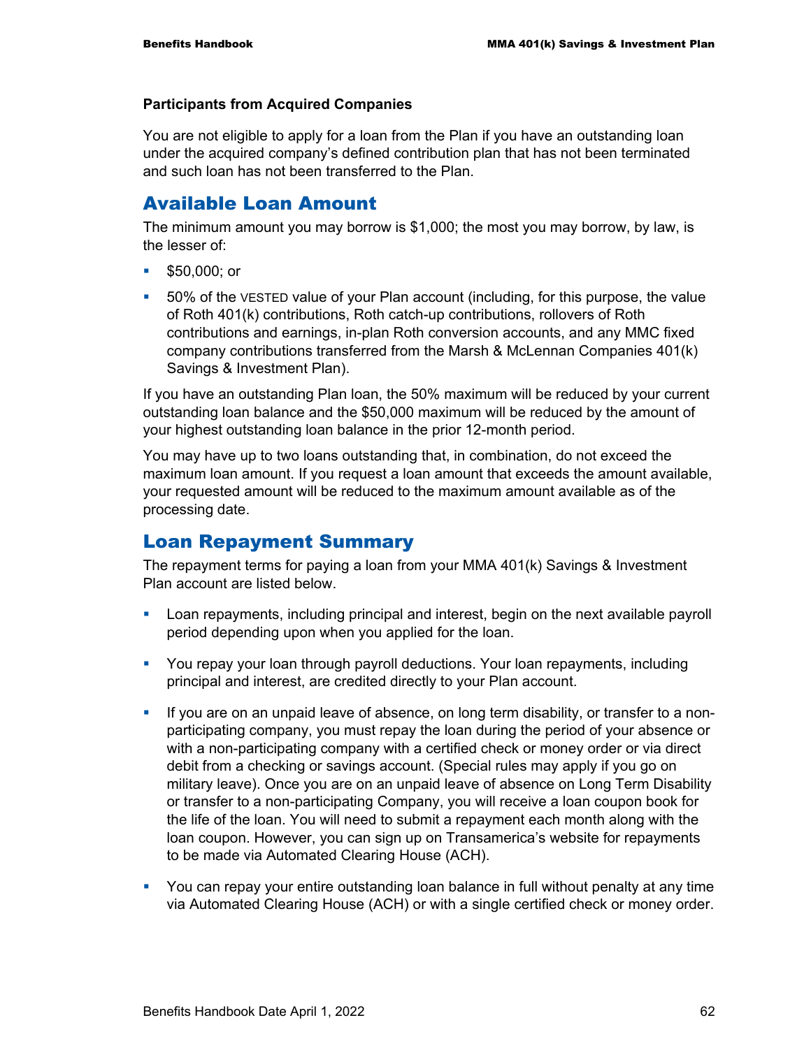### Participants from Acquired Companies

You are not eligible to apply for a loan from the Plan if you have an outstanding loan under the acquired company's defined contribution plan that has not been terminated and such loan has not been transferred to the Plan.

## Available Loan Amount

The minimum amount you may borrow is $1,000; the most you may borrow, by law, is the lesser of:

- $50,000; or
- 50% of the VESTED value of your Plan account (including, for this purpose, the value of Roth 401(k) contributions, Roth catch-up contributions, rollovers of Roth contributions and earnings, in-plan Roth conversion accounts, and any MMC fixed company contributions transferred from the Marsh & McLennan Companies 401(k) Savings & Investment Plan).

If you have an outstanding Plan loan, the 50% maximum will be reduced by your current outstanding loan balance and the $50,000 maximum will be reduced by the amount of your highest outstanding loan balance in the prior 12-month period.

You may have up to two loans outstanding that, in combination, do not exceed the maximum loan amount. If you request a loan amount that exceeds the amount available, your requested amount will be reduced to the maximum amount available as of the processing date.

## Loan Repayment Summary

The repayment terms for paying a loan from your MMA 401(k) Savings & Investment Plan account are listed below.

- Loan repayments, including principal and interest, begin on the next available payroll period depending upon when you applied for the loan.
- You repay your loan through payroll deductions. Your loan repayments, including principal and interest, are credited directly to your Plan account.
- If you are on an unpaid leave of absence, on long term disability, or transfer to a non-participating company, you must repay the loan during the period of your absence or with a non-participating company with a certified check or money order or via direct debit from a checking or savings account. (Special rules may apply if you go on military leave). Once you are on an unpaid leave of absence on Long Term Disability or transfer to a non-participating Company, you will receive a loan coupon book for the life of the loan. You will need to submit a repayment each month along with the loan coupon. However, you can sign up on Transamerica's website for repayments to be made via Automated Clearing House (ACH).
- You can repay your entire outstanding loan balance in full without penalty at any time via Automated Clearing House (ACH) or with a single certified check or money order.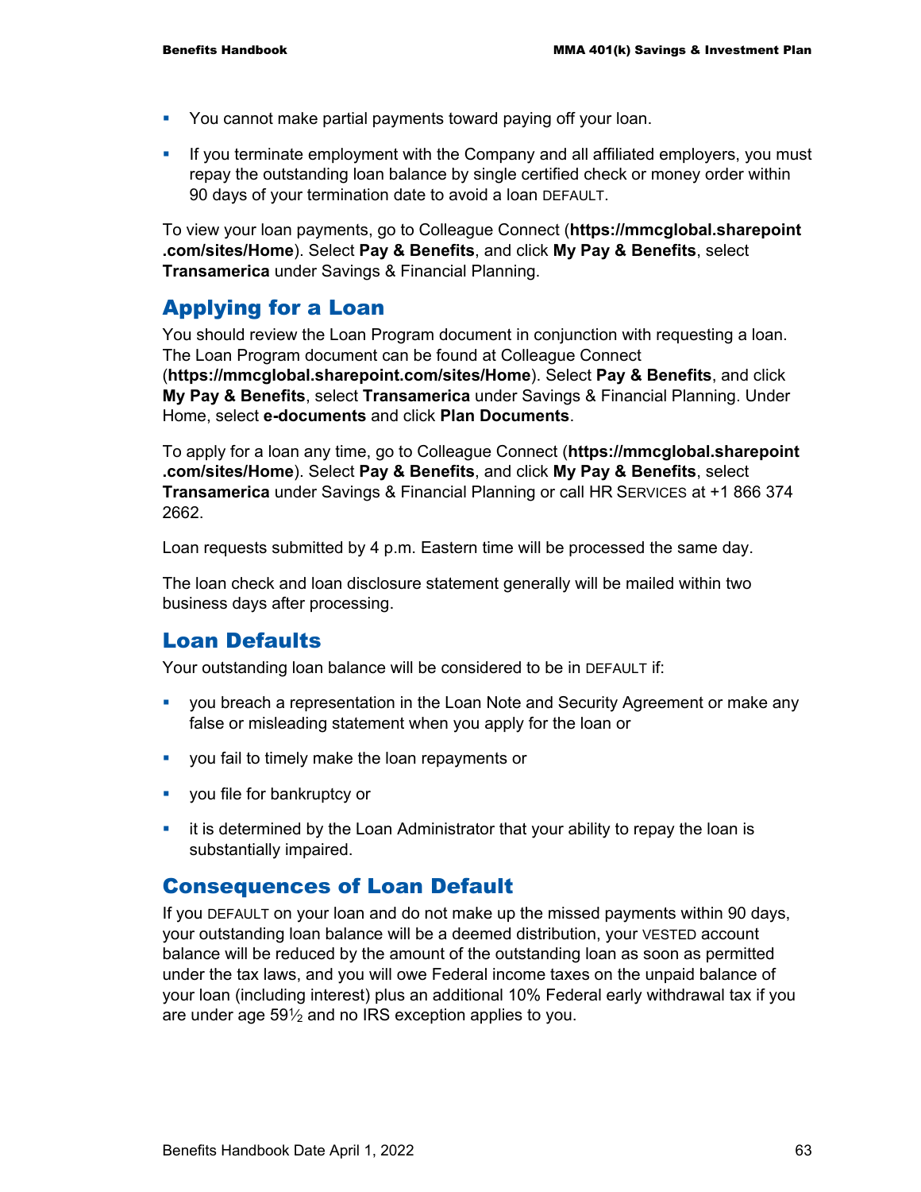- You cannot make partial payments toward paying off your loan.
- If you terminate employment with the Company and all affiliated employers, you must repay the outstanding loan balance by single certified check or money order within 90 days of your termination date to avoid a loan DEFAULT.

To view your loan payments, go to Colleague Connect (**https://mmcglobal.sharepoint.com/sites/Home**). Select **Pay & Benefits**, and click **My Pay & Benefits**, select **Transamerica** under Savings & Financial Planning.

## Applying for a Loan

You should review the Loan Program document in conjunction with requesting a loan. The Loan Program document can be found at Colleague Connect (**https://mmcglobal.sharepoint.com/sites/Home**). Select **Pay & Benefits**, and click **My Pay & Benefits**, select **Transamerica** under Savings & Financial Planning. Under Home, select **e-documents** and click **Plan Documents**.

To apply for a loan any time, go to Colleague Connect (**https://mmcglobal.sharepoint.com/sites/Home**). Select **Pay & Benefits**, and click **My Pay & Benefits**, select **Transamerica** under Savings & Financial Planning or call HR SERVICES at +1 866 374 2662.

Loan requests submitted by 4 p.m. Eastern time will be processed the same day.

The loan check and loan disclosure statement generally will be mailed within two business days after processing.

## Loan Defaults

Your outstanding loan balance will be considered to be in DEFAULT if:

- you breach a representation in the Loan Note and Security Agreement or make any false or misleading statement when you apply for the loan or
- you fail to timely make the loan repayments or
- you file for bankruptcy or
- it is determined by the Loan Administrator that your ability to repay the loan is substantially impaired.

## Consequences of Loan Default

If you DEFAULT on your loan and do not make up the missed payments within 90 days, your outstanding loan balance will be a deemed distribution, your VESTED account balance will be reduced by the amount of the outstanding loan as soon as permitted under the tax laws, and you will owe Federal income taxes on the unpaid balance of your loan (including interest) plus an additional 10% Federal early withdrawal tax if you are under age 59½ and no IRS exception applies to you.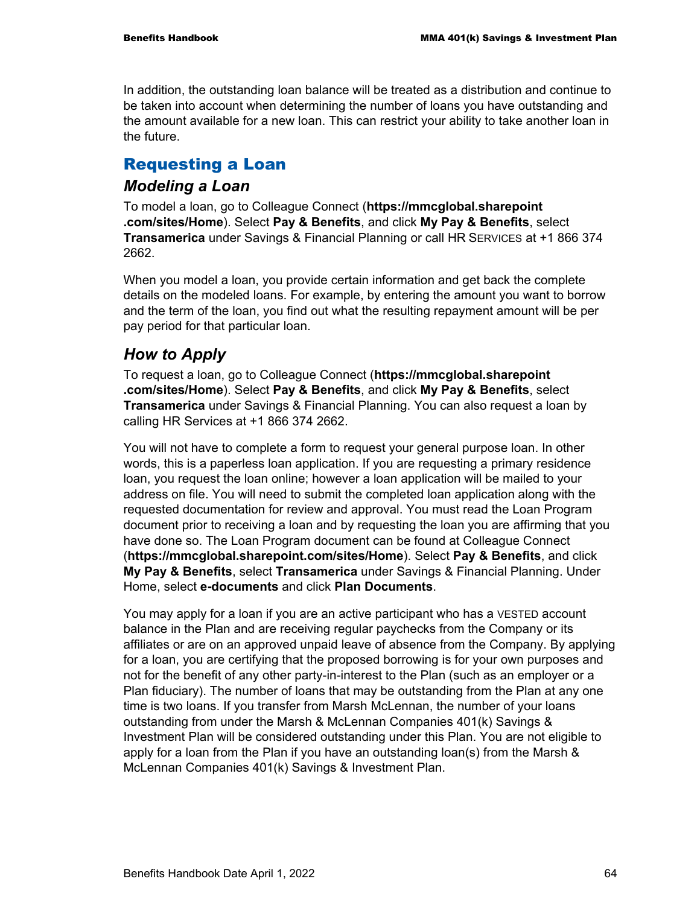In addition, the outstanding loan balance will be treated as a distribution and continue to be taken into account when determining the number of loans you have outstanding and the amount available for a new loan. This can restrict your ability to take another loan in the future.

## Requesting a Loan

### *Modeling a Loan*

To model a loan, go to Colleague Connect (**https://mmcglobal.sharepoint.com/sites/Home**). Select **Pay & Benefits**, and click **My Pay & Benefits**, select **Transamerica** under Savings & Financial Planning or call HR SERVICES at +1 866 374 2662.

When you model a loan, you provide certain information and get back the complete details on the modeled loans. For example, by entering the amount you want to borrow and the term of the loan, you find out what the resulting repayment amount will be per pay period for that particular loan.

### *How to Apply*

To request a loan, go to Colleague Connect (**https://mmcglobal.sharepoint.com/sites/Home**). Select **Pay & Benefits**, and click **My Pay & Benefits**, select **Transamerica** under Savings & Financial Planning. You can also request a loan by calling HR Services at +1 866 374 2662.

You will not have to complete a form to request your general purpose loan. In other words, this is a paperless loan application. If you are requesting a primary residence loan, you request the loan online; however a loan application will be mailed to your address on file. You will need to submit the completed loan application along with the requested documentation for review and approval. You must read the Loan Program document prior to receiving a loan and by requesting the loan you are affirming that you have done so. The Loan Program document can be found at Colleague Connect (**https://mmcglobal.sharepoint.com/sites/Home**). Select **Pay & Benefits**, and click **My Pay & Benefits**, select **Transamerica** under Savings & Financial Planning. Under Home, select **e-documents** and click **Plan Documents**.

You may apply for a loan if you are an active participant who has a VESTED account balance in the Plan and are receiving regular paychecks from the Company or its affiliates or are on an approved unpaid leave of absence from the Company. By applying for a loan, you are certifying that the proposed borrowing is for your own purposes and not for the benefit of any other party-in-interest to the Plan (such as an employer or a Plan fiduciary). The number of loans that may be outstanding from the Plan at any one time is two loans. If you transfer from Marsh McLennan, the number of your loans outstanding from under the Marsh & McLennan Companies 401(k) Savings & Investment Plan will be considered outstanding under this Plan. You are not eligible to apply for a loan from the Plan if you have an outstanding loan(s) from the Marsh & McLennan Companies 401(k) Savings & Investment Plan.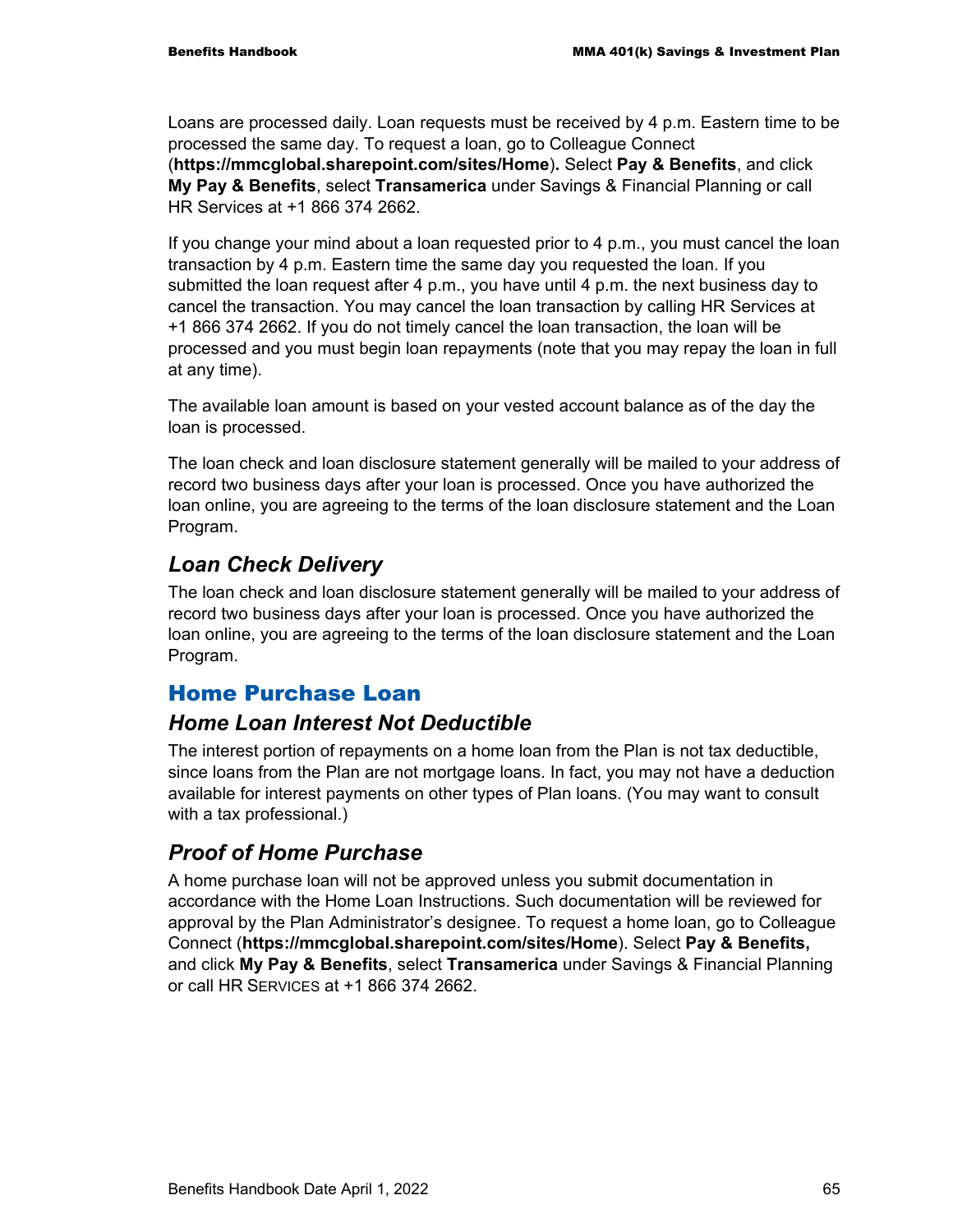Loans are processed daily. Loan requests must be received by 4 p.m. Eastern time to be processed the same day. To request a loan, go to Colleague Connect (**https://mmcglobal.sharepoint.com/sites/Home**). Select **Pay & Benefits**, and click **My Pay & Benefits**, select **Transamerica** under Savings & Financial Planning or call HR Services at +1 866 374 2662.

If you change your mind about a loan requested prior to 4 p.m., you must cancel the loan transaction by 4 p.m. Eastern time the same day you requested the loan. If you submitted the loan request after 4 p.m., you have until 4 p.m. the next business day to cancel the transaction. You may cancel the loan transaction by calling HR Services at +1 866 374 2662. If you do not timely cancel the loan transaction, the loan will be processed and you must begin loan repayments (note that you may repay the loan in full at any time).

The available loan amount is based on your vested account balance as of the day the loan is processed.

The loan check and loan disclosure statement generally will be mailed to your address of record two business days after your loan is processed. Once you have authorized the loan online, you are agreeing to the terms of the loan disclosure statement and the Loan Program.

### *Loan Check Delivery*

The loan check and loan disclosure statement generally will be mailed to your address of record two business days after your loan is processed. Once you have authorized the loan online, you are agreeing to the terms of the loan disclosure statement and the Loan Program.

## Home Purchase Loan

### *Home Loan Interest Not Deductible*

The interest portion of repayments on a home loan from the Plan is not tax deductible, since loans from the Plan are not mortgage loans. In fact, you may not have a deduction available for interest payments on other types of Plan loans. (You may want to consult with a tax professional.)

### *Proof of Home Purchase*

A home purchase loan will not be approved unless you submit documentation in accordance with the Home Loan Instructions. Such documentation will be reviewed for approval by the Plan Administrator's designee. To request a home loan, go to Colleague Connect (**https://mmcglobal.sharepoint.com/sites/Home**). Select **Pay & Benefits,** and click **My Pay & Benefits**, select **Transamerica** under Savings & Financial Planning or call HR SERVICES at +1 866 374 2662.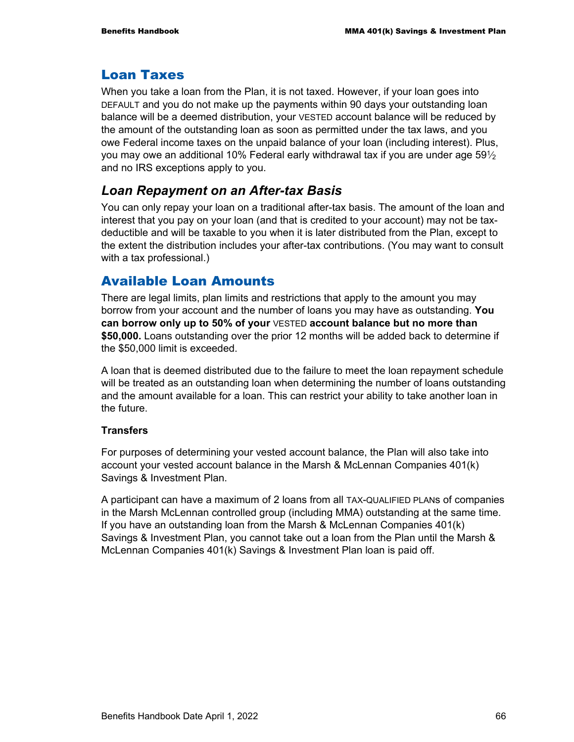## Loan Taxes

When you take a loan from the Plan, it is not taxed. However, if your loan goes into DEFAULT and you do not make up the payments within 90 days your outstanding loan balance will be a deemed distribution, your VESTED account balance will be reduced by the amount of the outstanding loan as soon as permitted under the tax laws, and you owe Federal income taxes on the unpaid balance of your loan (including interest). Plus, you may owe an additional 10% Federal early withdrawal tax if you are under age 59½ and no IRS exceptions apply to you.

### *Loan Repayment on an After-tax Basis*

You can only repay your loan on a traditional after-tax basis. The amount of the loan and interest that you pay on your loan (and that is credited to your account) may not be tax-deductible and will be taxable to you when it is later distributed from the Plan, except to the extent the distribution includes your after-tax contributions. (You may want to consult with a tax professional.)

## Available Loan Amounts

There are legal limits, plan limits and restrictions that apply to the amount you may borrow from your account and the number of loans you may have as outstanding. **You can borrow only up to 50% of your VESTED account balance but no more than $50,000.** Loans outstanding over the prior 12 months will be added back to determine if the $50,000 limit is exceeded.

A loan that is deemed distributed due to the failure to meet the loan repayment schedule will be treated as an outstanding loan when determining the number of loans outstanding and the amount available for a loan. This can restrict your ability to take another loan in the future.

**Transfers**

For purposes of determining your vested account balance, the Plan will also take into account your vested account balance in the Marsh & McLennan Companies 401(k) Savings & Investment Plan.

A participant can have a maximum of 2 loans from all TAX-QUALIFIED PLANs of companies in the Marsh McLennan controlled group (including MMA) outstanding at the same time. If you have an outstanding loan from the Marsh & McLennan Companies 401(k) Savings & Investment Plan, you cannot take out a loan from the Plan until the Marsh & McLennan Companies 401(k) Savings & Investment Plan loan is paid off.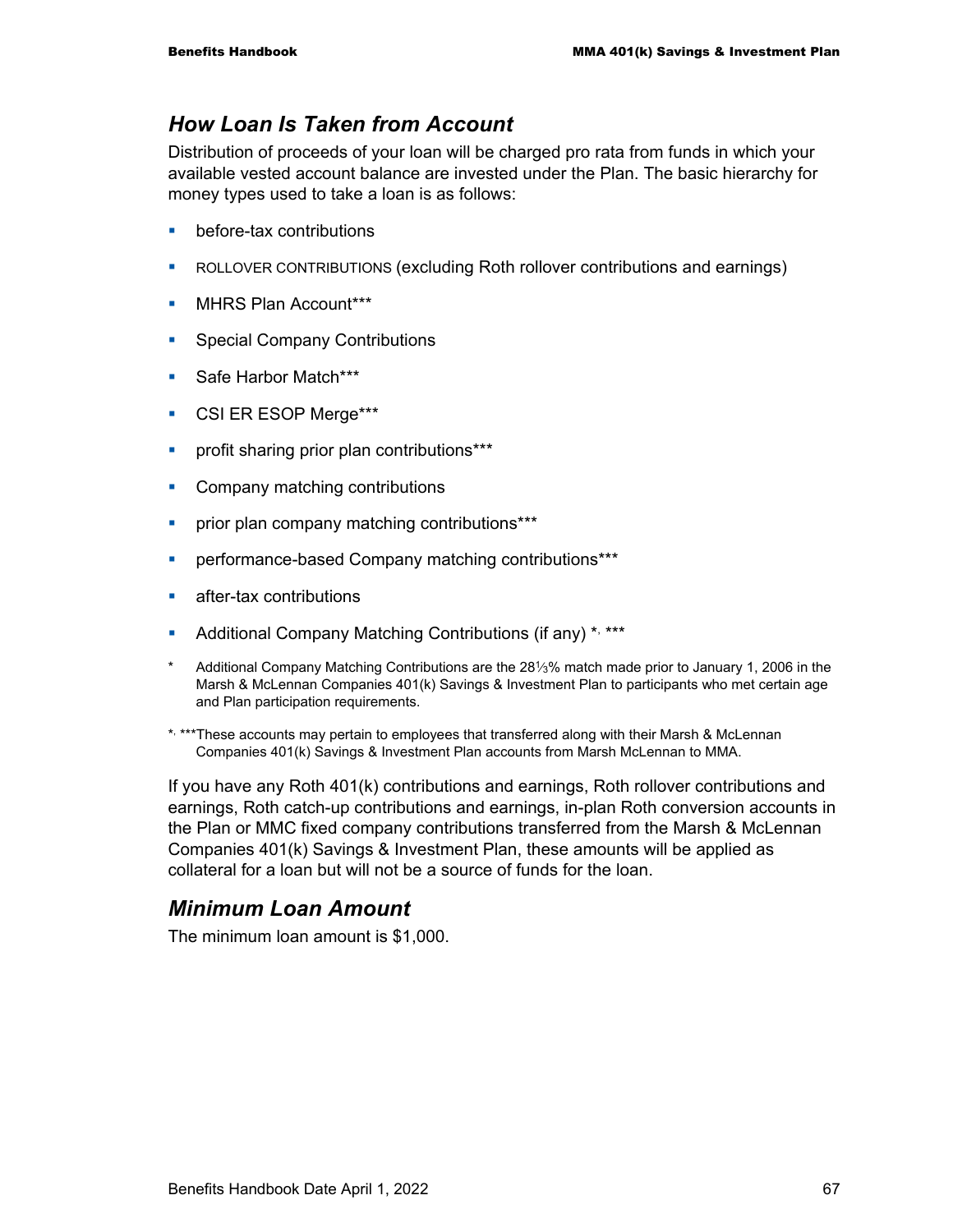## How Loan Is Taken from Account

Distribution of proceeds of your loan will be charged pro rata from funds in which your available vested account balance are invested under the Plan. The basic hierarchy for money types used to take a loan is as follows:

- before-tax contributions
- ROLLOVER CONTRIBUTIONS (excluding Roth rollover contributions and earnings)
- MHRS Plan Account***
- Special Company Contributions
- Safe Harbor Match***
- CSI ER ESOP Merge***
- profit sharing prior plan contributions***
- Company matching contributions
- prior plan company matching contributions***
- performance-based Company matching contributions***
- after-tax contributions
- Additional Company Matching Contributions (if any) *, ***

\* Additional Company Matching Contributions are the 28⅓% match made prior to January 1, 2006 in the Marsh & McLennan Companies 401(k) Savings & Investment Plan to participants who met certain age and Plan participation requirements.

*, ***These accounts may pertain to employees that transferred along with their Marsh & McLennan Companies 401(k) Savings & Investment Plan accounts from Marsh McLennan to MMA.

If you have any Roth 401(k) contributions and earnings, Roth rollover contributions and earnings, Roth catch-up contributions and earnings, in-plan Roth conversion accounts in the Plan or MMC fixed company contributions transferred from the Marsh & McLennan Companies 401(k) Savings & Investment Plan, these amounts will be applied as collateral for a loan but will not be a source of funds for the loan.

## Minimum Loan Amount

The minimum loan amount is $1,000.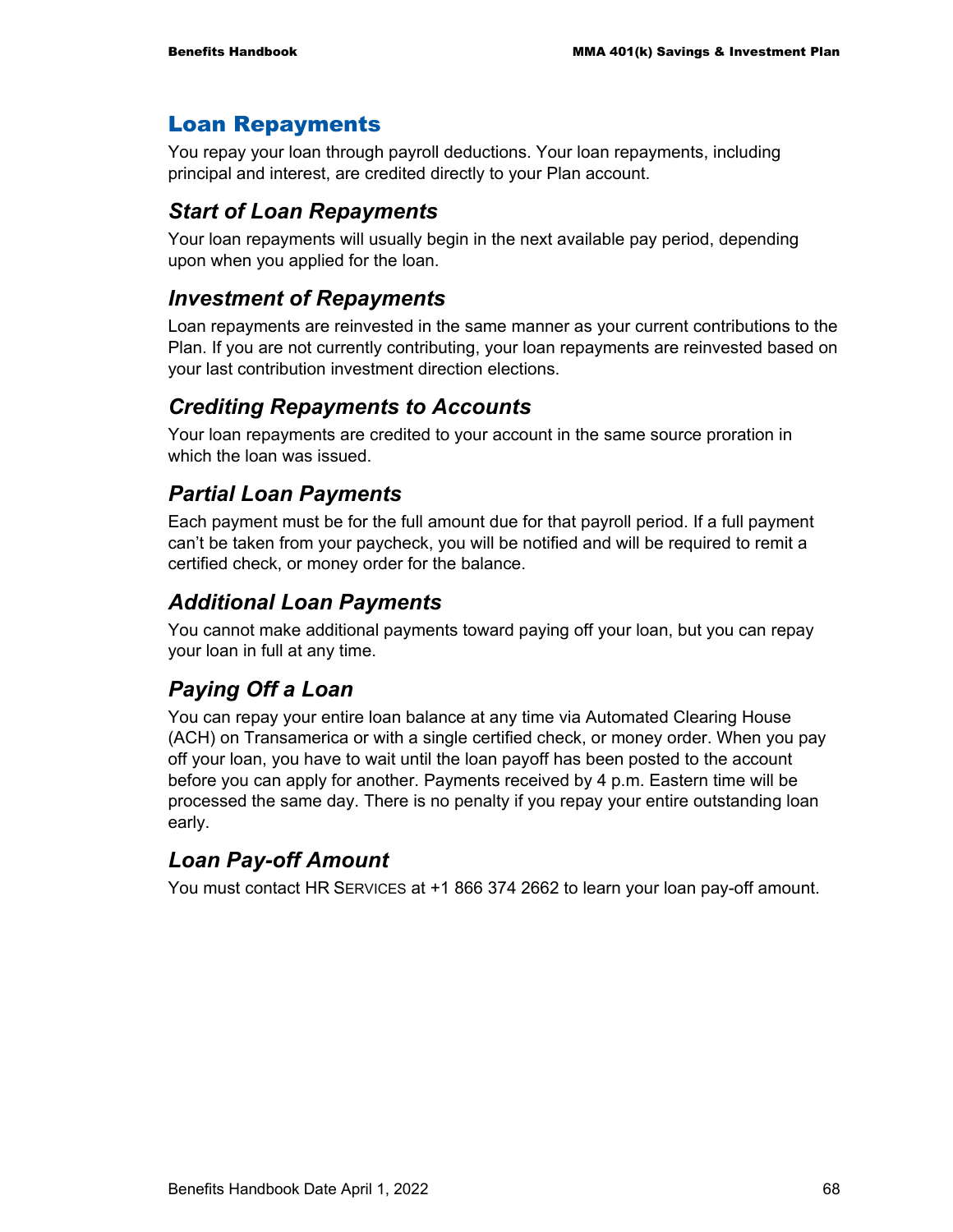## Loan Repayments

You repay your loan through payroll deductions. Your loan repayments, including principal and interest, are credited directly to your Plan account.

### *Start of Loan Repayments*

Your loan repayments will usually begin in the next available pay period, depending upon when you applied for the loan.

### *Investment of Repayments*

Loan repayments are reinvested in the same manner as your current contributions to the Plan. If you are not currently contributing, your loan repayments are reinvested based on your last contribution investment direction elections.

### *Crediting Repayments to Accounts*

Your loan repayments are credited to your account in the same source proration in which the loan was issued.

### *Partial Loan Payments*

Each payment must be for the full amount due for that payroll period. If a full payment can't be taken from your paycheck, you will be notified and will be required to remit a certified check, or money order for the balance.

### *Additional Loan Payments*

You cannot make additional payments toward paying off your loan, but you can repay your loan in full at any time.

### *Paying Off a Loan*

You can repay your entire loan balance at any time via Automated Clearing House (ACH) on Transamerica or with a single certified check, or money order. When you pay off your loan, you have to wait until the loan payoff has been posted to the account before you can apply for another. Payments received by 4 p.m. Eastern time will be processed the same day. There is no penalty if you repay your entire outstanding loan early.

### *Loan Pay-off Amount*

You must contact HR SERVICES at +1 866 374 2662 to learn your loan pay-off amount.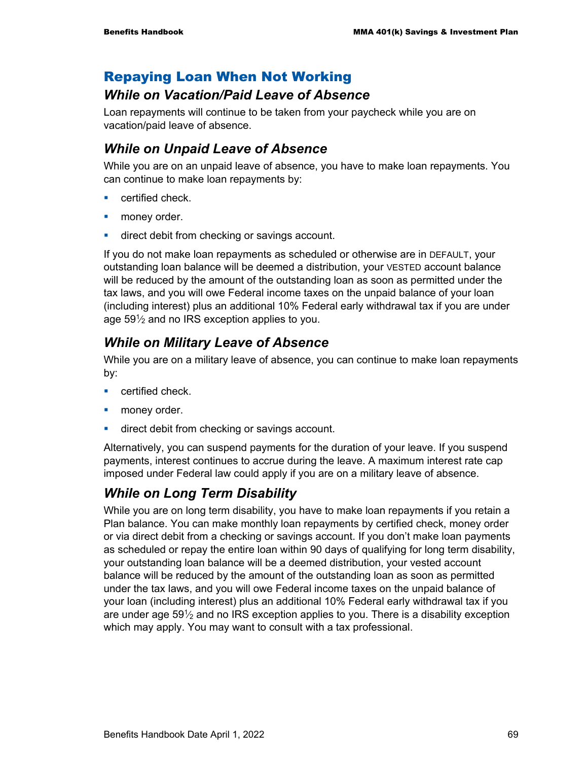## Repaying Loan When Not Working

### *While on Vacation/Paid Leave of Absence*

Loan repayments will continue to be taken from your paycheck while you are on vacation/paid leave of absence.

### *While on Unpaid Leave of Absence*

While you are on an unpaid leave of absence, you have to make loan repayments. You can continue to make loan repayments by:

- certified check.
- money order.
- direct debit from checking or savings account.

If you do not make loan repayments as scheduled or otherwise are in DEFAULT, your outstanding loan balance will be deemed a distribution, your VESTED account balance will be reduced by the amount of the outstanding loan as soon as permitted under the tax laws, and you will owe Federal income taxes on the unpaid balance of your loan (including interest) plus an additional 10% Federal early withdrawal tax if you are under age 59½ and no IRS exception applies to you.

### *While on Military Leave of Absence*

While you are on a military leave of absence, you can continue to make loan repayments by:

- certified check.
- money order.
- direct debit from checking or savings account.

Alternatively, you can suspend payments for the duration of your leave. If you suspend payments, interest continues to accrue during the leave. A maximum interest rate cap imposed under Federal law could apply if you are on a military leave of absence.

### *While on Long Term Disability*

While you are on long term disability, you have to make loan repayments if you retain a Plan balance. You can make monthly loan repayments by certified check, money order or via direct debit from a checking or savings account. If you don't make loan payments as scheduled or repay the entire loan within 90 days of qualifying for long term disability, your outstanding loan balance will be a deemed distribution, your vested account balance will be reduced by the amount of the outstanding loan as soon as permitted under the tax laws, and you will owe Federal income taxes on the unpaid balance of your loan (including interest) plus an additional 10% Federal early withdrawal tax if you are under age 59½ and no IRS exception applies to you. There is a disability exception which may apply. You may want to consult with a tax professional.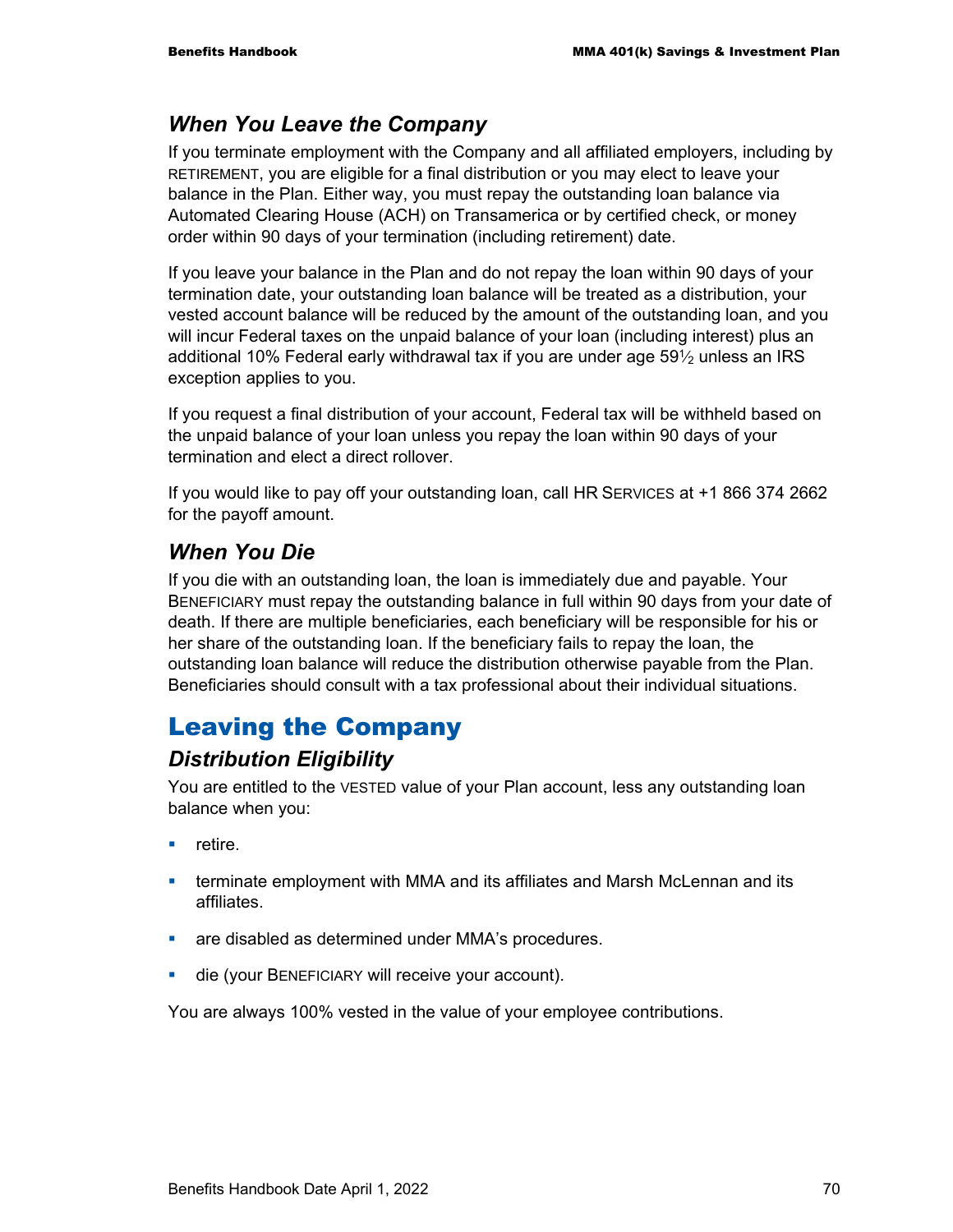### *When You Leave the Company*

If you terminate employment with the Company and all affiliated employers, including by RETIREMENT, you are eligible for a final distribution or you may elect to leave your balance in the Plan. Either way, you must repay the outstanding loan balance via Automated Clearing House (ACH) on Transamerica or by certified check, or money order within 90 days of your termination (including retirement) date.

If you leave your balance in the Plan and do not repay the loan within 90 days of your termination date, your outstanding loan balance will be treated as a distribution, your vested account balance will be reduced by the amount of the outstanding loan, and you will incur Federal taxes on the unpaid balance of your loan (including interest) plus an additional 10% Federal early withdrawal tax if you are under age 59½ unless an IRS exception applies to you.

If you request a final distribution of your account, Federal tax will be withheld based on the unpaid balance of your loan unless you repay the loan within 90 days of your termination and elect a direct rollover.

If you would like to pay off your outstanding loan, call HR SERVICES at +1 866 374 2662 for the payoff amount.

### *When You Die*

If you die with an outstanding loan, the loan is immediately due and payable. Your BENEFICIARY must repay the outstanding balance in full within 90 days from your date of death. If there are multiple beneficiaries, each beneficiary will be responsible for his or her share of the outstanding loan. If the beneficiary fails to repay the loan, the outstanding loan balance will reduce the distribution otherwise payable from the Plan. Beneficiaries should consult with a tax professional about their individual situations.

## Leaving the Company

### *Distribution Eligibility*

You are entitled to the VESTED value of your Plan account, less any outstanding loan balance when you:

- retire.
- terminate employment with MMA and its affiliates and Marsh McLennan and its affiliates.
- are disabled as determined under MMA's procedures.
- die (your BENEFICIARY will receive your account).

You are always 100% vested in the value of your employee contributions.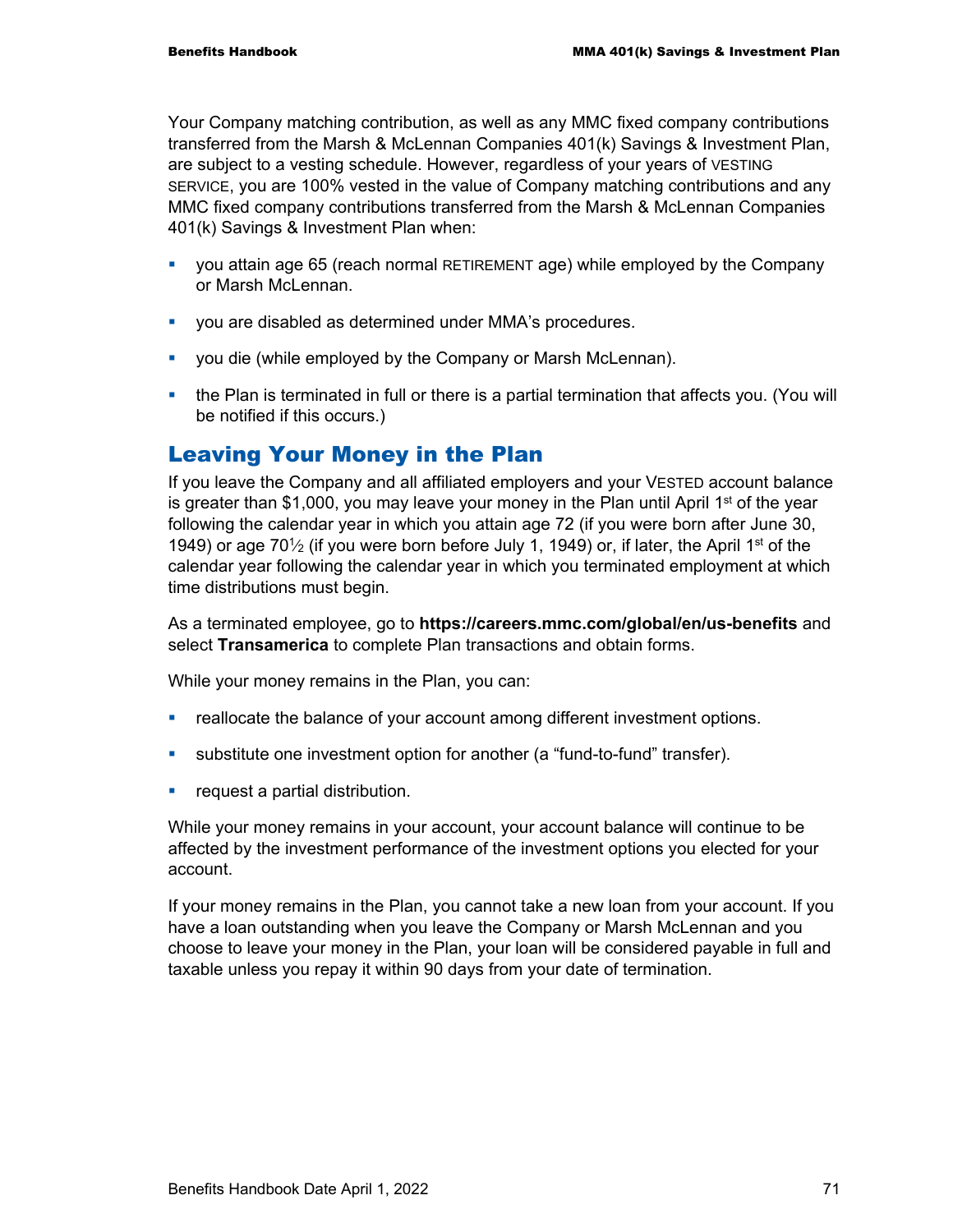Your Company matching contribution, as well as any MMC fixed company contributions transferred from the Marsh & McLennan Companies 401(k) Savings & Investment Plan, are subject to a vesting schedule. However, regardless of your years of VESTING SERVICE, you are 100% vested in the value of Company matching contributions and any MMC fixed company contributions transferred from the Marsh & McLennan Companies 401(k) Savings & Investment Plan when:

- you attain age 65 (reach normal RETIREMENT age) while employed by the Company or Marsh McLennan.
- you are disabled as determined under MMA's procedures.
- you die (while employed by the Company or Marsh McLennan).
- the Plan is terminated in full or there is a partial termination that affects you. (You will be notified if this occurs.)

## Leaving Your Money in the Plan

If you leave the Company and all affiliated employers and your VESTED account balance is greater than $1,000, you may leave your money in the Plan until April 1st of the year following the calendar year in which you attain age 72 (if you were born after June 30, 1949) or age 70½ (if you were born before July 1, 1949) or, if later, the April 1st of the calendar year following the calendar year in which you terminated employment at which time distributions must begin.

As a terminated employee, go to **https://careers.mmc.com/global/en/us-benefits** and select **Transamerica** to complete Plan transactions and obtain forms.

While your money remains in the Plan, you can:

- reallocate the balance of your account among different investment options.
- substitute one investment option for another (a "fund-to-fund" transfer).
- request a partial distribution.

While your money remains in your account, your account balance will continue to be affected by the investment performance of the investment options you elected for your account.

If your money remains in the Plan, you cannot take a new loan from your account. If you have a loan outstanding when you leave the Company or Marsh McLennan and you choose to leave your money in the Plan, your loan will be considered payable in full and taxable unless you repay it within 90 days from your date of termination.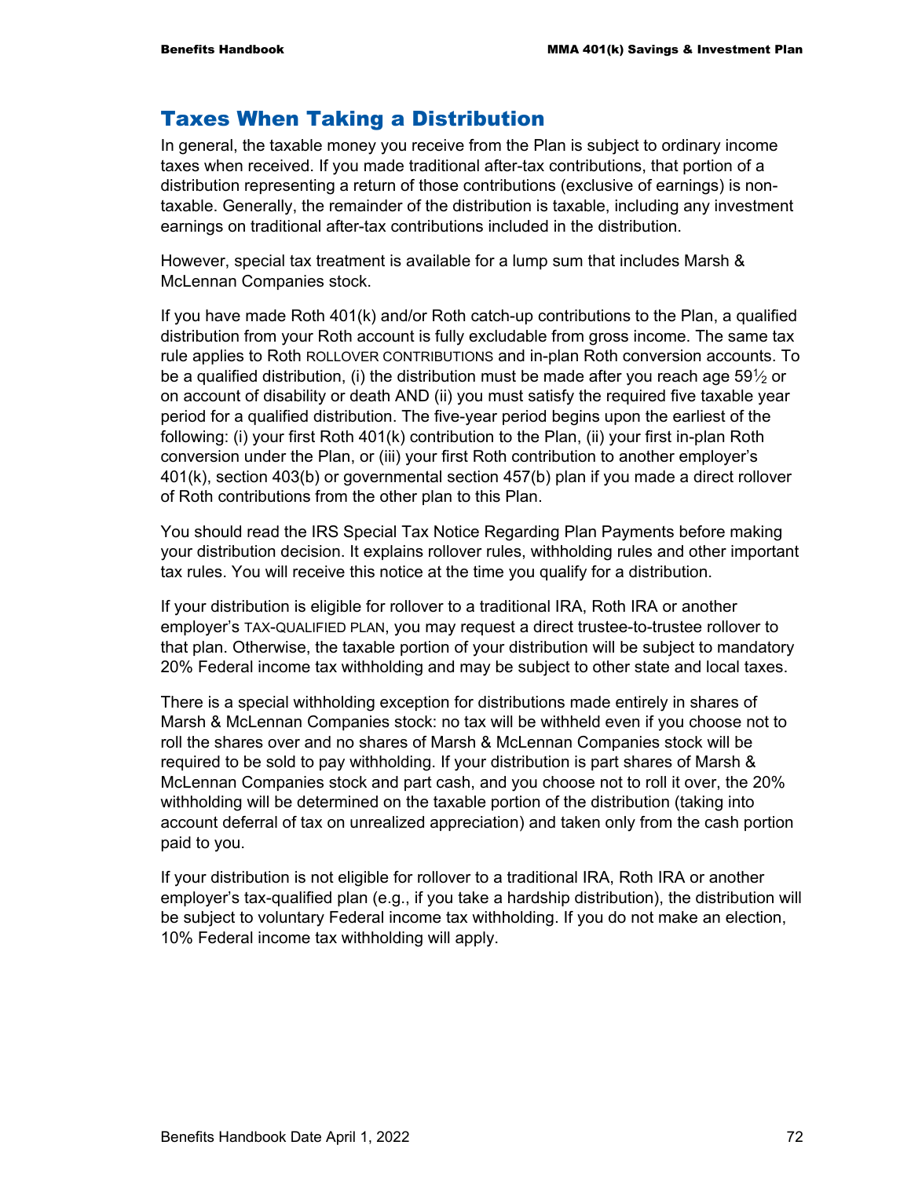## Taxes When Taking a Distribution

In general, the taxable money you receive from the Plan is subject to ordinary income taxes when received. If you made traditional after-tax contributions, that portion of a distribution representing a return of those contributions (exclusive of earnings) is non-taxable. Generally, the remainder of the distribution is taxable, including any investment earnings on traditional after-tax contributions included in the distribution.

However, special tax treatment is available for a lump sum that includes Marsh & McLennan Companies stock.

If you have made Roth 401(k) and/or Roth catch-up contributions to the Plan, a qualified distribution from your Roth account is fully excludable from gross income. The same tax rule applies to Roth ROLLOVER CONTRIBUTIONS and in-plan Roth conversion accounts. To be a qualified distribution, (i) the distribution must be made after you reach age 59½ or on account of disability or death AND (ii) you must satisfy the required five taxable year period for a qualified distribution. The five-year period begins upon the earliest of the following: (i) your first Roth 401(k) contribution to the Plan, (ii) your first in-plan Roth conversion under the Plan, or (iii) your first Roth contribution to another employer's 401(k), section 403(b) or governmental section 457(b) plan if you made a direct rollover of Roth contributions from the other plan to this Plan.

You should read the IRS Special Tax Notice Regarding Plan Payments before making your distribution decision. It explains rollover rules, withholding rules and other important tax rules. You will receive this notice at the time you qualify for a distribution.

If your distribution is eligible for rollover to a traditional IRA, Roth IRA or another employer's TAX-QUALIFIED PLAN, you may request a direct trustee-to-trustee rollover to that plan. Otherwise, the taxable portion of your distribution will be subject to mandatory 20% Federal income tax withholding and may be subject to other state and local taxes.

There is a special withholding exception for distributions made entirely in shares of Marsh & McLennan Companies stock: no tax will be withheld even if you choose not to roll the shares over and no shares of Marsh & McLennan Companies stock will be required to be sold to pay withholding. If your distribution is part shares of Marsh & McLennan Companies stock and part cash, and you choose not to roll it over, the 20% withholding will be determined on the taxable portion of the distribution (taking into account deferral of tax on unrealized appreciation) and taken only from the cash portion paid to you.

If your distribution is not eligible for rollover to a traditional IRA, Roth IRA or another employer's tax-qualified plan (e.g., if you take a hardship distribution), the distribution will be subject to voluntary Federal income tax withholding. If you do not make an election, 10% Federal income tax withholding will apply.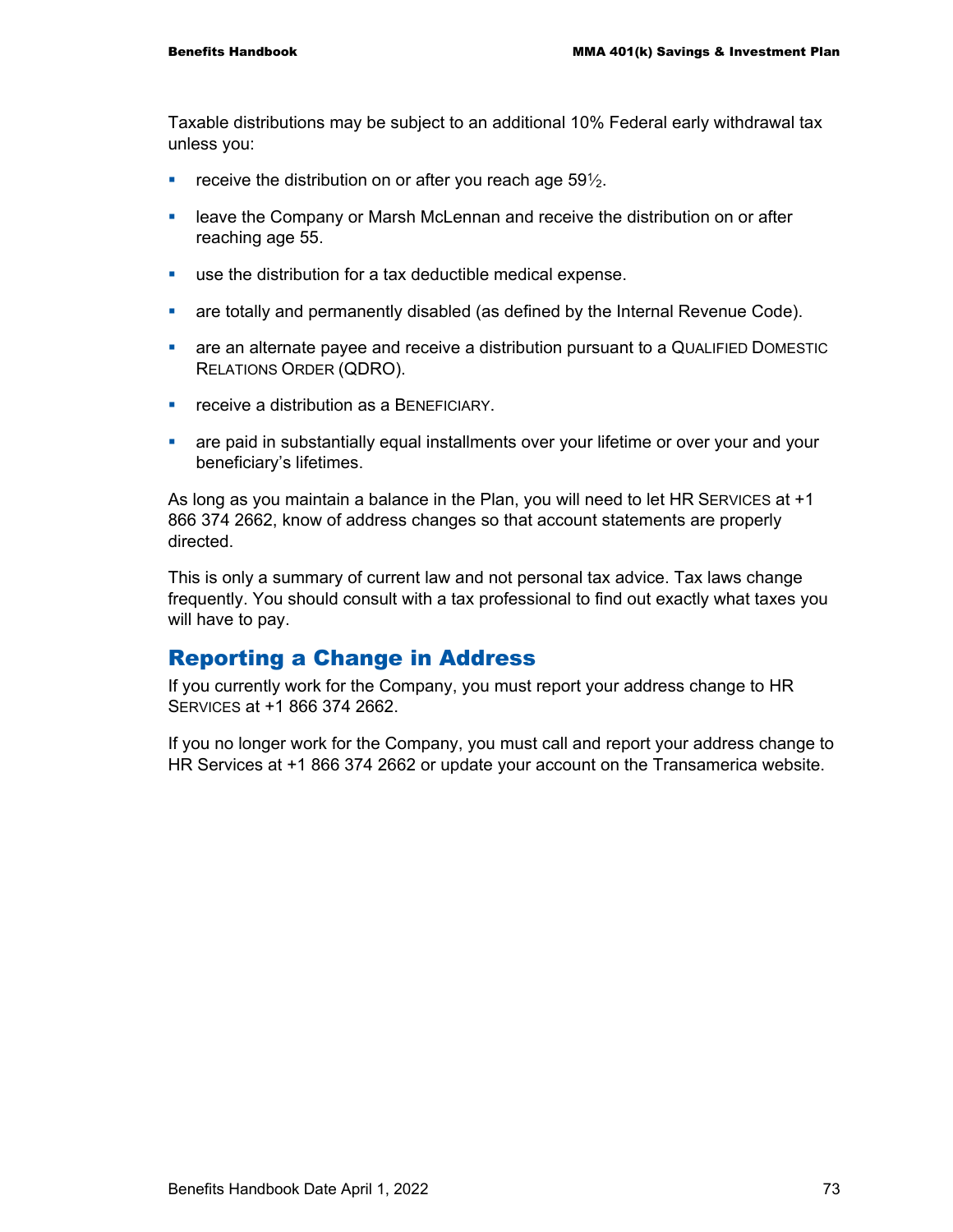Taxable distributions may be subject to an additional 10% Federal early withdrawal tax unless you:

- receive the distribution on or after you reach age 59½.
- leave the Company or Marsh McLennan and receive the distribution on or after reaching age 55.
- use the distribution for a tax deductible medical expense.
- are totally and permanently disabled (as defined by the Internal Revenue Code).
- are an alternate payee and receive a distribution pursuant to a QUALIFIED DOMESTIC RELATIONS ORDER (QDRO).
- receive a distribution as a BENEFICIARY.
- are paid in substantially equal installments over your lifetime or over your and your beneficiary's lifetimes.

As long as you maintain a balance in the Plan, you will need to let HR SERVICES at +1 866 374 2662, know of address changes so that account statements are properly directed.

This is only a summary of current law and not personal tax advice. Tax laws change frequently. You should consult with a tax professional to find out exactly what taxes you will have to pay.

## Reporting a Change in Address

If you currently work for the Company, you must report your address change to HR SERVICES at +1 866 374 2662.

If you no longer work for the Company, you must call and report your address change to HR Services at +1 866 374 2662 or update your account on the Transamerica website.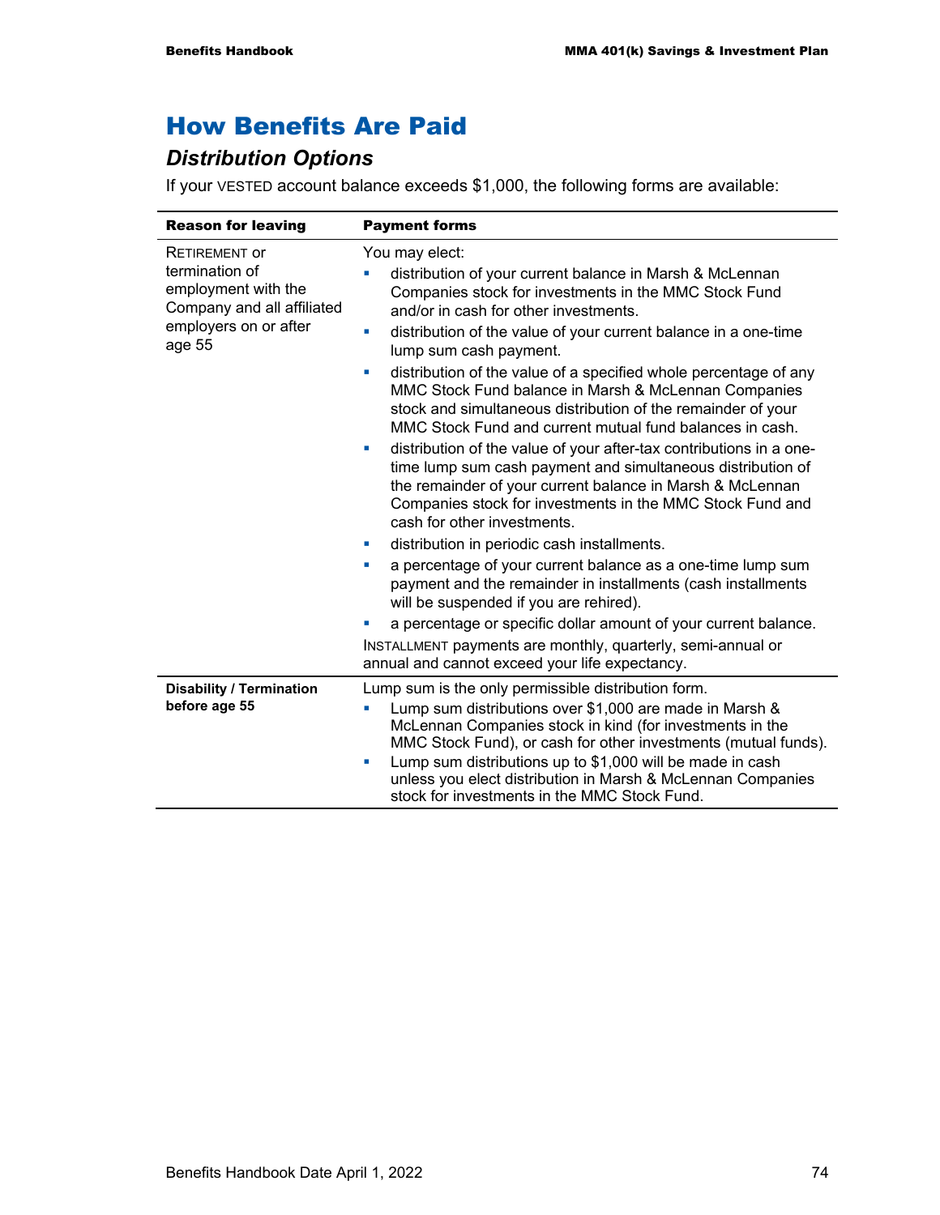# How Benefits Are Paid

## *Distribution Options*

If your VESTED account balance exceeds $1,000, the following forms are available:

| Reason for leaving | Payment forms |
|---|---|
| RETIREMENT or termination of employment with the Company and all affiliated employers on or after age 55 | You may elect:<br>▪ distribution of your current balance in Marsh & McLennan Companies stock for investments in the MMC Stock Fund and/or in cash for other investments.<br>▪ distribution of the value of your current balance in a one-time lump sum cash payment.<br>▪ distribution of the value of a specified whole percentage of any MMC Stock Fund balance in Marsh & McLennan Companies stock and simultaneous distribution of the remainder of your MMC Stock Fund and current mutual fund balances in cash.<br>▪ distribution of the value of your after-tax contributions in a one-time lump sum cash payment and simultaneous distribution of the remainder of your current balance in Marsh & McLennan Companies stock for investments in the MMC Stock Fund and cash for other investments.<br>▪ distribution in periodic cash installments.<br>▪ a percentage of your current balance as a one-time lump sum payment and the remainder in installments (cash installments will be suspended if you are rehired).<br>▪ a percentage or specific dollar amount of your current balance.<br>INSTALLMENT payments are monthly, quarterly, semi-annual or annual and cannot exceed your life expectancy. |
| **Disability / Termination before age 55** | Lump sum is the only permissible distribution form.<br>▪ Lump sum distributions over $1,000 are made in Marsh & McLennan Companies stock in kind (for investments in the MMC Stock Fund), or cash for other investments (mutual funds).<br>▪ Lump sum distributions up to $1,000 will be made in cash unless you elect distribution in Marsh & McLennan Companies stock for investments in the MMC Stock Fund. |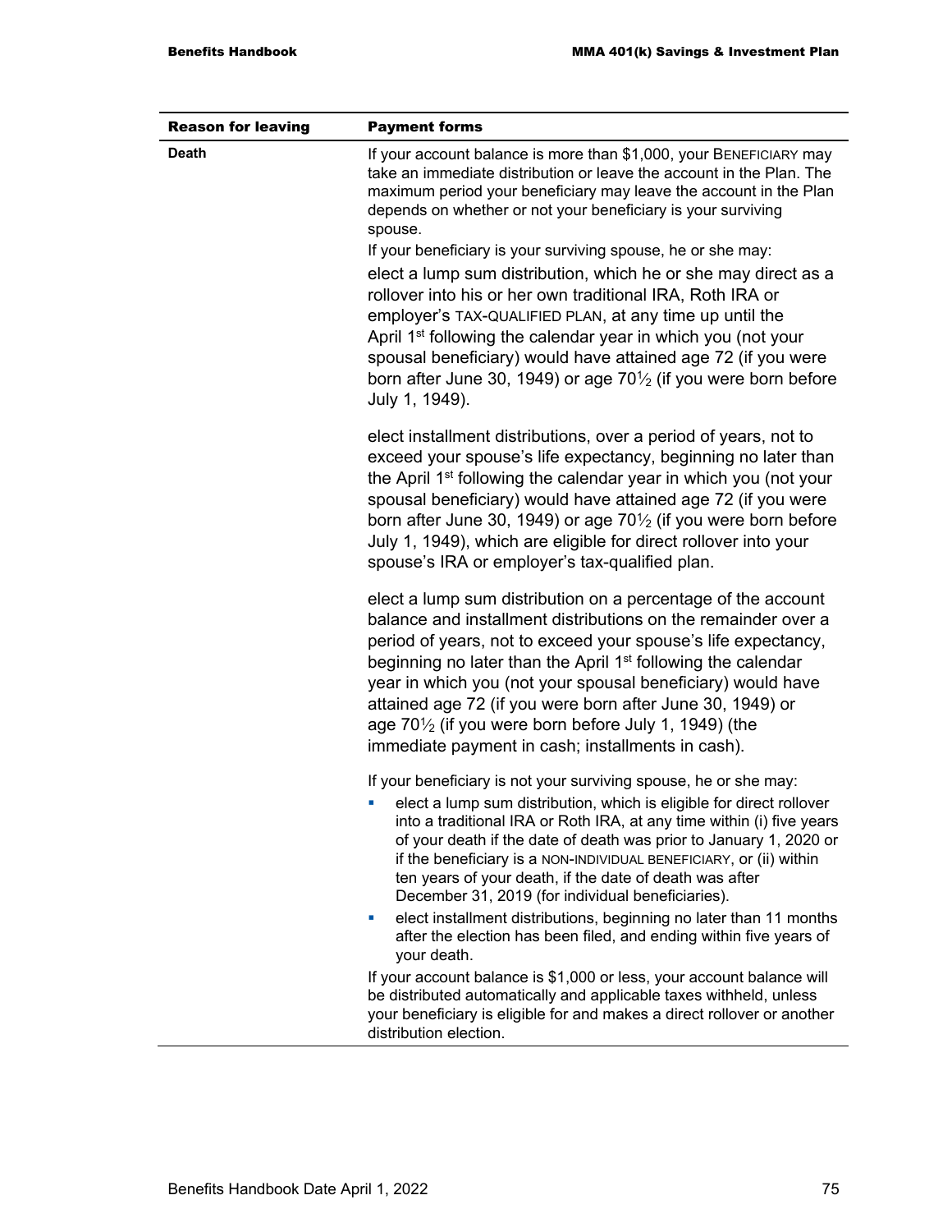| Reason for leaving | Payment forms |
|---|---|
| **Death** | If your account balance is more than $1,000, your BENEFICIARY may take an immediate distribution or leave the account in the Plan. The maximum period your beneficiary may leave the account in the Plan depends on whether or not your beneficiary is your surviving spouse.<br><br>If your beneficiary is your surviving spouse, he or she may:<br><br>elect a lump sum distribution, which he or she may direct as a rollover into his or her own traditional IRA, Roth IRA or employer's TAX-QUALIFIED PLAN, at any time up until the April 1st following the calendar year in which you (not your spousal beneficiary) would have attained age 72 (if you were born after June 30, 1949) or age 70½ (if you were born before July 1, 1949).<br><br>elect installment distributions, over a period of years, not to exceed your spouse's life expectancy, beginning no later than the April 1st following the calendar year in which you (not your spousal beneficiary) would have attained age 72 (if you were born after June 30, 1949) or age 70½ (if you were born before July 1, 1949), which are eligible for direct rollover into your spouse's IRA or employer's tax-qualified plan.<br><br>elect a lump sum distribution on a percentage of the account balance and installment distributions on the remainder over a period of years, not to exceed your spouse's life expectancy, beginning no later than the April 1st following the calendar year in which you (not your spousal beneficiary) would have attained age 72 (if you were born after June 30, 1949) or age 70½ (if you were born before July 1, 1949) (the immediate payment in cash; installments in cash).<br><br>If your beneficiary is not your surviving spouse, he or she may:<br><br>- elect a lump sum distribution, which is eligible for direct rollover into a traditional IRA or Roth IRA, at any time within (i) five years of your death if the date of death was prior to January 1, 2020 or if the beneficiary is a NON-INDIVIDUAL BENEFICIARY, or (ii) within ten years of your death, if the date of death was after December 31, 2019 (for individual beneficiaries).<br>- elect installment distributions, beginning no later than 11 months after the election has been filed, and ending within five years of your death.<br><br>If your account balance is $1,000 or less, your account balance will be distributed automatically and applicable taxes withheld, unless your beneficiary is eligible for and makes a direct rollover or another distribution election. |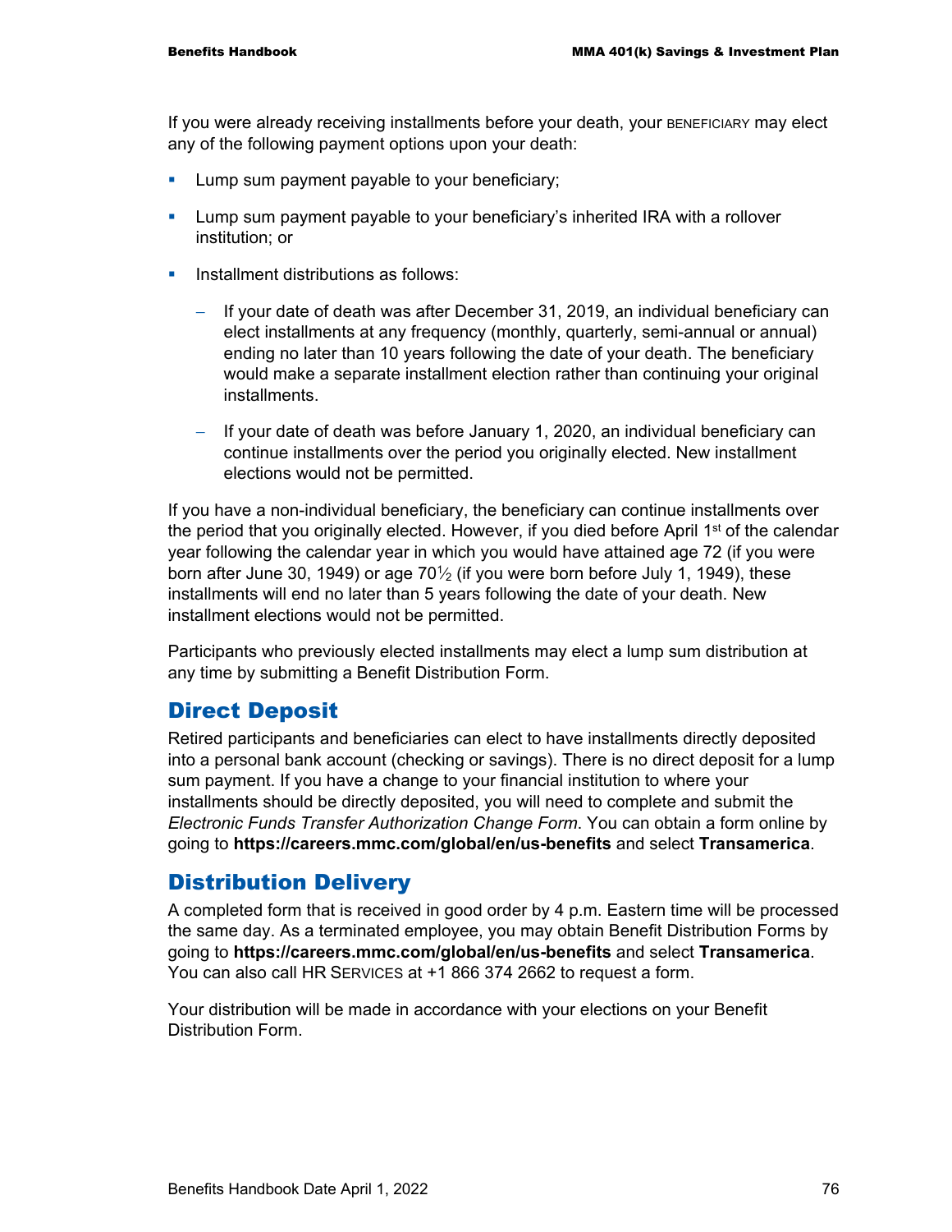If you were already receiving installments before your death, your BENEFICIARY may elect any of the following payment options upon your death:

- Lump sum payment payable to your beneficiary;
- Lump sum payment payable to your beneficiary's inherited IRA with a rollover institution; or
- Installment distributions as follows:
  - If your date of death was after December 31, 2019, an individual beneficiary can elect installments at any frequency (monthly, quarterly, semi-annual or annual) ending no later than 10 years following the date of your death. The beneficiary would make a separate installment election rather than continuing your original installments.
  - If your date of death was before January 1, 2020, an individual beneficiary can continue installments over the period you originally elected. New installment elections would not be permitted.

If you have a non-individual beneficiary, the beneficiary can continue installments over the period that you originally elected. However, if you died before April 1st of the calendar year following the calendar year in which you would have attained age 72 (if you were born after June 30, 1949) or age 70½ (if you were born before July 1, 1949), these installments will end no later than 5 years following the date of your death. New installment elections would not be permitted.

Participants who previously elected installments may elect a lump sum distribution at any time by submitting a Benefit Distribution Form.

## Direct Deposit

Retired participants and beneficiaries can elect to have installments directly deposited into a personal bank account (checking or savings). There is no direct deposit for a lump sum payment. If you have a change to your financial institution to where your installments should be directly deposited, you will need to complete and submit the *Electronic Funds Transfer Authorization Change Form*. You can obtain a form online by going to **https://careers.mmc.com/global/en/us-benefits** and select **Transamerica**.

## Distribution Delivery

A completed form that is received in good order by 4 p.m. Eastern time will be processed the same day. As a terminated employee, you may obtain Benefit Distribution Forms by going to **https://careers.mmc.com/global/en/us-benefits** and select **Transamerica**. You can also call HR SERVICES at +1 866 374 2662 to request a form.

Your distribution will be made in accordance with your elections on your Benefit Distribution Form.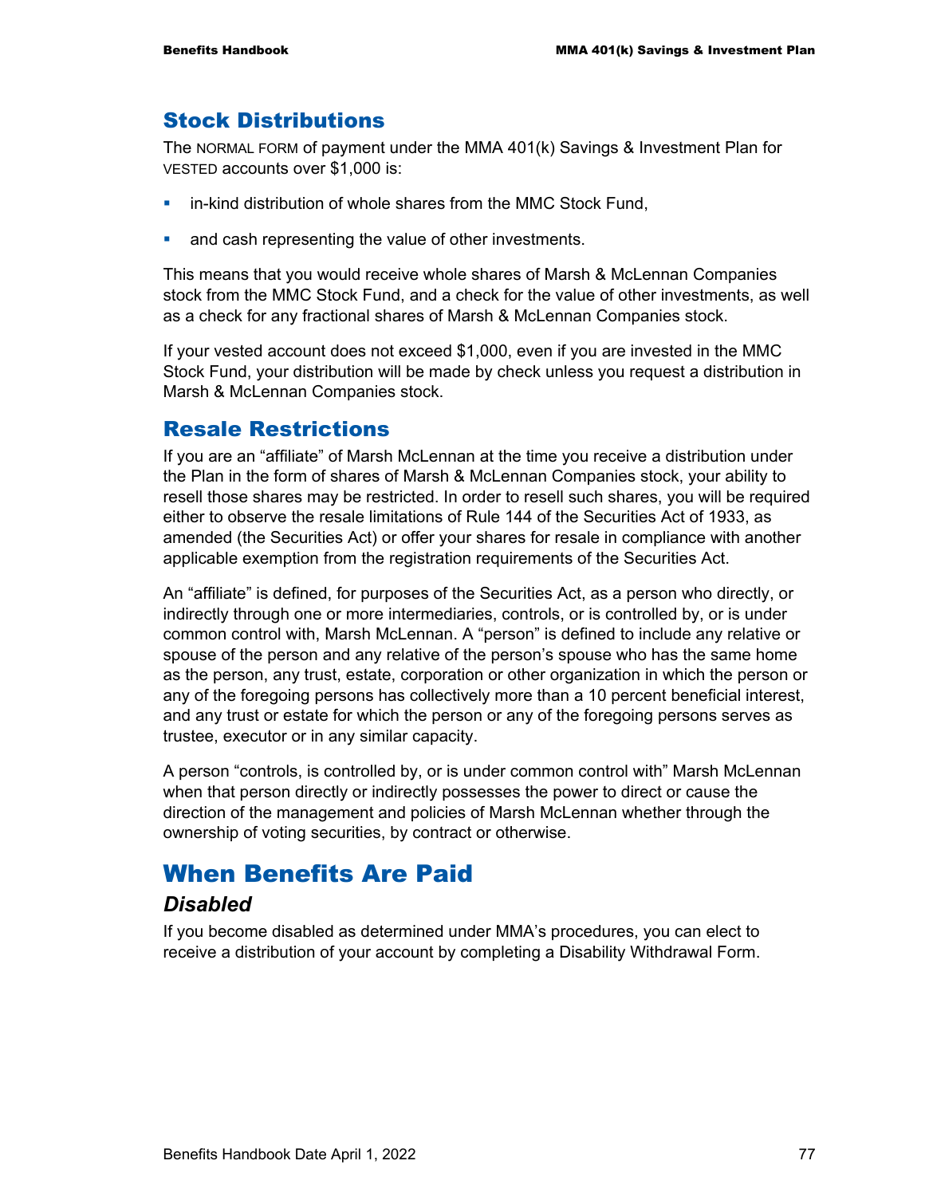## Stock Distributions

The NORMAL FORM of payment under the MMA 401(k) Savings & Investment Plan for VESTED accounts over $1,000 is:

- in-kind distribution of whole shares from the MMC Stock Fund,
- and cash representing the value of other investments.

This means that you would receive whole shares of Marsh & McLennan Companies stock from the MMC Stock Fund, and a check for the value of other investments, as well as a check for any fractional shares of Marsh & McLennan Companies stock.

If your vested account does not exceed $1,000, even if you are invested in the MMC Stock Fund, your distribution will be made by check unless you request a distribution in Marsh & McLennan Companies stock.

## Resale Restrictions

If you are an "affiliate" of Marsh McLennan at the time you receive a distribution under the Plan in the form of shares of Marsh & McLennan Companies stock, your ability to resell those shares may be restricted. In order to resell such shares, you will be required either to observe the resale limitations of Rule 144 of the Securities Act of 1933, as amended (the Securities Act) or offer your shares for resale in compliance with another applicable exemption from the registration requirements of the Securities Act.

An "affiliate" is defined, for purposes of the Securities Act, as a person who directly, or indirectly through one or more intermediaries, controls, or is controlled by, or is under common control with, Marsh McLennan. A "person" is defined to include any relative or spouse of the person and any relative of the person's spouse who has the same home as the person, any trust, estate, corporation or other organization in which the person or any of the foregoing persons has collectively more than a 10 percent beneficial interest, and any trust or estate for which the person or any of the foregoing persons serves as trustee, executor or in any similar capacity.

A person "controls, is controlled by, or is under common control with" Marsh McLennan when that person directly or indirectly possesses the power to direct or cause the direction of the management and policies of Marsh McLennan whether through the ownership of voting securities, by contract or otherwise.

# When Benefits Are Paid

### *Disabled*

If you become disabled as determined under MMA's procedures, you can elect to receive a distribution of your account by completing a Disability Withdrawal Form.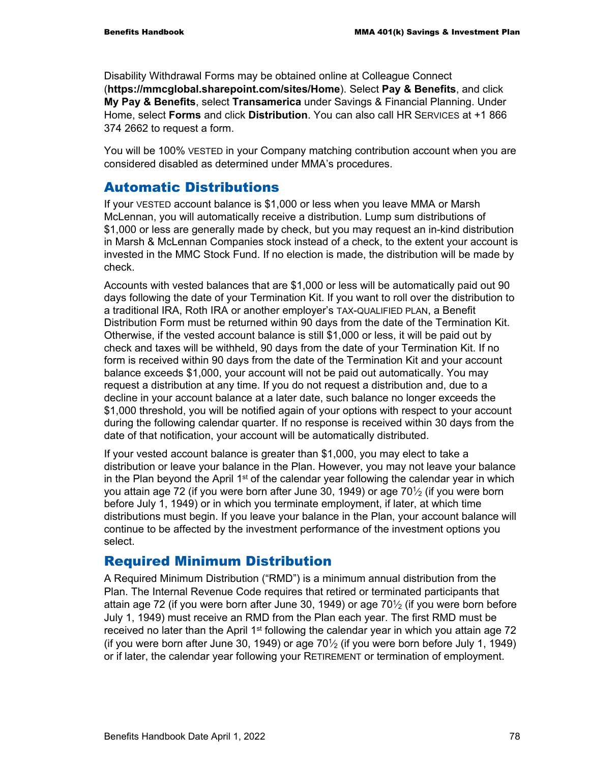Disability Withdrawal Forms may be obtained online at Colleague Connect (**https://mmcglobal.sharepoint.com/sites/Home**). Select **Pay & Benefits**, and click **My Pay & Benefits**, select **Transamerica** under Savings & Financial Planning. Under Home, select **Forms** and click **Distribution**. You can also call HR SERVICES at +1 866 374 2662 to request a form.

You will be 100% VESTED in your Company matching contribution account when you are considered disabled as determined under MMA's procedures.

## Automatic Distributions

If your VESTED account balance is $1,000 or less when you leave MMA or Marsh McLennan, you will automatically receive a distribution. Lump sum distributions of $1,000 or less are generally made by check, but you may request an in-kind distribution in Marsh & McLennan Companies stock instead of a check, to the extent your account is invested in the MMC Stock Fund. If no election is made, the distribution will be made by check.

Accounts with vested balances that are $1,000 or less will be automatically paid out 90 days following the date of your Termination Kit. If you want to roll over the distribution to a traditional IRA, Roth IRA or another employer's TAX-QUALIFIED PLAN, a Benefit Distribution Form must be returned within 90 days from the date of the Termination Kit. Otherwise, if the vested account balance is still $1,000 or less, it will be paid out by check and taxes will be withheld, 90 days from the date of your Termination Kit. If no form is received within 90 days from the date of the Termination Kit and your account balance exceeds $1,000, your account will not be paid out automatically. You may request a distribution at any time. If you do not request a distribution and, due to a decline in your account balance at a later date, such balance no longer exceeds the $1,000 threshold, you will be notified again of your options with respect to your account during the following calendar quarter. If no response is received within 30 days from the date of that notification, your account will be automatically distributed.

If your vested account balance is greater than $1,000, you may elect to take a distribution or leave your balance in the Plan. However, you may not leave your balance in the Plan beyond the April 1st of the calendar year following the calendar year in which you attain age 72 (if you were born after June 30, 1949) or age 70½ (if you were born before July 1, 1949) or in which you terminate employment, if later, at which time distributions must begin. If you leave your balance in the Plan, your account balance will continue to be affected by the investment performance of the investment options you select.

## Required Minimum Distribution

A Required Minimum Distribution ("RMD") is a minimum annual distribution from the Plan. The Internal Revenue Code requires that retired or terminated participants that attain age 72 (if you were born after June 30, 1949) or age 70½ (if you were born before July 1, 1949) must receive an RMD from the Plan each year. The first RMD must be received no later than the April 1st following the calendar year in which you attain age 72 (if you were born after June 30, 1949) or age 70½ (if you were born before July 1, 1949) or if later, the calendar year following your RETIREMENT or termination of employment.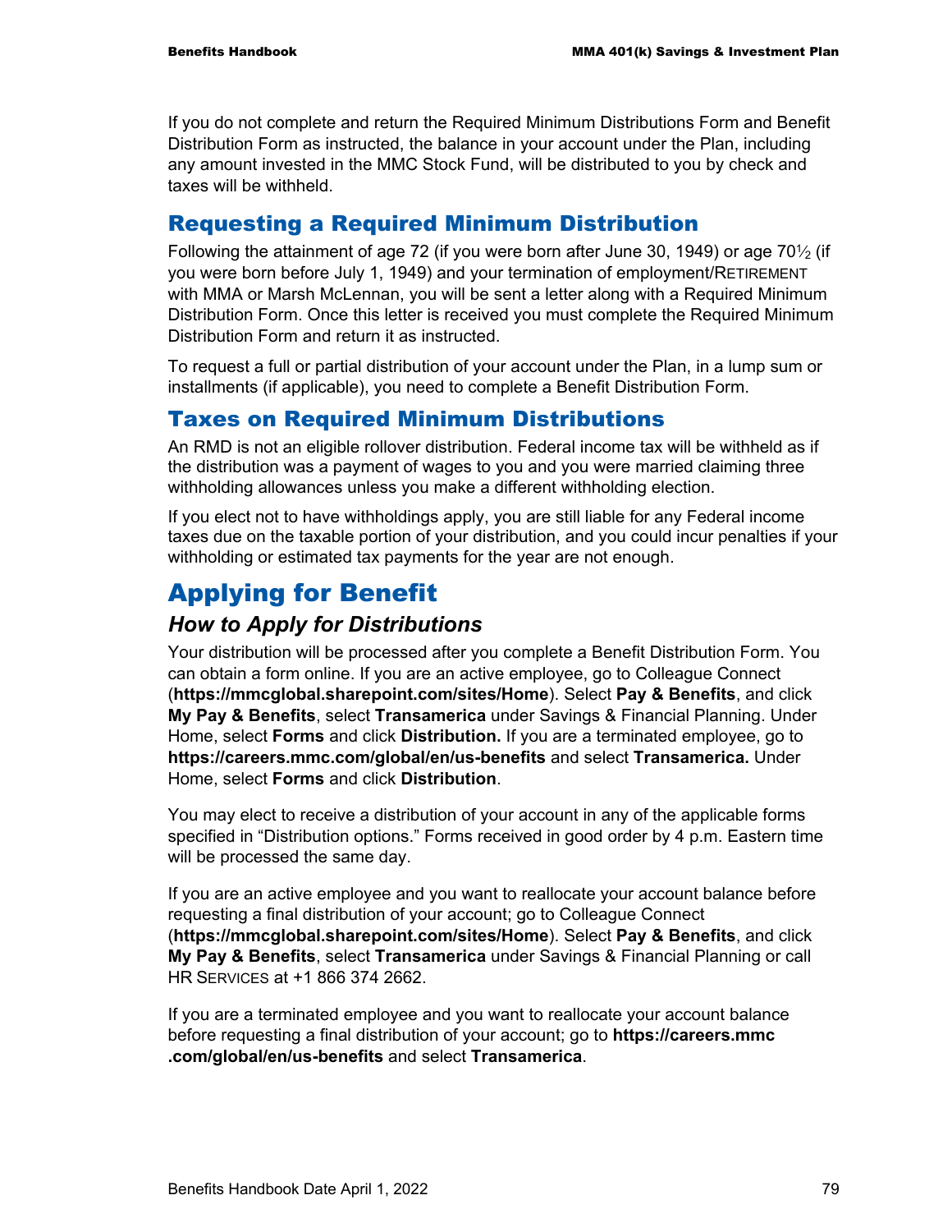If you do not complete and return the Required Minimum Distributions Form and Benefit Distribution Form as instructed, the balance in your account under the Plan, including any amount invested in the MMC Stock Fund, will be distributed to you by check and taxes will be withheld.

## Requesting a Required Minimum Distribution

Following the attainment of age 72 (if you were born after June 30, 1949) or age 70½ (if you were born before July 1, 1949) and your termination of employment/RETIREMENT with MMA or Marsh McLennan, you will be sent a letter along with a Required Minimum Distribution Form. Once this letter is received you must complete the Required Minimum Distribution Form and return it as instructed.

To request a full or partial distribution of your account under the Plan, in a lump sum or installments (if applicable), you need to complete a Benefit Distribution Form.

## Taxes on Required Minimum Distributions

An RMD is not an eligible rollover distribution. Federal income tax will be withheld as if the distribution was a payment of wages to you and you were married claiming three withholding allowances unless you make a different withholding election.

If you elect not to have withholdings apply, you are still liable for any Federal income taxes due on the taxable portion of your distribution, and you could incur penalties if your withholding or estimated tax payments for the year are not enough.

# Applying for Benefit

### *How to Apply for Distributions*

Your distribution will be processed after you complete a Benefit Distribution Form. You can obtain a form online. If you are an active employee, go to Colleague Connect (**https://mmcglobal.sharepoint.com/sites/Home**). Select **Pay & Benefits**, and click **My Pay & Benefits**, select **Transamerica** under Savings & Financial Planning. Under Home, select **Forms** and click **Distribution.** If you are a terminated employee, go to **https://careers.mmc.com/global/en/us-benefits** and select **Transamerica.** Under Home, select **Forms** and click **Distribution**.

You may elect to receive a distribution of your account in any of the applicable forms specified in "Distribution options." Forms received in good order by 4 p.m. Eastern time will be processed the same day.

If you are an active employee and you want to reallocate your account balance before requesting a final distribution of your account; go to Colleague Connect (**https://mmcglobal.sharepoint.com/sites/Home**). Select **Pay & Benefits**, and click **My Pay & Benefits**, select **Transamerica** under Savings & Financial Planning or call HR SERVICES at +1 866 374 2662.

If you are a terminated employee and you want to reallocate your account balance before requesting a final distribution of your account; go to **https://careers.mmc.com/global/en/us-benefits** and select **Transamerica**.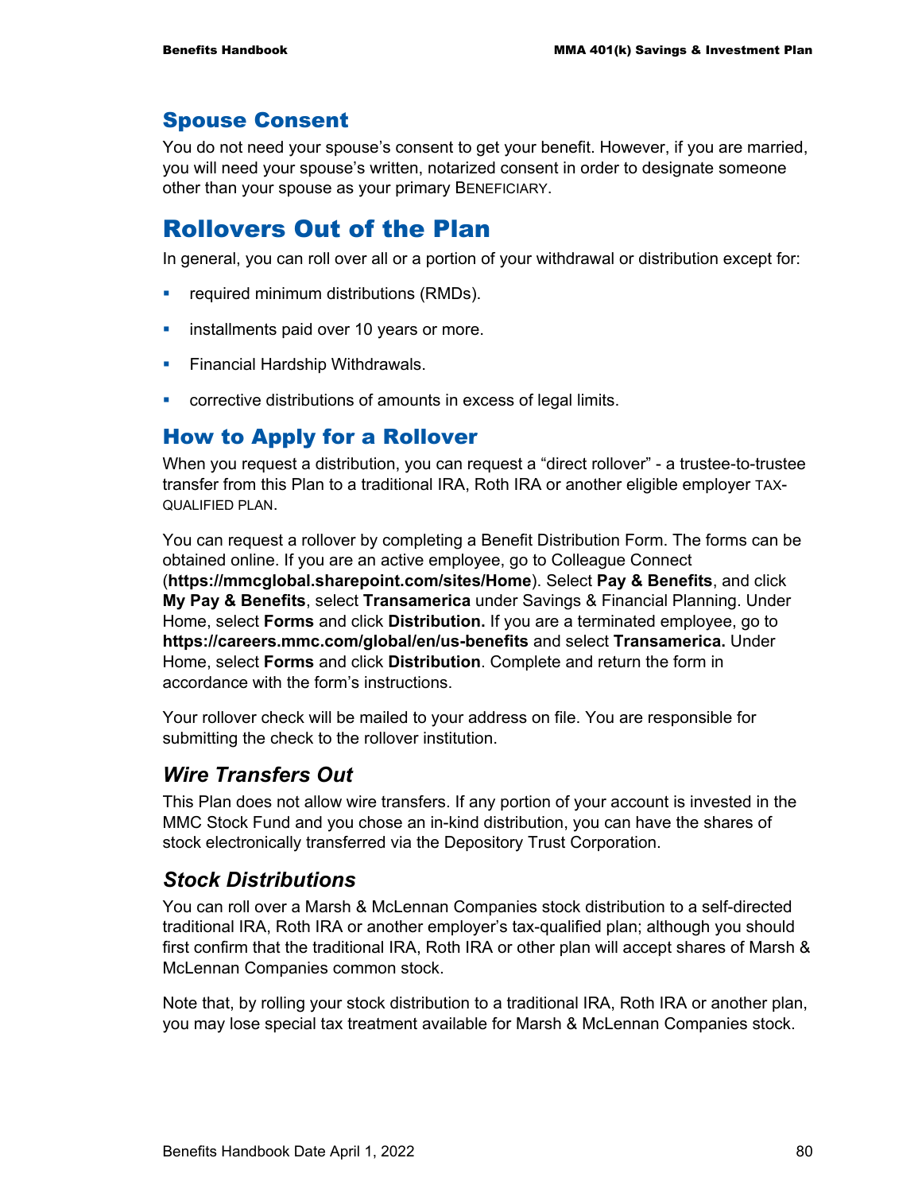## Spouse Consent

You do not need your spouse's consent to get your benefit. However, if you are married, you will need your spouse's written, notarized consent in order to designate someone other than your spouse as your primary BENEFICIARY.

# Rollovers Out of the Plan

In general, you can roll over all or a portion of your withdrawal or distribution except for:

- required minimum distributions (RMDs).
- installments paid over 10 years or more.
- Financial Hardship Withdrawals.
- corrective distributions of amounts in excess of legal limits.

## How to Apply for a Rollover

When you request a distribution, you can request a "direct rollover" - a trustee-to-trustee transfer from this Plan to a traditional IRA, Roth IRA or another eligible employer TAX-QUALIFIED PLAN.

You can request a rollover by completing a Benefit Distribution Form. The forms can be obtained online. If you are an active employee, go to Colleague Connect (**https://mmcglobal.sharepoint.com/sites/Home**). Select **Pay & Benefits**, and click **My Pay & Benefits**, select **Transamerica** under Savings & Financial Planning. Under Home, select **Forms** and click **Distribution.** If you are a terminated employee, go to **https://careers.mmc.com/global/en/us-benefits** and select **Transamerica.** Under Home, select **Forms** and click **Distribution**. Complete and return the form in accordance with the form's instructions.

Your rollover check will be mailed to your address on file. You are responsible for submitting the check to the rollover institution.

### *Wire Transfers Out*

This Plan does not allow wire transfers. If any portion of your account is invested in the MMC Stock Fund and you chose an in-kind distribution, you can have the shares of stock electronically transferred via the Depository Trust Corporation.

### *Stock Distributions*

You can roll over a Marsh & McLennan Companies stock distribution to a self-directed traditional IRA, Roth IRA or another employer's tax-qualified plan; although you should first confirm that the traditional IRA, Roth IRA or other plan will accept shares of Marsh & McLennan Companies common stock.

Note that, by rolling your stock distribution to a traditional IRA, Roth IRA or another plan, you may lose special tax treatment available for Marsh & McLennan Companies stock.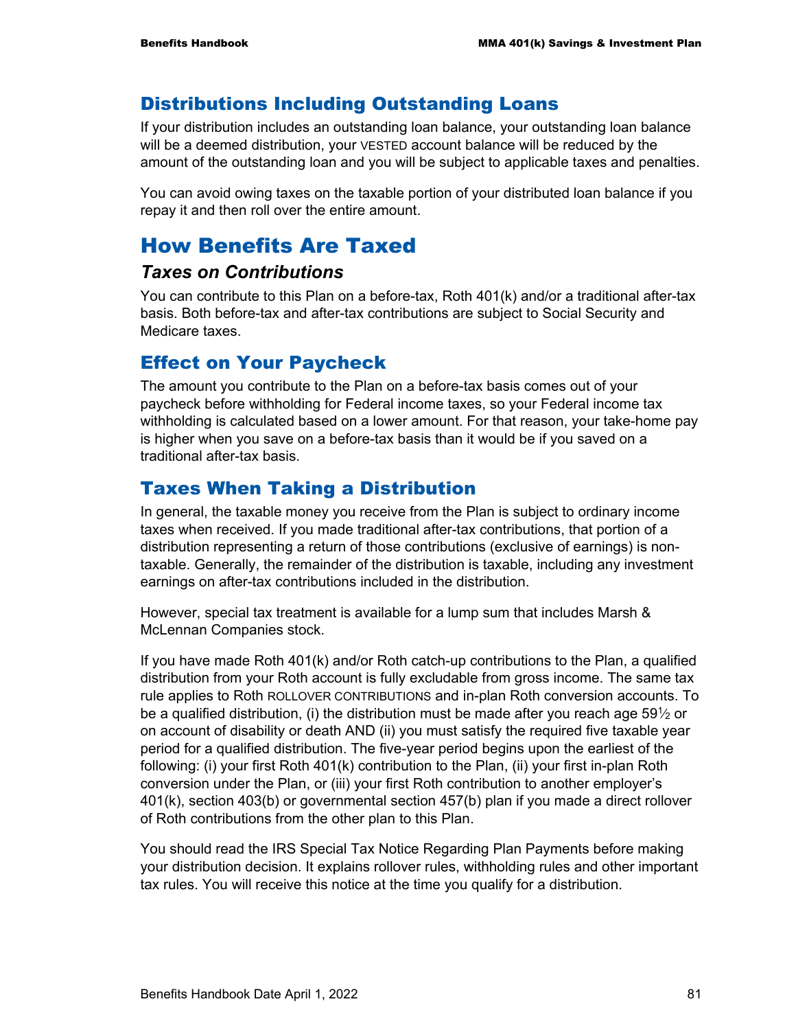## Distributions Including Outstanding Loans

If your distribution includes an outstanding loan balance, your outstanding loan balance will be a deemed distribution, your VESTED account balance will be reduced by the amount of the outstanding loan and you will be subject to applicable taxes and penalties.

You can avoid owing taxes on the taxable portion of your distributed loan balance if you repay it and then roll over the entire amount.

# How Benefits Are Taxed

### *Taxes on Contributions*

You can contribute to this Plan on a before-tax, Roth 401(k) and/or a traditional after-tax basis. Both before-tax and after-tax contributions are subject to Social Security and Medicare taxes.

## Effect on Your Paycheck

The amount you contribute to the Plan on a before-tax basis comes out of your paycheck before withholding for Federal income taxes, so your Federal income tax withholding is calculated based on a lower amount. For that reason, your take-home pay is higher when you save on a before-tax basis than it would be if you saved on a traditional after-tax basis.

## Taxes When Taking a Distribution

In general, the taxable money you receive from the Plan is subject to ordinary income taxes when received. If you made traditional after-tax contributions, that portion of a distribution representing a return of those contributions (exclusive of earnings) is non-taxable. Generally, the remainder of the distribution is taxable, including any investment earnings on after-tax contributions included in the distribution.

However, special tax treatment is available for a lump sum that includes Marsh & McLennan Companies stock.

If you have made Roth 401(k) and/or Roth catch-up contributions to the Plan, a qualified distribution from your Roth account is fully excludable from gross income. The same tax rule applies to Roth ROLLOVER CONTRIBUTIONS and in-plan Roth conversion accounts. To be a qualified distribution, (i) the distribution must be made after you reach age 59½ or on account of disability or death AND (ii) you must satisfy the required five taxable year period for a qualified distribution. The five-year period begins upon the earliest of the following: (i) your first Roth 401(k) contribution to the Plan, (ii) your first in-plan Roth conversion under the Plan, or (iii) your first Roth contribution to another employer's 401(k), section 403(b) or governmental section 457(b) plan if you made a direct rollover of Roth contributions from the other plan to this Plan.

You should read the IRS Special Tax Notice Regarding Plan Payments before making your distribution decision. It explains rollover rules, withholding rules and other important tax rules. You will receive this notice at the time you qualify for a distribution.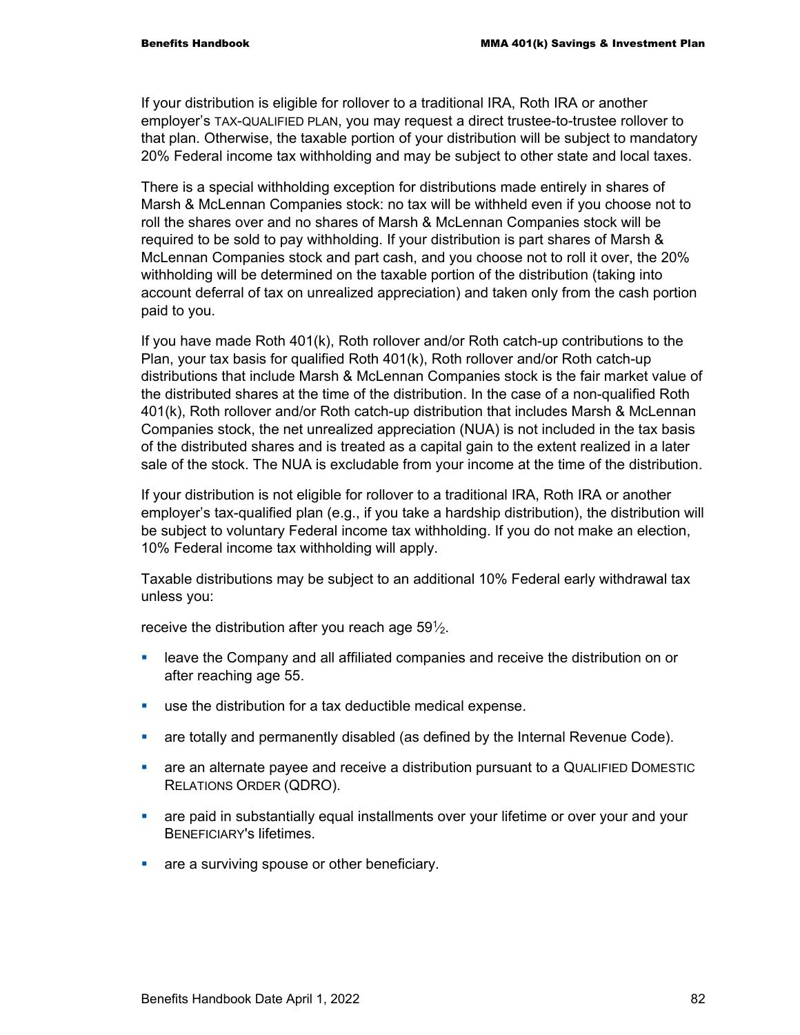If your distribution is eligible for rollover to a traditional IRA, Roth IRA or another employer's TAX-QUALIFIED PLAN, you may request a direct trustee-to-trustee rollover to that plan. Otherwise, the taxable portion of your distribution will be subject to mandatory 20% Federal income tax withholding and may be subject to other state and local taxes.

There is a special withholding exception for distributions made entirely in shares of Marsh & McLennan Companies stock: no tax will be withheld even if you choose not to roll the shares over and no shares of Marsh & McLennan Companies stock will be required to be sold to pay withholding. If your distribution is part shares of Marsh & McLennan Companies stock and part cash, and you choose not to roll it over, the 20% withholding will be determined on the taxable portion of the distribution (taking into account deferral of tax on unrealized appreciation) and taken only from the cash portion paid to you.

If you have made Roth 401(k), Roth rollover and/or Roth catch-up contributions to the Plan, your tax basis for qualified Roth 401(k), Roth rollover and/or Roth catch-up distributions that include Marsh & McLennan Companies stock is the fair market value of the distributed shares at the time of the distribution. In the case of a non-qualified Roth 401(k), Roth rollover and/or Roth catch-up distribution that includes Marsh & McLennan Companies stock, the net unrealized appreciation (NUA) is not included in the tax basis of the distributed shares and is treated as a capital gain to the extent realized in a later sale of the stock. The NUA is excludable from your income at the time of the distribution.

If your distribution is not eligible for rollover to a traditional IRA, Roth IRA or another employer's tax-qualified plan (e.g., if you take a hardship distribution), the distribution will be subject to voluntary Federal income tax withholding. If you do not make an election, 10% Federal income tax withholding will apply.

Taxable distributions may be subject to an additional 10% Federal early withdrawal tax unless you:

receive the distribution after you reach age 59½.

- leave the Company and all affiliated companies and receive the distribution on or after reaching age 55.
- use the distribution for a tax deductible medical expense.
- are totally and permanently disabled (as defined by the Internal Revenue Code).
- are an alternate payee and receive a distribution pursuant to a QUALIFIED DOMESTIC RELATIONS ORDER (QDRO).
- are paid in substantially equal installments over your lifetime or over your and your BENEFICIARY's lifetimes.
- are a surviving spouse or other beneficiary.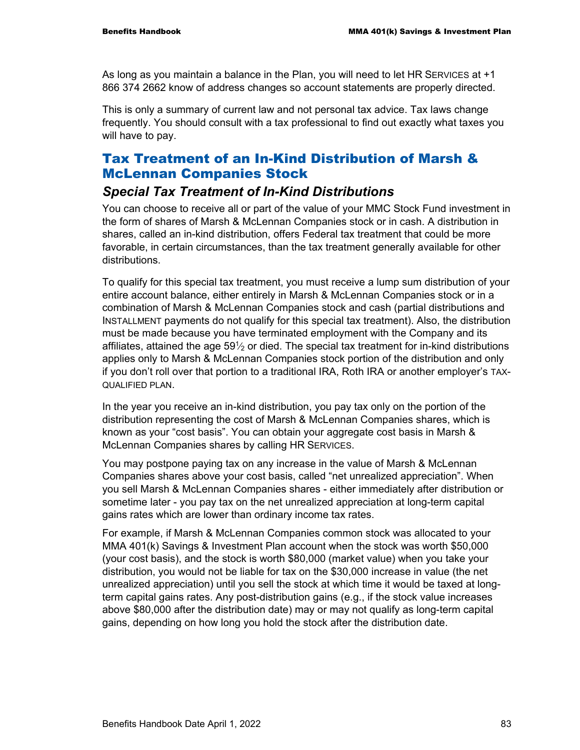As long as you maintain a balance in the Plan, you will need to let HR SERVICES at +1 866 374 2662 know of address changes so account statements are properly directed.

This is only a summary of current law and not personal tax advice. Tax laws change frequently. You should consult with a tax professional to find out exactly what taxes you will have to pay.

## Tax Treatment of an In-Kind Distribution of Marsh & McLennan Companies Stock

### *Special Tax Treatment of In-Kind Distributions*

You can choose to receive all or part of the value of your MMC Stock Fund investment in the form of shares of Marsh & McLennan Companies stock or in cash. A distribution in shares, called an in-kind distribution, offers Federal tax treatment that could be more favorable, in certain circumstances, than the tax treatment generally available for other distributions.

To qualify for this special tax treatment, you must receive a lump sum distribution of your entire account balance, either entirely in Marsh & McLennan Companies stock or in a combination of Marsh & McLennan Companies stock and cash (partial distributions and INSTALLMENT payments do not qualify for this special tax treatment). Also, the distribution must be made because you have terminated employment with the Company and its affiliates, attained the age 59½ or died. The special tax treatment for in-kind distributions applies only to Marsh & McLennan Companies stock portion of the distribution and only if you don't roll over that portion to a traditional IRA, Roth IRA or another employer's TAX-QUALIFIED PLAN.

In the year you receive an in-kind distribution, you pay tax only on the portion of the distribution representing the cost of Marsh & McLennan Companies shares, which is known as your "cost basis". You can obtain your aggregate cost basis in Marsh & McLennan Companies shares by calling HR SERVICES.

You may postpone paying tax on any increase in the value of Marsh & McLennan Companies shares above your cost basis, called "net unrealized appreciation". When you sell Marsh & McLennan Companies shares - either immediately after distribution or sometime later - you pay tax on the net unrealized appreciation at long-term capital gains rates which are lower than ordinary income tax rates.

For example, if Marsh & McLennan Companies common stock was allocated to your MMA 401(k) Savings & Investment Plan account when the stock was worth $50,000 (your cost basis), and the stock is worth $80,000 (market value) when you take your distribution, you would not be liable for tax on the $30,000 increase in value (the net unrealized appreciation) until you sell the stock at which time it would be taxed at long-term capital gains rates. Any post-distribution gains (e.g., if the stock value increases above $80,000 after the distribution date) may or may not qualify as long-term capital gains, depending on how long you hold the stock after the distribution date.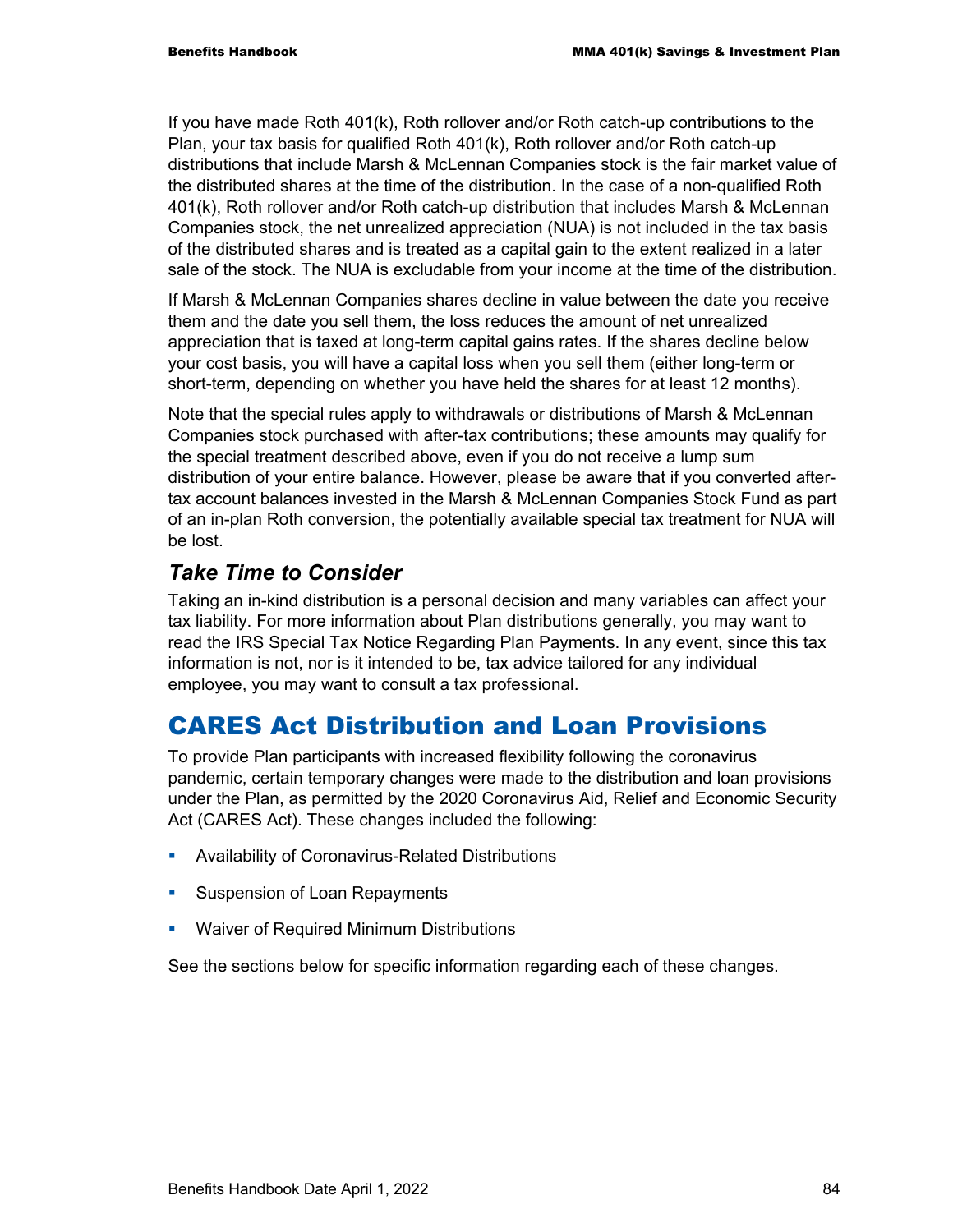If you have made Roth 401(k), Roth rollover and/or Roth catch-up contributions to the Plan, your tax basis for qualified Roth 401(k), Roth rollover and/or Roth catch-up distributions that include Marsh & McLennan Companies stock is the fair market value of the distributed shares at the time of the distribution. In the case of a non-qualified Roth 401(k), Roth rollover and/or Roth catch-up distribution that includes Marsh & McLennan Companies stock, the net unrealized appreciation (NUA) is not included in the tax basis of the distributed shares and is treated as a capital gain to the extent realized in a later sale of the stock. The NUA is excludable from your income at the time of the distribution.

If Marsh & McLennan Companies shares decline in value between the date you receive them and the date you sell them, the loss reduces the amount of net unrealized appreciation that is taxed at long-term capital gains rates. If the shares decline below your cost basis, you will have a capital loss when you sell them (either long-term or short-term, depending on whether you have held the shares for at least 12 months).

Note that the special rules apply to withdrawals or distributions of Marsh & McLennan Companies stock purchased with after-tax contributions; these amounts may qualify for the special treatment described above, even if you do not receive a lump sum distribution of your entire balance. However, please be aware that if you converted after-tax account balances invested in the Marsh & McLennan Companies Stock Fund as part of an in-plan Roth conversion, the potentially available special tax treatment for NUA will be lost.

### *Take Time to Consider*

Taking an in-kind distribution is a personal decision and many variables can affect your tax liability. For more information about Plan distributions generally, you may want to read the IRS Special Tax Notice Regarding Plan Payments. In any event, since this tax information is not, nor is it intended to be, tax advice tailored for any individual employee, you may want to consult a tax professional.

## CARES Act Distribution and Loan Provisions

To provide Plan participants with increased flexibility following the coronavirus pandemic, certain temporary changes were made to the distribution and loan provisions under the Plan, as permitted by the 2020 Coronavirus Aid, Relief and Economic Security Act (CARES Act). These changes included the following:

- Availability of Coronavirus-Related Distributions
- Suspension of Loan Repayments
- Waiver of Required Minimum Distributions

See the sections below for specific information regarding each of these changes.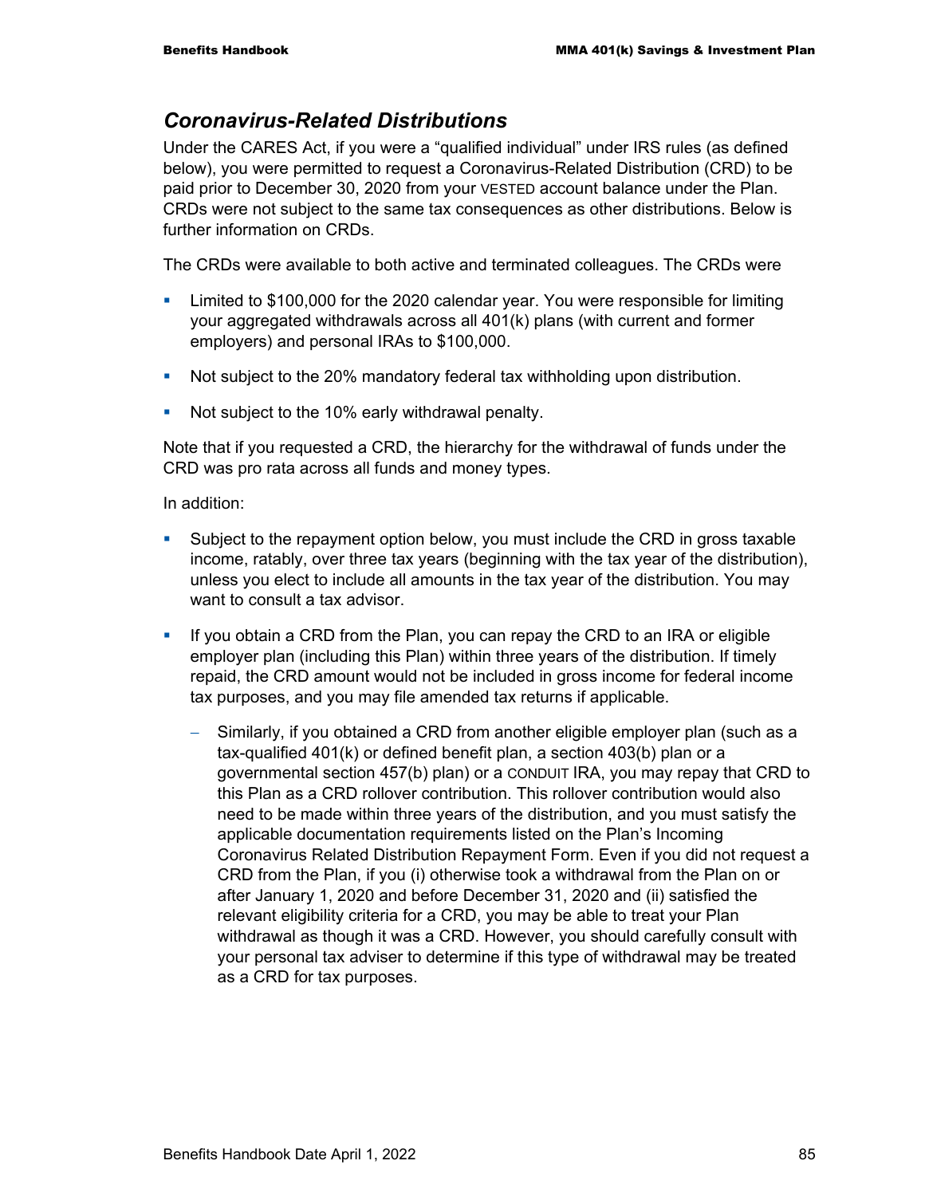## *Coronavirus-Related Distributions*

Under the CARES Act, if you were a "qualified individual" under IRS rules (as defined below), you were permitted to request a Coronavirus-Related Distribution (CRD) to be paid prior to December 30, 2020 from your VESTED account balance under the Plan. CRDs were not subject to the same tax consequences as other distributions. Below is further information on CRDs.

The CRDs were available to both active and terminated colleagues. The CRDs were

- Limited to $100,000 for the 2020 calendar year. You were responsible for limiting your aggregated withdrawals across all 401(k) plans (with current and former employers) and personal IRAs to $100,000.
- Not subject to the 20% mandatory federal tax withholding upon distribution.
- Not subject to the 10% early withdrawal penalty.

Note that if you requested a CRD, the hierarchy for the withdrawal of funds under the CRD was pro rata across all funds and money types.

In addition:

- Subject to the repayment option below, you must include the CRD in gross taxable income, ratably, over three tax years (beginning with the tax year of the distribution), unless you elect to include all amounts in the tax year of the distribution. You may want to consult a tax advisor.
- If you obtain a CRD from the Plan, you can repay the CRD to an IRA or eligible employer plan (including this Plan) within three years of the distribution. If timely repaid, the CRD amount would not be included in gross income for federal income tax purposes, and you may file amended tax returns if applicable.
  - Similarly, if you obtained a CRD from another eligible employer plan (such as a tax-qualified 401(k) or defined benefit plan, a section 403(b) plan or a governmental section 457(b) plan) or a CONDUIT IRA, you may repay that CRD to this Plan as a CRD rollover contribution. This rollover contribution would also need to be made within three years of the distribution, and you must satisfy the applicable documentation requirements listed on the Plan's Incoming Coronavirus Related Distribution Repayment Form. Even if you did not request a CRD from the Plan, if you (i) otherwise took a withdrawal from the Plan on or after January 1, 2020 and before December 31, 2020 and (ii) satisfied the relevant eligibility criteria for a CRD, you may be able to treat your Plan withdrawal as though it was a CRD. However, you should carefully consult with your personal tax adviser to determine if this type of withdrawal may be treated as a CRD for tax purposes.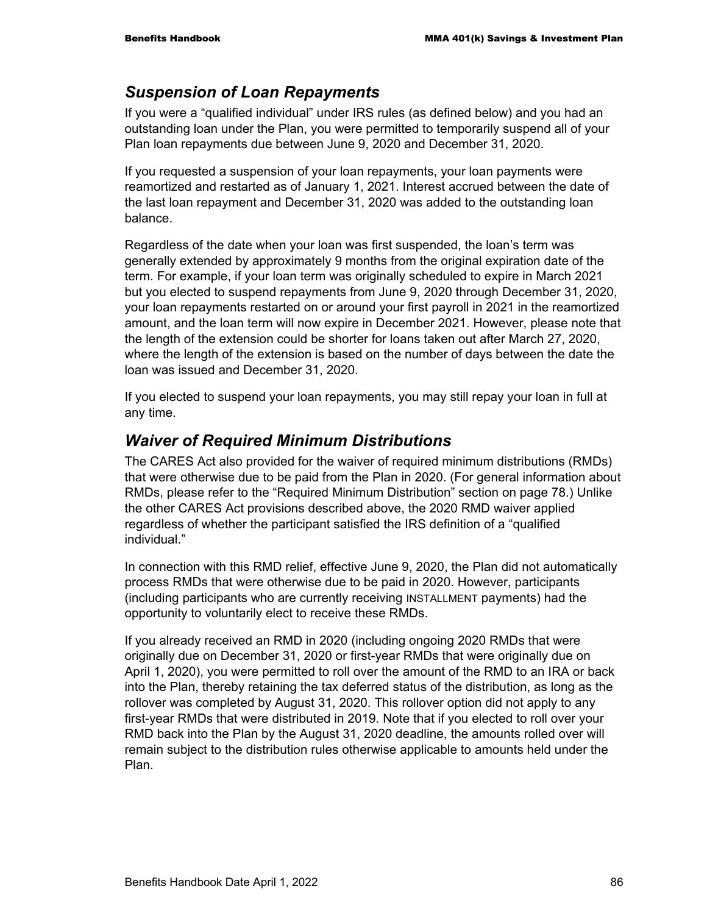## *Suspension of Loan Repayments*

If you were a "qualified individual" under IRS rules (as defined below) and you had an outstanding loan under the Plan, you were permitted to temporarily suspend all of your Plan loan repayments due between June 9, 2020 and December 31, 2020.

If you requested a suspension of your loan repayments, your loan payments were reamortized and restarted as of January 1, 2021. Interest accrued between the date of the last loan repayment and December 31, 2020 was added to the outstanding loan balance.

Regardless of the date when your loan was first suspended, the loan's term was generally extended by approximately 9 months from the original expiration date of the term. For example, if your loan term was originally scheduled to expire in March 2021 but you elected to suspend repayments from June 9, 2020 through December 31, 2020, your loan repayments restarted on or around your first payroll in 2021 in the reamortized amount, and the loan term will now expire in December 2021. However, please note that the length of the extension could be shorter for loans taken out after March 27, 2020, where the length of the extension is based on the number of days between the date the loan was issued and December 31, 2020.

If you elected to suspend your loan repayments, you may still repay your loan in full at any time.

## *Waiver of Required Minimum Distributions*

The CARES Act also provided for the waiver of required minimum distributions (RMDs) that were otherwise due to be paid from the Plan in 2020. (For general information about RMDs, please refer to the "Required Minimum Distribution" section on page 78.) Unlike the other CARES Act provisions described above, the 2020 RMD waiver applied regardless of whether the participant satisfied the IRS definition of a "qualified individual."

In connection with this RMD relief, effective June 9, 2020, the Plan did not automatically process RMDs that were otherwise due to be paid in 2020. However, participants (including participants who are currently receiving INSTALLMENT payments) had the opportunity to voluntarily elect to receive these RMDs.

If you already received an RMD in 2020 (including ongoing 2020 RMDs that were originally due on December 31, 2020 or first-year RMDs that were originally due on April 1, 2020), you were permitted to roll over the amount of the RMD to an IRA or back into the Plan, thereby retaining the tax deferred status of the distribution, as long as the rollover was completed by August 31, 2020. This rollover option did not apply to any first-year RMDs that were distributed in 2019. Note that if you elected to roll over your RMD back into the Plan by the August 31, 2020 deadline, the amounts rolled over will remain subject to the distribution rules otherwise applicable to amounts held under the Plan.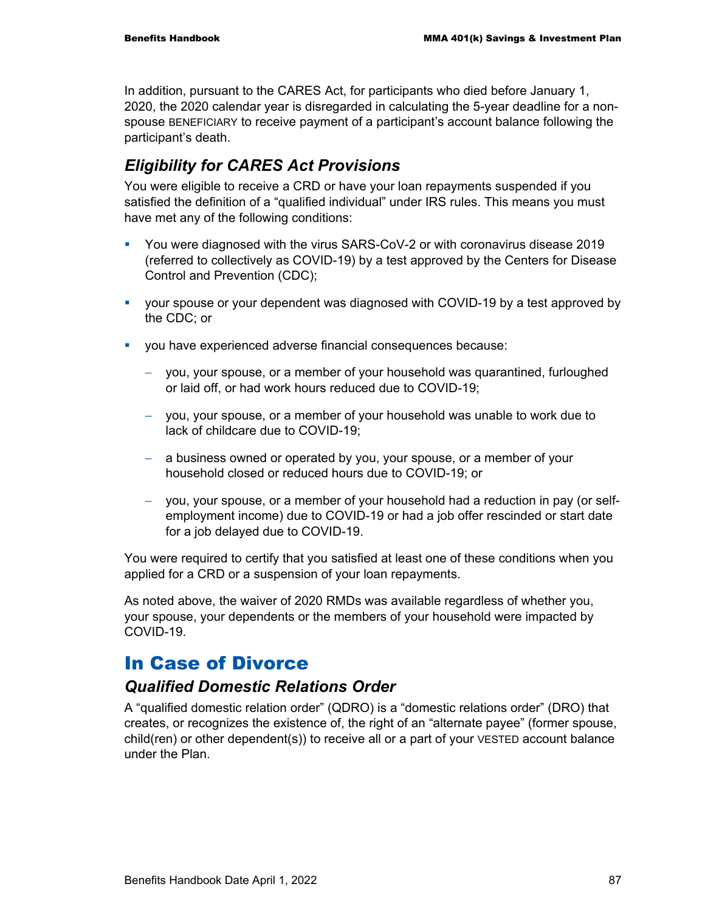In addition, pursuant to the CARES Act, for participants who died before January 1, 2020, the 2020 calendar year is disregarded in calculating the 5-year deadline for a non-spouse BENEFICIARY to receive payment of a participant's account balance following the participant's death.

### *Eligibility for CARES Act Provisions*

You were eligible to receive a CRD or have your loan repayments suspended if you satisfied the definition of a "qualified individual" under IRS rules. This means you must have met any of the following conditions:

- You were diagnosed with the virus SARS-CoV-2 or with coronavirus disease 2019 (referred to collectively as COVID-19) by a test approved by the Centers for Disease Control and Prevention (CDC);
- your spouse or your dependent was diagnosed with COVID-19 by a test approved by the CDC; or
- you have experienced adverse financial consequences because:
  - you, your spouse, or a member of your household was quarantined, furloughed or laid off, or had work hours reduced due to COVID-19;
  - you, your spouse, or a member of your household was unable to work due to lack of childcare due to COVID-19;
  - a business owned or operated by you, your spouse, or a member of your household closed or reduced hours due to COVID-19; or
  - you, your spouse, or a member of your household had a reduction in pay (or self-employment income) due to COVID-19 or had a job offer rescinded or start date for a job delayed due to COVID-19.

You were required to certify that you satisfied at least one of these conditions when you applied for a CRD or a suspension of your loan repayments.

As noted above, the waiver of 2020 RMDs was available regardless of whether you, your spouse, your dependents or the members of your household were impacted by COVID-19.

## In Case of Divorce

### *Qualified Domestic Relations Order*

A "qualified domestic relation order" (QDRO) is a "domestic relations order" (DRO) that creates, or recognizes the existence of, the right of an "alternate payee" (former spouse, child(ren) or other dependent(s)) to receive all or a part of your VESTED account balance under the Plan.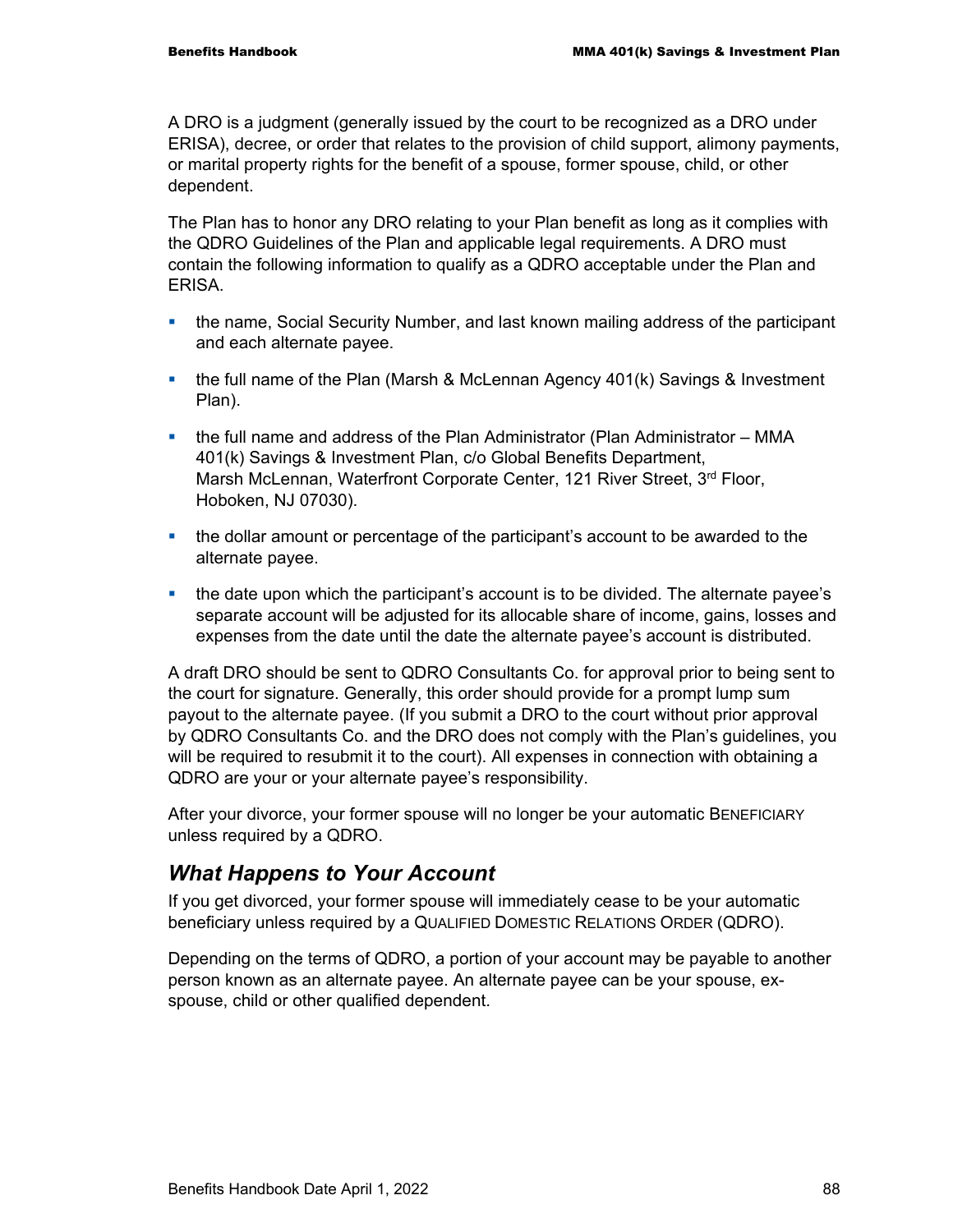A DRO is a judgment (generally issued by the court to be recognized as a DRO under ERISA), decree, or order that relates to the provision of child support, alimony payments, or marital property rights for the benefit of a spouse, former spouse, child, or other dependent.

The Plan has to honor any DRO relating to your Plan benefit as long as it complies with the QDRO Guidelines of the Plan and applicable legal requirements. A DRO must contain the following information to qualify as a QDRO acceptable under the Plan and ERISA.

- the name, Social Security Number, and last known mailing address of the participant and each alternate payee.
- the full name of the Plan (Marsh & McLennan Agency 401(k) Savings & Investment Plan).
- the full name and address of the Plan Administrator (Plan Administrator – MMA 401(k) Savings & Investment Plan, c/o Global Benefits Department, Marsh McLennan, Waterfront Corporate Center, 121 River Street, 3rd Floor, Hoboken, NJ 07030).
- the dollar amount or percentage of the participant's account to be awarded to the alternate payee.
- the date upon which the participant's account is to be divided. The alternate payee's separate account will be adjusted for its allocable share of income, gains, losses and expenses from the date until the date the alternate payee's account is distributed.

A draft DRO should be sent to QDRO Consultants Co. for approval prior to being sent to the court for signature. Generally, this order should provide for a prompt lump sum payout to the alternate payee. (If you submit a DRO to the court without prior approval by QDRO Consultants Co. and the DRO does not comply with the Plan's guidelines, you will be required to resubmit it to the court). All expenses in connection with obtaining a QDRO are your or your alternate payee's responsibility.

After your divorce, your former spouse will no longer be your automatic BENEFICIARY unless required by a QDRO.

## *What Happens to Your Account*

If you get divorced, your former spouse will immediately cease to be your automatic beneficiary unless required by a QUALIFIED DOMESTIC RELATIONS ORDER (QDRO).

Depending on the terms of QDRO, a portion of your account may be payable to another person known as an alternate payee. An alternate payee can be your spouse, ex-spouse, child or other qualified dependent.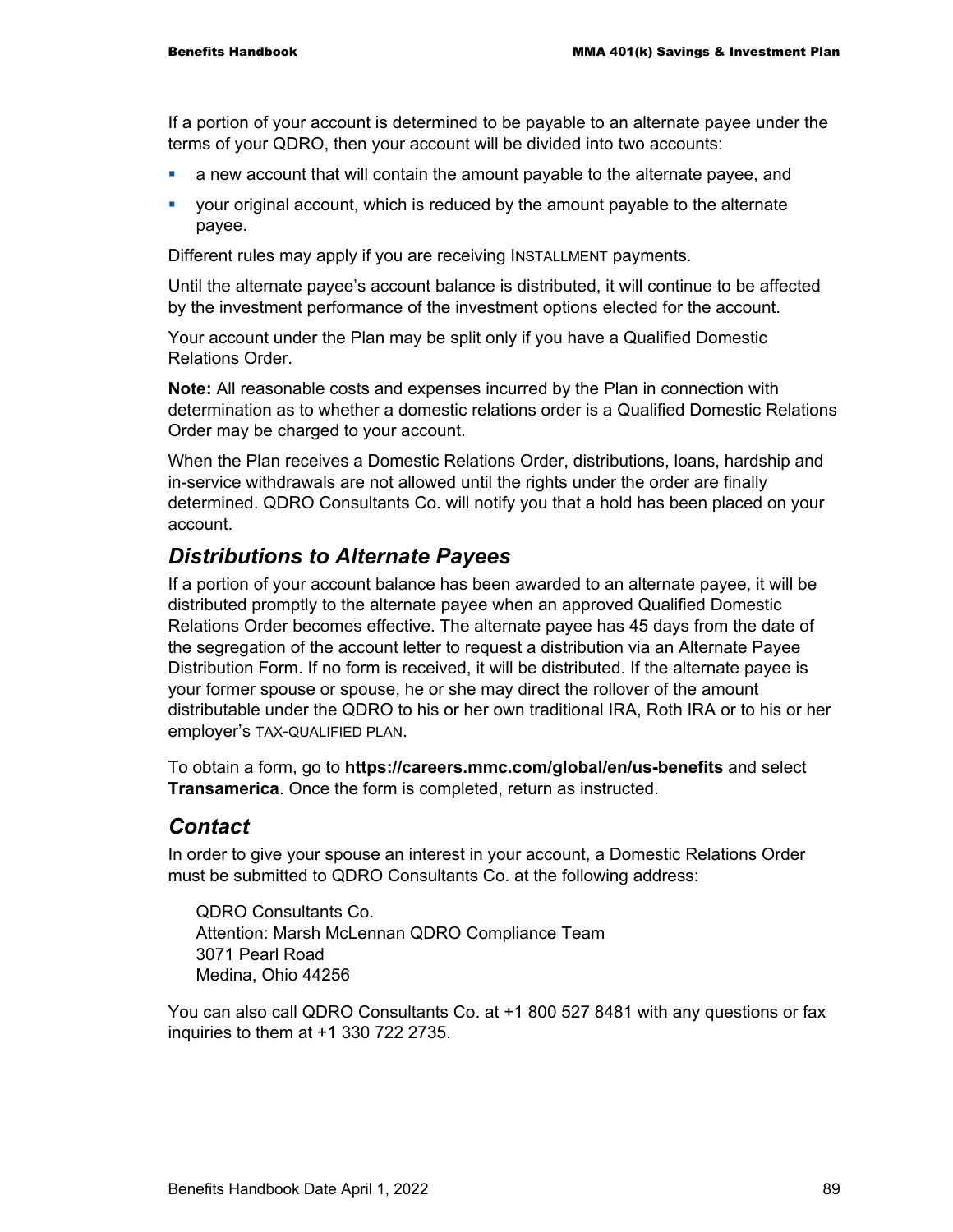If a portion of your account is determined to be payable to an alternate payee under the terms of your QDRO, then your account will be divided into two accounts:

- a new account that will contain the amount payable to the alternate payee, and
- your original account, which is reduced by the amount payable to the alternate payee.

Different rules may apply if you are receiving INSTALLMENT payments.

Until the alternate payee's account balance is distributed, it will continue to be affected by the investment performance of the investment options elected for the account.

Your account under the Plan may be split only if you have a Qualified Domestic Relations Order.

**Note:** All reasonable costs and expenses incurred by the Plan in connection with determination as to whether a domestic relations order is a Qualified Domestic Relations Order may be charged to your account.

When the Plan receives a Domestic Relations Order, distributions, loans, hardship and in-service withdrawals are not allowed until the rights under the order are finally determined. QDRO Consultants Co. will notify you that a hold has been placed on your account.

## *Distributions to Alternate Payees*

If a portion of your account balance has been awarded to an alternate payee, it will be distributed promptly to the alternate payee when an approved Qualified Domestic Relations Order becomes effective. The alternate payee has 45 days from the date of the segregation of the account letter to request a distribution via an Alternate Payee Distribution Form. If no form is received, it will be distributed. If the alternate payee is your former spouse or spouse, he or she may direct the rollover of the amount distributable under the QDRO to his or her own traditional IRA, Roth IRA or to his or her employer's TAX-QUALIFIED PLAN.

To obtain a form, go to **https://careers.mmc.com/global/en/us-benefits** and select **Transamerica**. Once the form is completed, return as instructed.

## *Contact*

In order to give your spouse an interest in your account, a Domestic Relations Order must be submitted to QDRO Consultants Co. at the following address:

QDRO Consultants Co.
Attention: Marsh McLennan QDRO Compliance Team
3071 Pearl Road
Medina, Ohio 44256

You can also call QDRO Consultants Co. at +1 800 527 8481 with any questions or fax inquiries to them at +1 330 722 2735.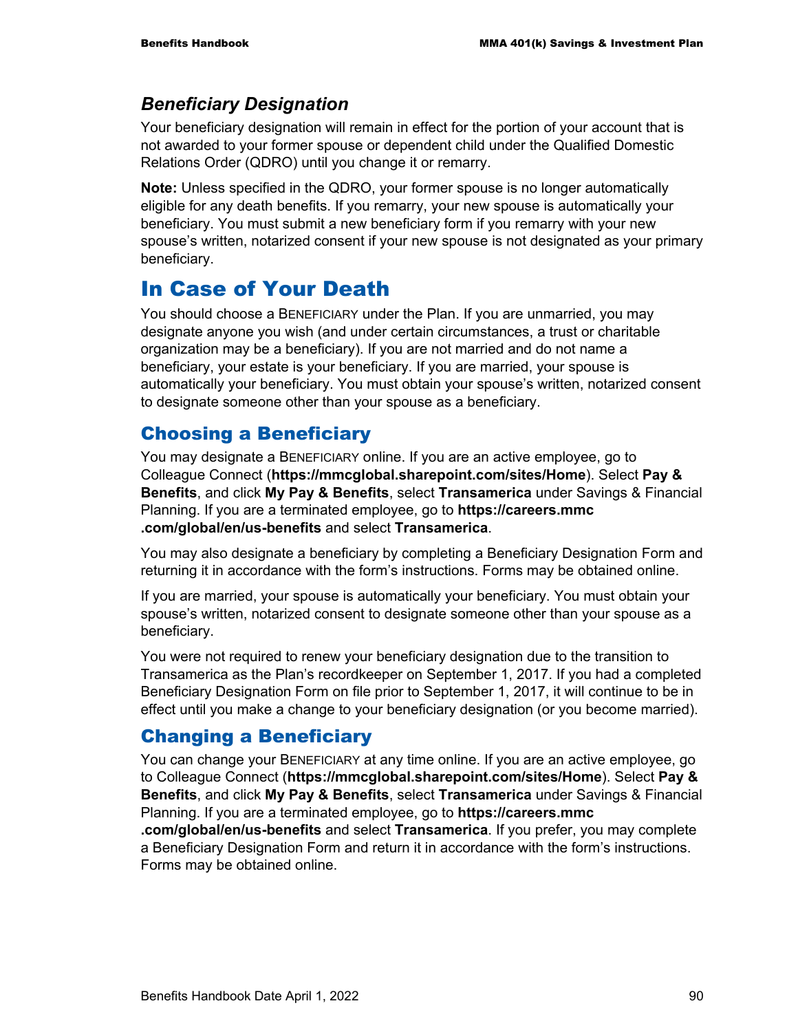### *Beneficiary Designation*

Your beneficiary designation will remain in effect for the portion of your account that is not awarded to your former spouse or dependent child under the Qualified Domestic Relations Order (QDRO) until you change it or remarry.

**Note:** Unless specified in the QDRO, your former spouse is no longer automatically eligible for any death benefits. If you remarry, your new spouse is automatically your beneficiary. You must submit a new beneficiary form if you remarry with your new spouse's written, notarized consent if your new spouse is not designated as your primary beneficiary.

# In Case of Your Death

You should choose a BENEFICIARY under the Plan. If you are unmarried, you may designate anyone you wish (and under certain circumstances, a trust or charitable organization may be a beneficiary). If you are not married and do not name a beneficiary, your estate is your beneficiary. If you are married, your spouse is automatically your beneficiary. You must obtain your spouse's written, notarized consent to designate someone other than your spouse as a beneficiary.

## Choosing a Beneficiary

You may designate a BENEFICIARY online. If you are an active employee, go to Colleague Connect (**https://mmcglobal.sharepoint.com/sites/Home**). Select **Pay & Benefits**, and click **My Pay & Benefits**, select **Transamerica** under Savings & Financial Planning. If you are a terminated employee, go to **https://careers.mmc.com/global/en/us-benefits** and select **Transamerica**.

You may also designate a beneficiary by completing a Beneficiary Designation Form and returning it in accordance with the form's instructions. Forms may be obtained online.

If you are married, your spouse is automatically your beneficiary. You must obtain your spouse's written, notarized consent to designate someone other than your spouse as a beneficiary.

You were not required to renew your beneficiary designation due to the transition to Transamerica as the Plan's recordkeeper on September 1, 2017. If you had a completed Beneficiary Designation Form on file prior to September 1, 2017, it will continue to be in effect until you make a change to your beneficiary designation (or you become married).

## Changing a Beneficiary

You can change your BENEFICIARY at any time online. If you are an active employee, go to Colleague Connect (**https://mmcglobal.sharepoint.com/sites/Home**). Select **Pay & Benefits**, and click **My Pay & Benefits**, select **Transamerica** under Savings & Financial Planning. If you are a terminated employee, go to **https://careers.mmc.com/global/en/us-benefits** and select **Transamerica**. If you prefer, you may complete a Beneficiary Designation Form and return it in accordance with the form's instructions. Forms may be obtained online.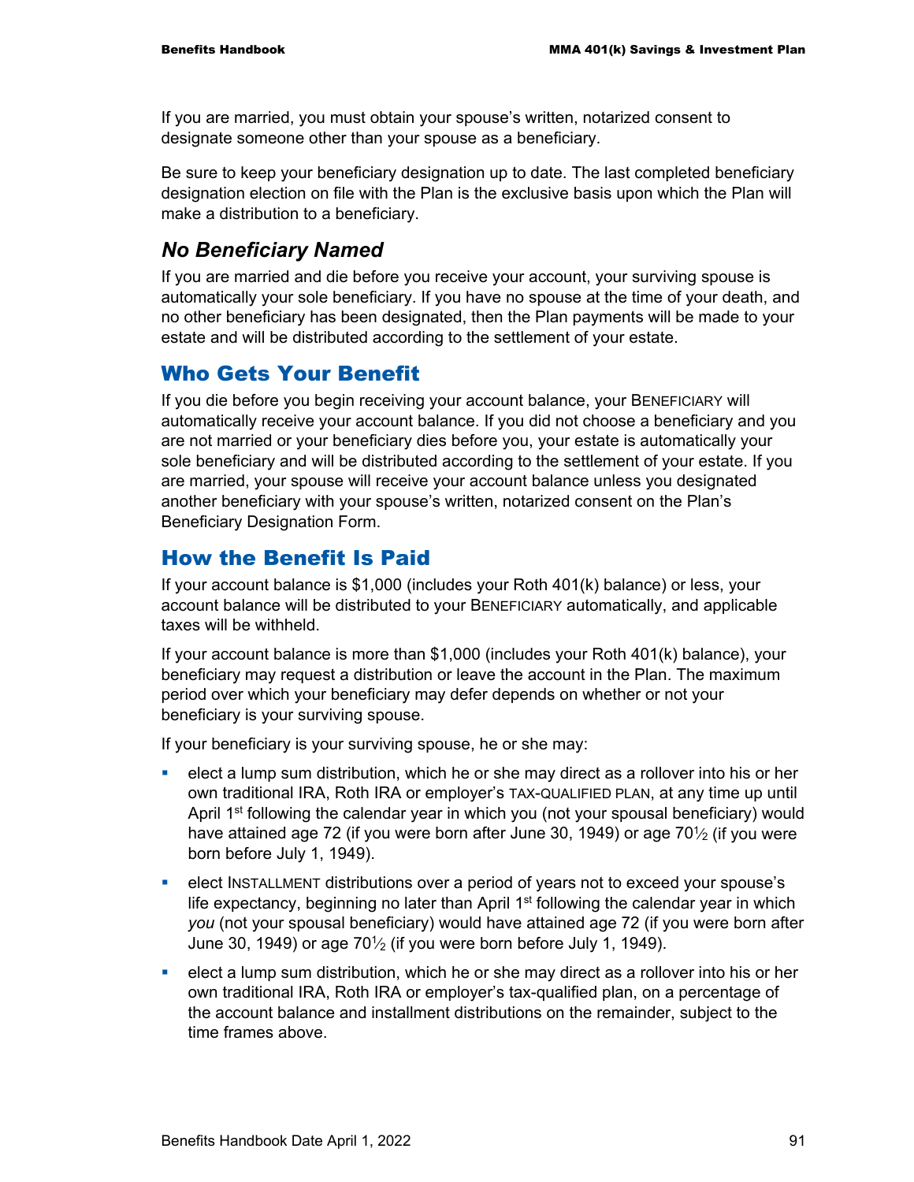If you are married, you must obtain your spouse's written, notarized consent to designate someone other than your spouse as a beneficiary.

Be sure to keep your beneficiary designation up to date. The last completed beneficiary designation election on file with the Plan is the exclusive basis upon which the Plan will make a distribution to a beneficiary.

### *No Beneficiary Named*

If you are married and die before you receive your account, your surviving spouse is automatically your sole beneficiary. If you have no spouse at the time of your death, and no other beneficiary has been designated, then the Plan payments will be made to your estate and will be distributed according to the settlement of your estate.

## Who Gets Your Benefit

If you die before you begin receiving your account balance, your BENEFICIARY will automatically receive your account balance. If you did not choose a beneficiary and you are not married or your beneficiary dies before you, your estate is automatically your sole beneficiary and will be distributed according to the settlement of your estate. If you are married, your spouse will receive your account balance unless you designated another beneficiary with your spouse's written, notarized consent on the Plan's Beneficiary Designation Form.

## How the Benefit Is Paid

If your account balance is $1,000 (includes your Roth 401(k) balance) or less, your account balance will be distributed to your BENEFICIARY automatically, and applicable taxes will be withheld.

If your account balance is more than $1,000 (includes your Roth 401(k) balance), your beneficiary may request a distribution or leave the account in the Plan. The maximum period over which your beneficiary may defer depends on whether or not your beneficiary is your surviving spouse.

If your beneficiary is your surviving spouse, he or she may:

- elect a lump sum distribution, which he or she may direct as a rollover into his or her own traditional IRA, Roth IRA or employer's TAX-QUALIFIED PLAN, at any time up until April 1st following the calendar year in which you (not your spousal beneficiary) would have attained age 72 (if you were born after June 30, 1949) or age 70½ (if you were born before July 1, 1949).
- elect INSTALLMENT distributions over a period of years not to exceed your spouse's life expectancy, beginning no later than April 1st following the calendar year in which *you* (not your spousal beneficiary) would have attained age 72 (if you were born after June 30, 1949) or age 70½ (if you were born before July 1, 1949).
- elect a lump sum distribution, which he or she may direct as a rollover into his or her own traditional IRA, Roth IRA or employer's tax-qualified plan, on a percentage of the account balance and installment distributions on the remainder, subject to the time frames above.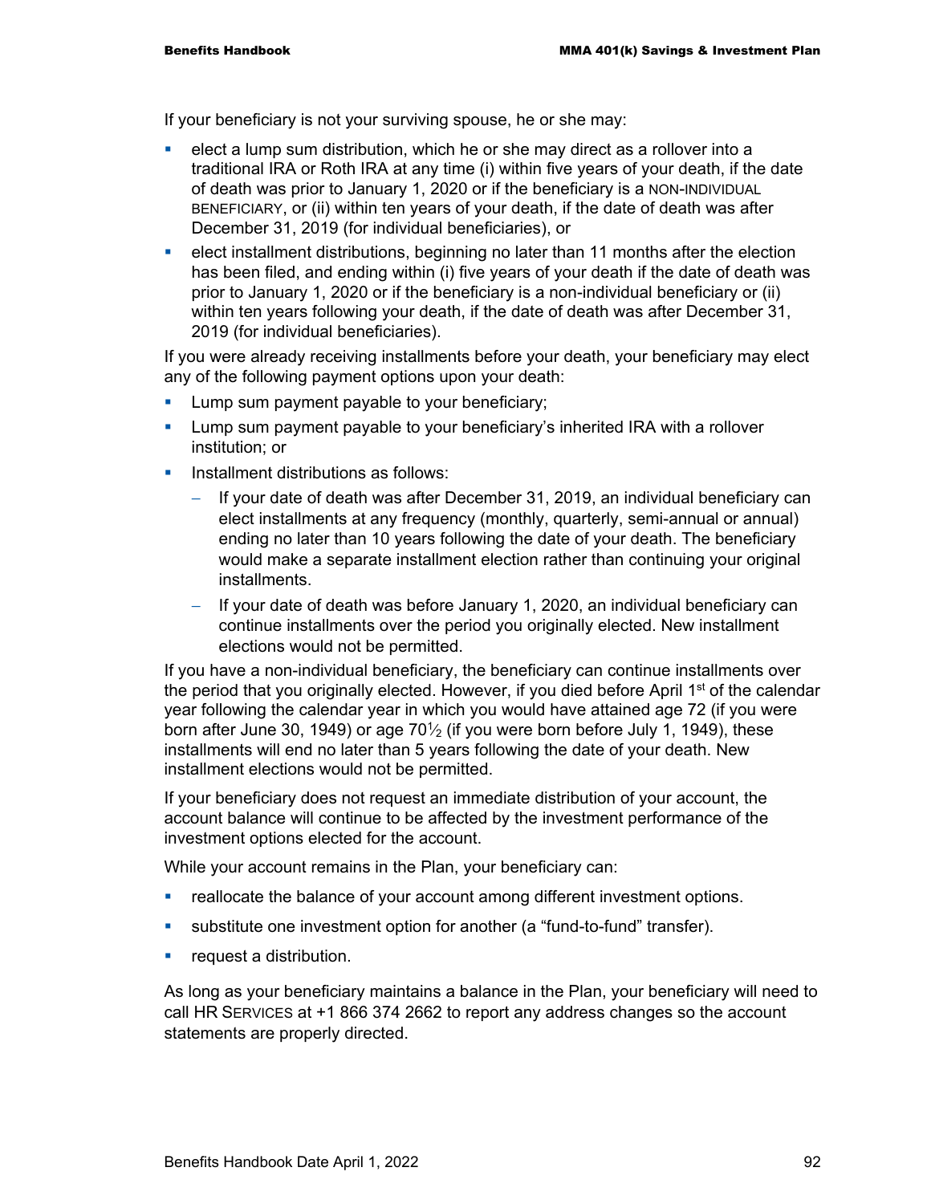If your beneficiary is not your surviving spouse, he or she may:

- elect a lump sum distribution, which he or she may direct as a rollover into a traditional IRA or Roth IRA at any time (i) within five years of your death, if the date of death was prior to January 1, 2020 or if the beneficiary is a NON-INDIVIDUAL BENEFICIARY, or (ii) within ten years of your death, if the date of death was after December 31, 2019 (for individual beneficiaries), or
- elect installment distributions, beginning no later than 11 months after the election has been filed, and ending within (i) five years of your death if the date of death was prior to January 1, 2020 or if the beneficiary is a non-individual beneficiary or (ii) within ten years following your death, if the date of death was after December 31, 2019 (for individual beneficiaries).

If you were already receiving installments before your death, your beneficiary may elect any of the following payment options upon your death:

- Lump sum payment payable to your beneficiary;
- Lump sum payment payable to your beneficiary's inherited IRA with a rollover institution; or
- Installment distributions as follows:
  - If your date of death was after December 31, 2019, an individual beneficiary can elect installments at any frequency (monthly, quarterly, semi-annual or annual) ending no later than 10 years following the date of your death. The beneficiary would make a separate installment election rather than continuing your original installments.
  - If your date of death was before January 1, 2020, an individual beneficiary can continue installments over the period you originally elected. New installment elections would not be permitted.

If you have a non-individual beneficiary, the beneficiary can continue installments over the period that you originally elected. However, if you died before April 1st of the calendar year following the calendar year in which you would have attained age 72 (if you were born after June 30, 1949) or age 70½ (if you were born before July 1, 1949), these installments will end no later than 5 years following the date of your death. New installment elections would not be permitted.

If your beneficiary does not request an immediate distribution of your account, the account balance will continue to be affected by the investment performance of the investment options elected for the account.

While your account remains in the Plan, your beneficiary can:

- reallocate the balance of your account among different investment options.
- substitute one investment option for another (a "fund-to-fund" transfer).
- request a distribution.

As long as your beneficiary maintains a balance in the Plan, your beneficiary will need to call HR SERVICES at +1 866 374 2662 to report any address changes so the account statements are properly directed.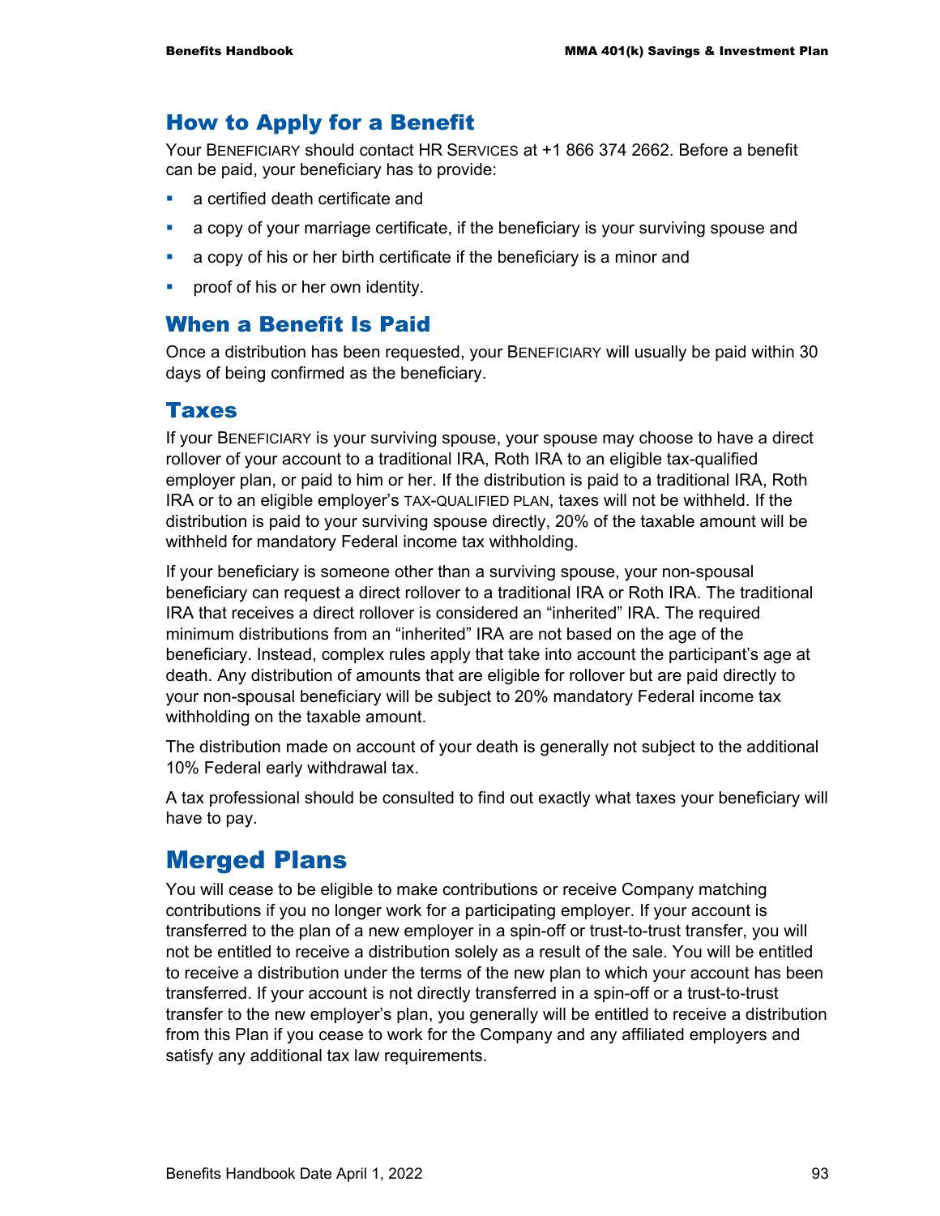## How to Apply for a Benefit

Your BENEFICIARY should contact HR SERVICES at +1 866 374 2662. Before a benefit can be paid, your beneficiary has to provide:

- a certified death certificate and
- a copy of your marriage certificate, if the beneficiary is your surviving spouse and
- a copy of his or her birth certificate if the beneficiary is a minor and
- proof of his or her own identity.

## When a Benefit Is Paid

Once a distribution has been requested, your BENEFICIARY will usually be paid within 30 days of being confirmed as the beneficiary.

## Taxes

If your BENEFICIARY is your surviving spouse, your spouse may choose to have a direct rollover of your account to a traditional IRA, Roth IRA to an eligible tax-qualified employer plan, or paid to him or her. If the distribution is paid to a traditional IRA, Roth IRA or to an eligible employer's TAX-QUALIFIED PLAN, taxes will not be withheld. If the distribution is paid to your surviving spouse directly, 20% of the taxable amount will be withheld for mandatory Federal income tax withholding.

If your beneficiary is someone other than a surviving spouse, your non-spousal beneficiary can request a direct rollover to a traditional IRA or Roth IRA. The traditional IRA that receives a direct rollover is considered an "inherited" IRA. The required minimum distributions from an "inherited" IRA are not based on the age of the beneficiary. Instead, complex rules apply that take into account the participant's age at death. Any distribution of amounts that are eligible for rollover but are paid directly to your non-spousal beneficiary will be subject to 20% mandatory Federal income tax withholding on the taxable amount.

The distribution made on account of your death is generally not subject to the additional 10% Federal early withdrawal tax.

A tax professional should be consulted to find out exactly what taxes your beneficiary will have to pay.

# Merged Plans

You will cease to be eligible to make contributions or receive Company matching contributions if you no longer work for a participating employer. If your account is transferred to the plan of a new employer in a spin-off or trust-to-trust transfer, you will not be entitled to receive a distribution solely as a result of the sale. You will be entitled to receive a distribution under the terms of the new plan to which your account has been transferred. If your account is not directly transferred in a spin-off or a trust-to-trust transfer to the new employer's plan, you generally will be entitled to receive a distribution from this Plan if you cease to work for the Company and any affiliated employers and satisfy any additional tax law requirements.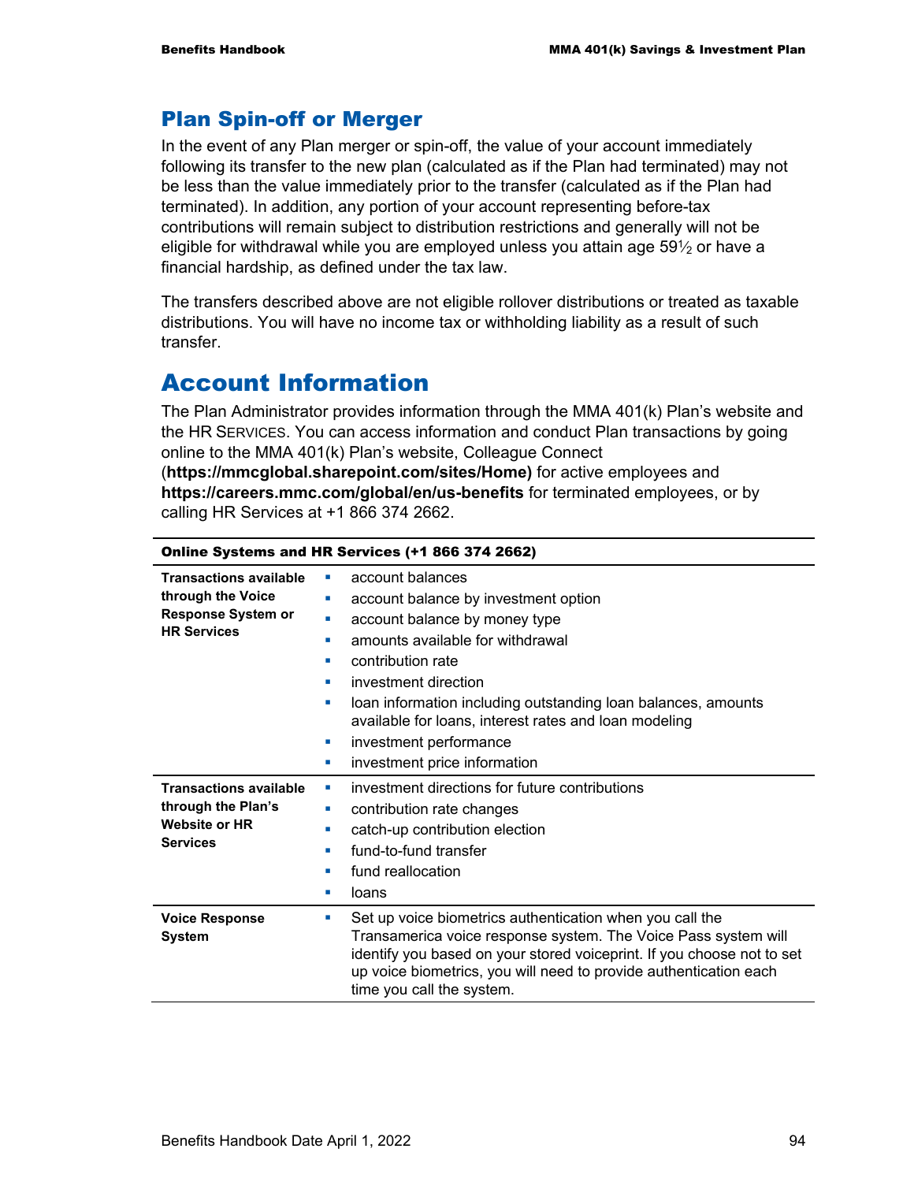## Plan Spin-off or Merger

In the event of any Plan merger or spin-off, the value of your account immediately following its transfer to the new plan (calculated as if the Plan had terminated) may not be less than the value immediately prior to the transfer (calculated as if the Plan had terminated). In addition, any portion of your account representing before-tax contributions will remain subject to distribution restrictions and generally will not be eligible for withdrawal while you are employed unless you attain age 59½ or have a financial hardship, as defined under the tax law.

The transfers described above are not eligible rollover distributions or treated as taxable distributions. You will have no income tax or withholding liability as a result of such transfer.

# Account Information

The Plan Administrator provides information through the MMA 401(k) Plan's website and the HR SERVICES. You can access information and conduct Plan transactions by going online to the MMA 401(k) Plan's website, Colleague Connect (**https://mmcglobal.sharepoint.com/sites/Home)** for active employees and **https://careers.mmc.com/global/en/us-benefits** for terminated employees, or by calling HR Services at +1 866 374 2662.

| Online Systems and HR Services (+1 866 374 2662) | |
|---|---|
| **Transactions available through the Voice Response System or HR Services** | ▪ account balances<br>▪ account balance by investment option<br>▪ account balance by money type<br>▪ amounts available for withdrawal<br>▪ contribution rate<br>▪ investment direction<br>▪ loan information including outstanding loan balances, amounts available for loans, interest rates and loan modeling<br>▪ investment performance<br>▪ investment price information |
| **Transactions available through the Plan's Website or HR Services** | ▪ investment directions for future contributions<br>▪ contribution rate changes<br>▪ catch-up contribution election<br>▪ fund-to-fund transfer<br>▪ fund reallocation<br>▪ loans |
| **Voice Response System** | ▪ Set up voice biometrics authentication when you call the Transamerica voice response system. The Voice Pass system will identify you based on your stored voiceprint. If you choose not to set up voice biometrics, you will need to provide authentication each time you call the system. |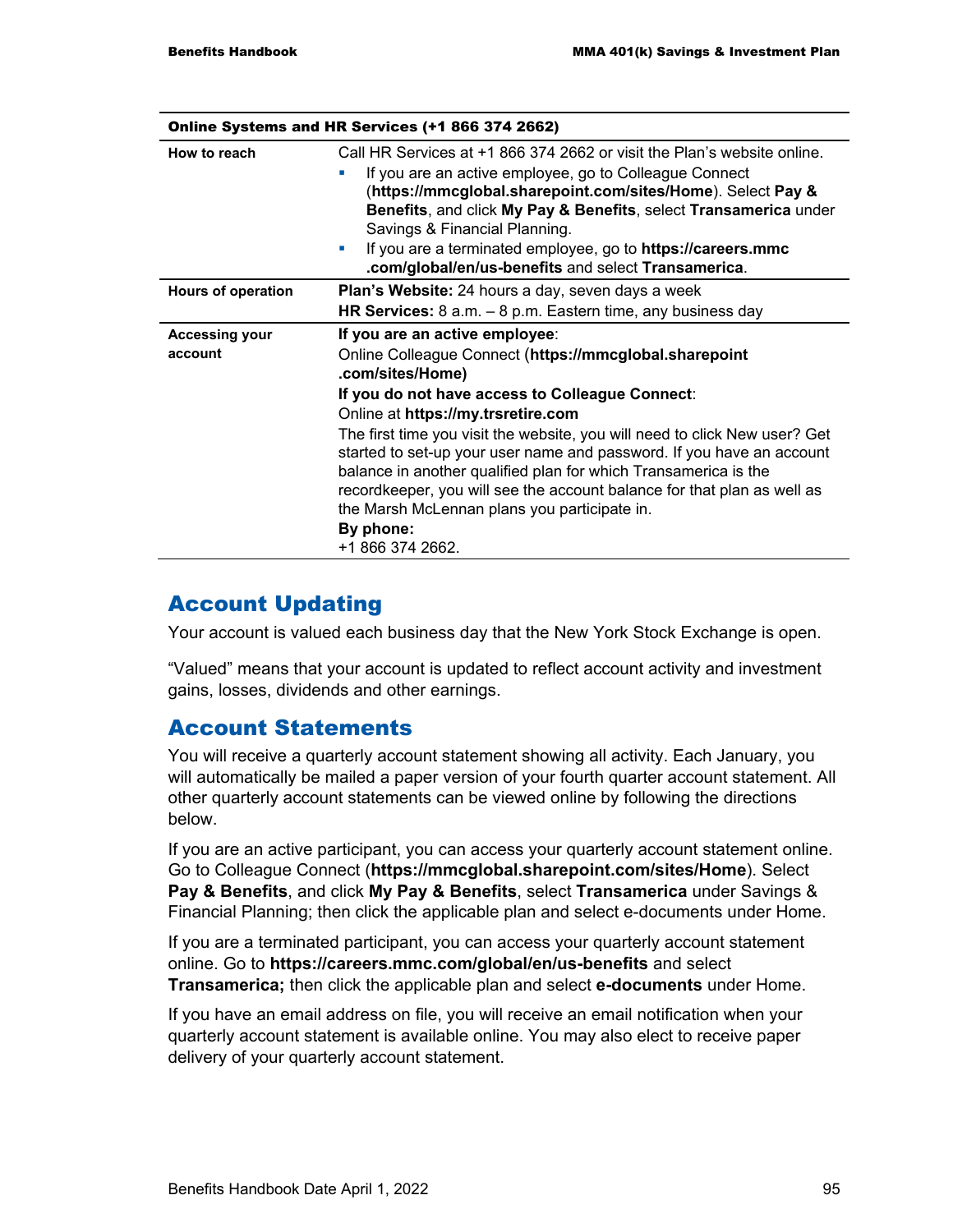| Online Systems and HR Services (+1 866 374 2662) | |
|---|---|
| **How to reach** | Call HR Services at +1 866 374 2662 or visit the Plan's website online.<br>▪ If you are an active employee, go to Colleague Connect (**https://mmcglobal.sharepoint.com/sites/Home**). Select **Pay & Benefits**, and click **My Pay & Benefits**, select **Transamerica** under Savings & Financial Planning.<br>▪ If you are a terminated employee, go to **https://careers.mmc.com/global/en/us-benefits** and select **Transamerica**. |
| **Hours of operation** | **Plan's Website:** 24 hours a day, seven days a week<br>**HR Services:** 8 a.m. – 8 p.m. Eastern time, any business day |
| **Accessing your account** | **If you are an active employee**:<br>Online Colleague Connect (**https://mmcglobal.sharepoint.com/sites/Home)**<br>**If you do not have access to Colleague Connect**:<br>Online at **https://my.trsretire.com**<br>The first time you visit the website, you will need to click New user? Get started to set-up your user name and password. If you have an account balance in another qualified plan for which Transamerica is the recordkeeper, you will see the account balance for that plan as well as the Marsh McLennan plans you participate in.<br>**By phone:**<br>+1 866 374 2662. |

## Account Updating

Your account is valued each business day that the New York Stock Exchange is open.

"Valued" means that your account is updated to reflect account activity and investment gains, losses, dividends and other earnings.

## Account Statements

You will receive a quarterly account statement showing all activity. Each January, you will automatically be mailed a paper version of your fourth quarter account statement. All other quarterly account statements can be viewed online by following the directions below.

If you are an active participant, you can access your quarterly account statement online. Go to Colleague Connect (**https://mmcglobal.sharepoint.com/sites/Home**). Select **Pay & Benefits**, and click **My Pay & Benefits**, select **Transamerica** under Savings & Financial Planning; then click the applicable plan and select e-documents under Home.

If you are a terminated participant, you can access your quarterly account statement online. Go to **https://careers.mmc.com/global/en/us-benefits** and select **Transamerica;** then click the applicable plan and select **e-documents** under Home.

If you have an email address on file, you will receive an email notification when your quarterly account statement is available online. You may also elect to receive paper delivery of your quarterly account statement.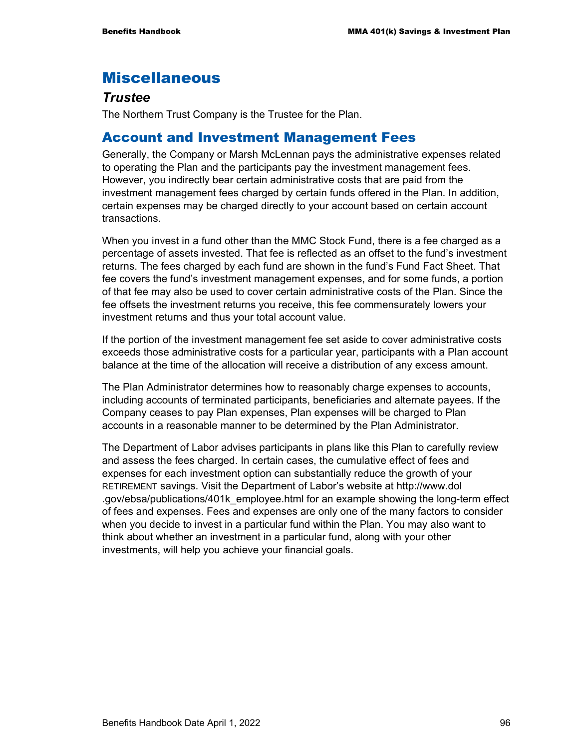# Miscellaneous

### *Trustee*

The Northern Trust Company is the Trustee for the Plan.

## Account and Investment Management Fees

Generally, the Company or Marsh McLennan pays the administrative expenses related to operating the Plan and the participants pay the investment management fees. However, you indirectly bear certain administrative costs that are paid from the investment management fees charged by certain funds offered in the Plan. In addition, certain expenses may be charged directly to your account based on certain account transactions.

When you invest in a fund other than the MMC Stock Fund, there is a fee charged as a percentage of assets invested. That fee is reflected as an offset to the fund's investment returns. The fees charged by each fund are shown in the fund's Fund Fact Sheet. That fee covers the fund's investment management expenses, and for some funds, a portion of that fee may also be used to cover certain administrative costs of the Plan. Since the fee offsets the investment returns you receive, this fee commensurately lowers your investment returns and thus your total account value.

If the portion of the investment management fee set aside to cover administrative costs exceeds those administrative costs for a particular year, participants with a Plan account balance at the time of the allocation will receive a distribution of any excess amount.

The Plan Administrator determines how to reasonably charge expenses to accounts, including accounts of terminated participants, beneficiaries and alternate payees. If the Company ceases to pay Plan expenses, Plan expenses will be charged to Plan accounts in a reasonable manner to be determined by the Plan Administrator.

The Department of Labor advises participants in plans like this Plan to carefully review and assess the fees charged. In certain cases, the cumulative effect of fees and expenses for each investment option can substantially reduce the growth of your RETIREMENT savings. Visit the Department of Labor's website at http://www.dol.gov/ebsa/publications/401k_employee.html for an example showing the long-term effect of fees and expenses. Fees and expenses are only one of the many factors to consider when you decide to invest in a particular fund within the Plan. You may also want to think about whether an investment in a particular fund, along with your other investments, will help you achieve your financial goals.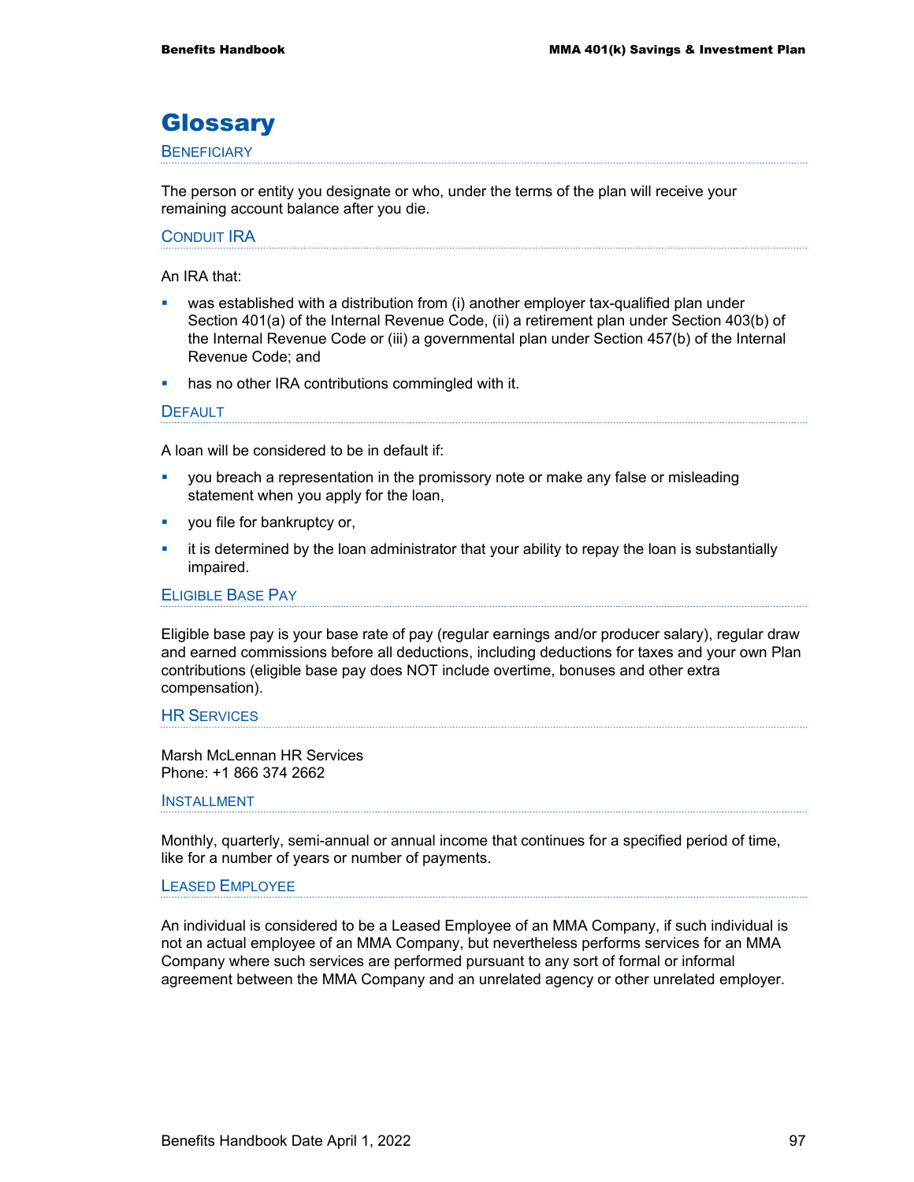# Glossary

## Beneficiary

The person or entity you designate or who, under the terms of the plan will receive your remaining account balance after you die.

## Conduit IRA

An IRA that:

- was established with a distribution from (i) another employer tax-qualified plan under Section 401(a) of the Internal Revenue Code, (ii) a retirement plan under Section 403(b) of the Internal Revenue Code or (iii) a governmental plan under Section 457(b) of the Internal Revenue Code; and
- has no other IRA contributions commingled with it.

## Default

A loan will be considered to be in default if:

- you breach a representation in the promissory note or make any false or misleading statement when you apply for the loan,
- you file for bankruptcy or,
- it is determined by the loan administrator that your ability to repay the loan is substantially impaired.

## Eligible Base Pay

Eligible base pay is your base rate of pay (regular earnings and/or producer salary), regular draw and earned commissions before all deductions, including deductions for taxes and your own Plan contributions (eligible base pay does NOT include overtime, bonuses and other extra compensation).

## HR Services

Marsh McLennan HR Services
Phone: +1 866 374 2662

## Installment

Monthly, quarterly, semi-annual or annual income that continues for a specified period of time, like for a number of years or number of payments.

## Leased Employee

An individual is considered to be a Leased Employee of an MMA Company, if such individual is not an actual employee of an MMA Company, but nevertheless performs services for an MMA Company where such services are performed pursuant to any sort of formal or informal agreement between the MMA Company and an unrelated agency or other unrelated employer.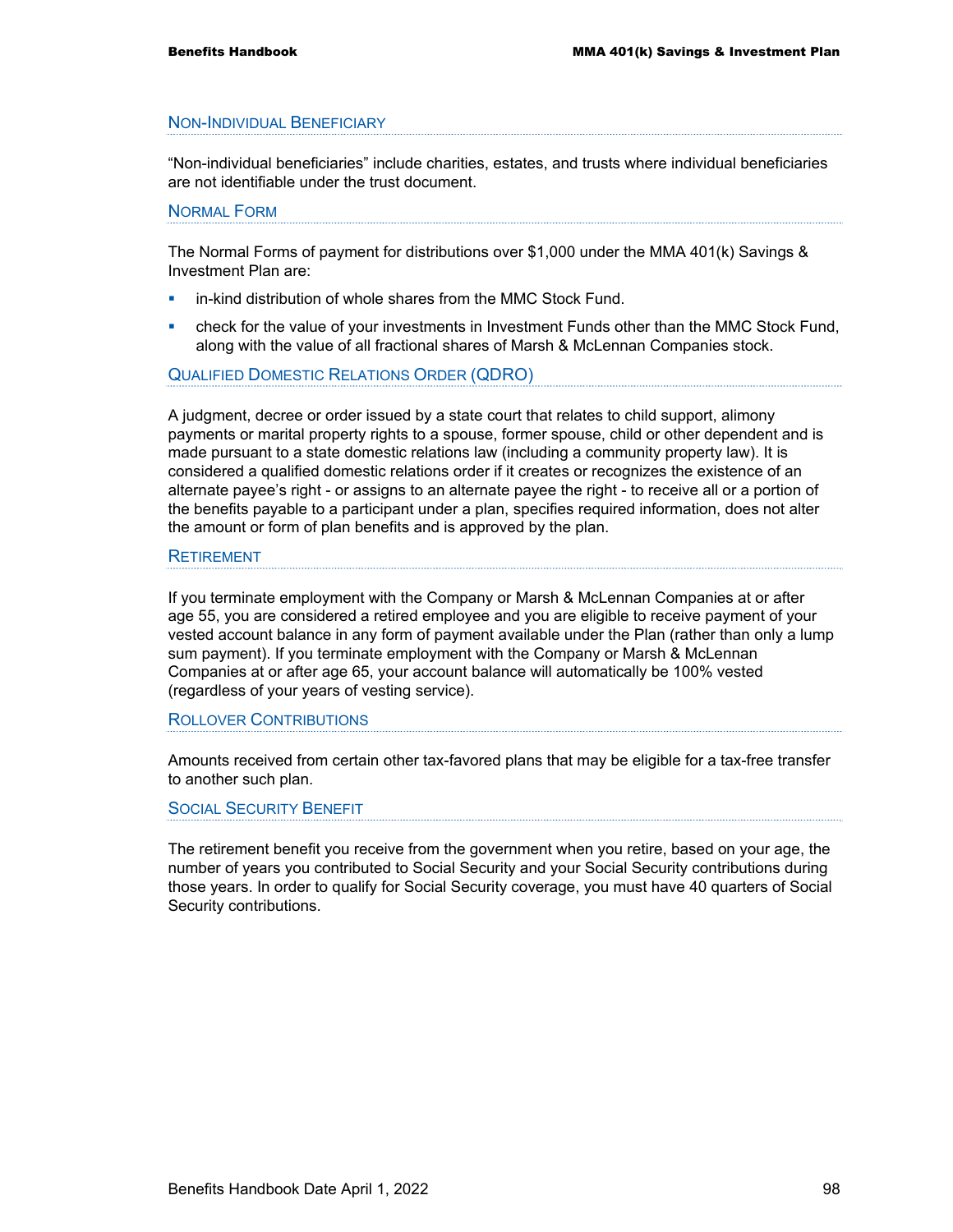## Non-Individual Beneficiary

"Non-individual beneficiaries" include charities, estates, and trusts where individual beneficiaries are not identifiable under the trust document.

## Normal Form

The Normal Forms of payment for distributions over $1,000 under the MMA 401(k) Savings & Investment Plan are:

- in-kind distribution of whole shares from the MMC Stock Fund.
- check for the value of your investments in Investment Funds other than the MMC Stock Fund, along with the value of all fractional shares of Marsh & McLennan Companies stock.

## Qualified Domestic Relations Order (QDRO)

A judgment, decree or order issued by a state court that relates to child support, alimony payments or marital property rights to a spouse, former spouse, child or other dependent and is made pursuant to a state domestic relations law (including a community property law). It is considered a qualified domestic relations order if it creates or recognizes the existence of an alternate payee's right - or assigns to an alternate payee the right - to receive all or a portion of the benefits payable to a participant under a plan, specifies required information, does not alter the amount or form of plan benefits and is approved by the plan.

## Retirement

If you terminate employment with the Company or Marsh & McLennan Companies at or after age 55, you are considered a retired employee and you are eligible to receive payment of your vested account balance in any form of payment available under the Plan (rather than only a lump sum payment). If you terminate employment with the Company or Marsh & McLennan Companies at or after age 65, your account balance will automatically be 100% vested (regardless of your years of vesting service).

## Rollover Contributions

Amounts received from certain other tax-favored plans that may be eligible for a tax-free transfer to another such plan.

## Social Security Benefit

The retirement benefit you receive from the government when you retire, based on your age, the number of years you contributed to Social Security and your Social Security contributions during those years. In order to qualify for Social Security coverage, you must have 40 quarters of Social Security contributions.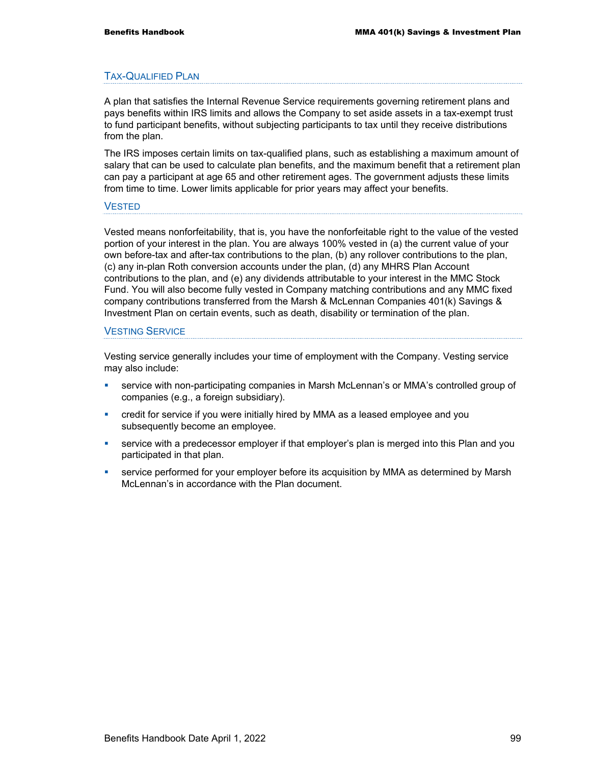### Tax-Qualified Plan

A plan that satisfies the Internal Revenue Service requirements governing retirement plans and pays benefits within IRS limits and allows the Company to set aside assets in a tax-exempt trust to fund participant benefits, without subjecting participants to tax until they receive distributions from the plan.

The IRS imposes certain limits on tax-qualified plans, such as establishing a maximum amount of salary that can be used to calculate plan benefits, and the maximum benefit that a retirement plan can pay a participant at age 65 and other retirement ages. The government adjusts these limits from time to time. Lower limits applicable for prior years may affect your benefits.

### Vested

Vested means nonforfeitability, that is, you have the nonforfeitable right to the value of the vested portion of your interest in the plan. You are always 100% vested in (a) the current value of your own before-tax and after-tax contributions to the plan, (b) any rollover contributions to the plan, (c) any in-plan Roth conversion accounts under the plan, (d) any MHRS Plan Account contributions to the plan, and (e) any dividends attributable to your interest in the MMC Stock Fund. You will also become fully vested in Company matching contributions and any MMC fixed company contributions transferred from the Marsh & McLennan Companies 401(k) Savings & Investment Plan on certain events, such as death, disability or termination of the plan.

### Vesting Service

Vesting service generally includes your time of employment with the Company. Vesting service may also include:

- service with non-participating companies in Marsh McLennan's or MMA's controlled group of companies (e.g., a foreign subsidiary).
- credit for service if you were initially hired by MMA as a leased employee and you subsequently become an employee.
- service with a predecessor employer if that employer's plan is merged into this Plan and you participated in that plan.
- service performed for your employer before its acquisition by MMA as determined by Marsh McLennan's in accordance with the Plan document.